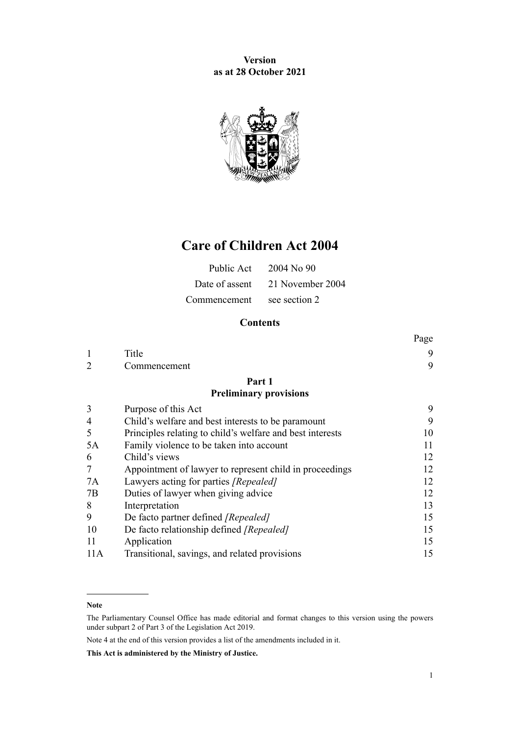**Version**
**as at 28 October 2021**

# Care of Children Act 2004

| | |
|---|---|
| Public Act | 2004 No 90 |
| Date of assent | 21 November 2004 |
| Commencement | see section 2 |

## Contents

| | | Page |
|---|---|---|
| 1 | Title | 9 |
| 2 | Commencement | 9 |

### Part 1
### Preliminary provisions

| | | |
|---|---|---|
| 3 | Purpose of this Act | 9 |
| 4 | Child's welfare and best interests to be paramount | 9 |
| 5 | Principles relating to child's welfare and best interests | 10 |
| 5A | Family violence to be taken into account | 11 |
| 6 | Child's views | 12 |
| 7 | Appointment of lawyer to represent child in proceedings | 12 |
| 7A | Lawyers acting for parties *[Repealed]* | 12 |
| 7B | Duties of lawyer when giving advice | 12 |
| 8 | Interpretation | 13 |
| 9 | De facto partner defined *[Repealed]* | 15 |
| 10 | De facto relationship defined *[Repealed]* | 15 |
| 11 | Application | 15 |
| 11A | Transitional, savings, and related provisions | 15 |

---

**Note**

The Parliamentary Counsel Office has made editorial and format changes to this version using the powers under subpart 2 of Part 3 of the Legislation Act 2019.

Note 4 at the end of this version provides a list of the amendments included in it.

**This Act is administered by the Ministry of Justice.**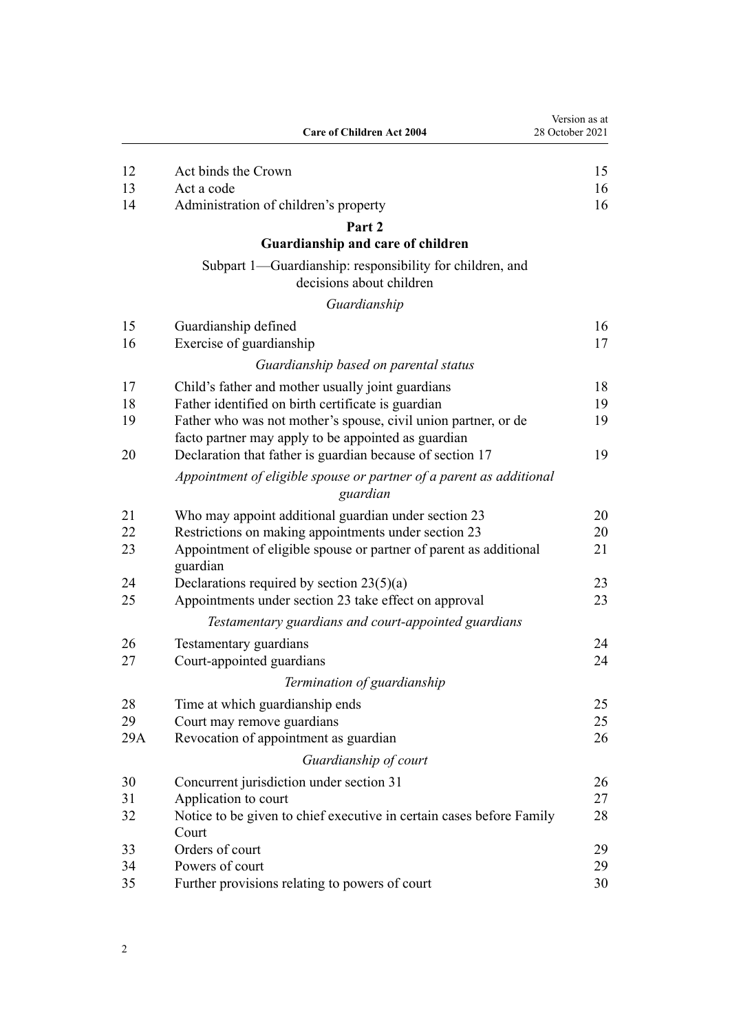| | | |
|---|---|---|
| 12 | Act binds the Crown | 15 |
| 13 | Act a code | 16 |
| 14 | Administration of children's property | 16 |

## Part 2
## Guardianship and care of children

### Subpart 1—Guardianship: responsibility for children, and decisions about children

*Guardianship*

| | | |
|---|---|---|
| 15 | Guardianship defined | 16 |
| 16 | Exercise of guardianship | 17 |

*Guardianship based on parental status*

| | | |
|---|---|---|
| 17 | Child's father and mother usually joint guardians | 18 |
| 18 | Father identified on birth certificate is guardian | 19 |
| 19 | Father who was not mother's spouse, civil union partner, or de facto partner may apply to be appointed as guardian | 19 |
| 20 | Declaration that father is guardian because of section 17 | 19 |

*Appointment of eligible spouse or partner of a parent as additional guardian*

| | | |
|---|---|---|
| 21 | Who may appoint additional guardian under section 23 | 20 |
| 22 | Restrictions on making appointments under section 23 | 20 |
| 23 | Appointment of eligible spouse or partner of parent as additional guardian | 21 |
| 24 | Declarations required by section 23(5)(a) | 23 |
| 25 | Appointments under section 23 take effect on approval | 23 |

*Testamentary guardians and court-appointed guardians*

| | | |
|---|---|---|
| 26 | Testamentary guardians | 24 |
| 27 | Court-appointed guardians | 24 |

*Termination of guardianship*

| | | |
|---|---|---|
| 28 | Time at which guardianship ends | 25 |
| 29 | Court may remove guardians | 25 |
| 29A | Revocation of appointment as guardian | 26 |

*Guardianship of court*

| | | |
|---|---|---|
| 30 | Concurrent jurisdiction under section 31 | 26 |
| 31 | Application to court | 27 |
| 32 | Notice to be given to chief executive in certain cases before Family Court | 28 |
| 33 | Orders of court | 29 |
| 34 | Powers of court | 29 |
| 35 | Further provisions relating to powers of court | 30 |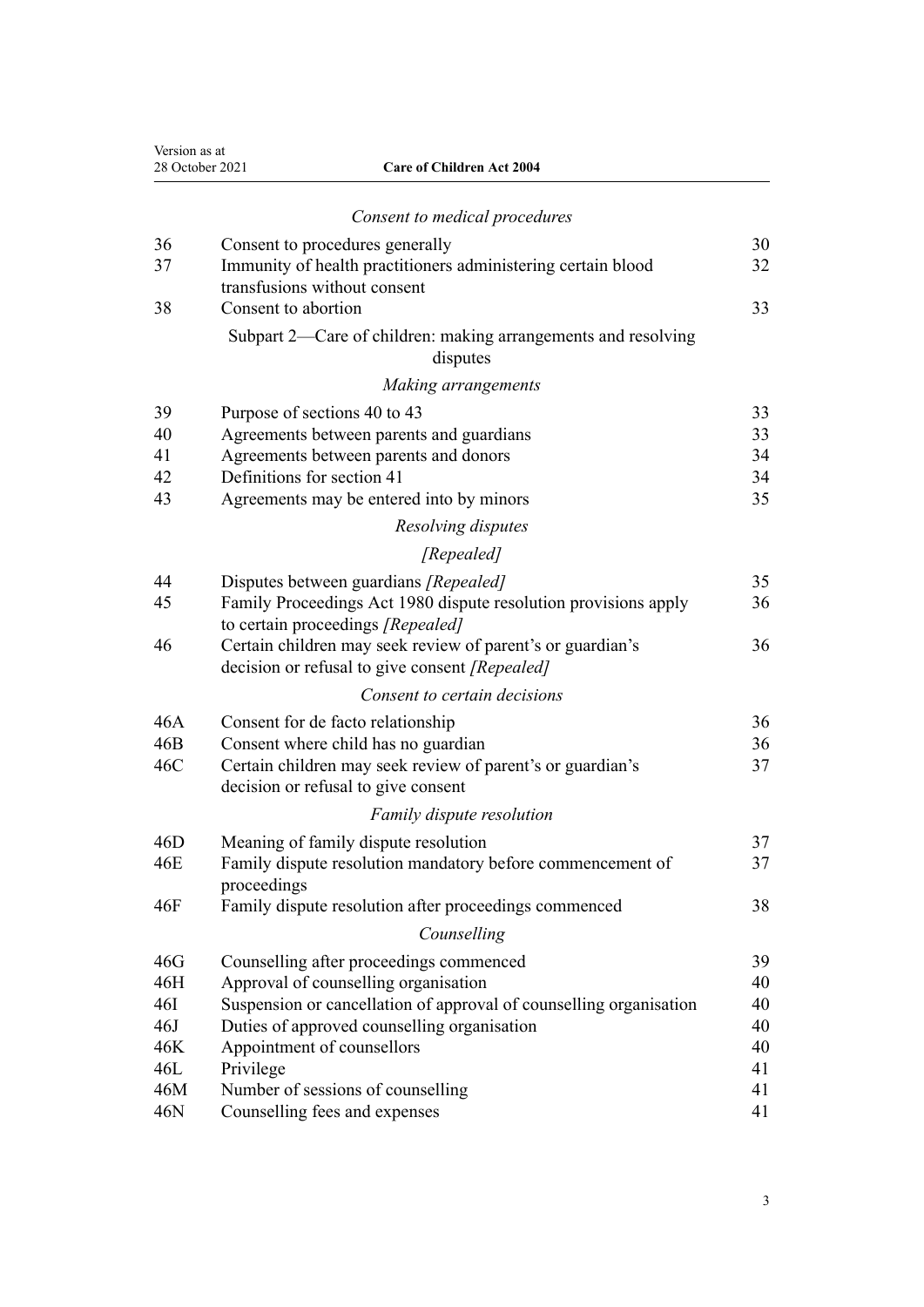*Consent to medical procedures*

| | | |
|---|---|---|
| 36 | Consent to procedures generally | 30 |
| 37 | Immunity of health practitioners administering certain blood transfusions without consent | 32 |
| 38 | Consent to abortion | 33 |

Subpart 2—Care of children: making arrangements and resolving disputes

*Making arrangements*

| | | |
|---|---|---|
| 39 | Purpose of sections 40 to 43 | 33 |
| 40 | Agreements between parents and guardians | 33 |
| 41 | Agreements between parents and donors | 34 |
| 42 | Definitions for section 41 | 34 |
| 43 | Agreements may be entered into by minors | 35 |

*Resolving disputes*

*[Repealed]*

| | | |
|---|---|---|
| 44 | Disputes between guardians *[Repealed]* | 35 |
| 45 | Family Proceedings Act 1980 dispute resolution provisions apply to certain proceedings *[Repealed]* | 36 |
| 46 | Certain children may seek review of parent's or guardian's decision or refusal to give consent *[Repealed]* | 36 |

*Consent to certain decisions*

| | | |
|---|---|---|
| 46A | Consent for de facto relationship | 36 |
| 46B | Consent where child has no guardian | 36 |
| 46C | Certain children may seek review of parent's or guardian's decision or refusal to give consent | 37 |

*Family dispute resolution*

| | | |
|---|---|---|
| 46D | Meaning of family dispute resolution | 37 |
| 46E | Family dispute resolution mandatory before commencement of proceedings | 37 |
| 46F | Family dispute resolution after proceedings commenced | 38 |

*Counselling*

| | | |
|---|---|---|
| 46G | Counselling after proceedings commenced | 39 |
| 46H | Approval of counselling organisation | 40 |
| 46I | Suspension or cancellation of approval of counselling organisation | 40 |
| 46J | Duties of approved counselling organisation | 40 |
| 46K | Appointment of counsellors | 40 |
| 46L | Privilege | 41 |
| 46M | Number of sessions of counselling | 41 |
| 46N | Counselling fees and expenses | 41 |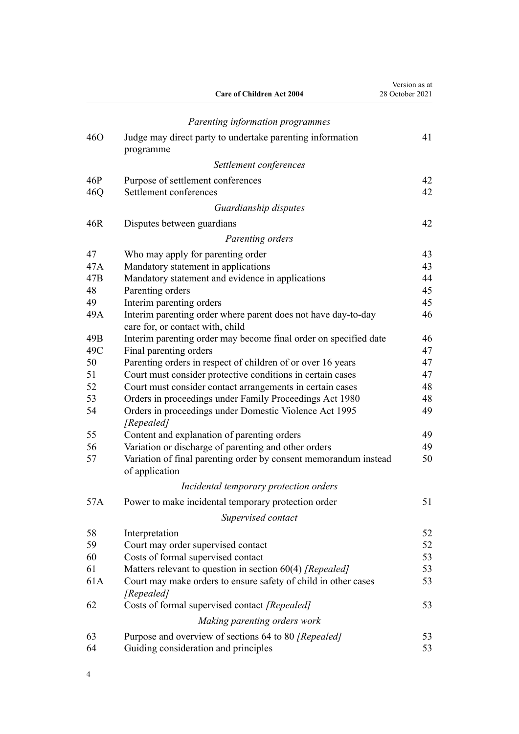*Parenting information programmes*

| | | |
|---|---|---|
| 46O | Judge may direct party to undertake parenting information programme | 41 |

*Settlement conferences*

| | | |
|---|---|---|
| 46P | Purpose of settlement conferences | 42 |
| 46Q | Settlement conferences | 42 |

*Guardianship disputes*

| | | |
|---|---|---|
| 46R | Disputes between guardians | 42 |

*Parenting orders*

| | | |
|---|---|---|
| 47 | Who may apply for parenting order | 43 |
| 47A | Mandatory statement in applications | 43 |
| 47B | Mandatory statement and evidence in applications | 44 |
| 48 | Parenting orders | 45 |
| 49 | Interim parenting orders | 45 |
| 49A | Interim parenting order where parent does not have day-to-day care for, or contact with, child | 46 |
| 49B | Interim parenting order may become final order on specified date | 46 |
| 49C | Final parenting orders | 47 |
| 50 | Parenting orders in respect of children of or over 16 years | 47 |
| 51 | Court must consider protective conditions in certain cases | 47 |
| 52 | Court must consider contact arrangements in certain cases | 48 |
| 53 | Orders in proceedings under Family Proceedings Act 1980 | 48 |
| 54 | Orders in proceedings under Domestic Violence Act 1995 *[Repealed]* | 49 |
| 55 | Content and explanation of parenting orders | 49 |
| 56 | Variation or discharge of parenting and other orders | 49 |
| 57 | Variation of final parenting order by consent memorandum instead of application | 50 |

*Incidental temporary protection orders*

| | | |
|---|---|---|
| 57A | Power to make incidental temporary protection order | 51 |

*Supervised contact*

| | | |
|---|---|---|
| 58 | Interpretation | 52 |
| 59 | Court may order supervised contact | 52 |
| 60 | Costs of formal supervised contact | 53 |
| 61 | Matters relevant to question in section 60(4) *[Repealed]* | 53 |
| 61A | Court may make orders to ensure safety of child in other cases *[Repealed]* | 53 |
| 62 | Costs of formal supervised contact *[Repealed]* | 53 |

*Making parenting orders work*

| | | |
|---|---|---|
| 63 | Purpose and overview of sections 64 to 80 *[Repealed]* | 53 |
| 64 | Guiding consideration and principles | 53 |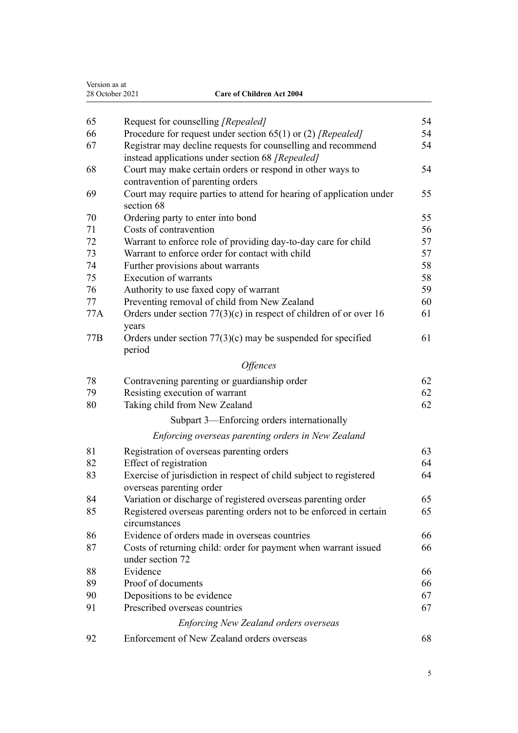| | | |
|---|---|---|
| 65 | Request for counselling *[Repealed]* | 54 |
| 66 | Procedure for request under section 65(1) or (2) *[Repealed]* | 54 |
| 67 | Registrar may decline requests for counselling and recommend instead applications under section 68 *[Repealed]* | 54 |
| 68 | Court may make certain orders or respond in other ways to contravention of parenting orders | 54 |
| 69 | Court may require parties to attend for hearing of application under section 68 | 55 |
| 70 | Ordering party to enter into bond | 55 |
| 71 | Costs of contravention | 56 |
| 72 | Warrant to enforce role of providing day-to-day care for child | 57 |
| 73 | Warrant to enforce order for contact with child | 57 |
| 74 | Further provisions about warrants | 58 |
| 75 | Execution of warrants | 58 |
| 76 | Authority to use faxed copy of warrant | 59 |
| 77 | Preventing removal of child from New Zealand | 60 |
| 77A | Orders under section 77(3)(c) in respect of children of or over 16 years | 61 |
| 77B | Orders under section 77(3)(c) may be suspended for specified period | 61 |

*Offences*

| | | |
|---|---|---|
| 78 | Contravening parenting or guardianship order | 62 |
| 79 | Resisting execution of warrant | 62 |
| 80 | Taking child from New Zealand | 62 |

Subpart 3—Enforcing orders internationally

*Enforcing overseas parenting orders in New Zealand*

| | | |
|---|---|---|
| 81 | Registration of overseas parenting orders | 63 |
| 82 | Effect of registration | 64 |
| 83 | Exercise of jurisdiction in respect of child subject to registered overseas parenting order | 64 |
| 84 | Variation or discharge of registered overseas parenting order | 65 |
| 85 | Registered overseas parenting orders not to be enforced in certain circumstances | 65 |
| 86 | Evidence of orders made in overseas countries | 66 |
| 87 | Costs of returning child: order for payment when warrant issued under section 72 | 66 |
| 88 | Evidence | 66 |
| 89 | Proof of documents | 66 |
| 90 | Depositions to be evidence | 67 |
| 91 | Prescribed overseas countries | 67 |

*Enforcing New Zealand orders overseas*

| | | |
|---|---|---|
| 92 | Enforcement of New Zealand orders overseas | 68 |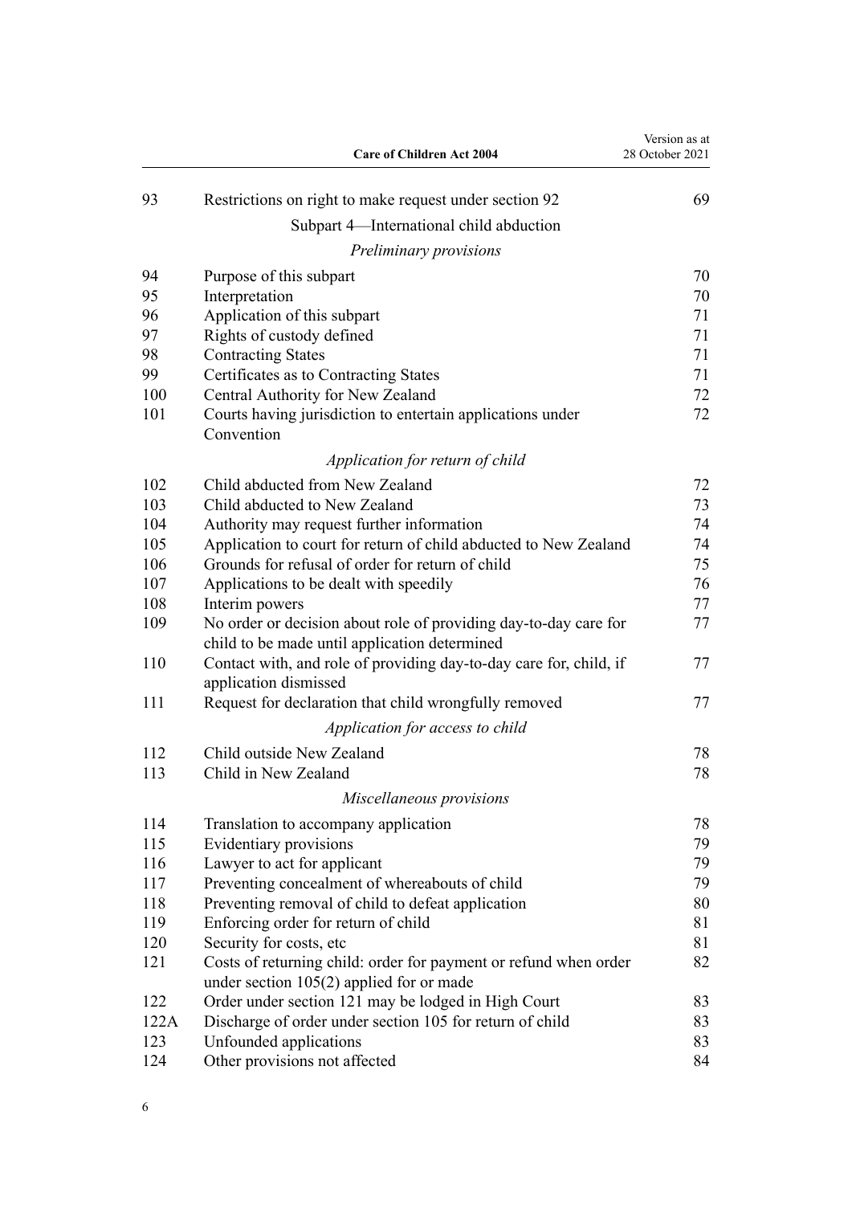| | | |
|---|---|---|
| 93 | Restrictions on right to make request under section 92 | 69 |
| | Subpart 4—International child abduction | |
| | *Preliminary provisions* | |
| 94 | Purpose of this subpart | 70 |
| 95 | Interpretation | 70 |
| 96 | Application of this subpart | 71 |
| 97 | Rights of custody defined | 71 |
| 98 | Contracting States | 71 |
| 99 | Certificates as to Contracting States | 71 |
| 100 | Central Authority for New Zealand | 72 |
| 101 | Courts having jurisdiction to entertain applications under Convention | 72 |
| | *Application for return of child* | |
| 102 | Child abducted from New Zealand | 72 |
| 103 | Child abducted to New Zealand | 73 |
| 104 | Authority may request further information | 74 |
| 105 | Application to court for return of child abducted to New Zealand | 74 |
| 106 | Grounds for refusal of order for return of child | 75 |
| 107 | Applications to be dealt with speedily | 76 |
| 108 | Interim powers | 77 |
| 109 | No order or decision about role of providing day-to-day care for child to be made until application determined | 77 |
| 110 | Contact with, and role of providing day-to-day care for, child, if application dismissed | 77 |
| 111 | Request for declaration that child wrongfully removed | 77 |
| | *Application for access to child* | |
| 112 | Child outside New Zealand | 78 |
| 113 | Child in New Zealand | 78 |
| | *Miscellaneous provisions* | |
| 114 | Translation to accompany application | 78 |
| 115 | Evidentiary provisions | 79 |
| 116 | Lawyer to act for applicant | 79 |
| 117 | Preventing concealment of whereabouts of child | 79 |
| 118 | Preventing removal of child to defeat application | 80 |
| 119 | Enforcing order for return of child | 81 |
| 120 | Security for costs, etc | 81 |
| 121 | Costs of returning child: order for payment or refund when order under section 105(2) applied for or made | 82 |
| 122 | Order under section 121 may be lodged in High Court | 83 |
| 122A | Discharge of order under section 105 for return of child | 83 |
| 123 | Unfounded applications | 83 |
| 124 | Other provisions not affected | 84 |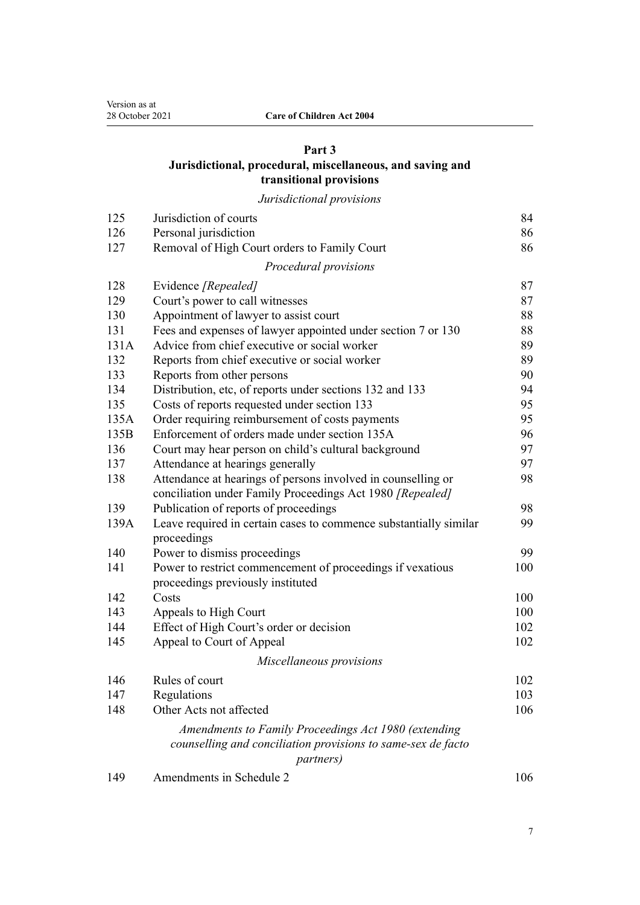## Part 3
## Jurisdictional, procedural, miscellaneous, and saving and transitional provisions

*Jurisdictional provisions*

| | | |
|---|---|---|
| 125 | Jurisdiction of courts | 84 |
| 126 | Personal jurisdiction | 86 |
| 127 | Removal of High Court orders to Family Court | 86 |

*Procedural provisions*

| | | |
|---|---|---|
| 128 | Evidence *[Repealed]* | 87 |
| 129 | Court's power to call witnesses | 87 |
| 130 | Appointment of lawyer to assist court | 88 |
| 131 | Fees and expenses of lawyer appointed under section 7 or 130 | 88 |
| 131A | Advice from chief executive or social worker | 89 |
| 132 | Reports from chief executive or social worker | 89 |
| 133 | Reports from other persons | 90 |
| 134 | Distribution, etc, of reports under sections 132 and 133 | 94 |
| 135 | Costs of reports requested under section 133 | 95 |
| 135A | Order requiring reimbursement of costs payments | 95 |
| 135B | Enforcement of orders made under section 135A | 96 |
| 136 | Court may hear person on child's cultural background | 97 |
| 137 | Attendance at hearings generally | 97 |
| 138 | Attendance at hearings of persons involved in counselling or conciliation under Family Proceedings Act 1980 *[Repealed]* | 98 |
| 139 | Publication of reports of proceedings | 98 |
| 139A | Leave required in certain cases to commence substantially similar proceedings | 99 |
| 140 | Power to dismiss proceedings | 99 |
| 141 | Power to restrict commencement of proceedings if vexatious proceedings previously instituted | 100 |
| 142 | Costs | 100 |
| 143 | Appeals to High Court | 100 |
| 144 | Effect of High Court's order or decision | 102 |
| 145 | Appeal to Court of Appeal | 102 |

*Miscellaneous provisions*

| | | |
|---|---|---|
| 146 | Rules of court | 102 |
| 147 | Regulations | 103 |
| 148 | Other Acts not affected | 106 |

*Amendments to Family Proceedings Act 1980 (extending counselling and conciliation provisions to same-sex de facto partners)*

| | | |
|---|---|---|
| 149 | Amendments in Schedule 2 | 106 |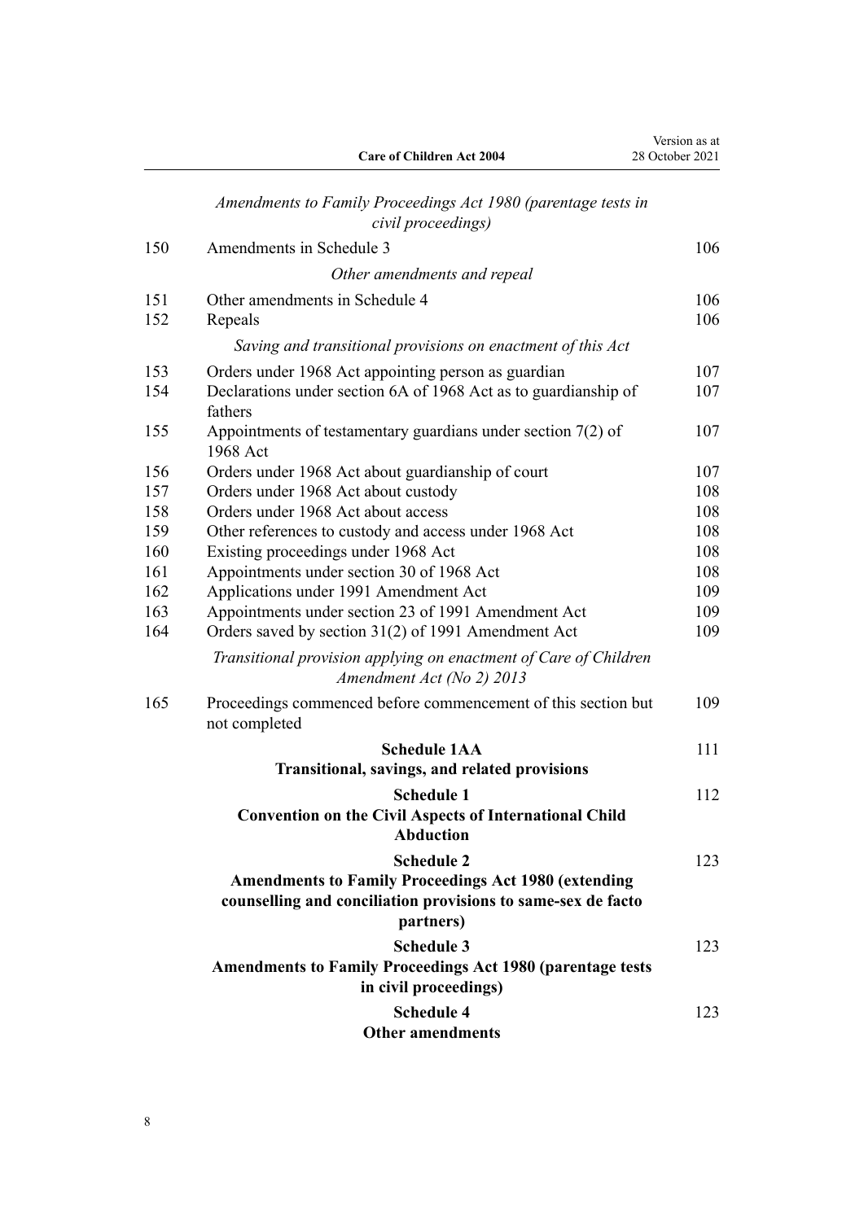*Amendments to Family Proceedings Act 1980 (parentage tests in civil proceedings)*

| | | |
|---|---|---|
| 150 | Amendments in Schedule 3 | 106 |

*Other amendments and repeal*

| | | |
|---|---|---|
| 151 | Other amendments in Schedule 4 | 106 |
| 152 | Repeals | 106 |

*Saving and transitional provisions on enactment of this Act*

| | | |
|---|---|---|
| 153 | Orders under 1968 Act appointing person as guardian | 107 |
| 154 | Declarations under section 6A of 1968 Act as to guardianship of fathers | 107 |
| 155 | Appointments of testamentary guardians under section 7(2) of 1968 Act | 107 |
| 156 | Orders under 1968 Act about guardianship of court | 107 |
| 157 | Orders under 1968 Act about custody | 108 |
| 158 | Orders under 1968 Act about access | 108 |
| 159 | Other references to custody and access under 1968 Act | 108 |
| 160 | Existing proceedings under 1968 Act | 108 |
| 161 | Appointments under section 30 of 1968 Act | 108 |
| 162 | Applications under 1991 Amendment Act | 109 |
| 163 | Appointments under section 23 of 1991 Amendment Act | 109 |
| 164 | Orders saved by section 31(2) of 1991 Amendment Act | 109 |

*Transitional provision applying on enactment of Care of Children Amendment Act (No 2) 2013*

| | | |
|---|---|---|
| 165 | Proceedings commenced before commencement of this section but not completed | 109 |

**Schedule 1AA**
**Transitional, savings, and related provisions** — 111

**Schedule 1**
**Convention on the Civil Aspects of International Child Abduction** — 112

**Schedule 2**
**Amendments to Family Proceedings Act 1980 (extending counselling and conciliation provisions to same-sex de facto partners)** — 123

**Schedule 3**
**Amendments to Family Proceedings Act 1980 (parentage tests in civil proceedings)** — 123

**Schedule 4**
**Other amendments** — 123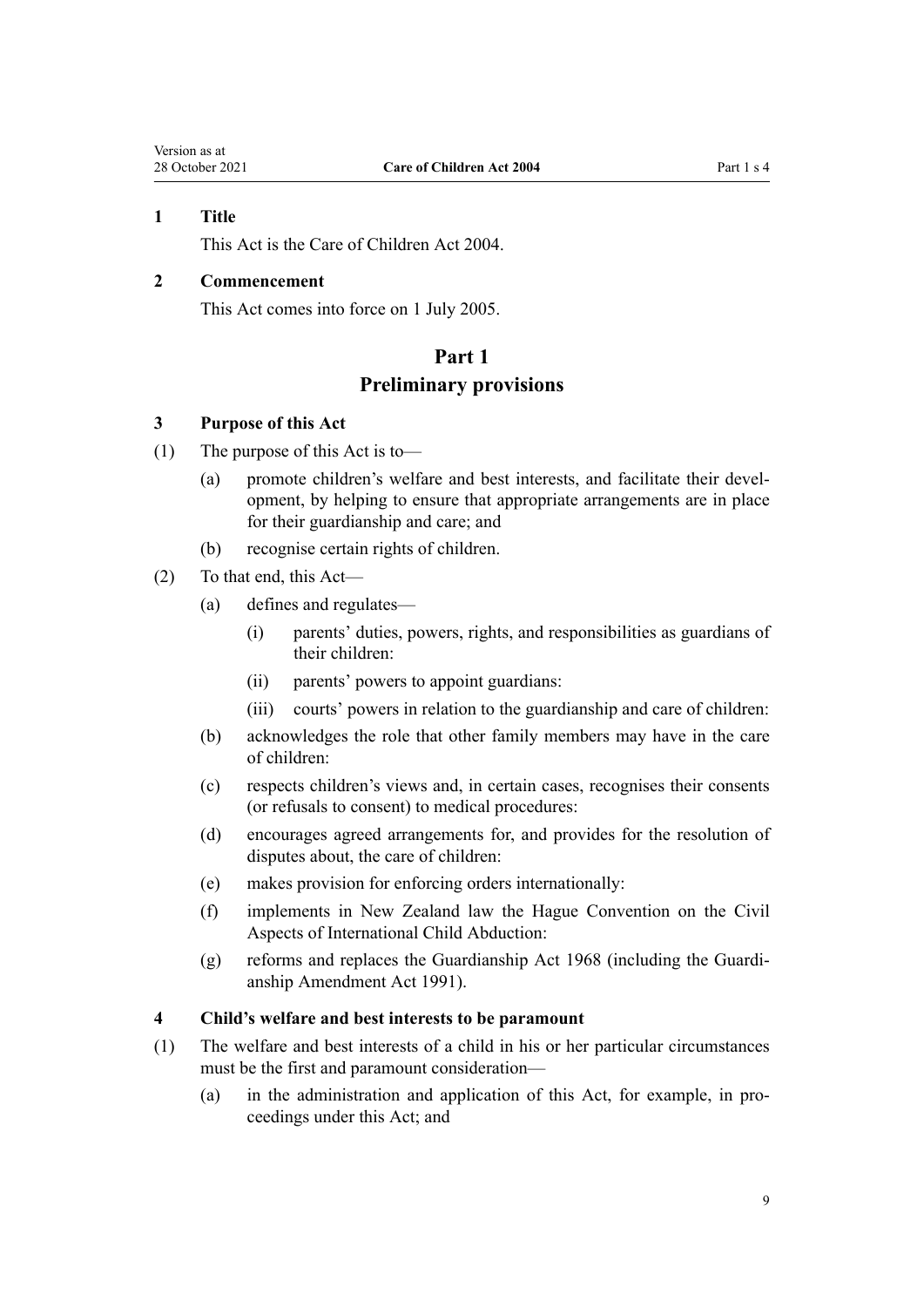**1 Title**

This Act is the Care of Children Act 2004.

**2 Commencement**

This Act comes into force on 1 July 2005.

## Part 1
## Preliminary provisions

**3 Purpose of this Act**

(1) The purpose of this Act is to—

- (a) promote children's welfare and best interests, and facilitate their development, by helping to ensure that appropriate arrangements are in place for their guardianship and care; and
- (b) recognise certain rights of children.

(2) To that end, this Act—

- (a) defines and regulates—
  - (i) parents' duties, powers, rights, and responsibilities as guardians of their children:
  - (ii) parents' powers to appoint guardians:
  - (iii) courts' powers in relation to the guardianship and care of children:
- (b) acknowledges the role that other family members may have in the care of children:
- (c) respects children's views and, in certain cases, recognises their consents (or refusals to consent) to medical procedures:
- (d) encourages agreed arrangements for, and provides for the resolution of disputes about, the care of children:
- (e) makes provision for enforcing orders internationally:
- (f) implements in New Zealand law the Hague Convention on the Civil Aspects of International Child Abduction:
- (g) reforms and replaces the Guardianship Act 1968 (including the Guardianship Amendment Act 1991).

**4 Child's welfare and best interests to be paramount**

(1) The welfare and best interests of a child in his or her particular circumstances must be the first and paramount consideration—

- (a) in the administration and application of this Act, for example, in proceedings under this Act; and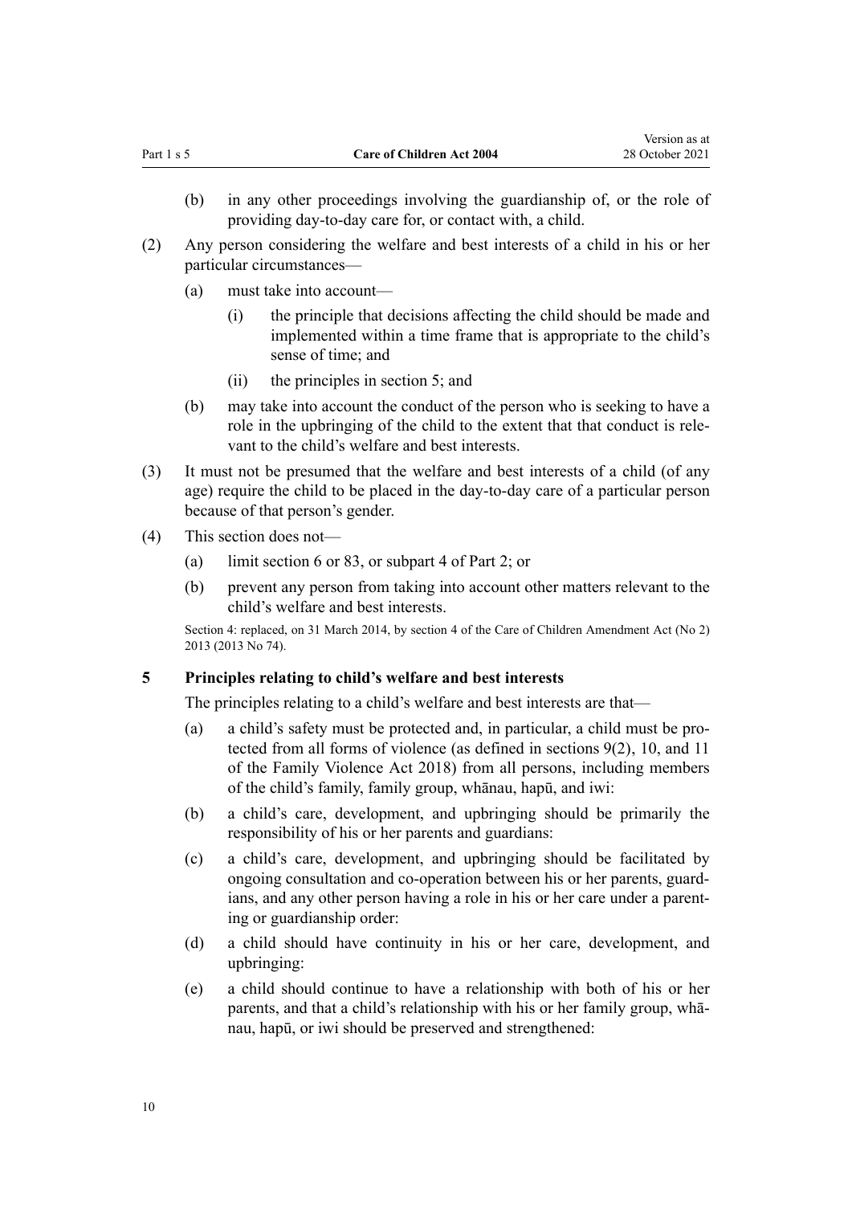(b) in any other proceedings involving the guardianship of, or the role of providing day-to-day care for, or contact with, a child.

(2) Any person considering the welfare and best interests of a child in his or her particular circumstances—

(a) must take into account—

(i) the principle that decisions affecting the child should be made and implemented within a time frame that is appropriate to the child's sense of time; and

(ii) the principles in section 5; and

(b) may take into account the conduct of the person who is seeking to have a role in the upbringing of the child to the extent that that conduct is relevant to the child's welfare and best interests.

(3) It must not be presumed that the welfare and best interests of a child (of any age) require the child to be placed in the day-to-day care of a particular person because of that person's gender.

(4) This section does not—

(a) limit section 6 or 83, or subpart 4 of Part 2; or

(b) prevent any person from taking into account other matters relevant to the child's welfare and best interests.

Section 4: replaced, on 31 March 2014, by section 4 of the Care of Children Amendment Act (No 2) 2013 (2013 No 74).

### 5 Principles relating to child's welfare and best interests

The principles relating to a child's welfare and best interests are that—

(a) a child's safety must be protected and, in particular, a child must be protected from all forms of violence (as defined in sections 9(2), 10, and 11 of the Family Violence Act 2018) from all persons, including members of the child's family, family group, whānau, hapū, and iwi:

(b) a child's care, development, and upbringing should be primarily the responsibility of his or her parents and guardians:

(c) a child's care, development, and upbringing should be facilitated by ongoing consultation and co-operation between his or her parents, guardians, and any other person having a role in his or her care under a parenting or guardianship order:

(d) a child should have continuity in his or her care, development, and upbringing:

(e) a child should continue to have a relationship with both of his or her parents, and that a child's relationship with his or her family group, whānau, hapū, or iwi should be preserved and strengthened: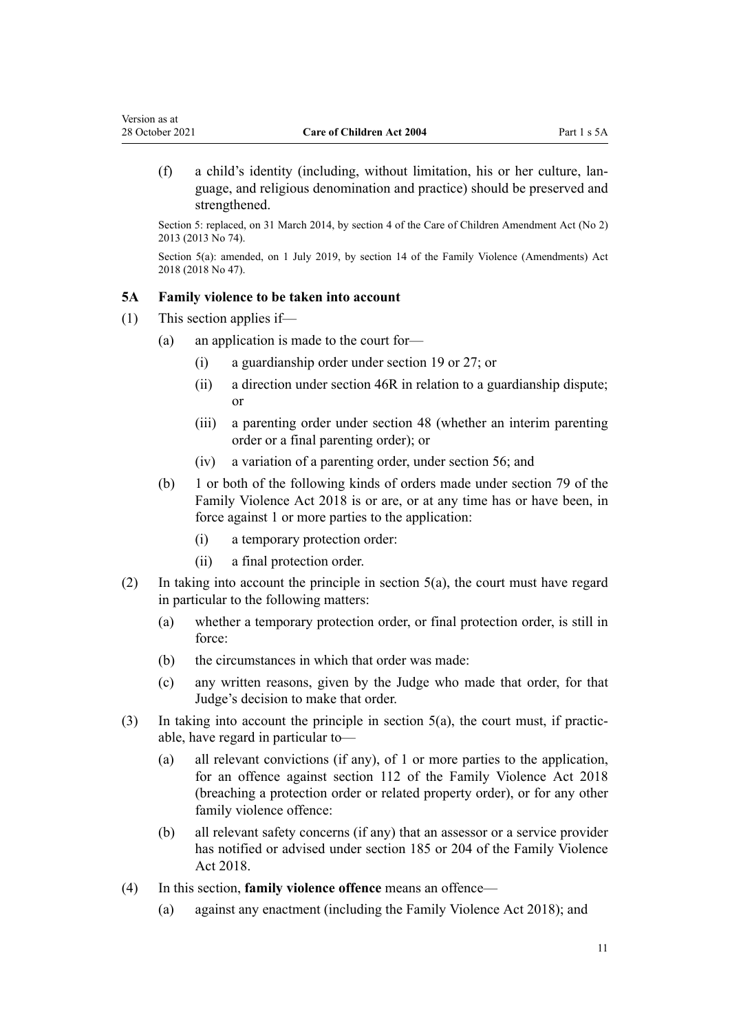(f) a child's identity (including, without limitation, his or her culture, language, and religious denomination and practice) should be preserved and strengthened.

Section 5: replaced, on 31 March 2014, by section 4 of the Care of Children Amendment Act (No 2) 2013 (2013 No 74).

Section 5(a): amended, on 1 July 2019, by section 14 of the Family Violence (Amendments) Act 2018 (2018 No 47).

### 5A Family violence to be taken into account

(1) This section applies if—

  (a) an application is made to the court for—

    (i) a guardianship order under section 19 or 27; or

    (ii) a direction under section 46R in relation to a guardianship dispute; or

    (iii) a parenting order under section 48 (whether an interim parenting order or a final parenting order); or

    (iv) a variation of a parenting order, under section 56; and

  (b) 1 or both of the following kinds of orders made under section 79 of the Family Violence Act 2018 is or are, or at any time has or have been, in force against 1 or more parties to the application:

    (i) a temporary protection order:

    (ii) a final protection order.

(2) In taking into account the principle in section 5(a), the court must have regard in particular to the following matters:

  (a) whether a temporary protection order, or final protection order, is still in force:

  (b) the circumstances in which that order was made:

  (c) any written reasons, given by the Judge who made that order, for that Judge's decision to make that order.

(3) In taking into account the principle in section 5(a), the court must, if practicable, have regard in particular to—

  (a) all relevant convictions (if any), of 1 or more parties to the application, for an offence against section 112 of the Family Violence Act 2018 (breaching a protection order or related property order), or for any other family violence offence:

  (b) all relevant safety concerns (if any) that an assessor or a service provider has notified or advised under section 185 or 204 of the Family Violence Act 2018.

(4) In this section, **family violence offence** means an offence—

  (a) against any enactment (including the Family Violence Act 2018); and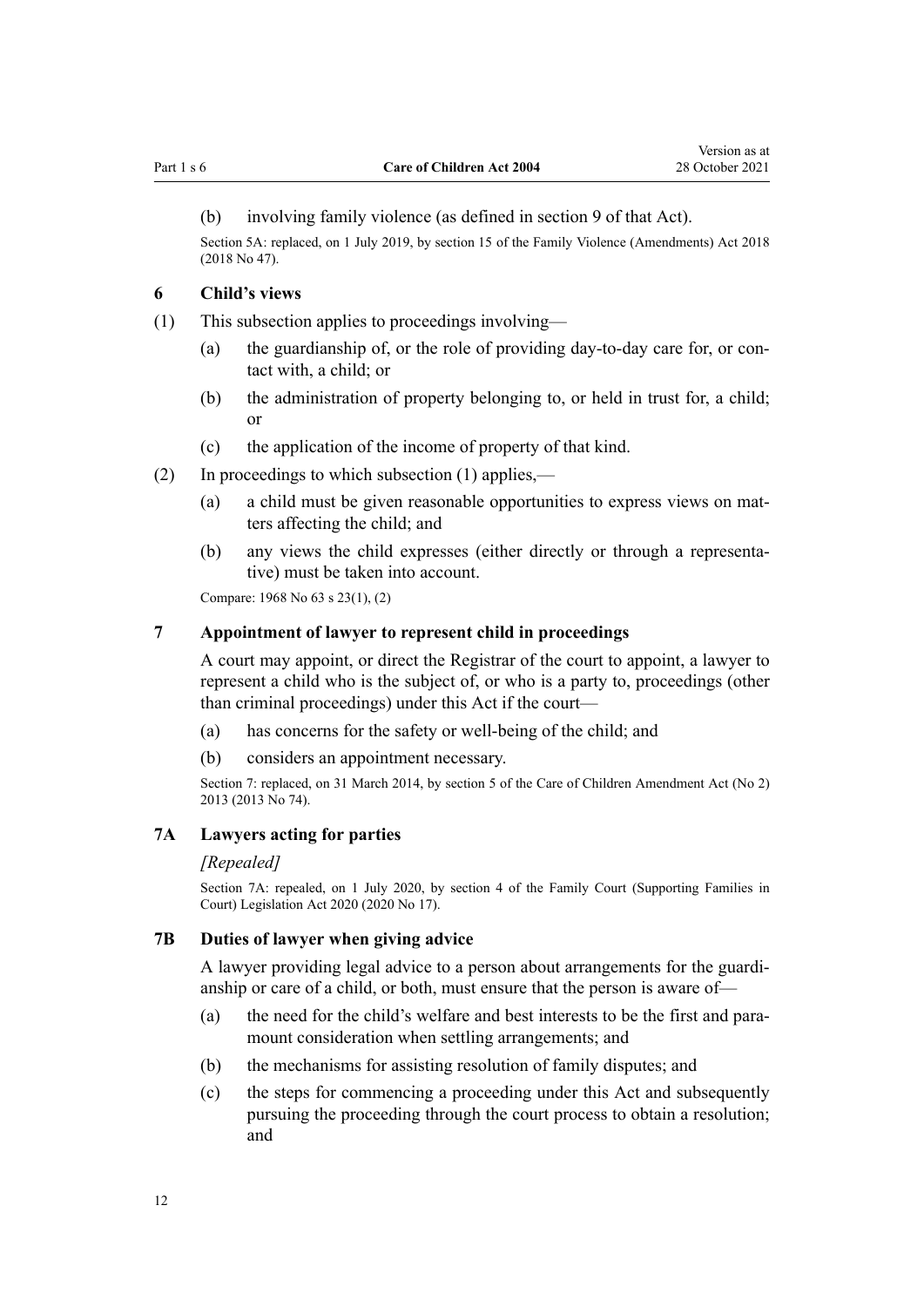(b) involving family violence (as defined in section 9 of that Act).

Section 5A: replaced, on 1 July 2019, by section 15 of the Family Violence (Amendments) Act 2018 (2018 No 47).

### 6 Child's views

(1) This subsection applies to proceedings involving—

(a) the guardianship of, or the role of providing day-to-day care for, or contact with, a child; or

(b) the administration of property belonging to, or held in trust for, a child; or

(c) the application of the income of property of that kind.

(2) In proceedings to which subsection (1) applies,—

(a) a child must be given reasonable opportunities to express views on matters affecting the child; and

(b) any views the child expresses (either directly or through a representative) must be taken into account.

Compare: 1968 No 63 s 23(1), (2)

### 7 Appointment of lawyer to represent child in proceedings

A court may appoint, or direct the Registrar of the court to appoint, a lawyer to represent a child who is the subject of, or who is a party to, proceedings (other than criminal proceedings) under this Act if the court—

(a) has concerns for the safety or well-being of the child; and

(b) considers an appointment necessary.

Section 7: replaced, on 31 March 2014, by section 5 of the Care of Children Amendment Act (No 2) 2013 (2013 No 74).

### 7A Lawyers acting for parties

*[Repealed]*

Section 7A: repealed, on 1 July 2020, by section 4 of the Family Court (Supporting Families in Court) Legislation Act 2020 (2020 No 17).

### 7B Duties of lawyer when giving advice

A lawyer providing legal advice to a person about arrangements for the guardianship or care of a child, or both, must ensure that the person is aware of—

(a) the need for the child's welfare and best interests to be the first and paramount consideration when settling arrangements; and

(b) the mechanisms for assisting resolution of family disputes; and

(c) the steps for commencing a proceeding under this Act and subsequently pursuing the proceeding through the court process to obtain a resolution; and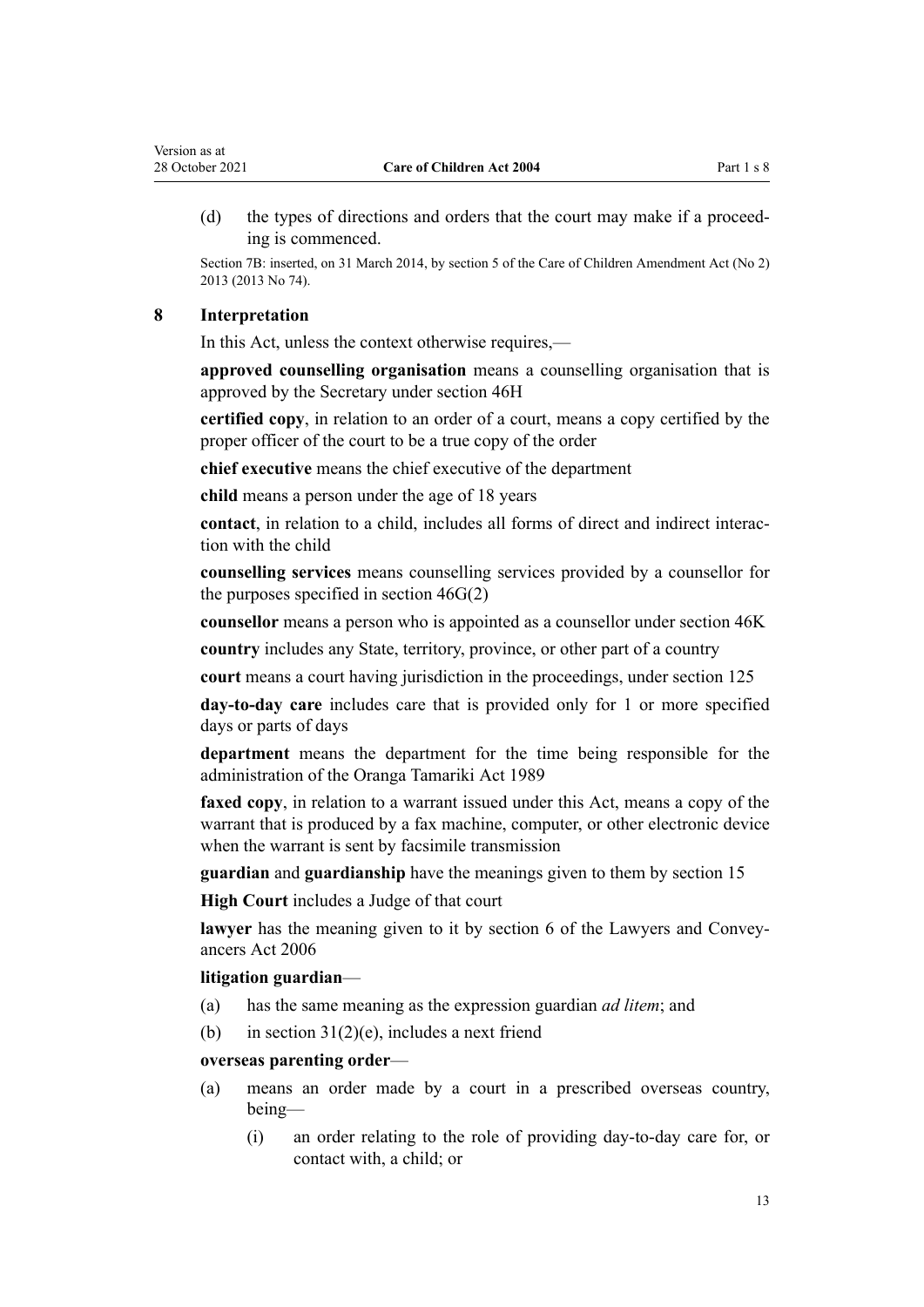(d) the types of directions and orders that the court may make if a proceeding is commenced.

Section 7B: inserted, on 31 March 2014, by section 5 of the Care of Children Amendment Act (No 2) 2013 (2013 No 74).

### 8 Interpretation

In this Act, unless the context otherwise requires,—

**approved counselling organisation** means a counselling organisation that is approved by the Secretary under section 46H

**certified copy**, in relation to an order of a court, means a copy certified by the proper officer of the court to be a true copy of the order

**chief executive** means the chief executive of the department

**child** means a person under the age of 18 years

**contact**, in relation to a child, includes all forms of direct and indirect interaction with the child

**counselling services** means counselling services provided by a counsellor for the purposes specified in section 46G(2)

**counsellor** means a person who is appointed as a counsellor under section 46K

**country** includes any State, territory, province, or other part of a country

**court** means a court having jurisdiction in the proceedings, under section 125

**day-to-day care** includes care that is provided only for 1 or more specified days or parts of days

**department** means the department for the time being responsible for the administration of the Oranga Tamariki Act 1989

**faxed copy**, in relation to a warrant issued under this Act, means a copy of the warrant that is produced by a fax machine, computer, or other electronic device when the warrant is sent by facsimile transmission

**guardian** and **guardianship** have the meanings given to them by section 15

**High Court** includes a Judge of that court

**lawyer** has the meaning given to it by section 6 of the Lawyers and Conveyancers Act 2006

**litigation guardian**—

(a) has the same meaning as the expression guardian *ad litem*; and

(b) in section 31(2)(e), includes a next friend

**overseas parenting order**—

(a) means an order made by a court in a prescribed overseas country, being—

 (i) an order relating to the role of providing day-to-day care for, or contact with, a child; or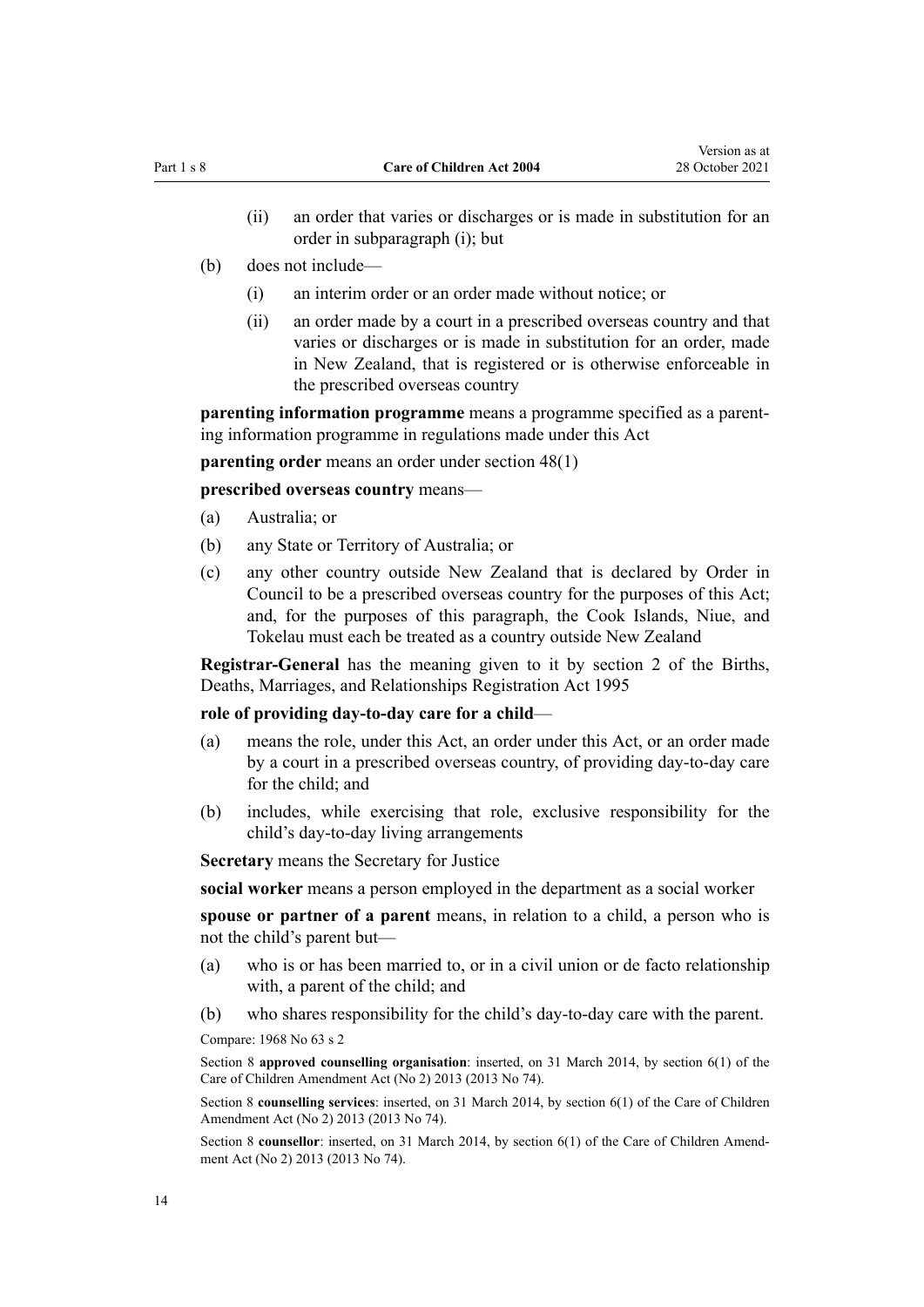(ii) an order that varies or discharges or is made in substitution for an order in subparagraph (i); but

(b) does not include—

(i) an interim order or an order made without notice; or

(ii) an order made by a court in a prescribed overseas country and that varies or discharges or is made in substitution for an order, made in New Zealand, that is registered or is otherwise enforceable in the prescribed overseas country

**parenting information programme** means a programme specified as a parenting information programme in regulations made under this Act

**parenting order** means an order under section 48(1)

**prescribed overseas country** means—

(a) Australia; or

(b) any State or Territory of Australia; or

(c) any other country outside New Zealand that is declared by Order in Council to be a prescribed overseas country for the purposes of this Act; and, for the purposes of this paragraph, the Cook Islands, Niue, and Tokelau must each be treated as a country outside New Zealand

**Registrar-General** has the meaning given to it by section 2 of the Births, Deaths, Marriages, and Relationships Registration Act 1995

**role of providing day-to-day care for a child**—

(a) means the role, under this Act, an order under this Act, or an order made by a court in a prescribed overseas country, of providing day-to-day care for the child; and

(b) includes, while exercising that role, exclusive responsibility for the child's day-to-day living arrangements

**Secretary** means the Secretary for Justice

**social worker** means a person employed in the department as a social worker

**spouse or partner of a parent** means, in relation to a child, a person who is not the child's parent but—

(a) who is or has been married to, or in a civil union or de facto relationship with, a parent of the child; and

(b) who shares responsibility for the child's day-to-day care with the parent.

Compare: 1968 No 63 s 2

Section 8 **approved counselling organisation**: inserted, on 31 March 2014, by section 6(1) of the Care of Children Amendment Act (No 2) 2013 (2013 No 74).

Section 8 **counselling services**: inserted, on 31 March 2014, by section 6(1) of the Care of Children Amendment Act (No 2) 2013 (2013 No 74).

Section 8 **counsellor**: inserted, on 31 March 2014, by section 6(1) of the Care of Children Amendment Act (No 2) 2013 (2013 No 74).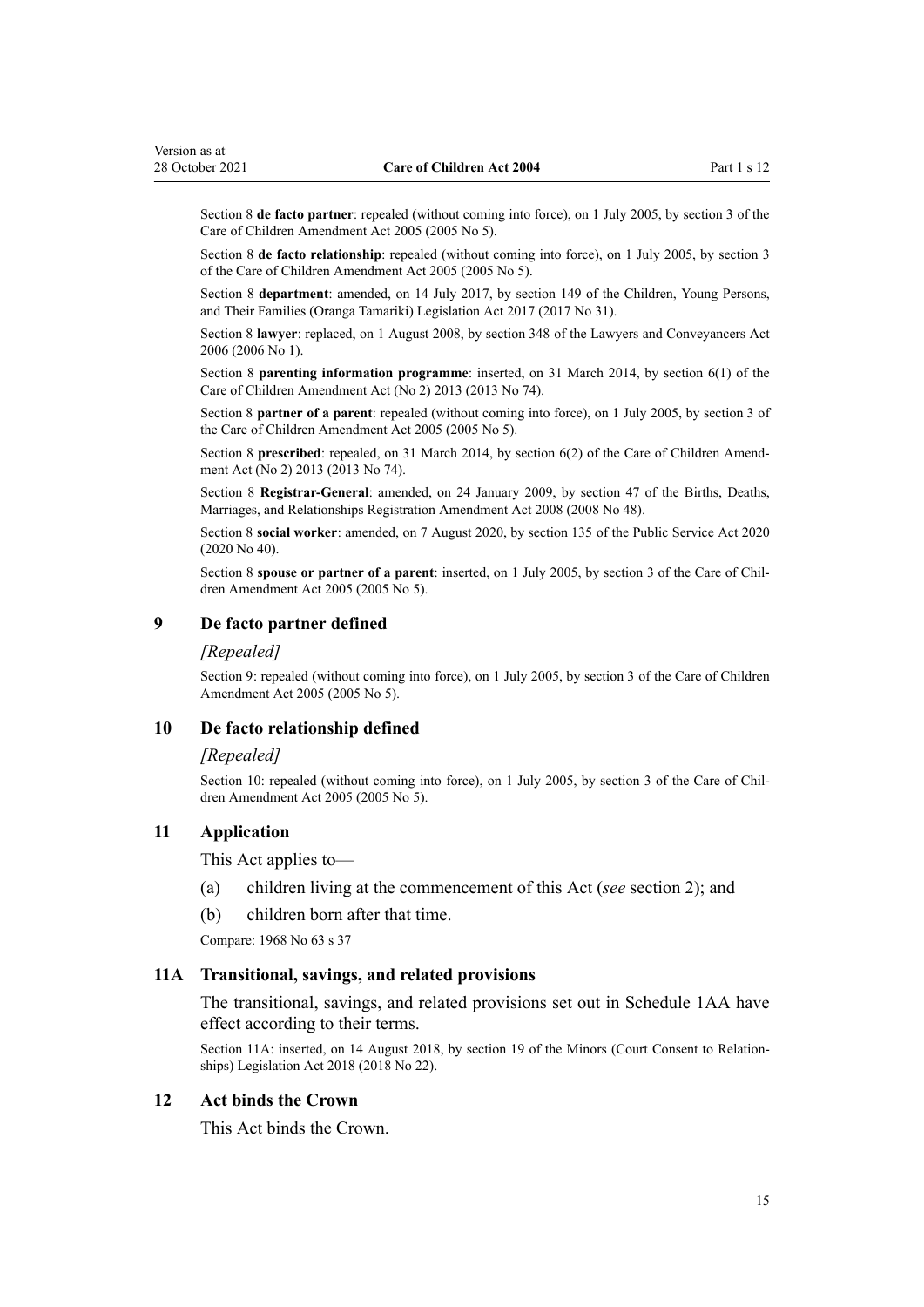Section 8 **de facto partner**: repealed (without coming into force), on 1 July 2005, by section 3 of the Care of Children Amendment Act 2005 (2005 No 5).

Section 8 **de facto relationship**: repealed (without coming into force), on 1 July 2005, by section 3 of the Care of Children Amendment Act 2005 (2005 No 5).

Section 8 **department**: amended, on 14 July 2017, by section 149 of the Children, Young Persons, and Their Families (Oranga Tamariki) Legislation Act 2017 (2017 No 31).

Section 8 **lawyer**: replaced, on 1 August 2008, by section 348 of the Lawyers and Conveyancers Act 2006 (2006 No 1).

Section 8 **parenting information programme**: inserted, on 31 March 2014, by section 6(1) of the Care of Children Amendment Act (No 2) 2013 (2013 No 74).

Section 8 **partner of a parent**: repealed (without coming into force), on 1 July 2005, by section 3 of the Care of Children Amendment Act 2005 (2005 No 5).

Section 8 **prescribed**: repealed, on 31 March 2014, by section 6(2) of the Care of Children Amendment Act (No 2) 2013 (2013 No 74).

Section 8 **Registrar-General**: amended, on 24 January 2009, by section 47 of the Births, Deaths, Marriages, and Relationships Registration Amendment Act 2008 (2008 No 48).

Section 8 **social worker**: amended, on 7 August 2020, by section 135 of the Public Service Act 2020 (2020 No 40).

Section 8 **spouse or partner of a parent**: inserted, on 1 July 2005, by section 3 of the Care of Children Amendment Act 2005 (2005 No 5).

## 9 De facto partner defined

*[Repealed]*

Section 9: repealed (without coming into force), on 1 July 2005, by section 3 of the Care of Children Amendment Act 2005 (2005 No 5).

## 10 De facto relationship defined

*[Repealed]*

Section 10: repealed (without coming into force), on 1 July 2005, by section 3 of the Care of Children Amendment Act 2005 (2005 No 5).

## 11 Application

This Act applies to—

(a) children living at the commencement of this Act (*see* section 2); and

(b) children born after that time.

Compare: 1968 No 63 s 37

## 11A Transitional, savings, and related provisions

The transitional, savings, and related provisions set out in Schedule 1AA have effect according to their terms.

Section 11A: inserted, on 14 August 2018, by section 19 of the Minors (Court Consent to Relationships) Legislation Act 2018 (2018 No 22).

## 12 Act binds the Crown

This Act binds the Crown.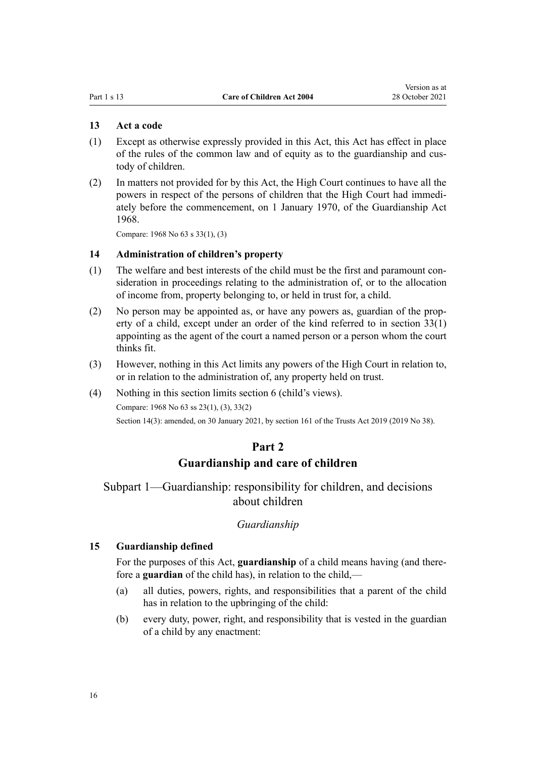### 13 Act a code

(1) Except as otherwise expressly provided in this Act, this Act has effect in place of the rules of the common law and of equity as to the guardianship and custody of children.

(2) In matters not provided for by this Act, the High Court continues to have all the powers in respect of the persons of children that the High Court had immediately before the commencement, on 1 January 1970, of the Guardianship Act 1968.

Compare: 1968 No 63 s 33(1), (3)

### 14 Administration of children's property

(1) The welfare and best interests of the child must be the first and paramount consideration in proceedings relating to the administration of, or to the allocation of income from, property belonging to, or held in trust for, a child.

(2) No person may be appointed as, or have any powers as, guardian of the property of a child, except under an order of the kind referred to in section 33(1) appointing as the agent of the court a named person or a person whom the court thinks fit.

(3) However, nothing in this Act limits any powers of the High Court in relation to, or in relation to the administration of, any property held on trust.

(4) Nothing in this section limits section 6 (child's views).

Compare: 1968 No 63 ss 23(1), (3), 33(2)

Section 14(3): amended, on 30 January 2021, by section 161 of the Trusts Act 2019 (2019 No 38).

# Part 2
# Guardianship and care of children

## Subpart 1—Guardianship: responsibility for children, and decisions about children

*Guardianship*

### 15 Guardianship defined

For the purposes of this Act, **guardianship** of a child means having (and therefore a **guardian** of the child has), in relation to the child,—

(a) all duties, powers, rights, and responsibilities that a parent of the child has in relation to the upbringing of the child:

(b) every duty, power, right, and responsibility that is vested in the guardian of a child by any enactment: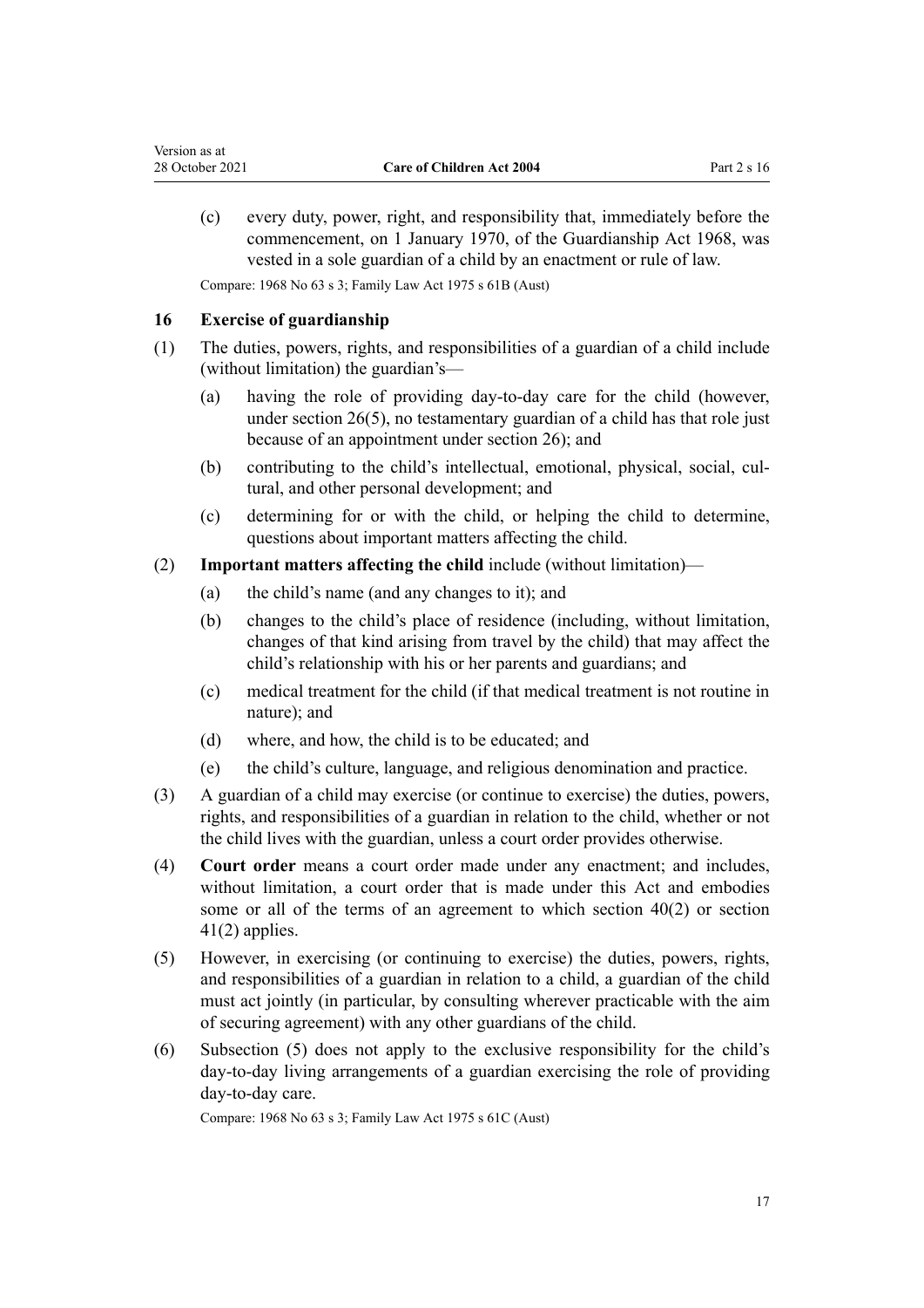(c) every duty, power, right, and responsibility that, immediately before the commencement, on 1 January 1970, of the Guardianship Act 1968, was vested in a sole guardian of a child by an enactment or rule of law.

Compare: 1968 No 63 s 3; Family Law Act 1975 s 61B (Aust)

### 16 Exercise of guardianship

(1) The duties, powers, rights, and responsibilities of a guardian of a child include (without limitation) the guardian's—

(a) having the role of providing day-to-day care for the child (however, under section 26(5), no testamentary guardian of a child has that role just because of an appointment under section 26); and

(b) contributing to the child's intellectual, emotional, physical, social, cultural, and other personal development; and

(c) determining for or with the child, or helping the child to determine, questions about important matters affecting the child.

(2) **Important matters affecting the child** include (without limitation)—

(a) the child's name (and any changes to it); and

(b) changes to the child's place of residence (including, without limitation, changes of that kind arising from travel by the child) that may affect the child's relationship with his or her parents and guardians; and

(c) medical treatment for the child (if that medical treatment is not routine in nature); and

(d) where, and how, the child is to be educated; and

(e) the child's culture, language, and religious denomination and practice.

(3) A guardian of a child may exercise (or continue to exercise) the duties, powers, rights, and responsibilities of a guardian in relation to the child, whether or not the child lives with the guardian, unless a court order provides otherwise.

(4) **Court order** means a court order made under any enactment; and includes, without limitation, a court order that is made under this Act and embodies some or all of the terms of an agreement to which section 40(2) or section 41(2) applies.

(5) However, in exercising (or continuing to exercise) the duties, powers, rights, and responsibilities of a guardian in relation to a child, a guardian of the child must act jointly (in particular, by consulting wherever practicable with the aim of securing agreement) with any other guardians of the child.

(6) Subsection (5) does not apply to the exclusive responsibility for the child's day-to-day living arrangements of a guardian exercising the role of providing day-to-day care.

Compare: 1968 No 63 s 3; Family Law Act 1975 s 61C (Aust)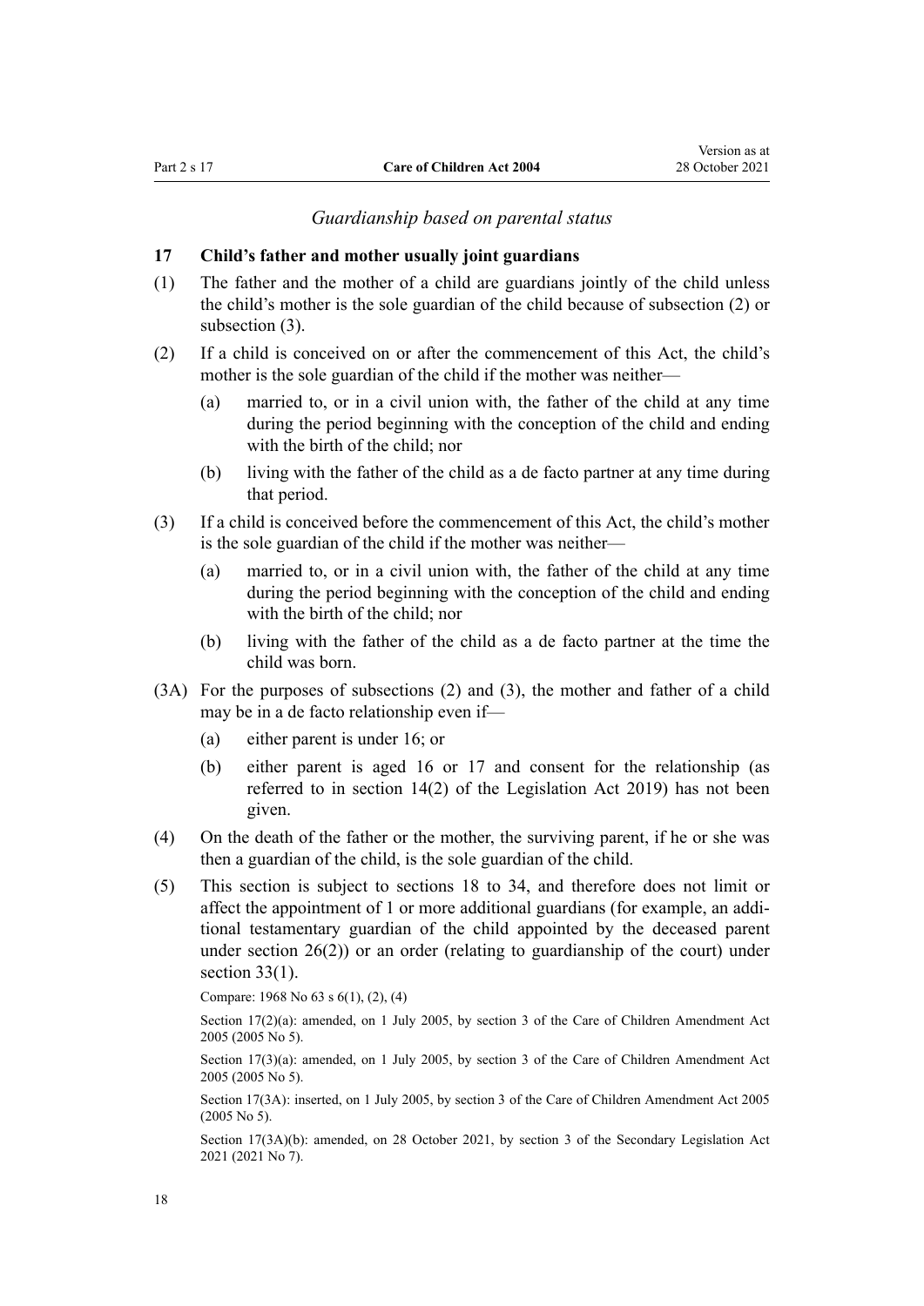### *Guardianship based on parental status*

## 17 Child's father and mother usually joint guardians

(1) The father and the mother of a child are guardians jointly of the child unless the child's mother is the sole guardian of the child because of subsection (2) or subsection (3).

(2) If a child is conceived on or after the commencement of this Act, the child's mother is the sole guardian of the child if the mother was neither—

- (a) married to, or in a civil union with, the father of the child at any time during the period beginning with the conception of the child and ending with the birth of the child; nor
- (b) living with the father of the child as a de facto partner at any time during that period.

(3) If a child is conceived before the commencement of this Act, the child's mother is the sole guardian of the child if the mother was neither—

- (a) married to, or in a civil union with, the father of the child at any time during the period beginning with the conception of the child and ending with the birth of the child; nor
- (b) living with the father of the child as a de facto partner at the time the child was born.

(3A) For the purposes of subsections (2) and (3), the mother and father of a child may be in a de facto relationship even if—

- (a) either parent is under 16; or
- (b) either parent is aged 16 or 17 and consent for the relationship (as referred to in section 14(2) of the Legislation Act 2019) has not been given.

(4) On the death of the father or the mother, the surviving parent, if he or she was then a guardian of the child, is the sole guardian of the child.

(5) This section is subject to sections 18 to 34, and therefore does not limit or affect the appointment of 1 or more additional guardians (for example, an additional testamentary guardian of the child appointed by the deceased parent under section 26(2)) or an order (relating to guardianship of the court) under section 33(1).

Compare: 1968 No 63 s 6(1), (2), (4)

Section 17(2)(a): amended, on 1 July 2005, by section 3 of the Care of Children Amendment Act 2005 (2005 No 5).

Section 17(3)(a): amended, on 1 July 2005, by section 3 of the Care of Children Amendment Act 2005 (2005 No 5).

Section 17(3A): inserted, on 1 July 2005, by section 3 of the Care of Children Amendment Act 2005 (2005 No 5).

Section 17(3A)(b): amended, on 28 October 2021, by section 3 of the Secondary Legislation Act 2021 (2021 No 7).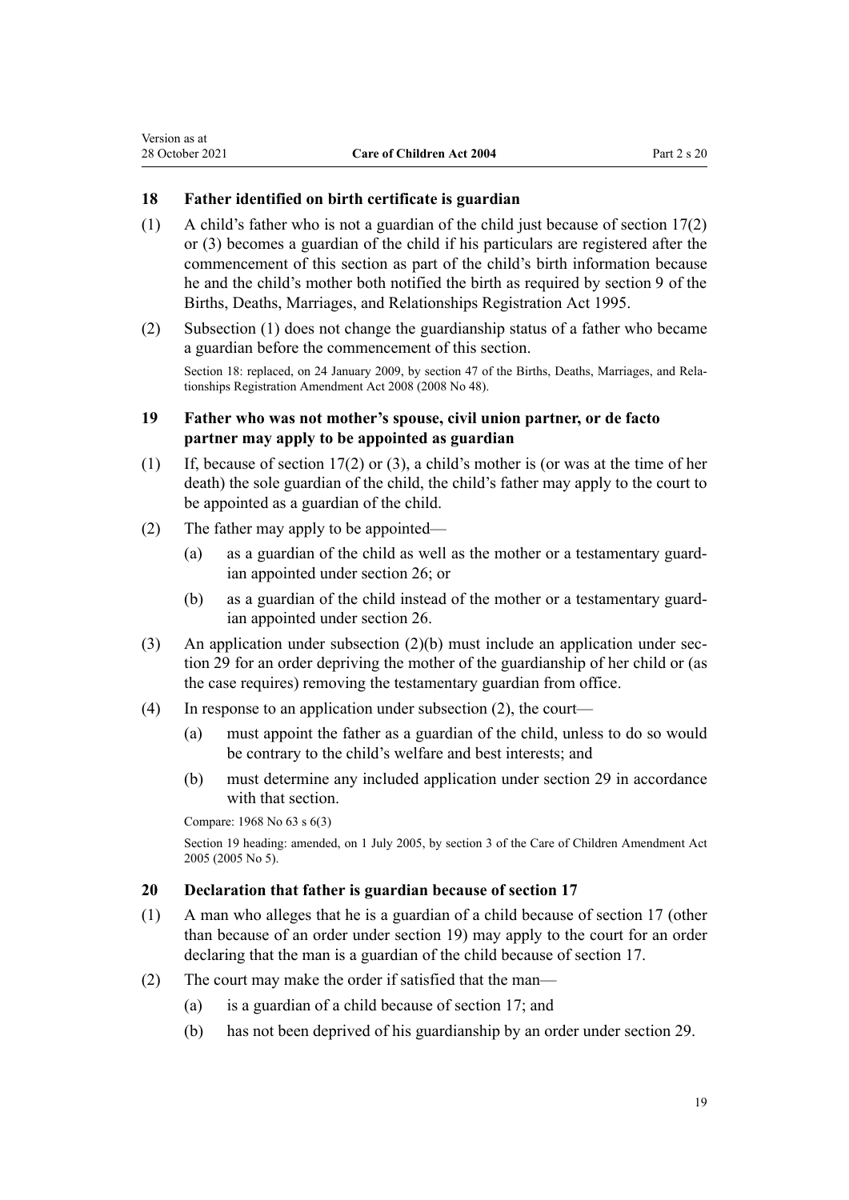### 18 Father identified on birth certificate is guardian

(1) A child's father who is not a guardian of the child just because of section 17(2) or (3) becomes a guardian of the child if his particulars are registered after the commencement of this section as part of the child's birth information because he and the child's mother both notified the birth as required by section 9 of the Births, Deaths, Marriages, and Relationships Registration Act 1995.

(2) Subsection (1) does not change the guardianship status of a father who became a guardian before the commencement of this section.

Section 18: replaced, on 24 January 2009, by section 47 of the Births, Deaths, Marriages, and Relationships Registration Amendment Act 2008 (2008 No 48).

### 19 Father who was not mother's spouse, civil union partner, or de facto partner may apply to be appointed as guardian

(1) If, because of section 17(2) or (3), a child's mother is (or was at the time of her death) the sole guardian of the child, the child's father may apply to the court to be appointed as a guardian of the child.

(2) The father may apply to be appointed—

- (a) as a guardian of the child as well as the mother or a testamentary guardian appointed under section 26; or
- (b) as a guardian of the child instead of the mother or a testamentary guardian appointed under section 26.

(3) An application under subsection (2)(b) must include an application under section 29 for an order depriving the mother of the guardianship of her child or (as the case requires) removing the testamentary guardian from office.

(4) In response to an application under subsection (2), the court—

- (a) must appoint the father as a guardian of the child, unless to do so would be contrary to the child's welfare and best interests; and
- (b) must determine any included application under section 29 in accordance with that section.

Compare: 1968 No 63 s 6(3)

Section 19 heading: amended, on 1 July 2005, by section 3 of the Care of Children Amendment Act 2005 (2005 No 5).

### 20 Declaration that father is guardian because of section 17

(1) A man who alleges that he is a guardian of a child because of section 17 (other than because of an order under section 19) may apply to the court for an order declaring that the man is a guardian of the child because of section 17.

(2) The court may make the order if satisfied that the man—

- (a) is a guardian of a child because of section 17; and
- (b) has not been deprived of his guardianship by an order under section 29.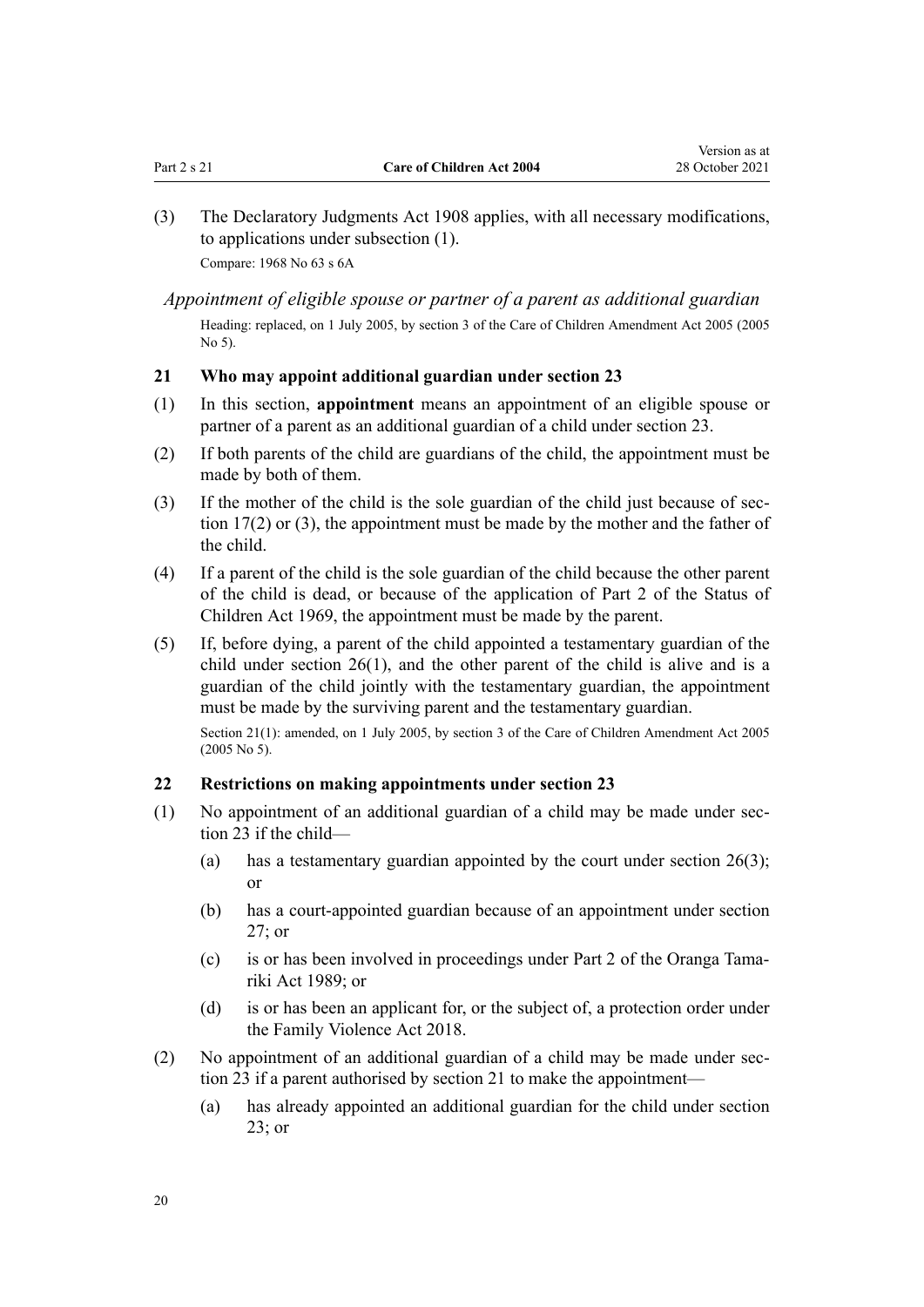(3) The Declaratory Judgments Act 1908 applies, with all necessary modifications, to applications under subsection (1).

Compare: 1968 No 63 s 6A

*Appointment of eligible spouse or partner of a parent as additional guardian*

Heading: replaced, on 1 July 2005, by section 3 of the Care of Children Amendment Act 2005 (2005 No 5).

### 21 Who may appoint additional guardian under section 23

(1) In this section, **appointment** means an appointment of an eligible spouse or partner of a parent as an additional guardian of a child under section 23.

(2) If both parents of the child are guardians of the child, the appointment must be made by both of them.

(3) If the mother of the child is the sole guardian of the child just because of section 17(2) or (3), the appointment must be made by the mother and the father of the child.

(4) If a parent of the child is the sole guardian of the child because the other parent of the child is dead, or because of the application of Part 2 of the Status of Children Act 1969, the appointment must be made by the parent.

(5) If, before dying, a parent of the child appointed a testamentary guardian of the child under section 26(1), and the other parent of the child is alive and is a guardian of the child jointly with the testamentary guardian, the appointment must be made by the surviving parent and the testamentary guardian.

Section 21(1): amended, on 1 July 2005, by section 3 of the Care of Children Amendment Act 2005 (2005 No 5).

### 22 Restrictions on making appointments under section 23

(1) No appointment of an additional guardian of a child may be made under section 23 if the child—

  (a) has a testamentary guardian appointed by the court under section 26(3); or

  (b) has a court-appointed guardian because of an appointment under section 27; or

  (c) is or has been involved in proceedings under Part 2 of the Oranga Tamariki Act 1989; or

  (d) is or has been an applicant for, or the subject of, a protection order under the Family Violence Act 2018.

(2) No appointment of an additional guardian of a child may be made under section 23 if a parent authorised by section 21 to make the appointment—

  (a) has already appointed an additional guardian for the child under section 23; or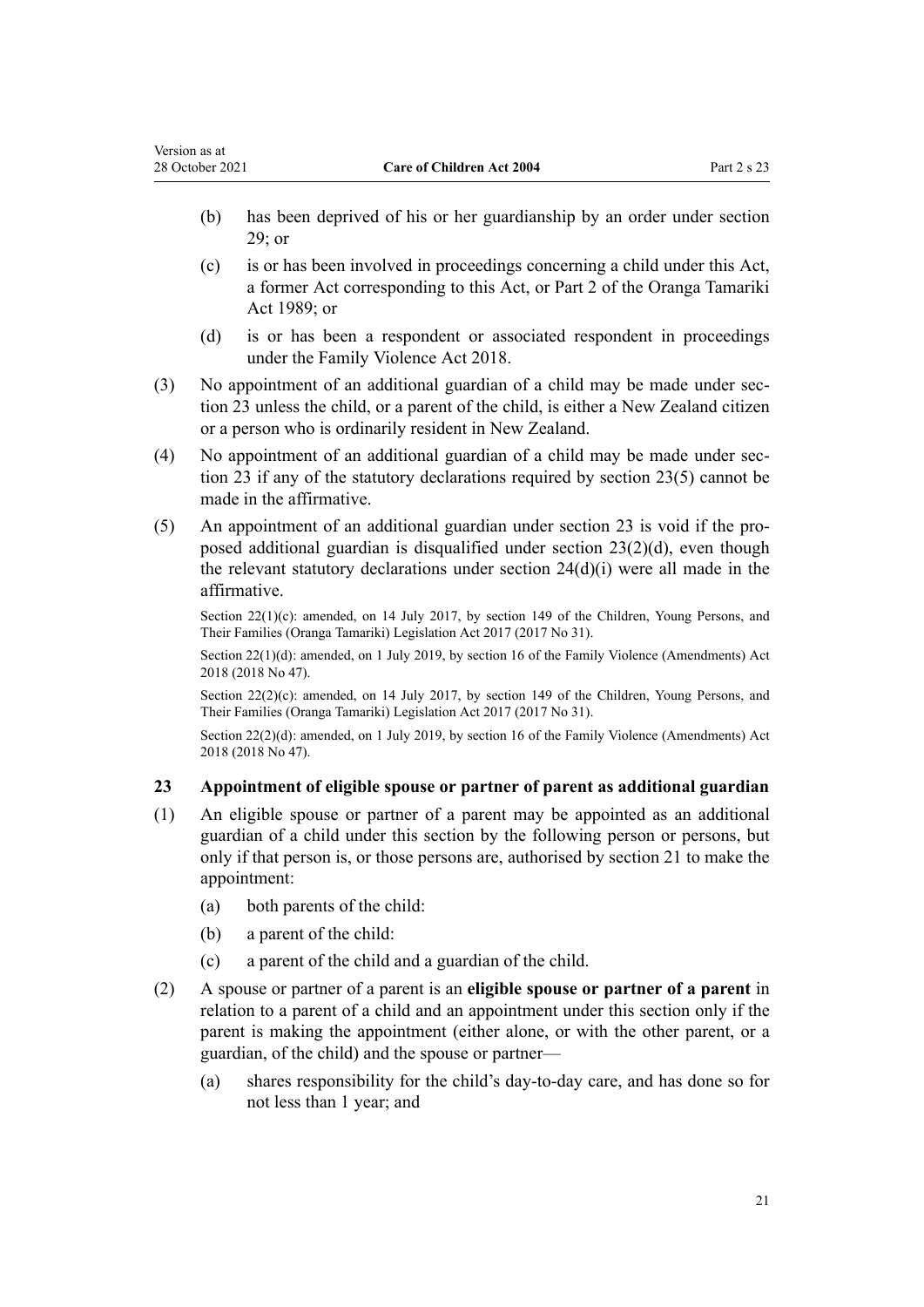- (b) has been deprived of his or her guardianship by an order under section 29; or
- (c) is or has been involved in proceedings concerning a child under this Act, a former Act corresponding to this Act, or Part 2 of the Oranga Tamariki Act 1989; or
- (d) is or has been a respondent or associated respondent in proceedings under the Family Violence Act 2018.

(3) No appointment of an additional guardian of a child may be made under section 23 unless the child, or a parent of the child, is either a New Zealand citizen or a person who is ordinarily resident in New Zealand.

(4) No appointment of an additional guardian of a child may be made under section 23 if any of the statutory declarations required by section 23(5) cannot be made in the affirmative.

(5) An appointment of an additional guardian under section 23 is void if the proposed additional guardian is disqualified under section 23(2)(d), even though the relevant statutory declarations under section 24(d)(i) were all made in the affirmative.

Section 22(1)(c): amended, on 14 July 2017, by section 149 of the Children, Young Persons, and Their Families (Oranga Tamariki) Legislation Act 2017 (2017 No 31).

Section 22(1)(d): amended, on 1 July 2019, by section 16 of the Family Violence (Amendments) Act 2018 (2018 No 47).

Section 22(2)(c): amended, on 14 July 2017, by section 149 of the Children, Young Persons, and Their Families (Oranga Tamariki) Legislation Act 2017 (2017 No 31).

Section 22(2)(d): amended, on 1 July 2019, by section 16 of the Family Violence (Amendments) Act 2018 (2018 No 47).

### 23 Appointment of eligible spouse or partner of parent as additional guardian

(1) An eligible spouse or partner of a parent may be appointed as an additional guardian of a child under this section by the following person or persons, but only if that person is, or those persons are, authorised by section 21 to make the appointment:

- (a) both parents of the child:
- (b) a parent of the child:
- (c) a parent of the child and a guardian of the child.

(2) A spouse or partner of a parent is an **eligible spouse or partner of a parent** in relation to a parent of a child and an appointment under this section only if the parent is making the appointment (either alone, or with the other parent, or a guardian, of the child) and the spouse or partner—

- (a) shares responsibility for the child's day-to-day care, and has done so for not less than 1 year; and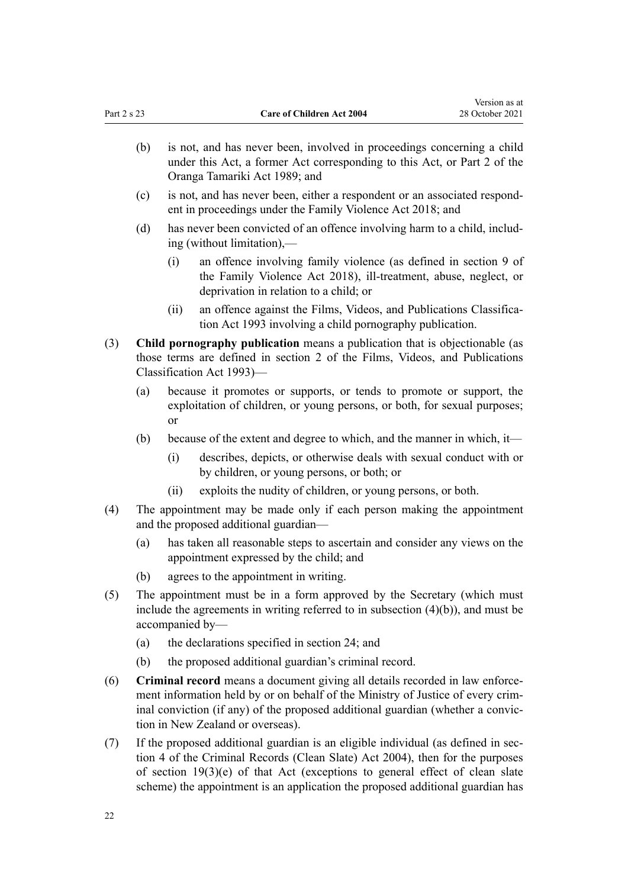(b) is not, and has never been, involved in proceedings concerning a child under this Act, a former Act corresponding to this Act, or Part 2 of the Oranga Tamariki Act 1989; and

(c) is not, and has never been, either a respondent or an associated respondent in proceedings under the Family Violence Act 2018; and

(d) has never been convicted of an offence involving harm to a child, including (without limitation),—

  (i) an offence involving family violence (as defined in section 9 of the Family Violence Act 2018), ill-treatment, abuse, neglect, or deprivation in relation to a child; or

  (ii) an offence against the Films, Videos, and Publications Classification Act 1993 involving a child pornography publication.

(3) **Child pornography publication** means a publication that is objectionable (as those terms are defined in section 2 of the Films, Videos, and Publications Classification Act 1993)—

(a) because it promotes or supports, or tends to promote or support, the exploitation of children, or young persons, or both, for sexual purposes; or

(b) because of the extent and degree to which, and the manner in which, it—

  (i) describes, depicts, or otherwise deals with sexual conduct with or by children, or young persons, or both; or

  (ii) exploits the nudity of children, or young persons, or both.

(4) The appointment may be made only if each person making the appointment and the proposed additional guardian—

(a) has taken all reasonable steps to ascertain and consider any views on the appointment expressed by the child; and

(b) agrees to the appointment in writing.

(5) The appointment must be in a form approved by the Secretary (which must include the agreements in writing referred to in subsection (4)(b)), and must be accompanied by—

(a) the declarations specified in section 24; and

(b) the proposed additional guardian's criminal record.

(6) **Criminal record** means a document giving all details recorded in law enforcement information held by or on behalf of the Ministry of Justice of every criminal conviction (if any) of the proposed additional guardian (whether a conviction in New Zealand or overseas).

(7) If the proposed additional guardian is an eligible individual (as defined in section 4 of the Criminal Records (Clean Slate) Act 2004), then for the purposes of section 19(3)(e) of that Act (exceptions to general effect of clean slate scheme) the appointment is an application the proposed additional guardian has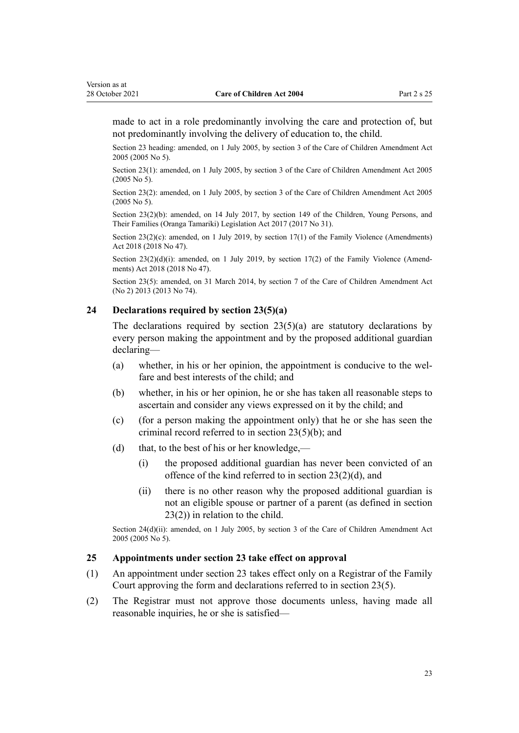made to act in a role predominantly involving the care and protection of, but not predominantly involving the delivery of education to, the child.

Section 23 heading: amended, on 1 July 2005, by section 3 of the Care of Children Amendment Act 2005 (2005 No 5).

Section 23(1): amended, on 1 July 2005, by section 3 of the Care of Children Amendment Act 2005 (2005 No 5).

Section 23(2): amended, on 1 July 2005, by section 3 of the Care of Children Amendment Act 2005 (2005 No 5).

Section 23(2)(b): amended, on 14 July 2017, by section 149 of the Children, Young Persons, and Their Families (Oranga Tamariki) Legislation Act 2017 (2017 No 31).

Section 23(2)(c): amended, on 1 July 2019, by section 17(1) of the Family Violence (Amendments) Act 2018 (2018 No 47).

Section 23(2)(d)(i): amended, on 1 July 2019, by section 17(2) of the Family Violence (Amendments) Act 2018 (2018 No 47).

Section 23(5): amended, on 31 March 2014, by section 7 of the Care of Children Amendment Act (No 2) 2013 (2013 No 74).

### 24 Declarations required by section 23(5)(a)

The declarations required by section 23(5)(a) are statutory declarations by every person making the appointment and by the proposed additional guardian declaring—

(a) whether, in his or her opinion, the appointment is conducive to the welfare and best interests of the child; and

(b) whether, in his or her opinion, he or she has taken all reasonable steps to ascertain and consider any views expressed on it by the child; and

(c) (for a person making the appointment only) that he or she has seen the criminal record referred to in section 23(5)(b); and

(d) that, to the best of his or her knowledge,—

  (i) the proposed additional guardian has never been convicted of an offence of the kind referred to in section 23(2)(d), and

  (ii) there is no other reason why the proposed additional guardian is not an eligible spouse or partner of a parent (as defined in section 23(2)) in relation to the child.

Section 24(d)(ii): amended, on 1 July 2005, by section 3 of the Care of Children Amendment Act 2005 (2005 No 5).

### 25 Appointments under section 23 take effect on approval

(1) An appointment under section 23 takes effect only on a Registrar of the Family Court approving the form and declarations referred to in section 23(5).

(2) The Registrar must not approve those documents unless, having made all reasonable inquiries, he or she is satisfied—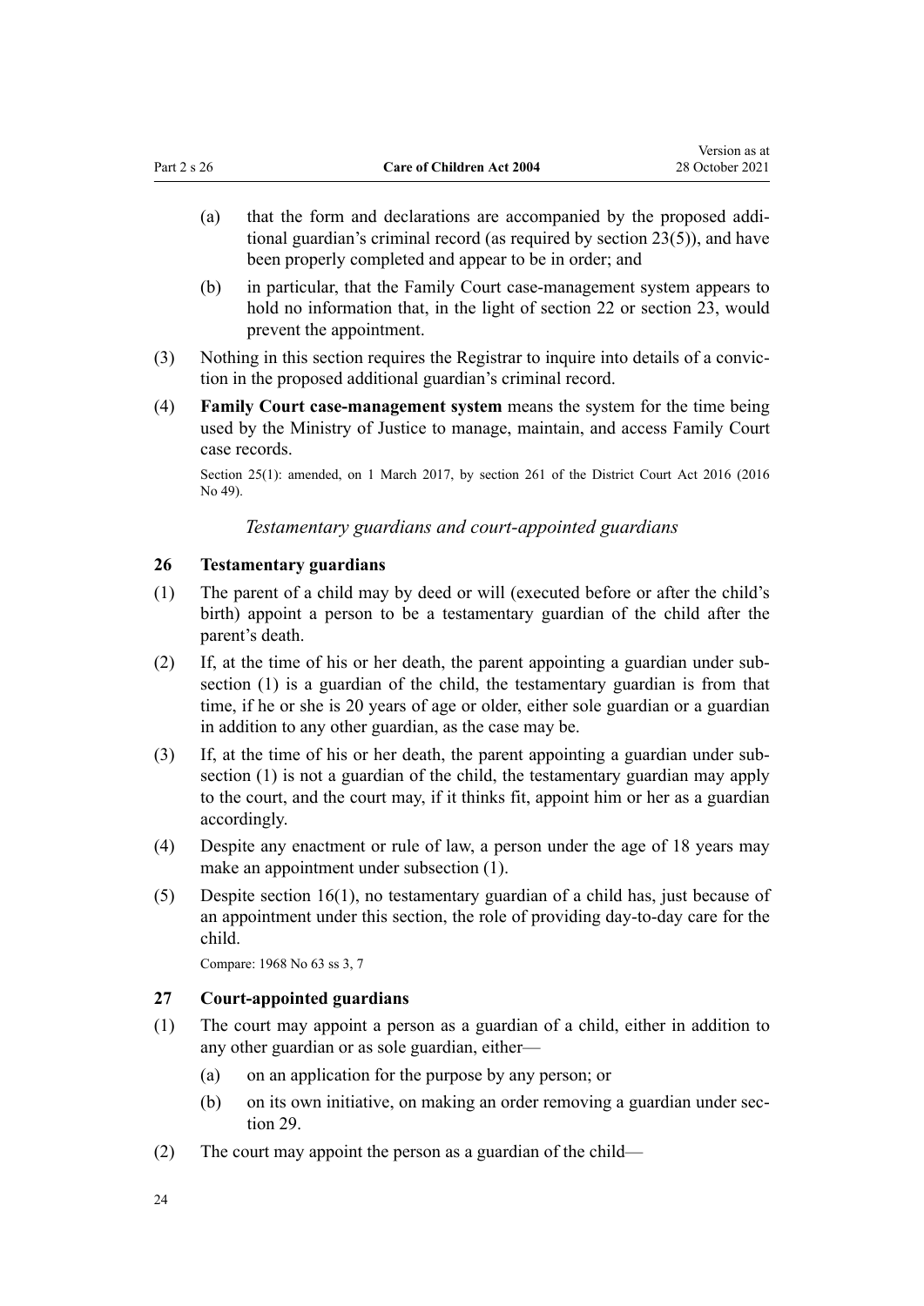(a) that the form and declarations are accompanied by the proposed additional guardian's criminal record (as required by section 23(5)), and have been properly completed and appear to be in order; and

(b) in particular, that the Family Court case-management system appears to hold no information that, in the light of section 22 or section 23, would prevent the appointment.

(3) Nothing in this section requires the Registrar to inquire into details of a conviction in the proposed additional guardian's criminal record.

(4) **Family Court case-management system** means the system for the time being used by the Ministry of Justice to manage, maintain, and access Family Court case records.

Section 25(1): amended, on 1 March 2017, by section 261 of the District Court Act 2016 (2016 No 49).

*Testamentary guardians and court-appointed guardians*

### 26 Testamentary guardians

(1) The parent of a child may by deed or will (executed before or after the child's birth) appoint a person to be a testamentary guardian of the child after the parent's death.

(2) If, at the time of his or her death, the parent appointing a guardian under subsection (1) is a guardian of the child, the testamentary guardian is from that time, if he or she is 20 years of age or older, either sole guardian or a guardian in addition to any other guardian, as the case may be.

(3) If, at the time of his or her death, the parent appointing a guardian under subsection (1) is not a guardian of the child, the testamentary guardian may apply to the court, and the court may, if it thinks fit, appoint him or her as a guardian accordingly.

(4) Despite any enactment or rule of law, a person under the age of 18 years may make an appointment under subsection (1).

(5) Despite section 16(1), no testamentary guardian of a child has, just because of an appointment under this section, the role of providing day-to-day care for the child.

Compare: 1968 No 63 ss 3, 7

### 27 Court-appointed guardians

(1) The court may appoint a person as a guardian of a child, either in addition to any other guardian or as sole guardian, either—

(a) on an application for the purpose by any person; or

(b) on its own initiative, on making an order removing a guardian under section 29.

(2) The court may appoint the person as a guardian of the child—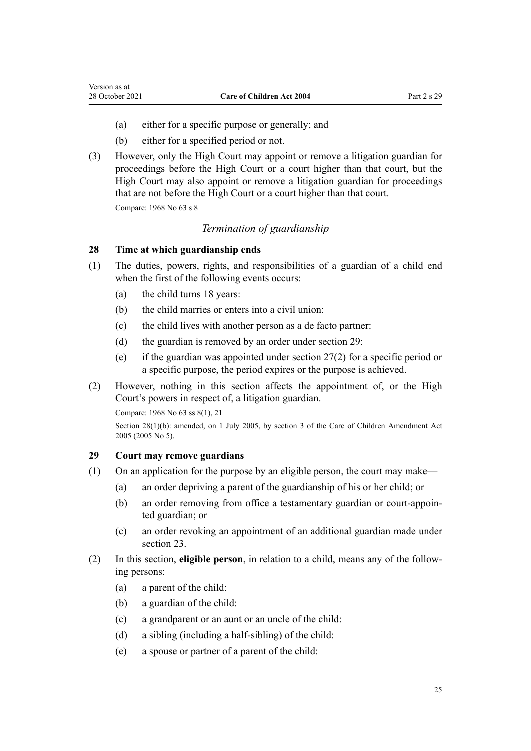(a) either for a specific purpose or generally; and

(b) either for a specified period or not.

(3) However, only the High Court may appoint or remove a litigation guardian for proceedings before the High Court or a court higher than that court, but the High Court may also appoint or remove a litigation guardian for proceedings that are not before the High Court or a court higher than that court.

Compare: 1968 No 63 s 8

### *Termination of guardianship*

### 28 Time at which guardianship ends

(1) The duties, powers, rights, and responsibilities of a guardian of a child end when the first of the following events occurs:

(a) the child turns 18 years:

(b) the child marries or enters into a civil union:

(c) the child lives with another person as a de facto partner:

(d) the guardian is removed by an order under section 29:

(e) if the guardian was appointed under section 27(2) for a specific period or a specific purpose, the period expires or the purpose is achieved.

(2) However, nothing in this section affects the appointment of, or the High Court's powers in respect of, a litigation guardian.

Compare: 1968 No 63 ss 8(1), 21

Section 28(1)(b): amended, on 1 July 2005, by section 3 of the Care of Children Amendment Act 2005 (2005 No 5).

### 29 Court may remove guardians

(1) On an application for the purpose by an eligible person, the court may make—

(a) an order depriving a parent of the guardianship of his or her child; or

(b) an order removing from office a testamentary guardian or court-appointed guardian; or

(c) an order revoking an appointment of an additional guardian made under section 23.

(2) In this section, **eligible person**, in relation to a child, means any of the following persons:

(a) a parent of the child:

(b) a guardian of the child:

(c) a grandparent or an aunt or an uncle of the child:

(d) a sibling (including a half-sibling) of the child:

(e) a spouse or partner of a parent of the child: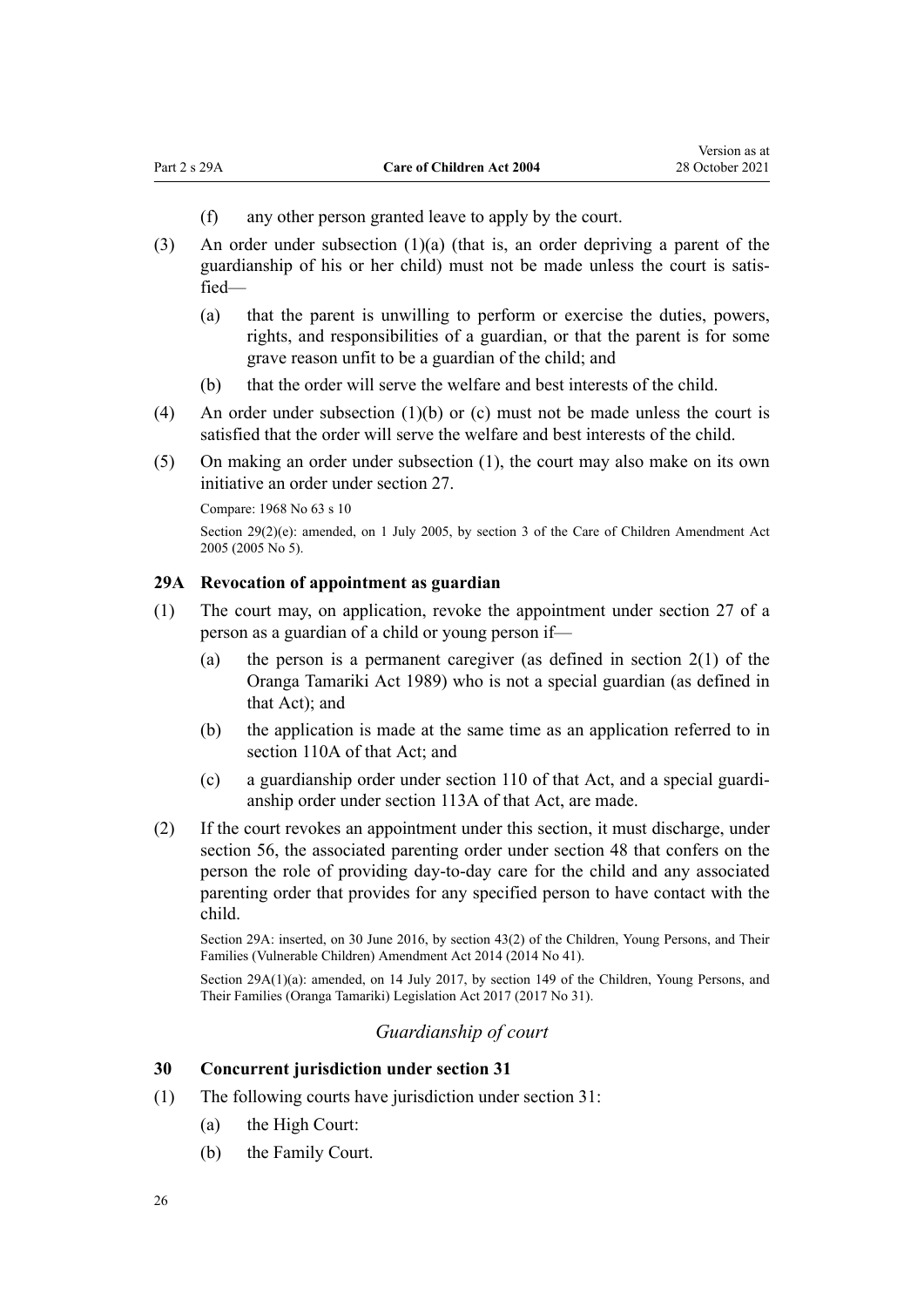(f) any other person granted leave to apply by the court.

(3) An order under subsection (1)(a) (that is, an order depriving a parent of the guardianship of his or her child) must not be made unless the court is satisfied—

(a) that the parent is unwilling to perform or exercise the duties, powers, rights, and responsibilities of a guardian, or that the parent is for some grave reason unfit to be a guardian of the child; and

(b) that the order will serve the welfare and best interests of the child.

(4) An order under subsection (1)(b) or (c) must not be made unless the court is satisfied that the order will serve the welfare and best interests of the child.

(5) On making an order under subsection (1), the court may also make on its own initiative an order under section 27.

Compare: 1968 No 63 s 10

Section 29(2)(e): amended, on 1 July 2005, by section 3 of the Care of Children Amendment Act 2005 (2005 No 5).

### 29A Revocation of appointment as guardian

(1) The court may, on application, revoke the appointment under section 27 of a person as a guardian of a child or young person if—

(a) the person is a permanent caregiver (as defined in section 2(1) of the Oranga Tamariki Act 1989) who is not a special guardian (as defined in that Act); and

(b) the application is made at the same time as an application referred to in section 110A of that Act; and

(c) a guardianship order under section 110 of that Act, and a special guardianship order under section 113A of that Act, are made.

(2) If the court revokes an appointment under this section, it must discharge, under section 56, the associated parenting order under section 48 that confers on the person the role of providing day-to-day care for the child and any associated parenting order that provides for any specified person to have contact with the child.

Section 29A: inserted, on 30 June 2016, by section 43(2) of the Children, Young Persons, and Their Families (Vulnerable Children) Amendment Act 2014 (2014 No 41).

Section 29A(1)(a): amended, on 14 July 2017, by section 149 of the Children, Young Persons, and Their Families (Oranga Tamariki) Legislation Act 2017 (2017 No 31).

*Guardianship of court*

### 30 Concurrent jurisdiction under section 31

(1) The following courts have jurisdiction under section 31:

(a) the High Court:

(b) the Family Court.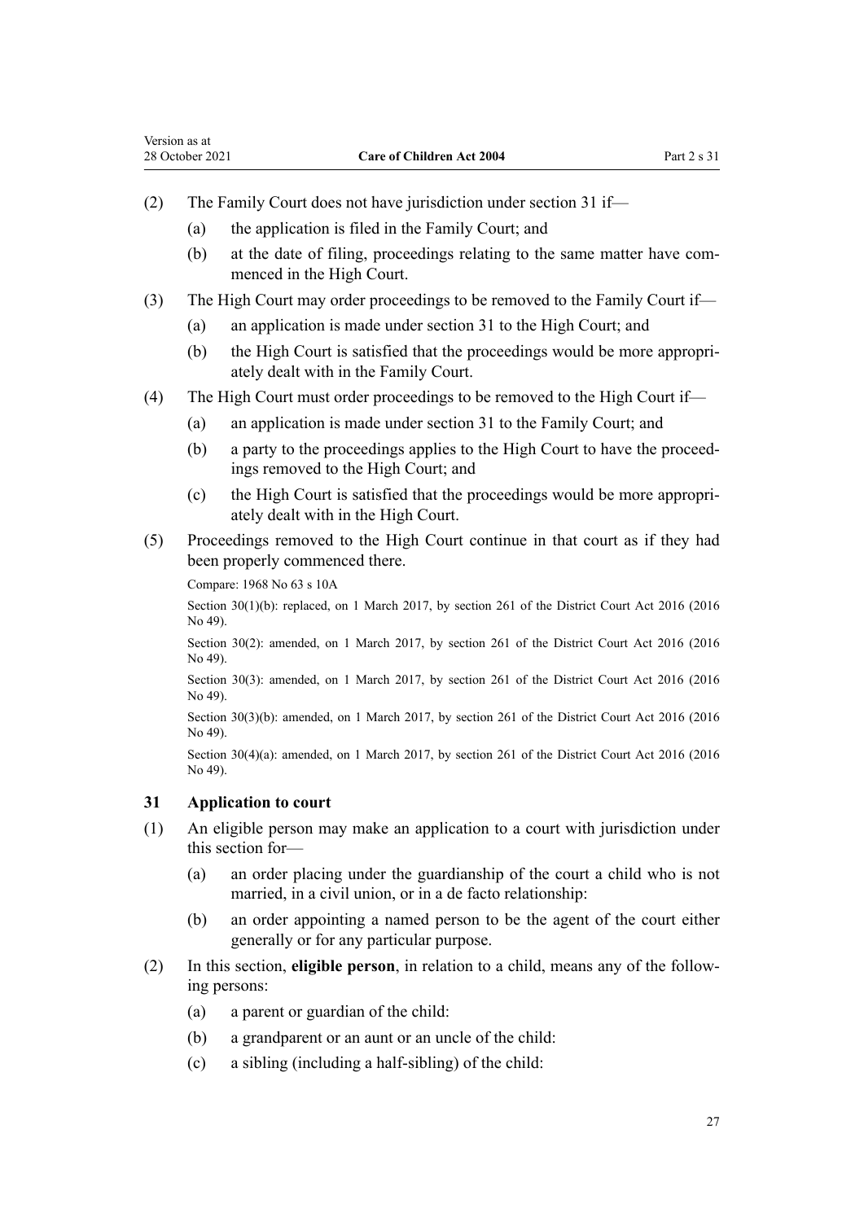(2) The Family Court does not have jurisdiction under section 31 if—

(a) the application is filed in the Family Court; and

(b) at the date of filing, proceedings relating to the same matter have commenced in the High Court.

(3) The High Court may order proceedings to be removed to the Family Court if—

(a) an application is made under section 31 to the High Court; and

(b) the High Court is satisfied that the proceedings would be more appropriately dealt with in the Family Court.

(4) The High Court must order proceedings to be removed to the High Court if—

(a) an application is made under section 31 to the Family Court; and

(b) a party to the proceedings applies to the High Court to have the proceedings removed to the High Court; and

(c) the High Court is satisfied that the proceedings would be more appropriately dealt with in the High Court.

(5) Proceedings removed to the High Court continue in that court as if they had been properly commenced there.

Compare: 1968 No 63 s 10A

Section 30(1)(b): replaced, on 1 March 2017, by section 261 of the District Court Act 2016 (2016 No 49).

Section 30(2): amended, on 1 March 2017, by section 261 of the District Court Act 2016 (2016 No 49).

Section 30(3): amended, on 1 March 2017, by section 261 of the District Court Act 2016 (2016 No 49).

Section 30(3)(b): amended, on 1 March 2017, by section 261 of the District Court Act 2016 (2016 No 49).

Section 30(4)(a): amended, on 1 March 2017, by section 261 of the District Court Act 2016 (2016 No 49).

### 31 Application to court

(1) An eligible person may make an application to a court with jurisdiction under this section for—

(a) an order placing under the guardianship of the court a child who is not married, in a civil union, or in a de facto relationship:

(b) an order appointing a named person to be the agent of the court either generally or for any particular purpose.

(2) In this section, **eligible person**, in relation to a child, means any of the following persons:

(a) a parent or guardian of the child:

(b) a grandparent or an aunt or an uncle of the child:

(c) a sibling (including a half-sibling) of the child: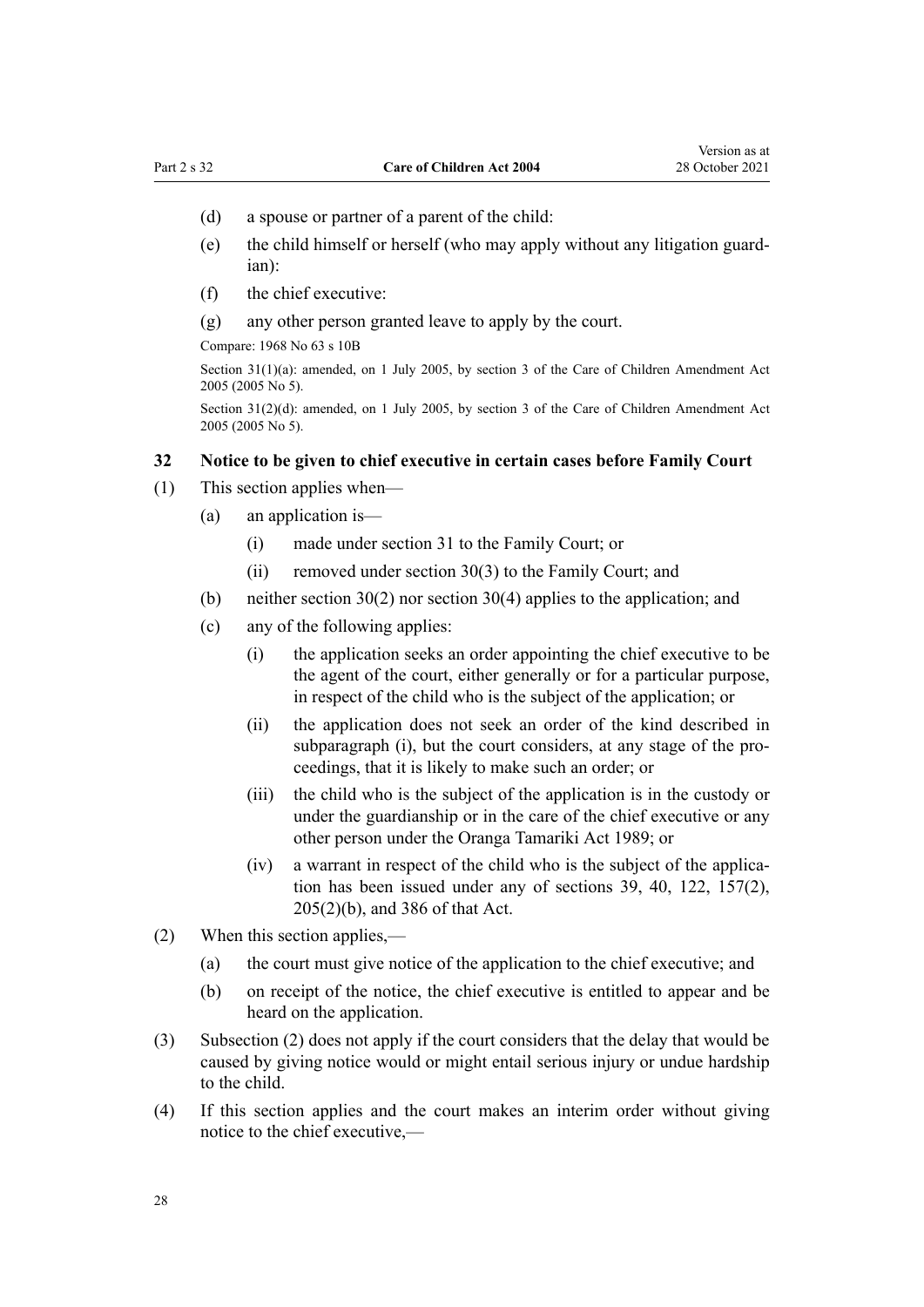(d) a spouse or partner of a parent of the child:

(e) the child himself or herself (who may apply without any litigation guardian):

(f) the chief executive:

(g) any other person granted leave to apply by the court.

Compare: 1968 No 63 s 10B

Section 31(1)(a): amended, on 1 July 2005, by section 3 of the Care of Children Amendment Act 2005 (2005 No 5).

Section 31(2)(d): amended, on 1 July 2005, by section 3 of the Care of Children Amendment Act 2005 (2005 No 5).

### 32 Notice to be given to chief executive in certain cases before Family Court

(1) This section applies when—

(a) an application is—

(i) made under section 31 to the Family Court; or

(ii) removed under section 30(3) to the Family Court; and

(b) neither section 30(2) nor section 30(4) applies to the application; and

(c) any of the following applies:

(i) the application seeks an order appointing the chief executive to be the agent of the court, either generally or for a particular purpose, in respect of the child who is the subject of the application; or

(ii) the application does not seek an order of the kind described in subparagraph (i), but the court considers, at any stage of the proceedings, that it is likely to make such an order; or

(iii) the child who is the subject of the application is in the custody or under the guardianship or in the care of the chief executive or any other person under the Oranga Tamariki Act 1989; or

(iv) a warrant in respect of the child who is the subject of the application has been issued under any of sections 39, 40, 122, 157(2), 205(2)(b), and 386 of that Act.

(2) When this section applies,—

(a) the court must give notice of the application to the chief executive; and

(b) on receipt of the notice, the chief executive is entitled to appear and be heard on the application.

(3) Subsection (2) does not apply if the court considers that the delay that would be caused by giving notice would or might entail serious injury or undue hardship to the child.

(4) If this section applies and the court makes an interim order without giving notice to the chief executive,—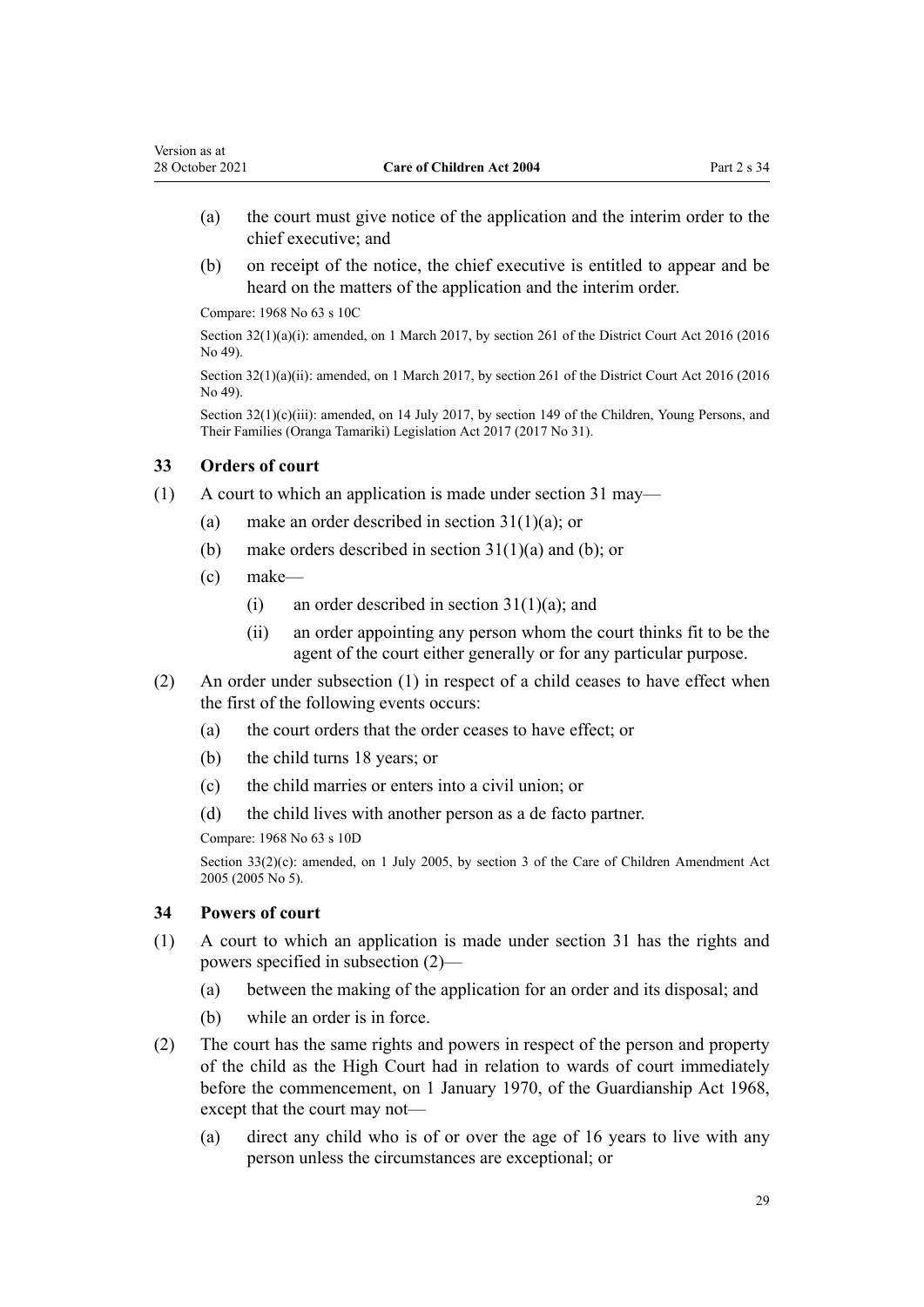(a) the court must give notice of the application and the interim order to the chief executive; and

(b) on receipt of the notice, the chief executive is entitled to appear and be heard on the matters of the application and the interim order.

Compare: 1968 No 63 s 10C

Section 32(1)(a)(i): amended, on 1 March 2017, by section 261 of the District Court Act 2016 (2016 No 49).

Section 32(1)(a)(ii): amended, on 1 March 2017, by section 261 of the District Court Act 2016 (2016 No 49).

Section 32(1)(c)(iii): amended, on 14 July 2017, by section 149 of the Children, Young Persons, and Their Families (Oranga Tamariki) Legislation Act 2017 (2017 No 31).

### 33 Orders of court

(1) A court to which an application is made under section 31 may—

(a) make an order described in section 31(1)(a); or

(b) make orders described in section 31(1)(a) and (b); or

(c) make—

(i) an order described in section 31(1)(a); and

(ii) an order appointing any person whom the court thinks fit to be the agent of the court either generally or for any particular purpose.

(2) An order under subsection (1) in respect of a child ceases to have effect when the first of the following events occurs:

(a) the court orders that the order ceases to have effect; or

(b) the child turns 18 years; or

(c) the child marries or enters into a civil union; or

(d) the child lives with another person as a de facto partner.

Compare: 1968 No 63 s 10D

Section 33(2)(c): amended, on 1 July 2005, by section 3 of the Care of Children Amendment Act 2005 (2005 No 5).

### 34 Powers of court

(1) A court to which an application is made under section 31 has the rights and powers specified in subsection (2)—

(a) between the making of the application for an order and its disposal; and

(b) while an order is in force.

(2) The court has the same rights and powers in respect of the person and property of the child as the High Court had in relation to wards of court immediately before the commencement, on 1 January 1970, of the Guardianship Act 1968, except that the court may not—

(a) direct any child who is of or over the age of 16 years to live with any person unless the circumstances are exceptional; or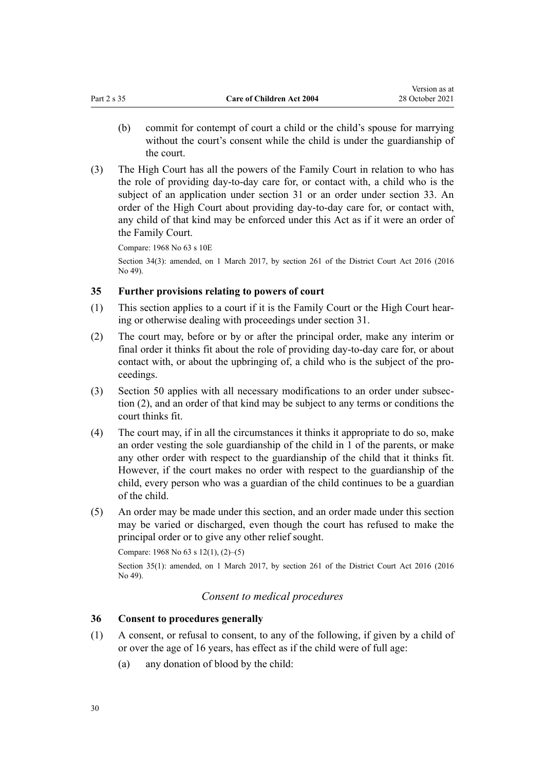(b) commit for contempt of court a child or the child's spouse for marrying without the court's consent while the child is under the guardianship of the court.

(3) The High Court has all the powers of the Family Court in relation to who has the role of providing day-to-day care for, or contact with, a child who is the subject of an application under section 31 or an order under section 33. An order of the High Court about providing day-to-day care for, or contact with, any child of that kind may be enforced under this Act as if it were an order of the Family Court.

Compare: 1968 No 63 s 10E

Section 34(3): amended, on 1 March 2017, by section 261 of the District Court Act 2016 (2016 No 49).

### 35 Further provisions relating to powers of court

(1) This section applies to a court if it is the Family Court or the High Court hearing or otherwise dealing with proceedings under section 31.

(2) The court may, before or by or after the principal order, make any interim or final order it thinks fit about the role of providing day-to-day care for, or about contact with, or about the upbringing of, a child who is the subject of the proceedings.

(3) Section 50 applies with all necessary modifications to an order under subsection (2), and an order of that kind may be subject to any terms or conditions the court thinks fit.

(4) The court may, if in all the circumstances it thinks it appropriate to do so, make an order vesting the sole guardianship of the child in 1 of the parents, or make any other order with respect to the guardianship of the child that it thinks fit. However, if the court makes no order with respect to the guardianship of the child, every person who was a guardian of the child continues to be a guardian of the child.

(5) An order may be made under this section, and an order made under this section may be varied or discharged, even though the court has refused to make the principal order or to give any other relief sought.

Compare: 1968 No 63 s 12(1), (2)–(5)

Section 35(1): amended, on 1 March 2017, by section 261 of the District Court Act 2016 (2016 No 49).

*Consent to medical procedures*

### 36 Consent to procedures generally

(1) A consent, or refusal to consent, to any of the following, if given by a child of or over the age of 16 years, has effect as if the child were of full age:

(a) any donation of blood by the child: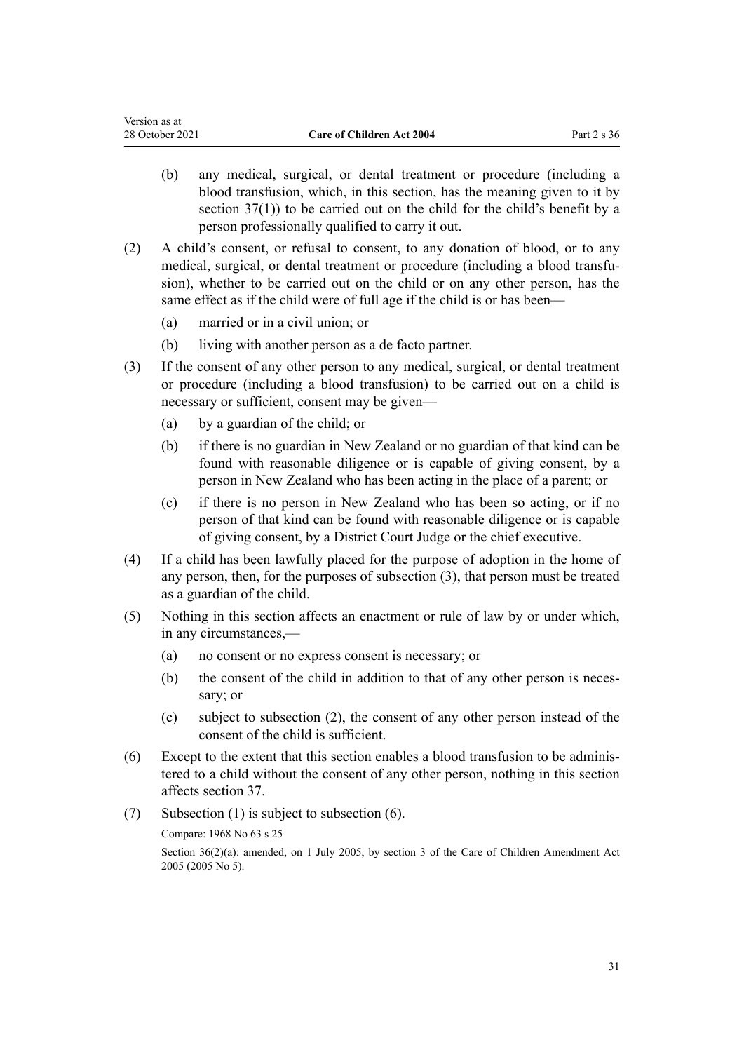(b) any medical, surgical, or dental treatment or procedure (including a blood transfusion, which, in this section, has the meaning given to it by section 37(1)) to be carried out on the child for the child's benefit by a person professionally qualified to carry it out.

(2) A child's consent, or refusal to consent, to any donation of blood, or to any medical, surgical, or dental treatment or procedure (including a blood transfusion), whether to be carried out on the child or on any other person, has the same effect as if the child were of full age if the child is or has been—

(a) married or in a civil union; or

(b) living with another person as a de facto partner.

(3) If the consent of any other person to any medical, surgical, or dental treatment or procedure (including a blood transfusion) to be carried out on a child is necessary or sufficient, consent may be given—

(a) by a guardian of the child; or

(b) if there is no guardian in New Zealand or no guardian of that kind can be found with reasonable diligence or is capable of giving consent, by a person in New Zealand who has been acting in the place of a parent; or

(c) if there is no person in New Zealand who has been so acting, or if no person of that kind can be found with reasonable diligence or is capable of giving consent, by a District Court Judge or the chief executive.

(4) If a child has been lawfully placed for the purpose of adoption in the home of any person, then, for the purposes of subsection (3), that person must be treated as a guardian of the child.

(5) Nothing in this section affects an enactment or rule of law by or under which, in any circumstances,—

(a) no consent or no express consent is necessary; or

(b) the consent of the child in addition to that of any other person is necessary; or

(c) subject to subsection (2), the consent of any other person instead of the consent of the child is sufficient.

(6) Except to the extent that this section enables a blood transfusion to be administered to a child without the consent of any other person, nothing in this section affects section 37.

(7) Subsection (1) is subject to subsection (6).

Compare: 1968 No 63 s 25

Section 36(2)(a): amended, on 1 July 2005, by section 3 of the Care of Children Amendment Act 2005 (2005 No 5).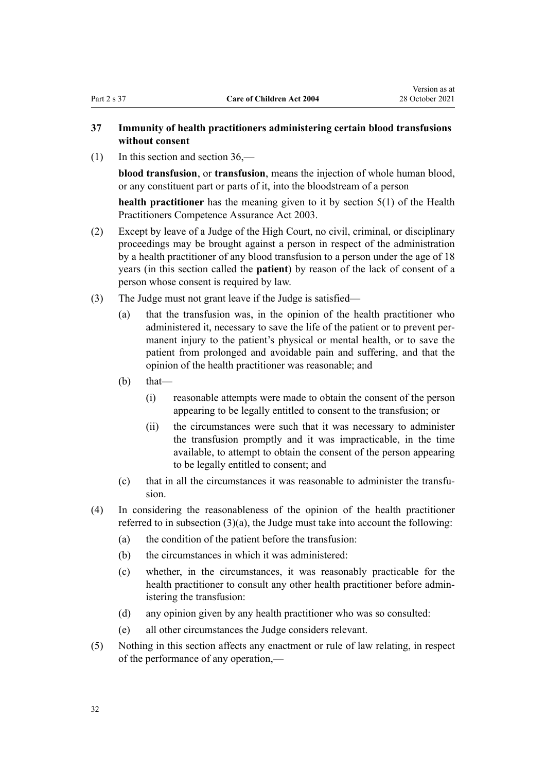### 37 Immunity of health practitioners administering certain blood transfusions without consent

(1) In this section and section 36,—

**blood transfusion**, or **transfusion**, means the injection of whole human blood, or any constituent part or parts of it, into the bloodstream of a person

**health practitioner** has the meaning given to it by section 5(1) of the Health Practitioners Competence Assurance Act 2003.

(2) Except by leave of a Judge of the High Court, no civil, criminal, or disciplinary proceedings may be brought against a person in respect of the administration by a health practitioner of any blood transfusion to a person under the age of 18 years (in this section called the **patient**) by reason of the lack of consent of a person whose consent is required by law.

(3) The Judge must not grant leave if the Judge is satisfied—

- (a) that the transfusion was, in the opinion of the health practitioner who administered it, necessary to save the life of the patient or to prevent permanent injury to the patient's physical or mental health, or to save the patient from prolonged and avoidable pain and suffering, and that the opinion of the health practitioner was reasonable; and
- (b) that—
  - (i) reasonable attempts were made to obtain the consent of the person appearing to be legally entitled to consent to the transfusion; or
  - (ii) the circumstances were such that it was necessary to administer the transfusion promptly and it was impracticable, in the time available, to attempt to obtain the consent of the person appearing to be legally entitled to consent; and
- (c) that in all the circumstances it was reasonable to administer the transfusion.

(4) In considering the reasonableness of the opinion of the health practitioner referred to in subsection (3)(a), the Judge must take into account the following:

- (a) the condition of the patient before the transfusion:
- (b) the circumstances in which it was administered:
- (c) whether, in the circumstances, it was reasonably practicable for the health practitioner to consult any other health practitioner before administering the transfusion:
- (d) any opinion given by any health practitioner who was so consulted:
- (e) all other circumstances the Judge considers relevant.

(5) Nothing in this section affects any enactment or rule of law relating, in respect of the performance of any operation,—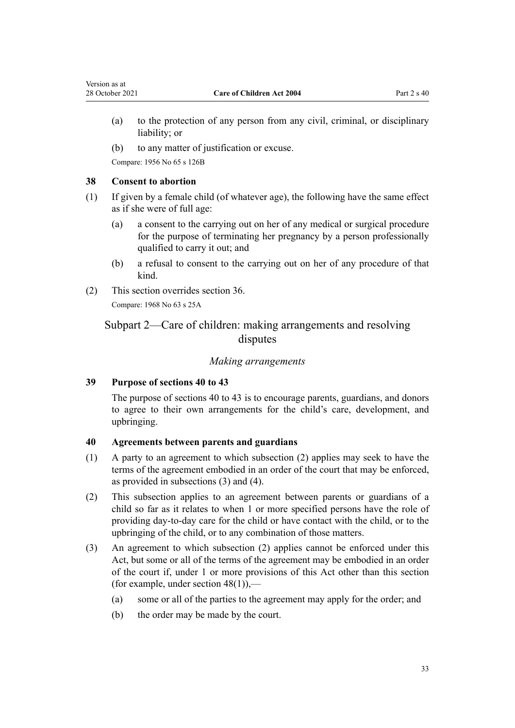(a) to the protection of any person from any civil, criminal, or disciplinary liability; or

(b) to any matter of justification or excuse.

Compare: 1956 No 65 s 126B

### 38 Consent to abortion

(1) If given by a female child (of whatever age), the following have the same effect as if she were of full age:

(a) a consent to the carrying out on her of any medical or surgical procedure for the purpose of terminating her pregnancy by a person professionally qualified to carry it out; and

(b) a refusal to consent to the carrying out on her of any procedure of that kind.

(2) This section overrides section 36.

Compare: 1968 No 63 s 25A

## Subpart 2—Care of children: making arrangements and resolving disputes

*Making arrangements*

### 39 Purpose of sections 40 to 43

The purpose of sections 40 to 43 is to encourage parents, guardians, and donors to agree to their own arrangements for the child's care, development, and upbringing.

### 40 Agreements between parents and guardians

(1) A party to an agreement to which subsection (2) applies may seek to have the terms of the agreement embodied in an order of the court that may be enforced, as provided in subsections (3) and (4).

(2) This subsection applies to an agreement between parents or guardians of a child so far as it relates to when 1 or more specified persons have the role of providing day-to-day care for the child or have contact with the child, or to the upbringing of the child, or to any combination of those matters.

(3) An agreement to which subsection (2) applies cannot be enforced under this Act, but some or all of the terms of the agreement may be embodied in an order of the court if, under 1 or more provisions of this Act other than this section (for example, under section 48(1)),—

(a) some or all of the parties to the agreement may apply for the order; and

(b) the order may be made by the court.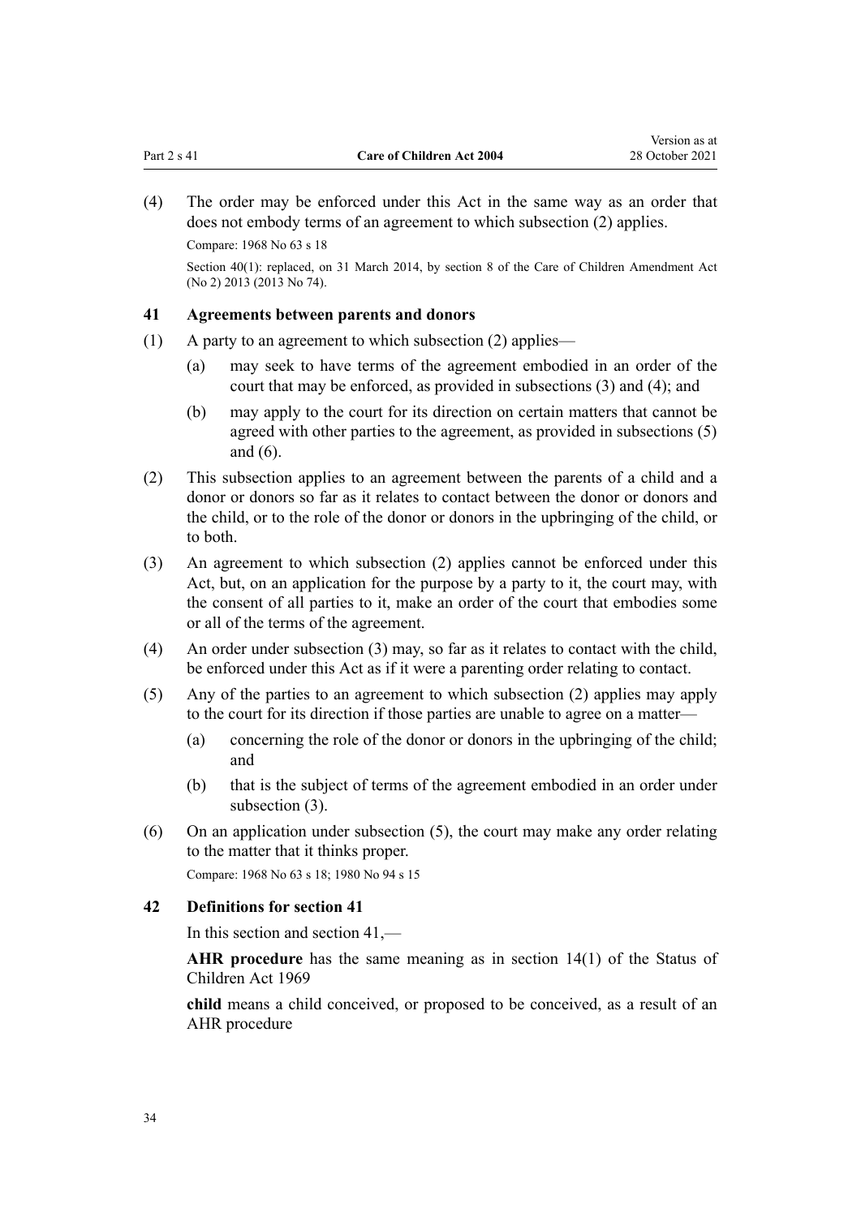(4) The order may be enforced under this Act in the same way as an order that does not embody terms of an agreement to which subsection (2) applies.

Compare: 1968 No 63 s 18

Section 40(1): replaced, on 31 March 2014, by section 8 of the Care of Children Amendment Act (No 2) 2013 (2013 No 74).

### 41 Agreements between parents and donors

(1) A party to an agreement to which subsection (2) applies—

  (a) may seek to have terms of the agreement embodied in an order of the court that may be enforced, as provided in subsections (3) and (4); and

  (b) may apply to the court for its direction on certain matters that cannot be agreed with other parties to the agreement, as provided in subsections (5) and (6).

(2) This subsection applies to an agreement between the parents of a child and a donor or donors so far as it relates to contact between the donor or donors and the child, or to the role of the donor or donors in the upbringing of the child, or to both.

(3) An agreement to which subsection (2) applies cannot be enforced under this Act, but, on an application for the purpose by a party to it, the court may, with the consent of all parties to it, make an order of the court that embodies some or all of the terms of the agreement.

(4) An order under subsection (3) may, so far as it relates to contact with the child, be enforced under this Act as if it were a parenting order relating to contact.

(5) Any of the parties to an agreement to which subsection (2) applies may apply to the court for its direction if those parties are unable to agree on a matter—

  (a) concerning the role of the donor or donors in the upbringing of the child; and

  (b) that is the subject of terms of the agreement embodied in an order under subsection (3).

(6) On an application under subsection (5), the court may make any order relating to the matter that it thinks proper.

Compare: 1968 No 63 s 18; 1980 No 94 s 15

### 42 Definitions for section 41

In this section and section 41,—

**AHR procedure** has the same meaning as in section 14(1) of the Status of Children Act 1969

**child** means a child conceived, or proposed to be conceived, as a result of an AHR procedure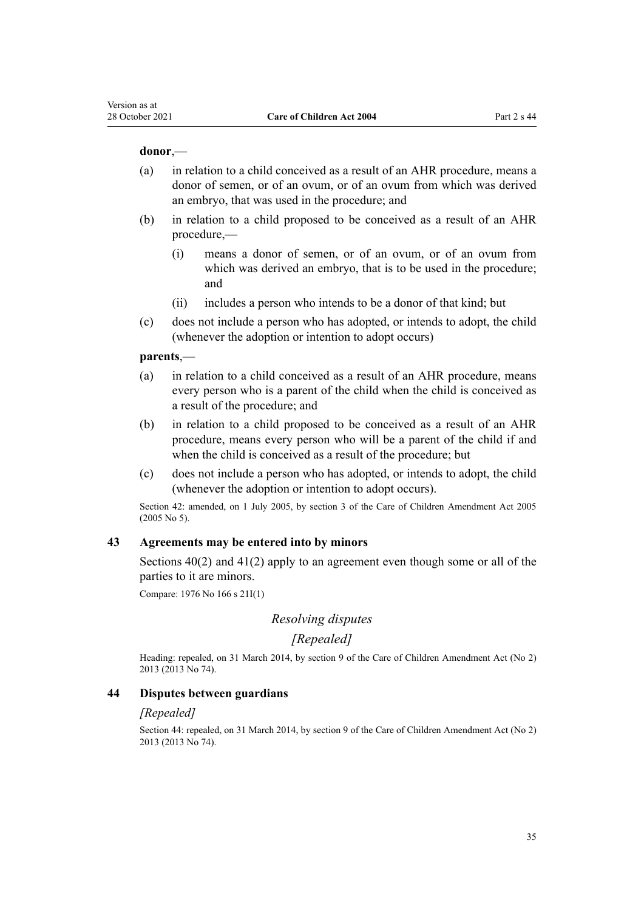**donor**,—

(a) in relation to a child conceived as a result of an AHR procedure, means a donor of semen, or of an ovum, or of an ovum from which was derived an embryo, that was used in the procedure; and

(b) in relation to a child proposed to be conceived as a result of an AHR procedure,—

   (i) means a donor of semen, or of an ovum, or of an ovum from which was derived an embryo, that is to be used in the procedure; and

   (ii) includes a person who intends to be a donor of that kind; but

(c) does not include a person who has adopted, or intends to adopt, the child (whenever the adoption or intention to adopt occurs)

**parents**,—

(a) in relation to a child conceived as a result of an AHR procedure, means every person who is a parent of the child when the child is conceived as a result of the procedure; and

(b) in relation to a child proposed to be conceived as a result of an AHR procedure, means every person who will be a parent of the child if and when the child is conceived as a result of the procedure; but

(c) does not include a person who has adopted, or intends to adopt, the child (whenever the adoption or intention to adopt occurs).

Section 42: amended, on 1 July 2005, by section 3 of the Care of Children Amendment Act 2005 (2005 No 5).

### 43 Agreements may be entered into by minors

Sections 40(2) and 41(2) apply to an agreement even though some or all of the parties to it are minors.

Compare: 1976 No 166 s 21I(1)

## *Resolving disputes*

## *[Repealed]*

Heading: repealed, on 31 March 2014, by section 9 of the Care of Children Amendment Act (No 2) 2013 (2013 No 74).

### 44 Disputes between guardians

*[Repealed]*

Section 44: repealed, on 31 March 2014, by section 9 of the Care of Children Amendment Act (No 2) 2013 (2013 No 74).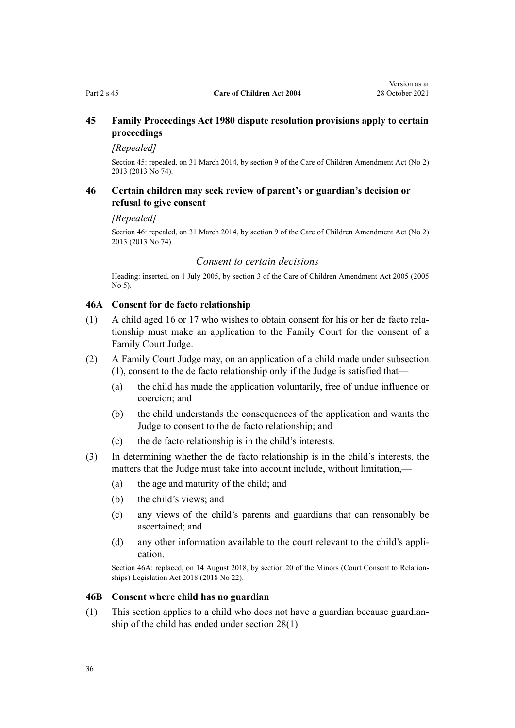### 45 Family Proceedings Act 1980 dispute resolution provisions apply to certain proceedings

*[Repealed]*

Section 45: repealed, on 31 March 2014, by section 9 of the Care of Children Amendment Act (No 2) 2013 (2013 No 74).

### 46 Certain children may seek review of parent's or guardian's decision or refusal to give consent

*[Repealed]*

Section 46: repealed, on 31 March 2014, by section 9 of the Care of Children Amendment Act (No 2) 2013 (2013 No 74).

## *Consent to certain decisions*

Heading: inserted, on 1 July 2005, by section 3 of the Care of Children Amendment Act 2005 (2005 No 5).

### 46A Consent for de facto relationship

(1) A child aged 16 or 17 who wishes to obtain consent for his or her de facto relationship must make an application to the Family Court for the consent of a Family Court Judge.

(2) A Family Court Judge may, on an application of a child made under subsection (1), consent to the de facto relationship only if the Judge is satisfied that—

- (a) the child has made the application voluntarily, free of undue influence or coercion; and
- (b) the child understands the consequences of the application and wants the Judge to consent to the de facto relationship; and
- (c) the de facto relationship is in the child's interests.

(3) In determining whether the de facto relationship is in the child's interests, the matters that the Judge must take into account include, without limitation,—

- (a) the age and maturity of the child; and
- (b) the child's views; and
- (c) any views of the child's parents and guardians that can reasonably be ascertained; and
- (d) any other information available to the court relevant to the child's application.

Section 46A: replaced, on 14 August 2018, by section 20 of the Minors (Court Consent to Relationships) Legislation Act 2018 (2018 No 22).

### 46B Consent where child has no guardian

(1) This section applies to a child who does not have a guardian because guardianship of the child has ended under section 28(1).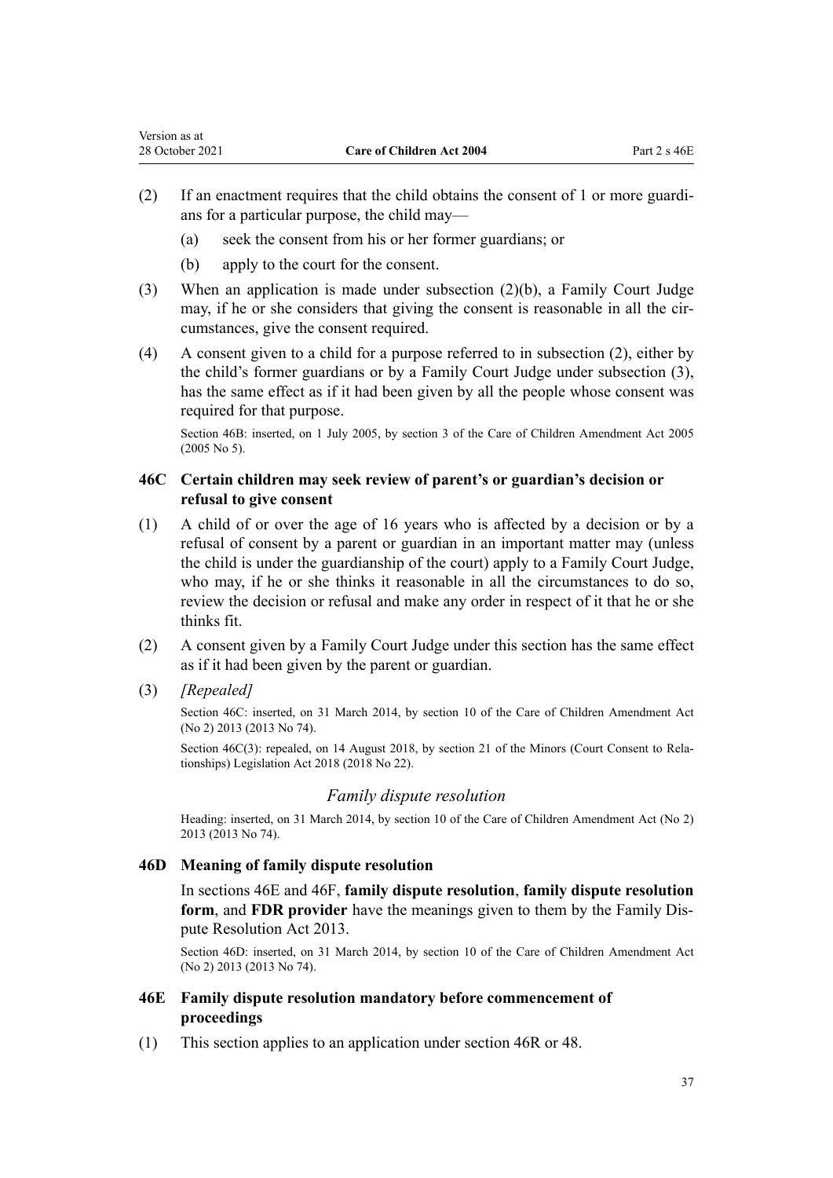(2) If an enactment requires that the child obtains the consent of 1 or more guardians for a particular purpose, the child may—

(a) seek the consent from his or her former guardians; or

(b) apply to the court for the consent.

(3) When an application is made under subsection (2)(b), a Family Court Judge may, if he or she considers that giving the consent is reasonable in all the circumstances, give the consent required.

(4) A consent given to a child for a purpose referred to in subsection (2), either by the child's former guardians or by a Family Court Judge under subsection (3), has the same effect as if it had been given by all the people whose consent was required for that purpose.

Section 46B: inserted, on 1 July 2005, by section 3 of the Care of Children Amendment Act 2005 (2005 No 5).

### 46C Certain children may seek review of parent's or guardian's decision or refusal to give consent

(1) A child of or over the age of 16 years who is affected by a decision or by a refusal of consent by a parent or guardian in an important matter may (unless the child is under the guardianship of the court) apply to a Family Court Judge, who may, if he or she thinks it reasonable in all the circumstances to do so, review the decision or refusal and make any order in respect of it that he or she thinks fit.

(2) A consent given by a Family Court Judge under this section has the same effect as if it had been given by the parent or guardian.

(3) *[Repealed]*

Section 46C: inserted, on 31 March 2014, by section 10 of the Care of Children Amendment Act (No 2) 2013 (2013 No 74).

Section 46C(3): repealed, on 14 August 2018, by section 21 of the Minors (Court Consent to Relationships) Legislation Act 2018 (2018 No 22).

## *Family dispute resolution*

Heading: inserted, on 31 March 2014, by section 10 of the Care of Children Amendment Act (No 2) 2013 (2013 No 74).

### 46D Meaning of family dispute resolution

In sections 46E and 46F, **family dispute resolution**, **family dispute resolution form**, and **FDR provider** have the meanings given to them by the Family Dispute Resolution Act 2013.

Section 46D: inserted, on 31 March 2014, by section 10 of the Care of Children Amendment Act (No 2) 2013 (2013 No 74).

### 46E Family dispute resolution mandatory before commencement of proceedings

(1) This section applies to an application under section 46R or 48.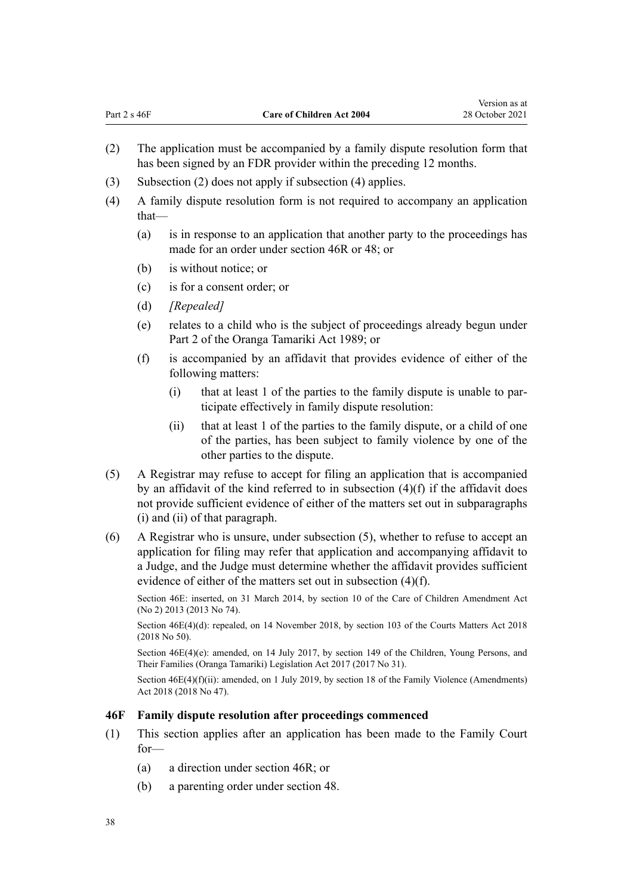(2) The application must be accompanied by a family dispute resolution form that has been signed by an FDR provider within the preceding 12 months.

(3) Subsection (2) does not apply if subsection (4) applies.

(4) A family dispute resolution form is not required to accompany an application that—

- (a) is in response to an application that another party to the proceedings has made for an order under section 46R or 48; or
- (b) is without notice; or
- (c) is for a consent order; or
- (d) *[Repealed]*
- (e) relates to a child who is the subject of proceedings already begun under Part 2 of the Oranga Tamariki Act 1989; or
- (f) is accompanied by an affidavit that provides evidence of either of the following matters:
  - (i) that at least 1 of the parties to the family dispute is unable to participate effectively in family dispute resolution:
  - (ii) that at least 1 of the parties to the family dispute, or a child of one of the parties, has been subject to family violence by one of the other parties to the dispute.

(5) A Registrar may refuse to accept for filing an application that is accompanied by an affidavit of the kind referred to in subsection (4)(f) if the affidavit does not provide sufficient evidence of either of the matters set out in subparagraphs (i) and (ii) of that paragraph.

(6) A Registrar who is unsure, under subsection (5), whether to refuse to accept an application for filing may refer that application and accompanying affidavit to a Judge, and the Judge must determine whether the affidavit provides sufficient evidence of either of the matters set out in subsection (4)(f).

Section 46E: inserted, on 31 March 2014, by section 10 of the Care of Children Amendment Act (No 2) 2013 (2013 No 74).

Section 46E(4)(d): repealed, on 14 November 2018, by section 103 of the Courts Matters Act 2018 (2018 No 50).

Section 46E(4)(e): amended, on 14 July 2017, by section 149 of the Children, Young Persons, and Their Families (Oranga Tamariki) Legislation Act 2017 (2017 No 31).

Section 46E(4)(f)(ii): amended, on 1 July 2019, by section 18 of the Family Violence (Amendments) Act 2018 (2018 No 47).

### 46F Family dispute resolution after proceedings commenced

(1) This section applies after an application has been made to the Family Court for—

- (a) a direction under section 46R; or
- (b) a parenting order under section 48.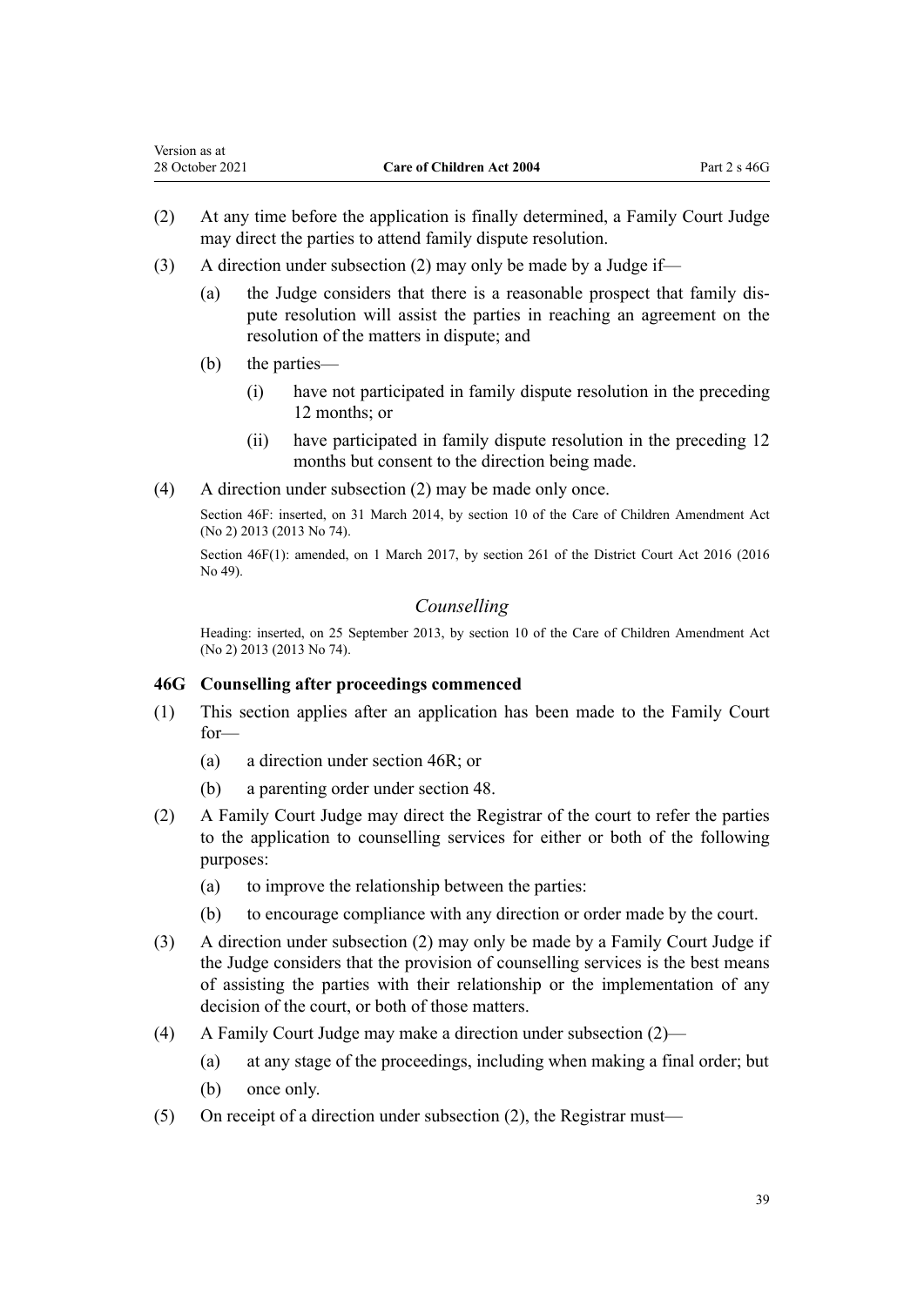(2) At any time before the application is finally determined, a Family Court Judge may direct the parties to attend family dispute resolution.

(3) A direction under subsection (2) may only be made by a Judge if—

   (a) the Judge considers that there is a reasonable prospect that family dispute resolution will assist the parties in reaching an agreement on the resolution of the matters in dispute; and

   (b) the parties—

      (i) have not participated in family dispute resolution in the preceding 12 months; or

      (ii) have participated in family dispute resolution in the preceding 12 months but consent to the direction being made.

(4) A direction under subsection (2) may be made only once.

Section 46F: inserted, on 31 March 2014, by section 10 of the Care of Children Amendment Act (No 2) 2013 (2013 No 74).

Section 46F(1): amended, on 1 March 2017, by section 261 of the District Court Act 2016 (2016 No 49).

*Counselling*

Heading: inserted, on 25 September 2013, by section 10 of the Care of Children Amendment Act (No 2) 2013 (2013 No 74).

### 46G Counselling after proceedings commenced

(1) This section applies after an application has been made to the Family Court for—

   (a) a direction under section 46R; or

   (b) a parenting order under section 48.

(2) A Family Court Judge may direct the Registrar of the court to refer the parties to the application to counselling services for either or both of the following purposes:

   (a) to improve the relationship between the parties:

   (b) to encourage compliance with any direction or order made by the court.

(3) A direction under subsection (2) may only be made by a Family Court Judge if the Judge considers that the provision of counselling services is the best means of assisting the parties with their relationship or the implementation of any decision of the court, or both of those matters.

(4) A Family Court Judge may make a direction under subsection (2)—

   (a) at any stage of the proceedings, including when making a final order; but

   (b) once only.

(5) On receipt of a direction under subsection (2), the Registrar must—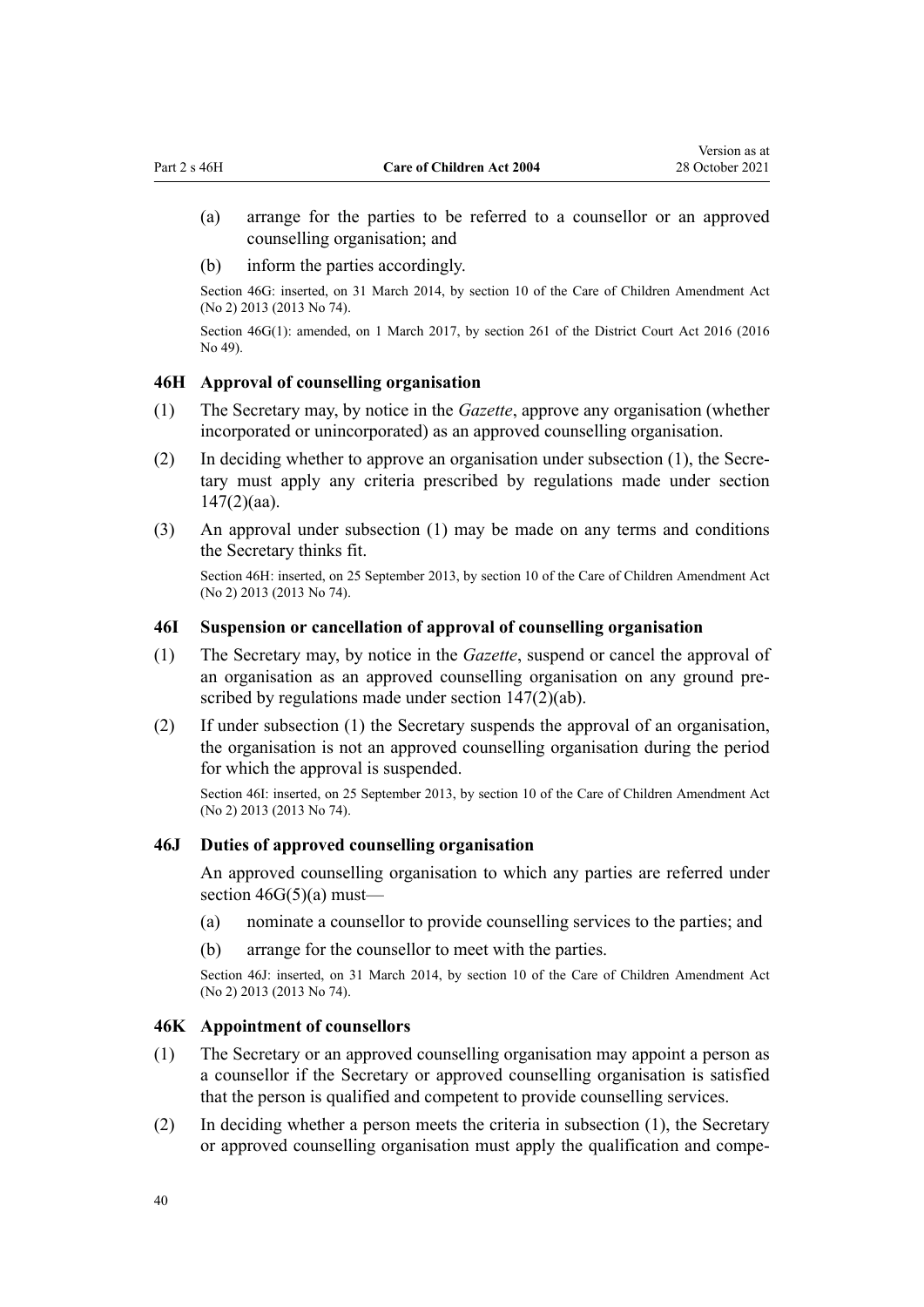(a) arrange for the parties to be referred to a counsellor or an approved counselling organisation; and

(b) inform the parties accordingly.

Section 46G: inserted, on 31 March 2014, by section 10 of the Care of Children Amendment Act (No 2) 2013 (2013 No 74).

Section 46G(1): amended, on 1 March 2017, by section 261 of the District Court Act 2016 (2016 No 49).

### 46H Approval of counselling organisation

(1) The Secretary may, by notice in the *Gazette*, approve any organisation (whether incorporated or unincorporated) as an approved counselling organisation.

(2) In deciding whether to approve an organisation under subsection (1), the Secretary must apply any criteria prescribed by regulations made under section 147(2)(aa).

(3) An approval under subsection (1) may be made on any terms and conditions the Secretary thinks fit.

Section 46H: inserted, on 25 September 2013, by section 10 of the Care of Children Amendment Act (No 2) 2013 (2013 No 74).

### 46I Suspension or cancellation of approval of counselling organisation

(1) The Secretary may, by notice in the *Gazette*, suspend or cancel the approval of an organisation as an approved counselling organisation on any ground prescribed by regulations made under section 147(2)(ab).

(2) If under subsection (1) the Secretary suspends the approval of an organisation, the organisation is not an approved counselling organisation during the period for which the approval is suspended.

Section 46I: inserted, on 25 September 2013, by section 10 of the Care of Children Amendment Act (No 2) 2013 (2013 No 74).

### 46J Duties of approved counselling organisation

An approved counselling organisation to which any parties are referred under section 46G(5)(a) must—

(a) nominate a counsellor to provide counselling services to the parties; and

(b) arrange for the counsellor to meet with the parties.

Section 46J: inserted, on 31 March 2014, by section 10 of the Care of Children Amendment Act (No 2) 2013 (2013 No 74).

### 46K Appointment of counsellors

(1) The Secretary or an approved counselling organisation may appoint a person as a counsellor if the Secretary or approved counselling organisation is satisfied that the person is qualified and competent to provide counselling services.

(2) In deciding whether a person meets the criteria in subsection (1), the Secretary or approved counselling organisation must apply the qualification and compe-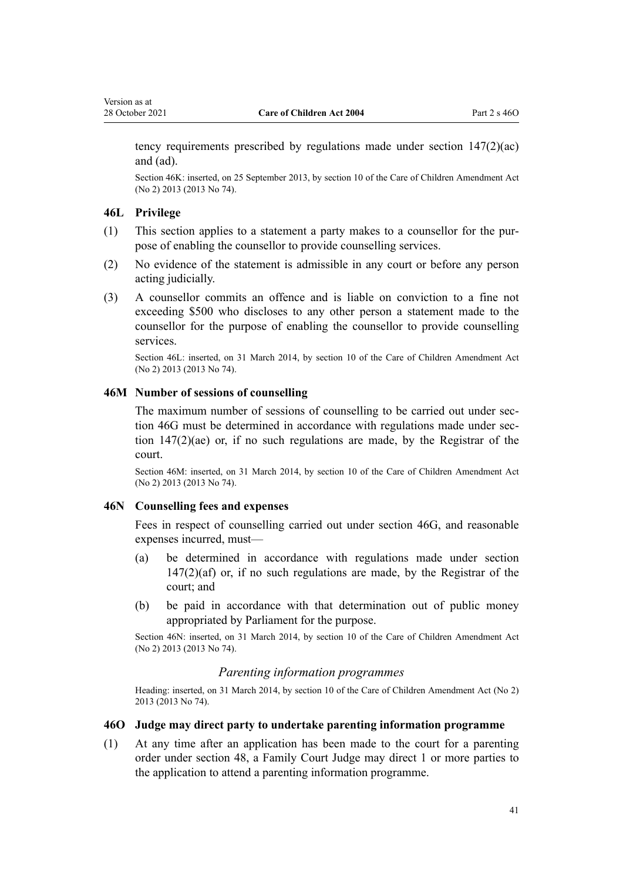tency requirements prescribed by regulations made under section 147(2)(ac) and (ad).

Section 46K: inserted, on 25 September 2013, by section 10 of the Care of Children Amendment Act (No 2) 2013 (2013 No 74).

### 46L Privilege

(1) This section applies to a statement a party makes to a counsellor for the purpose of enabling the counsellor to provide counselling services.

(2) No evidence of the statement is admissible in any court or before any person acting judicially.

(3) A counsellor commits an offence and is liable on conviction to a fine not exceeding $500 who discloses to any other person a statement made to the counsellor for the purpose of enabling the counsellor to provide counselling services.

Section 46L: inserted, on 31 March 2014, by section 10 of the Care of Children Amendment Act (No 2) 2013 (2013 No 74).

### 46M Number of sessions of counselling

The maximum number of sessions of counselling to be carried out under section 46G must be determined in accordance with regulations made under section 147(2)(ae) or, if no such regulations are made, by the Registrar of the court.

Section 46M: inserted, on 31 March 2014, by section 10 of the Care of Children Amendment Act (No 2) 2013 (2013 No 74).

### 46N Counselling fees and expenses

Fees in respect of counselling carried out under section 46G, and reasonable expenses incurred, must—

(a) be determined in accordance with regulations made under section 147(2)(af) or, if no such regulations are made, by the Registrar of the court; and

(b) be paid in accordance with that determination out of public money appropriated by Parliament for the purpose.

Section 46N: inserted, on 31 March 2014, by section 10 of the Care of Children Amendment Act (No 2) 2013 (2013 No 74).

*Parenting information programmes*

Heading: inserted, on 31 March 2014, by section 10 of the Care of Children Amendment Act (No 2) 2013 (2013 No 74).

### 46O Judge may direct party to undertake parenting information programme

(1) At any time after an application has been made to the court for a parenting order under section 48, a Family Court Judge may direct 1 or more parties to the application to attend a parenting information programme.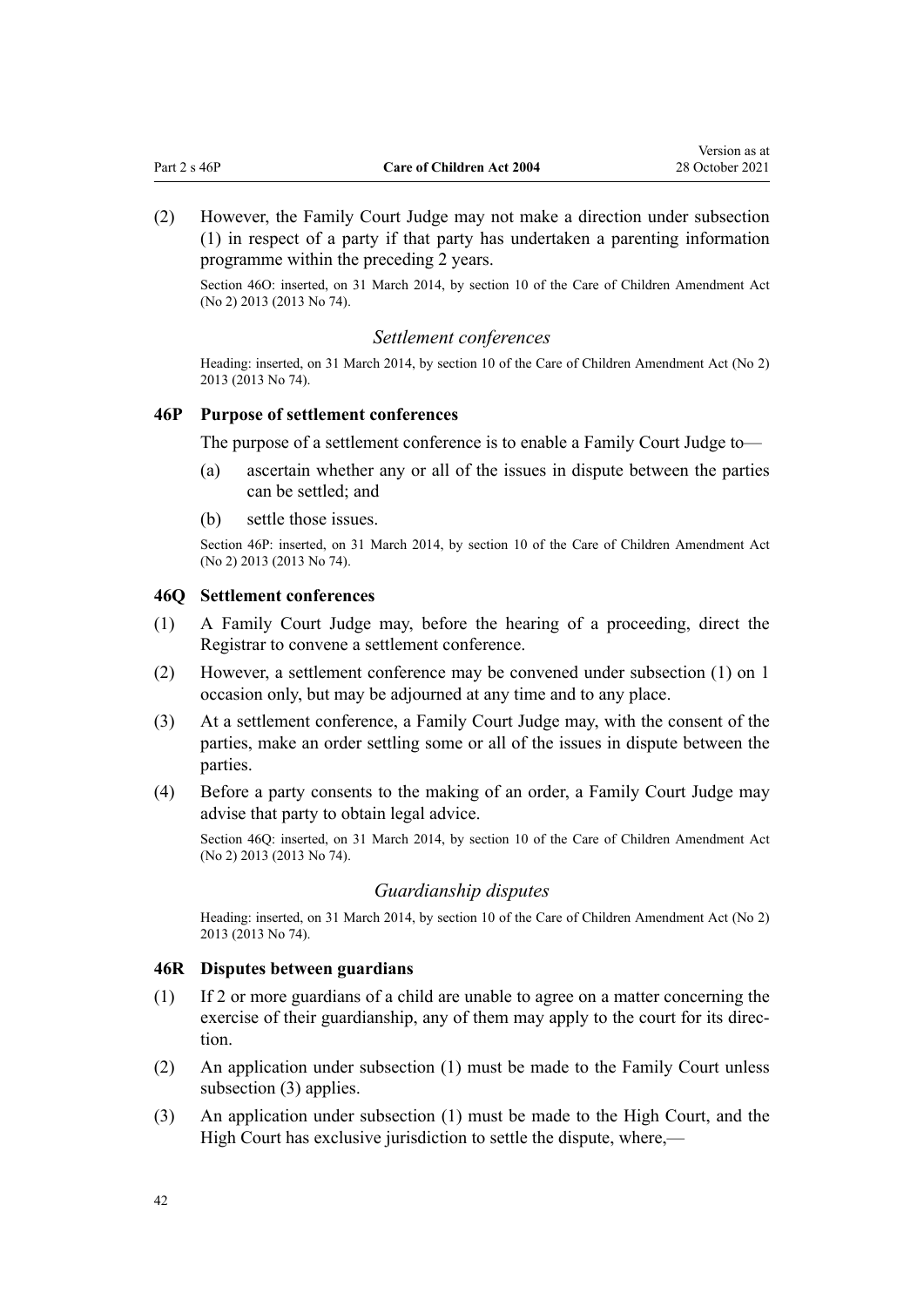(2) However, the Family Court Judge may not make a direction under subsection (1) in respect of a party if that party has undertaken a parenting information programme within the preceding 2 years.

Section 46O: inserted, on 31 March 2014, by section 10 of the Care of Children Amendment Act (No 2) 2013 (2013 No 74).

### *Settlement conferences*

Heading: inserted, on 31 March 2014, by section 10 of the Care of Children Amendment Act (No 2) 2013 (2013 No 74).

#### 46P Purpose of settlement conferences

The purpose of a settlement conference is to enable a Family Court Judge to—

(a) ascertain whether any or all of the issues in dispute between the parties can be settled; and

(b) settle those issues.

Section 46P: inserted, on 31 March 2014, by section 10 of the Care of Children Amendment Act (No 2) 2013 (2013 No 74).

#### 46Q Settlement conferences

(1) A Family Court Judge may, before the hearing of a proceeding, direct the Registrar to convene a settlement conference.

(2) However, a settlement conference may be convened under subsection (1) on 1 occasion only, but may be adjourned at any time and to any place.

(3) At a settlement conference, a Family Court Judge may, with the consent of the parties, make an order settling some or all of the issues in dispute between the parties.

(4) Before a party consents to the making of an order, a Family Court Judge may advise that party to obtain legal advice.

Section 46Q: inserted, on 31 March 2014, by section 10 of the Care of Children Amendment Act (No 2) 2013 (2013 No 74).

### *Guardianship disputes*

Heading: inserted, on 31 March 2014, by section 10 of the Care of Children Amendment Act (No 2) 2013 (2013 No 74).

#### 46R Disputes between guardians

(1) If 2 or more guardians of a child are unable to agree on a matter concerning the exercise of their guardianship, any of them may apply to the court for its direction.

(2) An application under subsection (1) must be made to the Family Court unless subsection (3) applies.

(3) An application under subsection (1) must be made to the High Court, and the High Court has exclusive jurisdiction to settle the dispute, where,—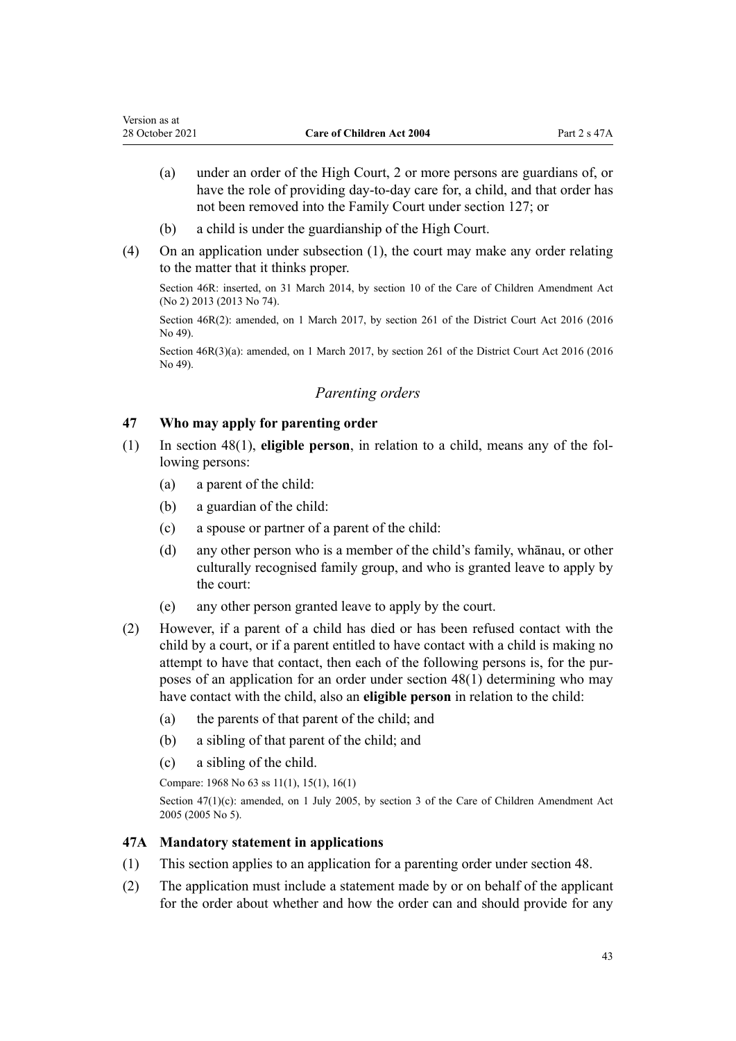(a) under an order of the High Court, 2 or more persons are guardians of, or have the role of providing day-to-day care for, a child, and that order has not been removed into the Family Court under section 127; or

(b) a child is under the guardianship of the High Court.

(4) On an application under subsection (1), the court may make any order relating to the matter that it thinks proper.

Section 46R: inserted, on 31 March 2014, by section 10 of the Care of Children Amendment Act (No 2) 2013 (2013 No 74).

Section 46R(2): amended, on 1 March 2017, by section 261 of the District Court Act 2016 (2016 No 49).

Section 46R(3)(a): amended, on 1 March 2017, by section 261 of the District Court Act 2016 (2016 No 49).

### *Parenting orders*

### 47 Who may apply for parenting order

(1) In section 48(1), **eligible person**, in relation to a child, means any of the following persons:

(a) a parent of the child:

(b) a guardian of the child:

(c) a spouse or partner of a parent of the child:

(d) any other person who is a member of the child's family, whānau, or other culturally recognised family group, and who is granted leave to apply by the court:

(e) any other person granted leave to apply by the court.

(2) However, if a parent of a child has died or has been refused contact with the child by a court, or if a parent entitled to have contact with a child is making no attempt to have that contact, then each of the following persons is, for the purposes of an application for an order under section 48(1) determining who may have contact with the child, also an **eligible person** in relation to the child:

(a) the parents of that parent of the child; and

(b) a sibling of that parent of the child; and

(c) a sibling of the child.

Compare: 1968 No 63 ss 11(1), 15(1), 16(1)

Section 47(1)(c): amended, on 1 July 2005, by section 3 of the Care of Children Amendment Act 2005 (2005 No 5).

### 47A Mandatory statement in applications

(1) This section applies to an application for a parenting order under section 48.

(2) The application must include a statement made by or on behalf of the applicant for the order about whether and how the order can and should provide for any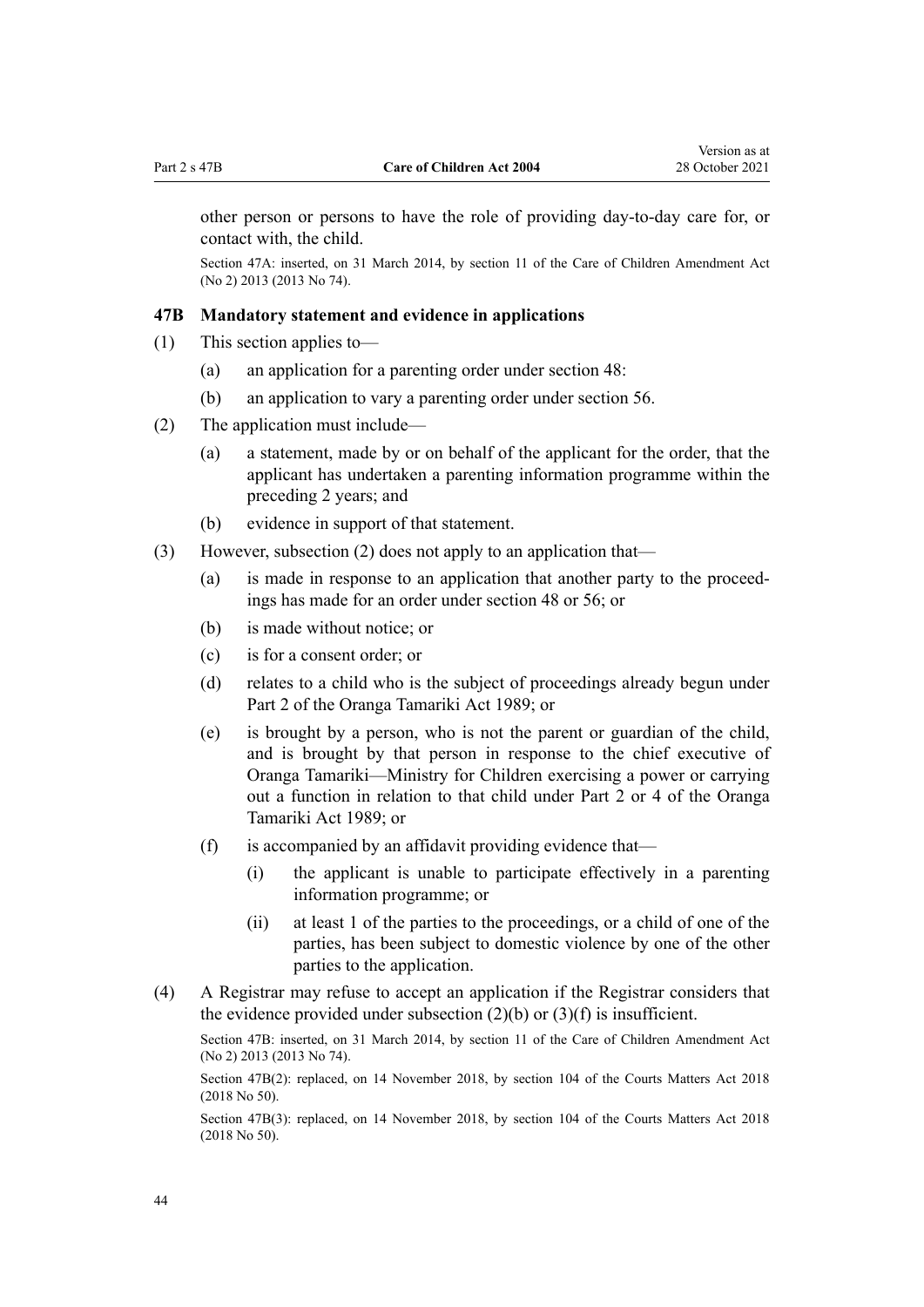other person or persons to have the role of providing day-to-day care for, or contact with, the child.

Section 47A: inserted, on 31 March 2014, by section 11 of the Care of Children Amendment Act (No 2) 2013 (2013 No 74).

### 47B Mandatory statement and evidence in applications

(1) This section applies to—

  (a) an application for a parenting order under section 48:

  (b) an application to vary a parenting order under section 56.

(2) The application must include—

  (a) a statement, made by or on behalf of the applicant for the order, that the applicant has undertaken a parenting information programme within the preceding 2 years; and

  (b) evidence in support of that statement.

(3) However, subsection (2) does not apply to an application that—

  (a) is made in response to an application that another party to the proceedings has made for an order under section 48 or 56; or

  (b) is made without notice; or

  (c) is for a consent order; or

  (d) relates to a child who is the subject of proceedings already begun under Part 2 of the Oranga Tamariki Act 1989; or

  (e) is brought by a person, who is not the parent or guardian of the child, and is brought by that person in response to the chief executive of Oranga Tamariki—Ministry for Children exercising a power or carrying out a function in relation to that child under Part 2 or 4 of the Oranga Tamariki Act 1989; or

  (f) is accompanied by an affidavit providing evidence that—

    (i) the applicant is unable to participate effectively in a parenting information programme; or

    (ii) at least 1 of the parties to the proceedings, or a child of one of the parties, has been subject to domestic violence by one of the other parties to the application.

(4) A Registrar may refuse to accept an application if the Registrar considers that the evidence provided under subsection (2)(b) or (3)(f) is insufficient.

Section 47B: inserted, on 31 March 2014, by section 11 of the Care of Children Amendment Act (No 2) 2013 (2013 No 74).

Section 47B(2): replaced, on 14 November 2018, by section 104 of the Courts Matters Act 2018 (2018 No 50).

Section 47B(3): replaced, on 14 November 2018, by section 104 of the Courts Matters Act 2018 (2018 No 50).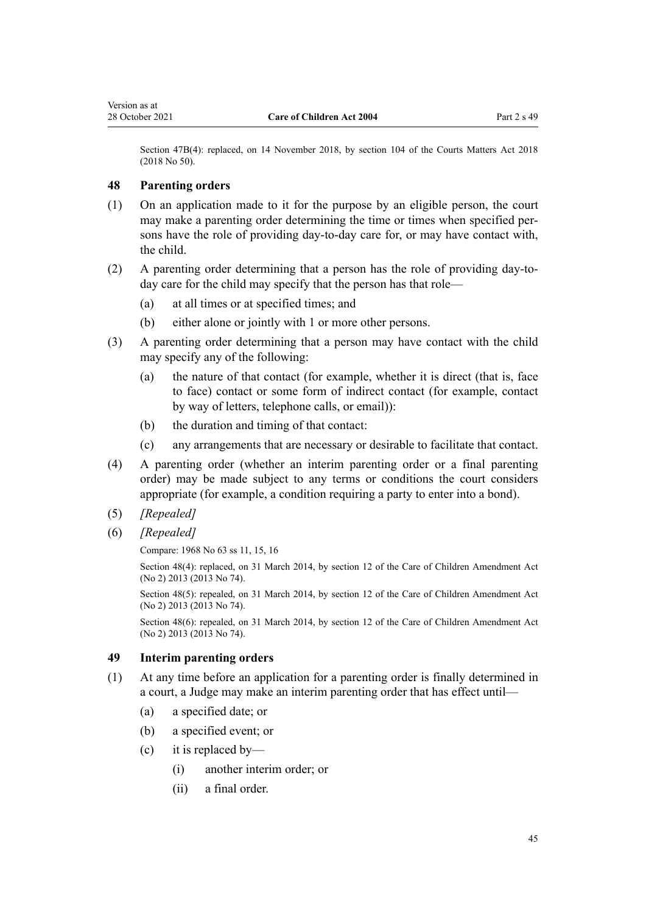Section 47B(4): replaced, on 14 November 2018, by section 104 of the Courts Matters Act 2018 (2018 No 50).

## 48 Parenting orders

(1) On an application made to it for the purpose by an eligible person, the court may make a parenting order determining the time or times when specified persons have the role of providing day-to-day care for, or may have contact with, the child.

(2) A parenting order determining that a person has the role of providing day-to-day care for the child may specify that the person has that role—

(a) at all times or at specified times; and

(b) either alone or jointly with 1 or more other persons.

(3) A parenting order determining that a person may have contact with the child may specify any of the following:

(a) the nature of that contact (for example, whether it is direct (that is, face to face) contact or some form of indirect contact (for example, contact by way of letters, telephone calls, or email)):

(b) the duration and timing of that contact:

(c) any arrangements that are necessary or desirable to facilitate that contact.

(4) A parenting order (whether an interim parenting order or a final parenting order) may be made subject to any terms or conditions the court considers appropriate (for example, a condition requiring a party to enter into a bond).

(5) *[Repealed]*

(6) *[Repealed]*

Compare: 1968 No 63 ss 11, 15, 16

Section 48(4): replaced, on 31 March 2014, by section 12 of the Care of Children Amendment Act (No 2) 2013 (2013 No 74).

Section 48(5): repealed, on 31 March 2014, by section 12 of the Care of Children Amendment Act (No 2) 2013 (2013 No 74).

Section 48(6): repealed, on 31 March 2014, by section 12 of the Care of Children Amendment Act (No 2) 2013 (2013 No 74).

## 49 Interim parenting orders

(1) At any time before an application for a parenting order is finally determined in a court, a Judge may make an interim parenting order that has effect until—

(a) a specified date; or

(b) a specified event; or

(c) it is replaced by—

(i) another interim order; or

(ii) a final order.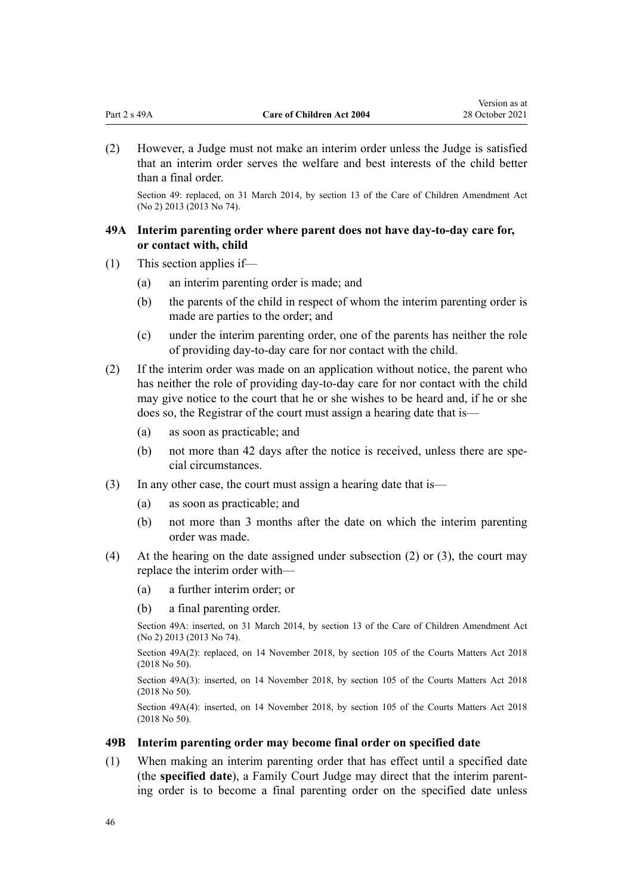(2) However, a Judge must not make an interim order unless the Judge is satisfied that an interim order serves the welfare and best interests of the child better than a final order.

Section 49: replaced, on 31 March 2014, by section 13 of the Care of Children Amendment Act (No 2) 2013 (2013 No 74).

### 49A Interim parenting order where parent does not have day-to-day care for, or contact with, child

(1) This section applies if—

(a) an interim parenting order is made; and

(b) the parents of the child in respect of whom the interim parenting order is made are parties to the order; and

(c) under the interim parenting order, one of the parents has neither the role of providing day-to-day care for nor contact with the child.

(2) If the interim order was made on an application without notice, the parent who has neither the role of providing day-to-day care for nor contact with the child may give notice to the court that he or she wishes to be heard and, if he or she does so, the Registrar of the court must assign a hearing date that is—

(a) as soon as practicable; and

(b) not more than 42 days after the notice is received, unless there are special circumstances.

(3) In any other case, the court must assign a hearing date that is—

(a) as soon as practicable; and

(b) not more than 3 months after the date on which the interim parenting order was made.

(4) At the hearing on the date assigned under subsection (2) or (3), the court may replace the interim order with—

(a) a further interim order; or

(b) a final parenting order.

Section 49A: inserted, on 31 March 2014, by section 13 of the Care of Children Amendment Act (No 2) 2013 (2013 No 74).

Section 49A(2): replaced, on 14 November 2018, by section 105 of the Courts Matters Act 2018 (2018 No 50).

Section 49A(3): inserted, on 14 November 2018, by section 105 of the Courts Matters Act 2018 (2018 No 50).

Section 49A(4): inserted, on 14 November 2018, by section 105 of the Courts Matters Act 2018 (2018 No 50).

### 49B Interim parenting order may become final order on specified date

(1) When making an interim parenting order that has effect until a specified date (the **specified date**), a Family Court Judge may direct that the interim parenting order is to become a final parenting order on the specified date unless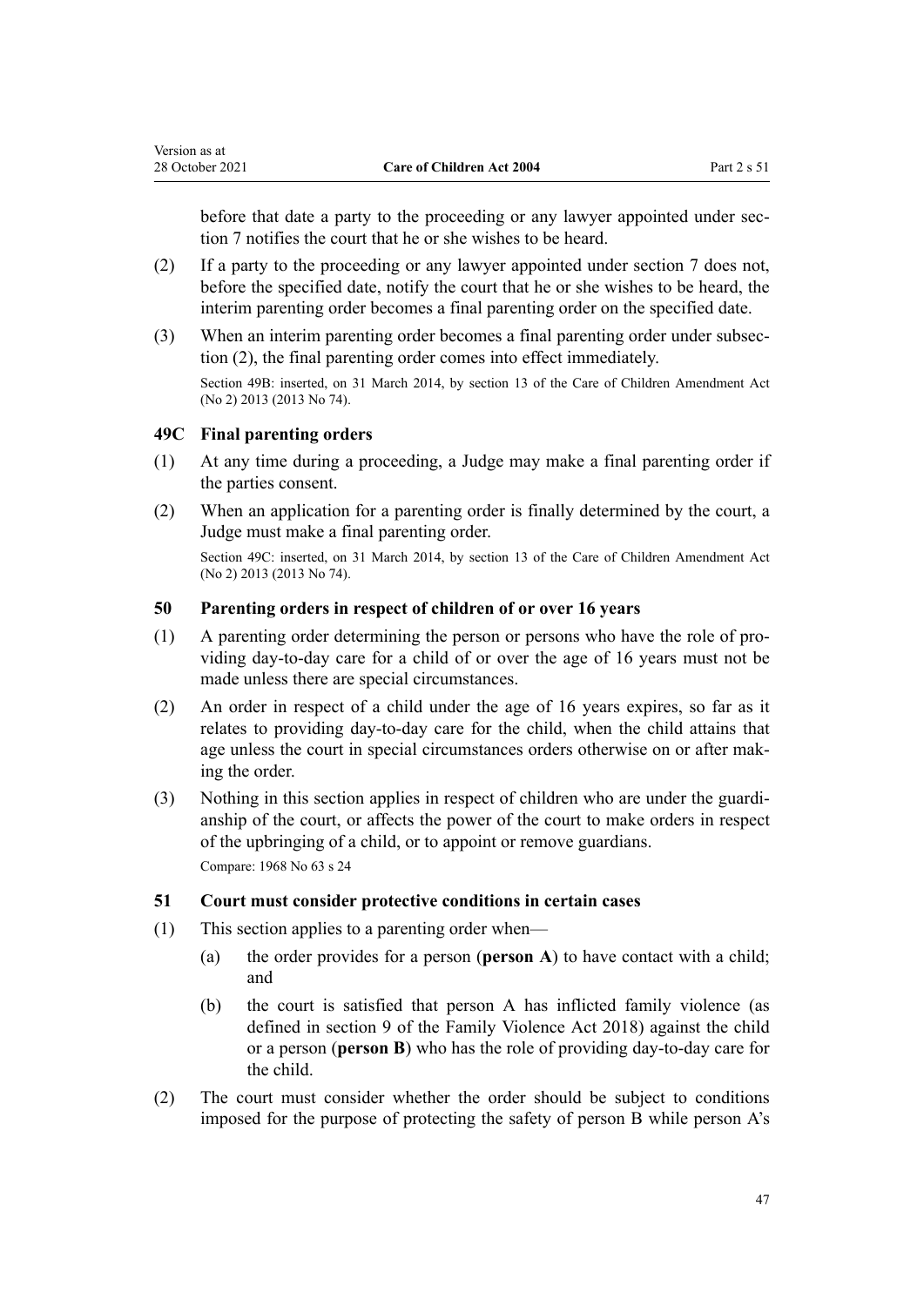before that date a party to the proceeding or any lawyer appointed under section 7 notifies the court that he or she wishes to be heard.

(2) If a party to the proceeding or any lawyer appointed under section 7 does not, before the specified date, notify the court that he or she wishes to be heard, the interim parenting order becomes a final parenting order on the specified date.

(3) When an interim parenting order becomes a final parenting order under subsection (2), the final parenting order comes into effect immediately.

Section 49B: inserted, on 31 March 2014, by section 13 of the Care of Children Amendment Act (No 2) 2013 (2013 No 74).

### 49C Final parenting orders

(1) At any time during a proceeding, a Judge may make a final parenting order if the parties consent.

(2) When an application for a parenting order is finally determined by the court, a Judge must make a final parenting order.

Section 49C: inserted, on 31 March 2014, by section 13 of the Care of Children Amendment Act (No 2) 2013 (2013 No 74).

### 50 Parenting orders in respect of children of or over 16 years

(1) A parenting order determining the person or persons who have the role of providing day-to-day care for a child of or over the age of 16 years must not be made unless there are special circumstances.

(2) An order in respect of a child under the age of 16 years expires, so far as it relates to providing day-to-day care for the child, when the child attains that age unless the court in special circumstances orders otherwise on or after making the order.

(3) Nothing in this section applies in respect of children who are under the guardianship of the court, or affects the power of the court to make orders in respect of the upbringing of a child, or to appoint or remove guardians.

Compare: 1968 No 63 s 24

### 51 Court must consider protective conditions in certain cases

(1) This section applies to a parenting order when—

(a) the order provides for a person (**person A**) to have contact with a child; and

(b) the court is satisfied that person A has inflicted family violence (as defined in section 9 of the Family Violence Act 2018) against the child or a person (**person B**) who has the role of providing day-to-day care for the child.

(2) The court must consider whether the order should be subject to conditions imposed for the purpose of protecting the safety of person B while person A's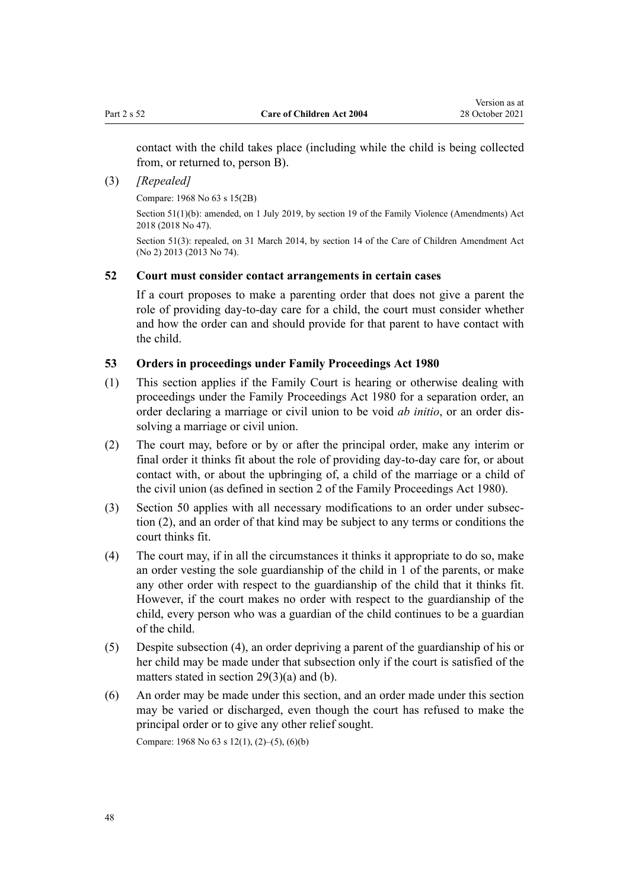contact with the child takes place (including while the child is being collected from, or returned to, person B).

(3) *[Repealed]*

Compare: 1968 No 63 s 15(2B)

Section 51(1)(b): amended, on 1 July 2019, by section 19 of the Family Violence (Amendments) Act 2018 (2018 No 47).

Section 51(3): repealed, on 31 March 2014, by section 14 of the Care of Children Amendment Act (No 2) 2013 (2013 No 74).

### 52 Court must consider contact arrangements in certain cases

If a court proposes to make a parenting order that does not give a parent the role of providing day-to-day care for a child, the court must consider whether and how the order can and should provide for that parent to have contact with the child.

### 53 Orders in proceedings under Family Proceedings Act 1980

(1) This section applies if the Family Court is hearing or otherwise dealing with proceedings under the Family Proceedings Act 1980 for a separation order, an order declaring a marriage or civil union to be void *ab initio*, or an order dissolving a marriage or civil union.

(2) The court may, before or by or after the principal order, make any interim or final order it thinks fit about the role of providing day-to-day care for, or about contact with, or about the upbringing of, a child of the marriage or a child of the civil union (as defined in section 2 of the Family Proceedings Act 1980).

(3) Section 50 applies with all necessary modifications to an order under subsection (2), and an order of that kind may be subject to any terms or conditions the court thinks fit.

(4) The court may, if in all the circumstances it thinks it appropriate to do so, make an order vesting the sole guardianship of the child in 1 of the parents, or make any other order with respect to the guardianship of the child that it thinks fit. However, if the court makes no order with respect to the guardianship of the child, every person who was a guardian of the child continues to be a guardian of the child.

(5) Despite subsection (4), an order depriving a parent of the guardianship of his or her child may be made under that subsection only if the court is satisfied of the matters stated in section 29(3)(a) and (b).

(6) An order may be made under this section, and an order made under this section may be varied or discharged, even though the court has refused to make the principal order or to give any other relief sought.

Compare: 1968 No 63 s 12(1), (2)–(5), (6)(b)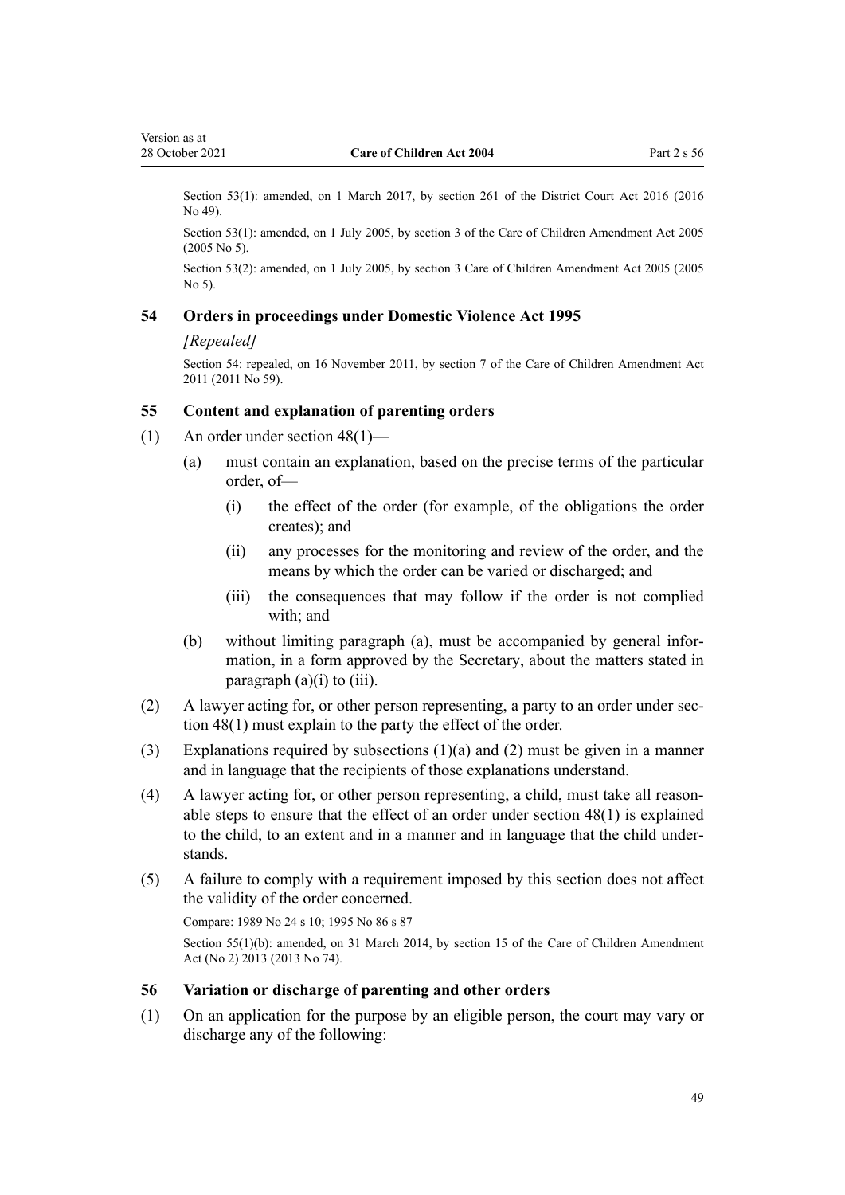Section 53(1): amended, on 1 March 2017, by section 261 of the District Court Act 2016 (2016 No 49).

Section 53(1): amended, on 1 July 2005, by section 3 of the Care of Children Amendment Act 2005 (2005 No 5).

Section 53(2): amended, on 1 July 2005, by section 3 Care of Children Amendment Act 2005 (2005 No 5).

### 54 Orders in proceedings under Domestic Violence Act 1995

*[Repealed]*

Section 54: repealed, on 16 November 2011, by section 7 of the Care of Children Amendment Act 2011 (2011 No 59).

### 55 Content and explanation of parenting orders

(1) An order under section 48(1)—

(a) must contain an explanation, based on the precise terms of the particular order, of—

(i) the effect of the order (for example, of the obligations the order creates); and

(ii) any processes for the monitoring and review of the order, and the means by which the order can be varied or discharged; and

(iii) the consequences that may follow if the order is not complied with; and

(b) without limiting paragraph (a), must be accompanied by general information, in a form approved by the Secretary, about the matters stated in paragraph (a)(i) to (iii).

(2) A lawyer acting for, or other person representing, a party to an order under section 48(1) must explain to the party the effect of the order.

(3) Explanations required by subsections (1)(a) and (2) must be given in a manner and in language that the recipients of those explanations understand.

(4) A lawyer acting for, or other person representing, a child, must take all reasonable steps to ensure that the effect of an order under section 48(1) is explained to the child, to an extent and in a manner and in language that the child understands.

(5) A failure to comply with a requirement imposed by this section does not affect the validity of the order concerned.

Compare: 1989 No 24 s 10; 1995 No 86 s 87

Section 55(1)(b): amended, on 31 March 2014, by section 15 of the Care of Children Amendment Act (No 2) 2013 (2013 No 74).

### 56 Variation or discharge of parenting and other orders

(1) On an application for the purpose by an eligible person, the court may vary or discharge any of the following: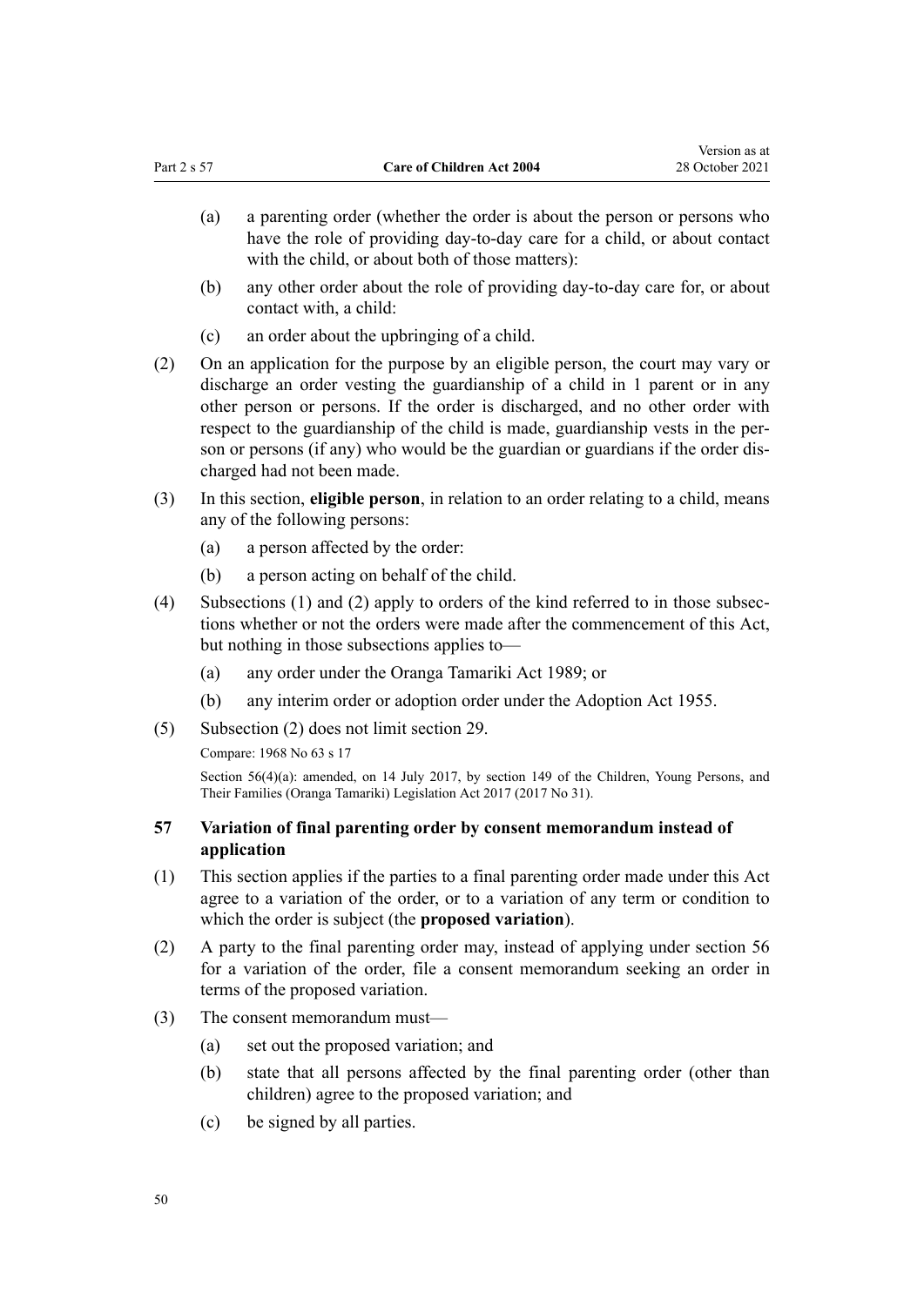(a) a parenting order (whether the order is about the person or persons who have the role of providing day-to-day care for a child, or about contact with the child, or about both of those matters):

(b) any other order about the role of providing day-to-day care for, or about contact with, a child:

(c) an order about the upbringing of a child.

(2) On an application for the purpose by an eligible person, the court may vary or discharge an order vesting the guardianship of a child in 1 parent or in any other person or persons. If the order is discharged, and no other order with respect to the guardianship of the child is made, guardianship vests in the person or persons (if any) who would be the guardian or guardians if the order discharged had not been made.

(3) In this section, **eligible person**, in relation to an order relating to a child, means any of the following persons:

(a) a person affected by the order:

(b) a person acting on behalf of the child.

(4) Subsections (1) and (2) apply to orders of the kind referred to in those subsections whether or not the orders were made after the commencement of this Act, but nothing in those subsections applies to—

(a) any order under the Oranga Tamariki Act 1989; or

(b) any interim order or adoption order under the Adoption Act 1955.

(5) Subsection (2) does not limit section 29.

Compare: 1968 No 63 s 17

Section 56(4)(a): amended, on 14 July 2017, by section 149 of the Children, Young Persons, and Their Families (Oranga Tamariki) Legislation Act 2017 (2017 No 31).

### 57 Variation of final parenting order by consent memorandum instead of application

(1) This section applies if the parties to a final parenting order made under this Act agree to a variation of the order, or to a variation of any term or condition to which the order is subject (the **proposed variation**).

(2) A party to the final parenting order may, instead of applying under section 56 for a variation of the order, file a consent memorandum seeking an order in terms of the proposed variation.

(3) The consent memorandum must—

(a) set out the proposed variation; and

(b) state that all persons affected by the final parenting order (other than children) agree to the proposed variation; and

(c) be signed by all parties.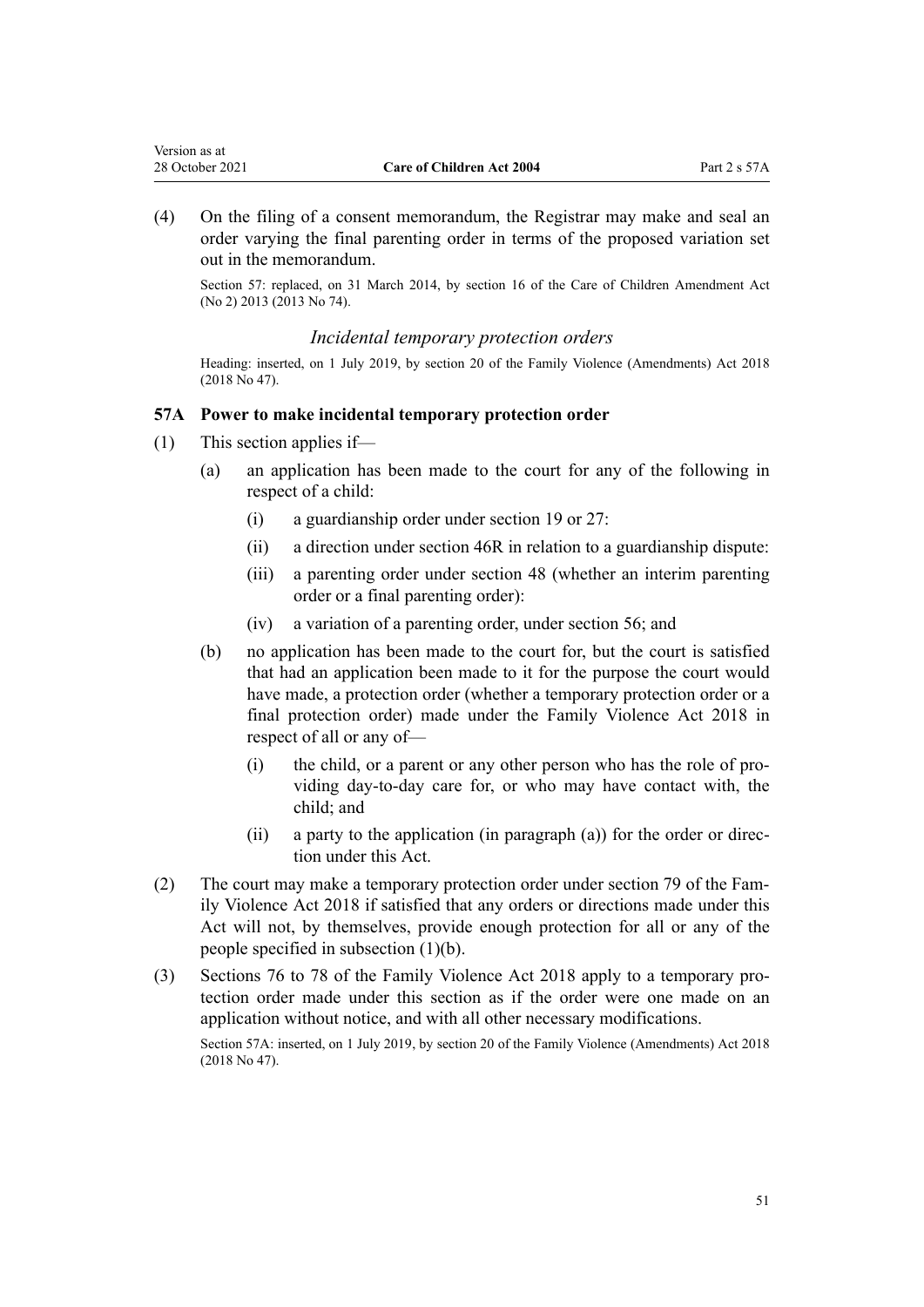(4) On the filing of a consent memorandum, the Registrar may make and seal an order varying the final parenting order in terms of the proposed variation set out in the memorandum.

Section 57: replaced, on 31 March 2014, by section 16 of the Care of Children Amendment Act (No 2) 2013 (2013 No 74).

### *Incidental temporary protection orders*

Heading: inserted, on 1 July 2019, by section 20 of the Family Violence (Amendments) Act 2018 (2018 No 47).

### 57A Power to make incidental temporary protection order

(1) This section applies if—

- (a) an application has been made to the court for any of the following in respect of a child:
  - (i) a guardianship order under section 19 or 27:
  - (ii) a direction under section 46R in relation to a guardianship dispute:
  - (iii) a parenting order under section 48 (whether an interim parenting order or a final parenting order):
  - (iv) a variation of a parenting order, under section 56; and
- (b) no application has been made to the court for, but the court is satisfied that had an application been made to it for the purpose the court would have made, a protection order (whether a temporary protection order or a final protection order) made under the Family Violence Act 2018 in respect of all or any of—
  - (i) the child, or a parent or any other person who has the role of providing day-to-day care for, or who may have contact with, the child; and
  - (ii) a party to the application (in paragraph (a)) for the order or direction under this Act.

(2) The court may make a temporary protection order under section 79 of the Family Violence Act 2018 if satisfied that any orders or directions made under this Act will not, by themselves, provide enough protection for all or any of the people specified in subsection (1)(b).

(3) Sections 76 to 78 of the Family Violence Act 2018 apply to a temporary protection order made under this section as if the order were one made on an application without notice, and with all other necessary modifications.

Section 57A: inserted, on 1 July 2019, by section 20 of the Family Violence (Amendments) Act 2018 (2018 No 47).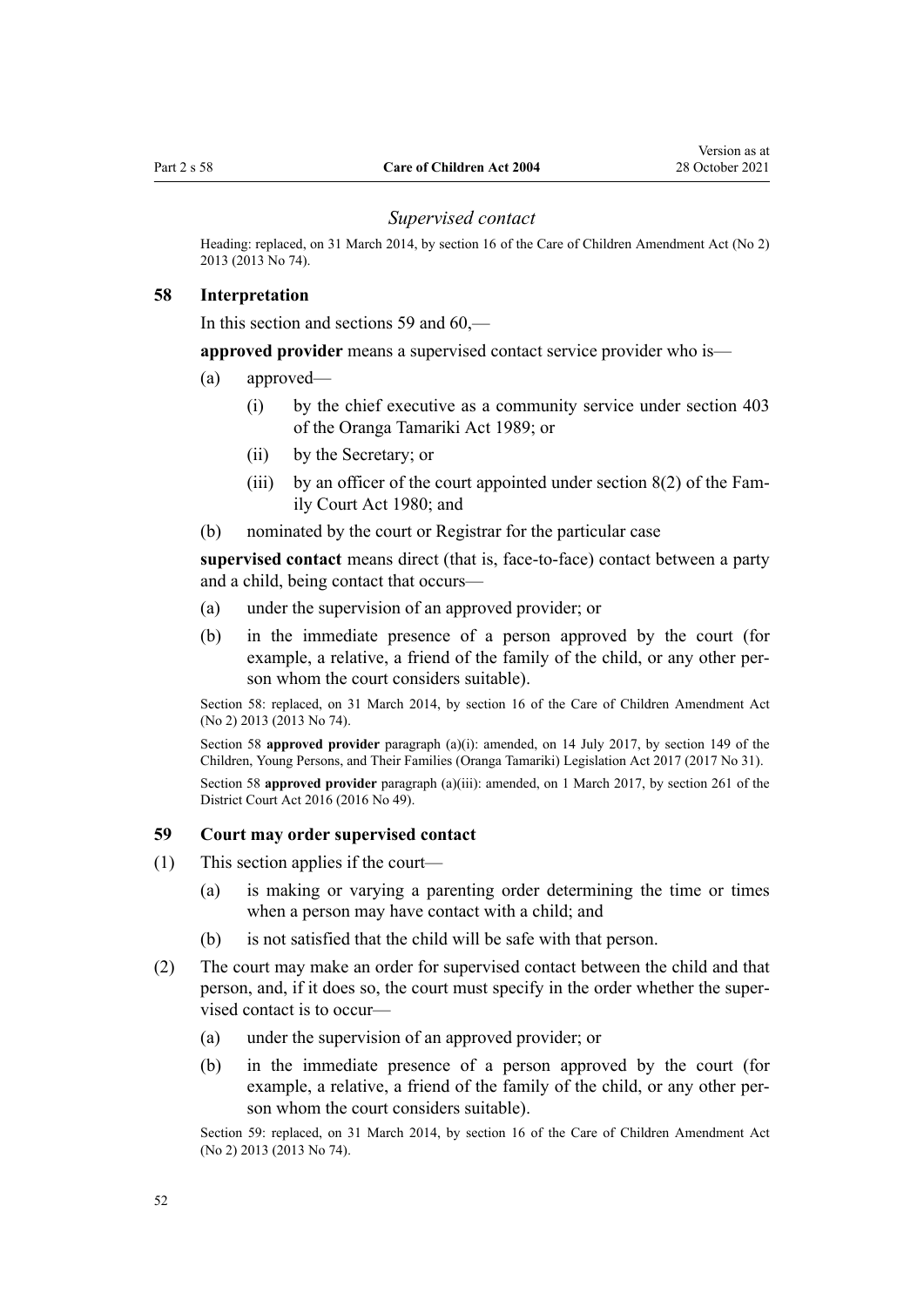### *Supervised contact*

Heading: replaced, on 31 March 2014, by section 16 of the Care of Children Amendment Act (No 2) 2013 (2013 No 74).

## 58 Interpretation

In this section and sections 59 and 60,—

**approved provider** means a supervised contact service provider who is—

- (a) approved—
  - (i) by the chief executive as a community service under section 403 of the Oranga Tamariki Act 1989; or
  - (ii) by the Secretary; or
  - (iii) by an officer of the court appointed under section 8(2) of the Family Court Act 1980; and
- (b) nominated by the court or Registrar for the particular case

**supervised contact** means direct (that is, face-to-face) contact between a party and a child, being contact that occurs—

- (a) under the supervision of an approved provider; or
- (b) in the immediate presence of a person approved by the court (for example, a relative, a friend of the family of the child, or any other person whom the court considers suitable).

Section 58: replaced, on 31 March 2014, by section 16 of the Care of Children Amendment Act (No 2) 2013 (2013 No 74).

Section 58 **approved provider** paragraph (a)(i): amended, on 14 July 2017, by section 149 of the Children, Young Persons, and Their Families (Oranga Tamariki) Legislation Act 2017 (2017 No 31).

Section 58 **approved provider** paragraph (a)(iii): amended, on 1 March 2017, by section 261 of the District Court Act 2016 (2016 No 49).

## 59 Court may order supervised contact

(1) This section applies if the court—

- (a) is making or varying a parenting order determining the time or times when a person may have contact with a child; and
- (b) is not satisfied that the child will be safe with that person.

(2) The court may make an order for supervised contact between the child and that person, and, if it does so, the court must specify in the order whether the supervised contact is to occur—

- (a) under the supervision of an approved provider; or
- (b) in the immediate presence of a person approved by the court (for example, a relative, a friend of the family of the child, or any other person whom the court considers suitable).

Section 59: replaced, on 31 March 2014, by section 16 of the Care of Children Amendment Act (No 2) 2013 (2013 No 74).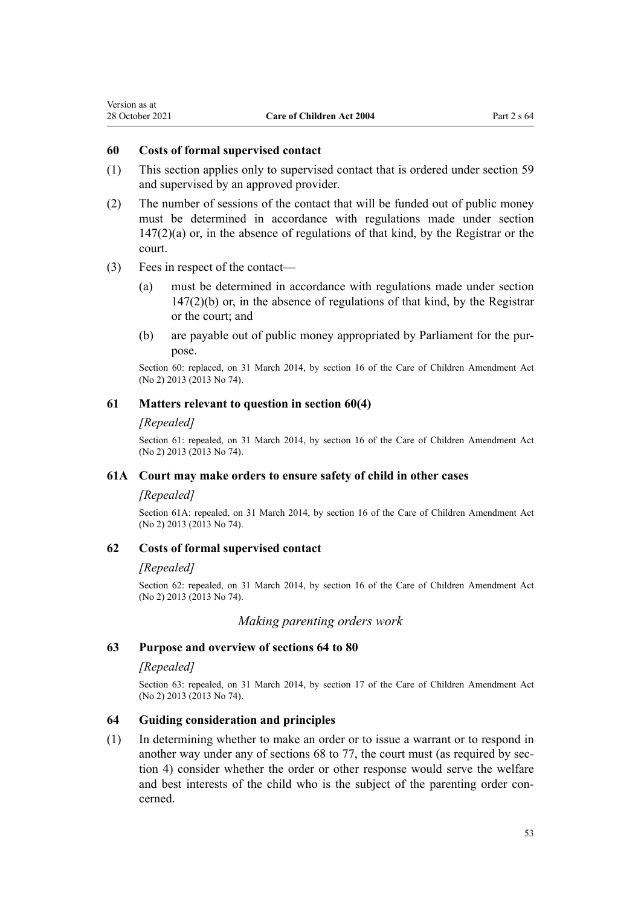### 60 Costs of formal supervised contact

(1) This section applies only to supervised contact that is ordered under section 59 and supervised by an approved provider.

(2) The number of sessions of the contact that will be funded out of public money must be determined in accordance with regulations made under section 147(2)(a) or, in the absence of regulations of that kind, by the Registrar or the court.

(3) Fees in respect of the contact—

  (a) must be determined in accordance with regulations made under section 147(2)(b) or, in the absence of regulations of that kind, by the Registrar or the court; and

  (b) are payable out of public money appropriated by Parliament for the purpose.

Section 60: replaced, on 31 March 2014, by section 16 of the Care of Children Amendment Act (No 2) 2013 (2013 No 74).

### 61 Matters relevant to question in section 60(4)

*[Repealed]*

Section 61: repealed, on 31 March 2014, by section 16 of the Care of Children Amendment Act (No 2) 2013 (2013 No 74).

### 61A Court may make orders to ensure safety of child in other cases

*[Repealed]*

Section 61A: repealed, on 31 March 2014, by section 16 of the Care of Children Amendment Act (No 2) 2013 (2013 No 74).

### 62 Costs of formal supervised contact

*[Repealed]*

Section 62: repealed, on 31 March 2014, by section 16 of the Care of Children Amendment Act (No 2) 2013 (2013 No 74).

*Making parenting orders work*

### 63 Purpose and overview of sections 64 to 80

*[Repealed]*

Section 63: repealed, on 31 March 2014, by section 17 of the Care of Children Amendment Act (No 2) 2013 (2013 No 74).

### 64 Guiding consideration and principles

(1) In determining whether to make an order or to issue a warrant or to respond in another way under any of sections 68 to 77, the court must (as required by section 4) consider whether the order or other response would serve the welfare and best interests of the child who is the subject of the parenting order concerned.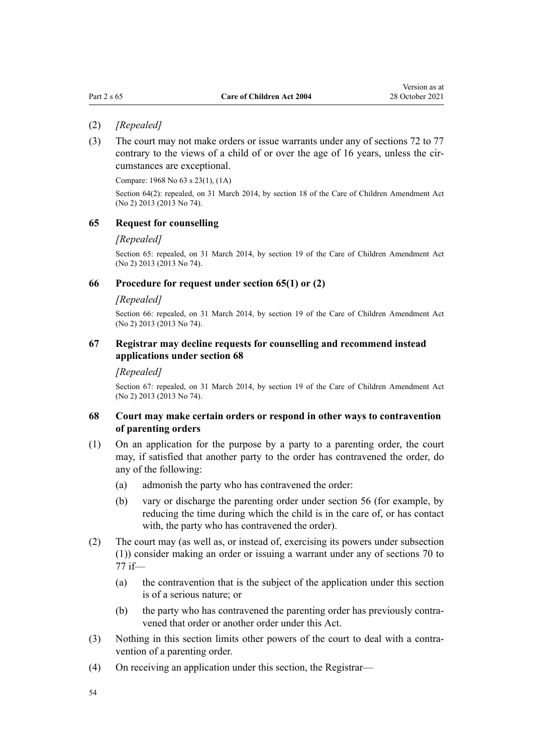(2) *[Repealed]*

(3) The court may not make orders or issue warrants under any of sections 72 to 77 contrary to the views of a child of or over the age of 16 years, unless the circumstances are exceptional.

Compare: 1968 No 63 s 23(1), (1A)

Section 64(2): repealed, on 31 March 2014, by section 18 of the Care of Children Amendment Act (No 2) 2013 (2013 No 74).

### 65 Request for counselling

*[Repealed]*

Section 65: repealed, on 31 March 2014, by section 19 of the Care of Children Amendment Act (No 2) 2013 (2013 No 74).

### 66 Procedure for request under section 65(1) or (2)

*[Repealed]*

Section 66: repealed, on 31 March 2014, by section 19 of the Care of Children Amendment Act (No 2) 2013 (2013 No 74).

### 67 Registrar may decline requests for counselling and recommend instead applications under section 68

*[Repealed]*

Section 67: repealed, on 31 March 2014, by section 19 of the Care of Children Amendment Act (No 2) 2013 (2013 No 74).

### 68 Court may make certain orders or respond in other ways to contravention of parenting orders

(1) On an application for the purpose by a party to a parenting order, the court may, if satisfied that another party to the order has contravened the order, do any of the following:

  (a) admonish the party who has contravened the order:

  (b) vary or discharge the parenting order under section 56 (for example, by reducing the time during which the child is in the care of, or has contact with, the party who has contravened the order).

(2) The court may (as well as, or instead of, exercising its powers under subsection (1)) consider making an order or issuing a warrant under any of sections 70 to 77 if—

  (a) the contravention that is the subject of the application under this section is of a serious nature; or

  (b) the party who has contravened the parenting order has previously contravened that order or another order under this Act.

(3) Nothing in this section limits other powers of the court to deal with a contravention of a parenting order.

(4) On receiving an application under this section, the Registrar—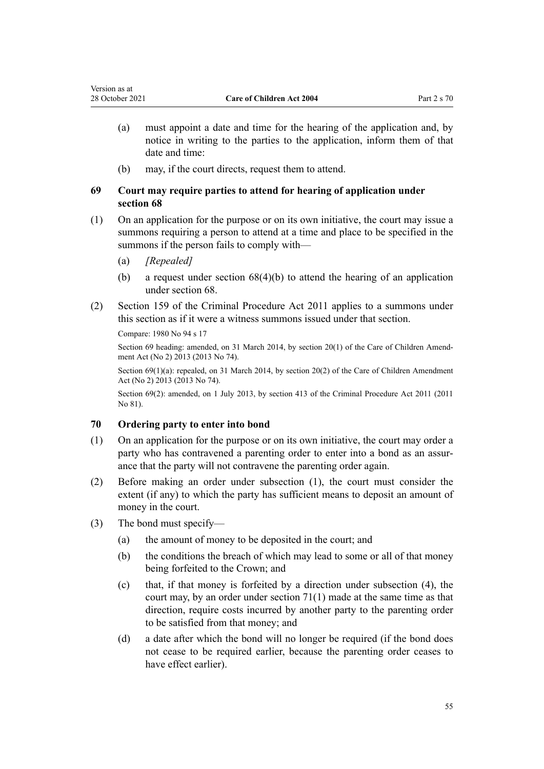(a) must appoint a date and time for the hearing of the application and, by notice in writing to the parties to the application, inform them of that date and time:

(b) may, if the court directs, request them to attend.

### 69 Court may require parties to attend for hearing of application under section 68

(1) On an application for the purpose or on its own initiative, the court may issue a summons requiring a person to attend at a time and place to be specified in the summons if the person fails to comply with—

(a) *[Repealed]*

(b) a request under section 68(4)(b) to attend the hearing of an application under section 68.

(2) Section 159 of the Criminal Procedure Act 2011 applies to a summons under this section as if it were a witness summons issued under that section.

Compare: 1980 No 94 s 17

Section 69 heading: amended, on 31 March 2014, by section 20(1) of the Care of Children Amendment Act (No 2) 2013 (2013 No 74).

Section 69(1)(a): repealed, on 31 March 2014, by section 20(2) of the Care of Children Amendment Act (No 2) 2013 (2013 No 74).

Section 69(2): amended, on 1 July 2013, by section 413 of the Criminal Procedure Act 2011 (2011 No 81).

### 70 Ordering party to enter into bond

(1) On an application for the purpose or on its own initiative, the court may order a party who has contravened a parenting order to enter into a bond as an assurance that the party will not contravene the parenting order again.

(2) Before making an order under subsection (1), the court must consider the extent (if any) to which the party has sufficient means to deposit an amount of money in the court.

(3) The bond must specify—

(a) the amount of money to be deposited in the court; and

(b) the conditions the breach of which may lead to some or all of that money being forfeited to the Crown; and

(c) that, if that money is forfeited by a direction under subsection (4), the court may, by an order under section 71(1) made at the same time as that direction, require costs incurred by another party to the parenting order to be satisfied from that money; and

(d) a date after which the bond will no longer be required (if the bond does not cease to be required earlier, because the parenting order ceases to have effect earlier).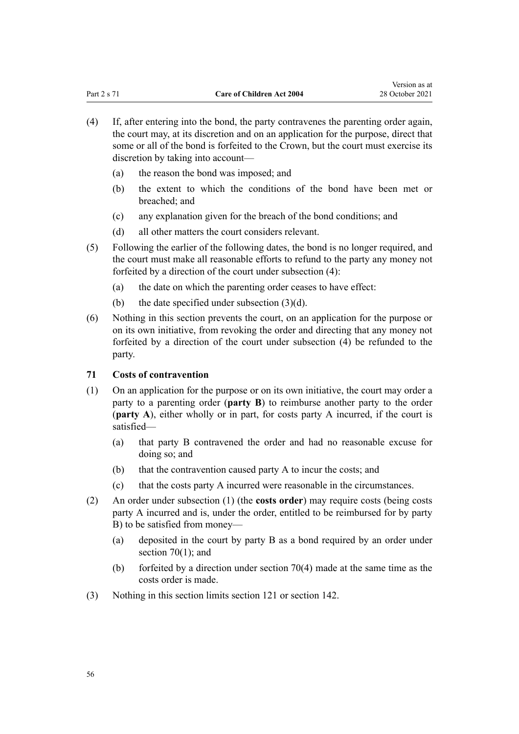(4) If, after entering into the bond, the party contravenes the parenting order again, the court may, at its discretion and on an application for the purpose, direct that some or all of the bond is forfeited to the Crown, but the court must exercise its discretion by taking into account—

(a) the reason the bond was imposed; and

(b) the extent to which the conditions of the bond have been met or breached; and

(c) any explanation given for the breach of the bond conditions; and

(d) all other matters the court considers relevant.

(5) Following the earlier of the following dates, the bond is no longer required, and the court must make all reasonable efforts to refund to the party any money not forfeited by a direction of the court under subsection (4):

(a) the date on which the parenting order ceases to have effect:

(b) the date specified under subsection (3)(d).

(6) Nothing in this section prevents the court, on an application for the purpose or on its own initiative, from revoking the order and directing that any money not forfeited by a direction of the court under subsection (4) be refunded to the party.

### 71 Costs of contravention

(1) On an application for the purpose or on its own initiative, the court may order a party to a parenting order (**party B**) to reimburse another party to the order (**party A**), either wholly or in part, for costs party A incurred, if the court is satisfied—

(a) that party B contravened the order and had no reasonable excuse for doing so; and

(b) that the contravention caused party A to incur the costs; and

(c) that the costs party A incurred were reasonable in the circumstances.

(2) An order under subsection (1) (the **costs order**) may require costs (being costs party A incurred and is, under the order, entitled to be reimbursed for by party B) to be satisfied from money—

(a) deposited in the court by party B as a bond required by an order under section 70(1); and

(b) forfeited by a direction under section 70(4) made at the same time as the costs order is made.

(3) Nothing in this section limits section 121 or section 142.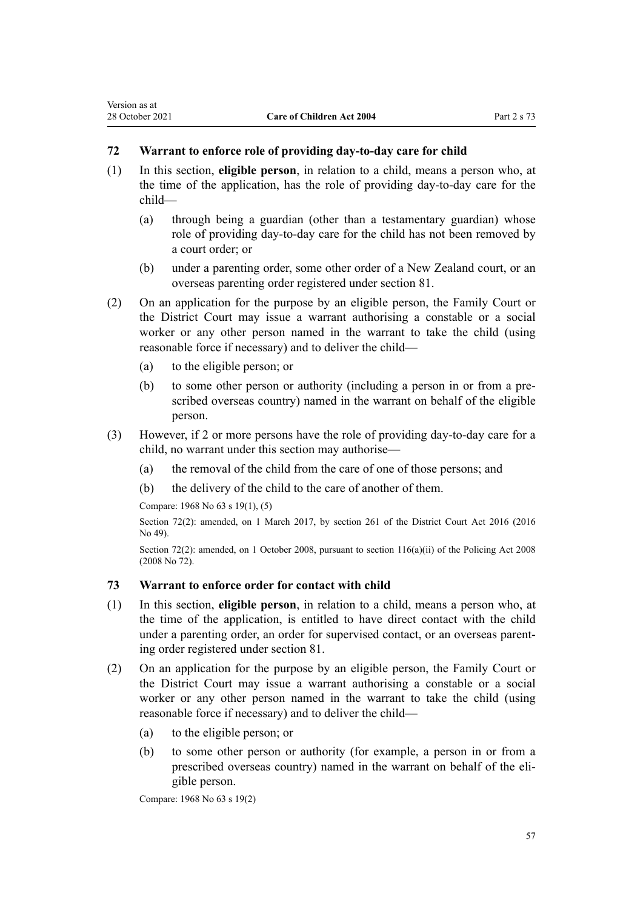### 72 Warrant to enforce role of providing day-to-day care for child

(1) In this section, **eligible person**, in relation to a child, means a person who, at the time of the application, has the role of providing day-to-day care for the child—

(a) through being a guardian (other than a testamentary guardian) whose role of providing day-to-day care for the child has not been removed by a court order; or

(b) under a parenting order, some other order of a New Zealand court, or an overseas parenting order registered under section 81.

(2) On an application for the purpose by an eligible person, the Family Court or the District Court may issue a warrant authorising a constable or a social worker or any other person named in the warrant to take the child (using reasonable force if necessary) and to deliver the child—

(a) to the eligible person; or

(b) to some other person or authority (including a person in or from a prescribed overseas country) named in the warrant on behalf of the eligible person.

(3) However, if 2 or more persons have the role of providing day-to-day care for a child, no warrant under this section may authorise—

(a) the removal of the child from the care of one of those persons; and

(b) the delivery of the child to the care of another of them.

Compare: 1968 No 63 s 19(1), (5)

Section 72(2): amended, on 1 March 2017, by section 261 of the District Court Act 2016 (2016 No 49).

Section 72(2): amended, on 1 October 2008, pursuant to section 116(a)(ii) of the Policing Act 2008 (2008 No 72).

### 73 Warrant to enforce order for contact with child

(1) In this section, **eligible person**, in relation to a child, means a person who, at the time of the application, is entitled to have direct contact with the child under a parenting order, an order for supervised contact, or an overseas parenting order registered under section 81.

(2) On an application for the purpose by an eligible person, the Family Court or the District Court may issue a warrant authorising a constable or a social worker or any other person named in the warrant to take the child (using reasonable force if necessary) and to deliver the child—

(a) to the eligible person; or

(b) to some other person or authority (for example, a person in or from a prescribed overseas country) named in the warrant on behalf of the eligible person.

Compare: 1968 No 63 s 19(2)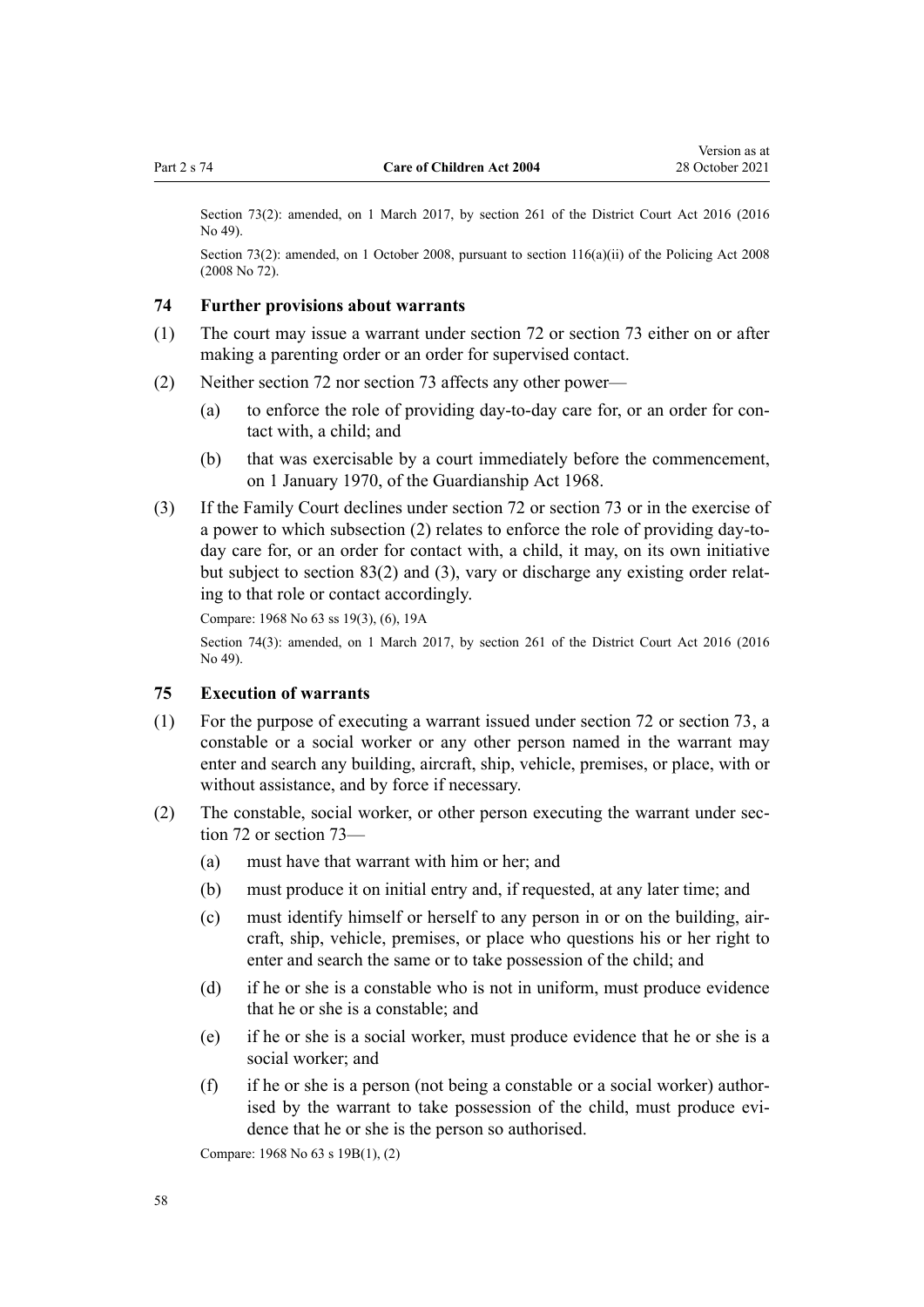Section 73(2): amended, on 1 March 2017, by section 261 of the District Court Act 2016 (2016 No 49).

Section 73(2): amended, on 1 October 2008, pursuant to section 116(a)(ii) of the Policing Act 2008 (2008 No 72).

### 74 Further provisions about warrants

(1) The court may issue a warrant under section 72 or section 73 either on or after making a parenting order or an order for supervised contact.

(2) Neither section 72 nor section 73 affects any other power—

(a) to enforce the role of providing day-to-day care for, or an order for contact with, a child; and

(b) that was exercisable by a court immediately before the commencement, on 1 January 1970, of the Guardianship Act 1968.

(3) If the Family Court declines under section 72 or section 73 or in the exercise of a power to which subsection (2) relates to enforce the role of providing day-to-day care for, or an order for contact with, a child, it may, on its own initiative but subject to section 83(2) and (3), vary or discharge any existing order relating to that role or contact accordingly.

Compare: 1968 No 63 ss 19(3), (6), 19A

Section 74(3): amended, on 1 March 2017, by section 261 of the District Court Act 2016 (2016 No 49).

### 75 Execution of warrants

(1) For the purpose of executing a warrant issued under section 72 or section 73, a constable or a social worker or any other person named in the warrant may enter and search any building, aircraft, ship, vehicle, premises, or place, with or without assistance, and by force if necessary.

(2) The constable, social worker, or other person executing the warrant under section 72 or section 73—

(a) must have that warrant with him or her; and

(b) must produce it on initial entry and, if requested, at any later time; and

(c) must identify himself or herself to any person in or on the building, aircraft, ship, vehicle, premises, or place who questions his or her right to enter and search the same or to take possession of the child; and

(d) if he or she is a constable who is not in uniform, must produce evidence that he or she is a constable; and

(e) if he or she is a social worker, must produce evidence that he or she is a social worker; and

(f) if he or she is a person (not being a constable or a social worker) authorised by the warrant to take possession of the child, must produce evidence that he or she is the person so authorised.

Compare: 1968 No 63 s 19B(1), (2)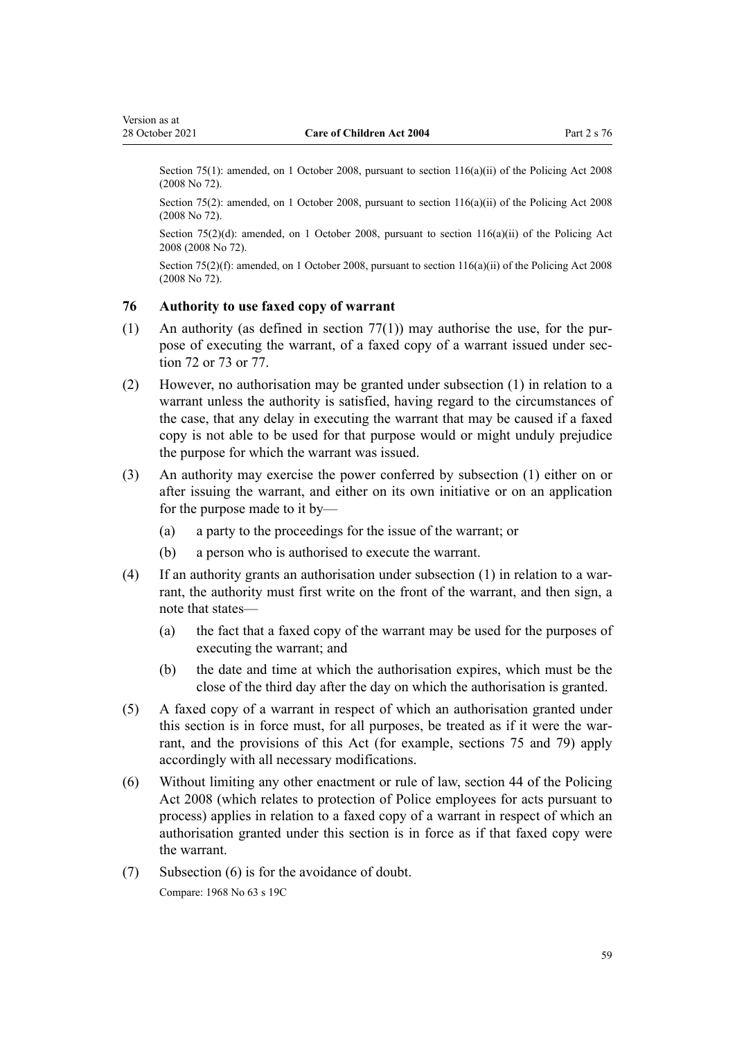Section 75(1): amended, on 1 October 2008, pursuant to section 116(a)(ii) of the Policing Act 2008 (2008 No 72).

Section 75(2): amended, on 1 October 2008, pursuant to section 116(a)(ii) of the Policing Act 2008 (2008 No 72).

Section 75(2)(d): amended, on 1 October 2008, pursuant to section 116(a)(ii) of the Policing Act 2008 (2008 No 72).

Section 75(2)(f): amended, on 1 October 2008, pursuant to section 116(a)(ii) of the Policing Act 2008 (2008 No 72).

### 76 Authority to use faxed copy of warrant

(1) An authority (as defined in section 77(1)) may authorise the use, for the purpose of executing the warrant, of a faxed copy of a warrant issued under section 72 or 73 or 77.

(2) However, no authorisation may be granted under subsection (1) in relation to a warrant unless the authority is satisfied, having regard to the circumstances of the case, that any delay in executing the warrant that may be caused if a faxed copy is not able to be used for that purpose would or might unduly prejudice the purpose for which the warrant was issued.

(3) An authority may exercise the power conferred by subsection (1) either on or after issuing the warrant, and either on its own initiative or on an application for the purpose made to it by—

- (a) a party to the proceedings for the issue of the warrant; or
- (b) a person who is authorised to execute the warrant.

(4) If an authority grants an authorisation under subsection (1) in relation to a warrant, the authority must first write on the front of the warrant, and then sign, a note that states—

- (a) the fact that a faxed copy of the warrant may be used for the purposes of executing the warrant; and
- (b) the date and time at which the authorisation expires, which must be the close of the third day after the day on which the authorisation is granted.

(5) A faxed copy of a warrant in respect of which an authorisation granted under this section is in force must, for all purposes, be treated as if it were the warrant, and the provisions of this Act (for example, sections 75 and 79) apply accordingly with all necessary modifications.

(6) Without limiting any other enactment or rule of law, section 44 of the Policing Act 2008 (which relates to protection of Police employees for acts pursuant to process) applies in relation to a faxed copy of a warrant in respect of which an authorisation granted under this section is in force as if that faxed copy were the warrant.

(7) Subsection (6) is for the avoidance of doubt.

Compare: 1968 No 63 s 19C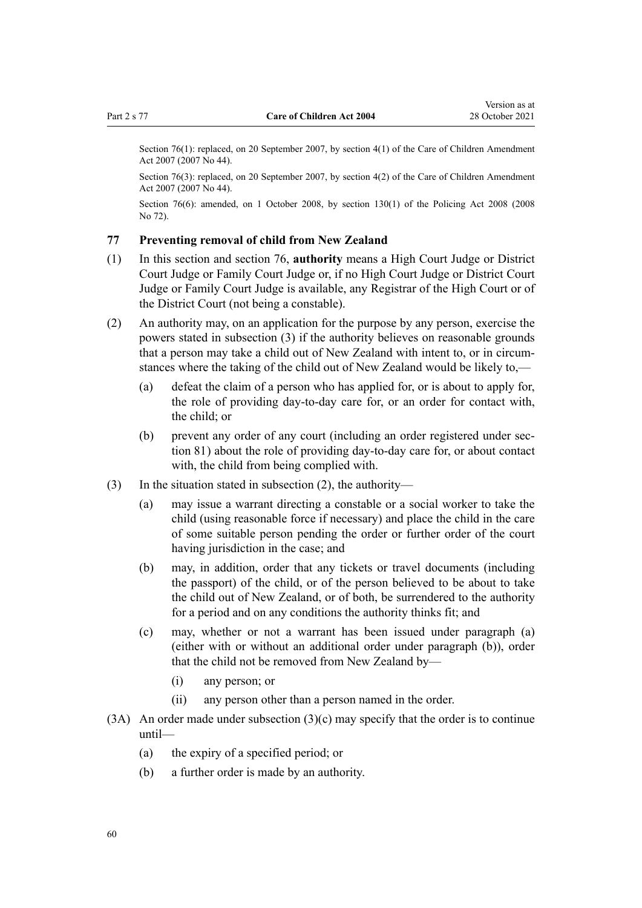Section 76(1): replaced, on 20 September 2007, by section 4(1) of the Care of Children Amendment Act 2007 (2007 No 44).

Section 76(3): replaced, on 20 September 2007, by section 4(2) of the Care of Children Amendment Act 2007 (2007 No 44).

Section 76(6): amended, on 1 October 2008, by section 130(1) of the Policing Act 2008 (2008 No 72).

### 77 Preventing removal of child from New Zealand

(1) In this section and section 76, **authority** means a High Court Judge or District Court Judge or Family Court Judge or, if no High Court Judge or District Court Judge or Family Court Judge is available, any Registrar of the High Court or of the District Court (not being a constable).

(2) An authority may, on an application for the purpose by any person, exercise the powers stated in subsection (3) if the authority believes on reasonable grounds that a person may take a child out of New Zealand with intent to, or in circumstances where the taking of the child out of New Zealand would be likely to,—

- (a) defeat the claim of a person who has applied for, or is about to apply for, the role of providing day-to-day care for, or an order for contact with, the child; or
- (b) prevent any order of any court (including an order registered under section 81) about the role of providing day-to-day care for, or about contact with, the child from being complied with.

(3) In the situation stated in subsection (2), the authority—

- (a) may issue a warrant directing a constable or a social worker to take the child (using reasonable force if necessary) and place the child in the care of some suitable person pending the order or further order of the court having jurisdiction in the case; and
- (b) may, in addition, order that any tickets or travel documents (including the passport) of the child, or of the person believed to be about to take the child out of New Zealand, or of both, be surrendered to the authority for a period and on any conditions the authority thinks fit; and
- (c) may, whether or not a warrant has been issued under paragraph (a) (either with or without an additional order under paragraph (b)), order that the child not be removed from New Zealand by—
  - (i) any person; or
  - (ii) any person other than a person named in the order.

(3A) An order made under subsection (3)(c) may specify that the order is to continue until—

- (a) the expiry of a specified period; or
- (b) a further order is made by an authority.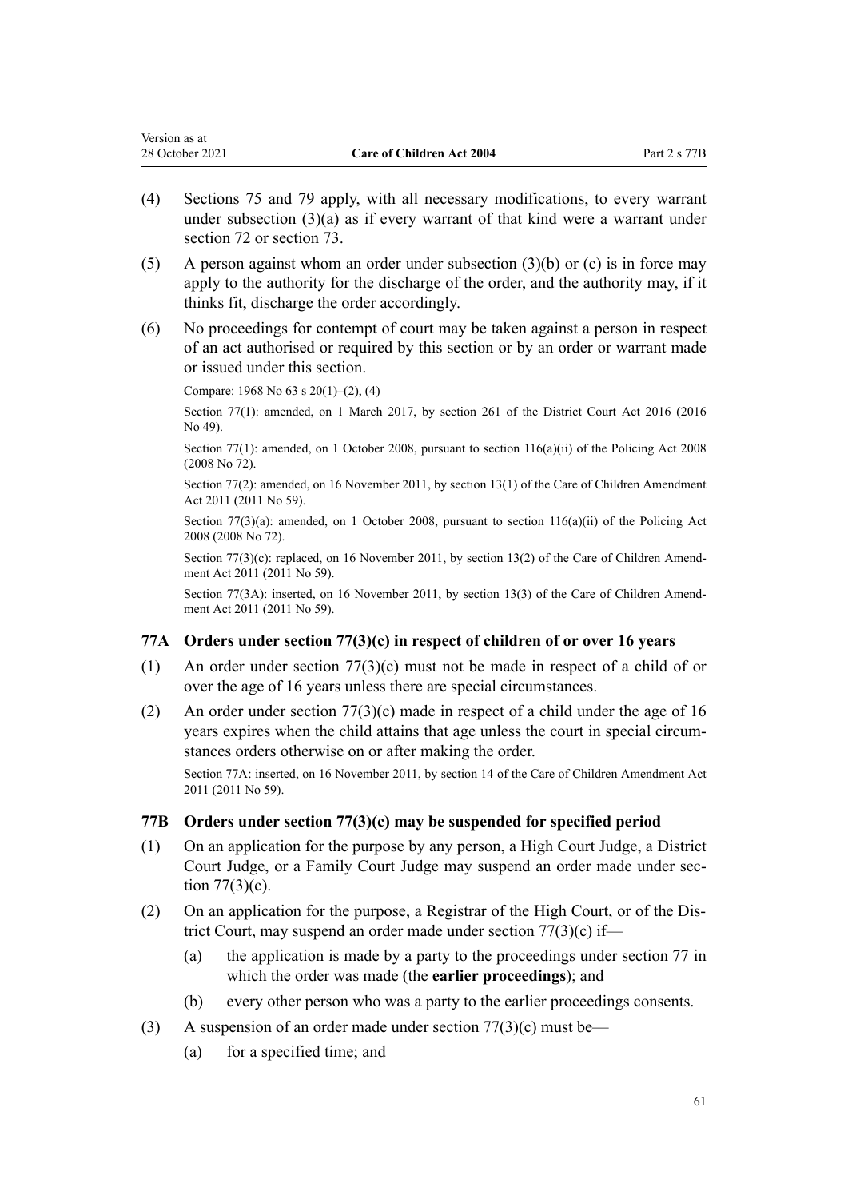(4) Sections 75 and 79 apply, with all necessary modifications, to every warrant under subsection (3)(a) as if every warrant of that kind were a warrant under section 72 or section 73.

(5) A person against whom an order under subsection (3)(b) or (c) is in force may apply to the authority for the discharge of the order, and the authority may, if it thinks fit, discharge the order accordingly.

(6) No proceedings for contempt of court may be taken against a person in respect of an act authorised or required by this section or by an order or warrant made or issued under this section.

Compare: 1968 No 63 s 20(1)–(2), (4)

Section 77(1): amended, on 1 March 2017, by section 261 of the District Court Act 2016 (2016 No 49).

Section 77(1): amended, on 1 October 2008, pursuant to section 116(a)(ii) of the Policing Act 2008 (2008 No 72).

Section 77(2): amended, on 16 November 2011, by section 13(1) of the Care of Children Amendment Act 2011 (2011 No 59).

Section 77(3)(a): amended, on 1 October 2008, pursuant to section 116(a)(ii) of the Policing Act 2008 (2008 No 72).

Section 77(3)(c): replaced, on 16 November 2011, by section 13(2) of the Care of Children Amendment Act 2011 (2011 No 59).

Section 77(3A): inserted, on 16 November 2011, by section 13(3) of the Care of Children Amendment Act 2011 (2011 No 59).

### 77A Orders under section 77(3)(c) in respect of children of or over 16 years

(1) An order under section 77(3)(c) must not be made in respect of a child of or over the age of 16 years unless there are special circumstances.

(2) An order under section 77(3)(c) made in respect of a child under the age of 16 years expires when the child attains that age unless the court in special circumstances orders otherwise on or after making the order.

Section 77A: inserted, on 16 November 2011, by section 14 of the Care of Children Amendment Act 2011 (2011 No 59).

### 77B Orders under section 77(3)(c) may be suspended for specified period

(1) On an application for the purpose by any person, a High Court Judge, a District Court Judge, or a Family Court Judge may suspend an order made under section 77(3)(c).

(2) On an application for the purpose, a Registrar of the High Court, or of the District Court, may suspend an order made under section 77(3)(c) if—

(a) the application is made by a party to the proceedings under section 77 in which the order was made (the **earlier proceedings**); and

(b) every other person who was a party to the earlier proceedings consents.

(3) A suspension of an order made under section 77(3)(c) must be—

(a) for a specified time; and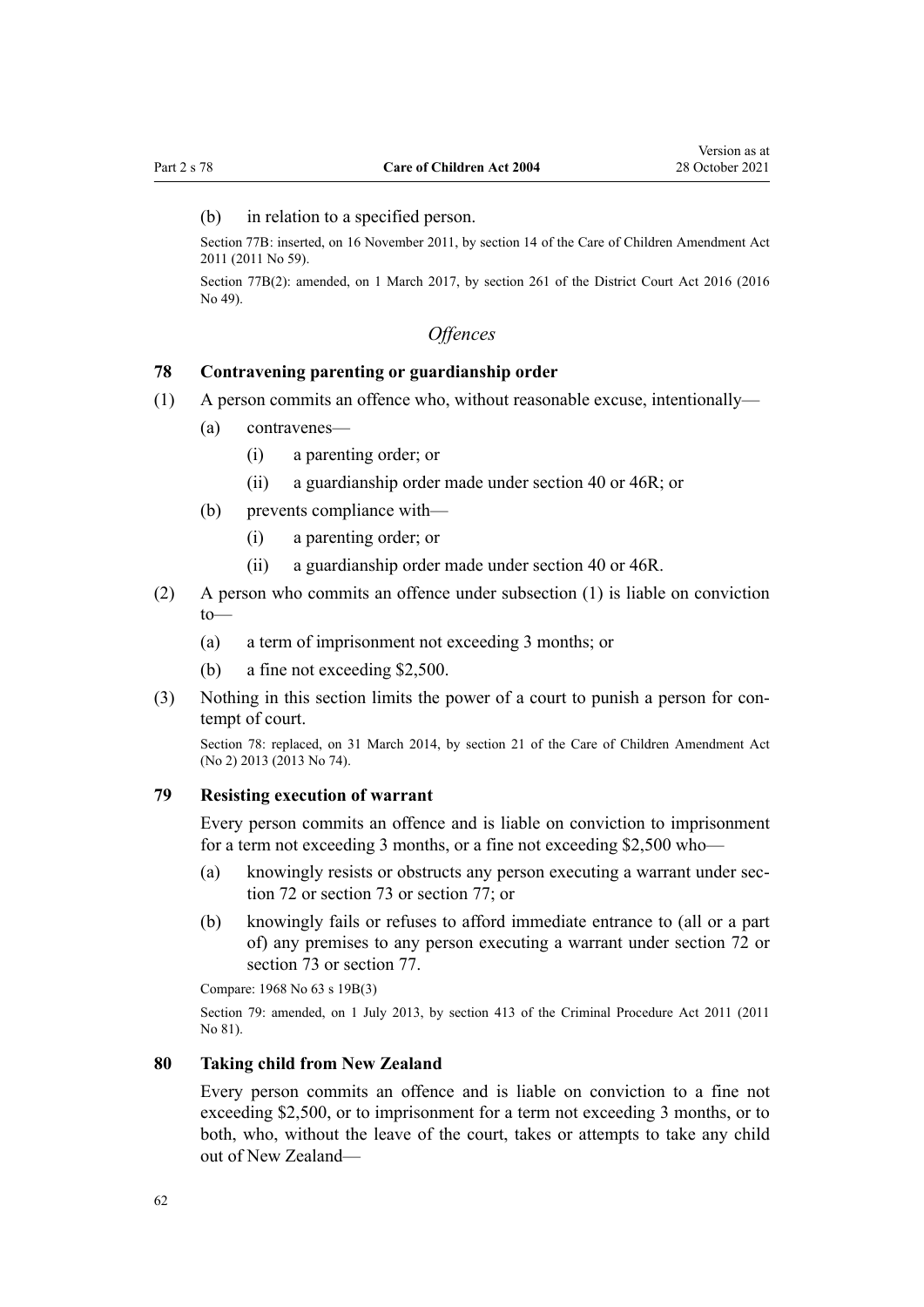(b) in relation to a specified person.

Section 77B: inserted, on 16 November 2011, by section 14 of the Care of Children Amendment Act 2011 (2011 No 59).

Section 77B(2): amended, on 1 March 2017, by section 261 of the District Court Act 2016 (2016 No 49).

*Offences*

### 78 Contravening parenting or guardianship order

(1) A person commits an offence who, without reasonable excuse, intentionally—

- (a) contravenes—
  - (i) a parenting order; or
  - (ii) a guardianship order made under section 40 or 46R; or
- (b) prevents compliance with—
  - (i) a parenting order; or
  - (ii) a guardianship order made under section 40 or 46R.

(2) A person who commits an offence under subsection (1) is liable on conviction to—

- (a) a term of imprisonment not exceeding 3 months; or
- (b) a fine not exceeding $2,500.

(3) Nothing in this section limits the power of a court to punish a person for contempt of court.

Section 78: replaced, on 31 March 2014, by section 21 of the Care of Children Amendment Act (No 2) 2013 (2013 No 74).

### 79 Resisting execution of warrant

Every person commits an offence and is liable on conviction to imprisonment for a term not exceeding 3 months, or a fine not exceeding $2,500 who—

- (a) knowingly resists or obstructs any person executing a warrant under section 72 or section 73 or section 77; or
- (b) knowingly fails or refuses to afford immediate entrance to (all or a part of) any premises to any person executing a warrant under section 72 or section 73 or section 77.

Compare: 1968 No 63 s 19B(3)

Section 79: amended, on 1 July 2013, by section 413 of the Criminal Procedure Act 2011 (2011 No 81).

### 80 Taking child from New Zealand

Every person commits an offence and is liable on conviction to a fine not exceeding $2,500, or to imprisonment for a term not exceeding 3 months, or to both, who, without the leave of the court, takes or attempts to take any child out of New Zealand—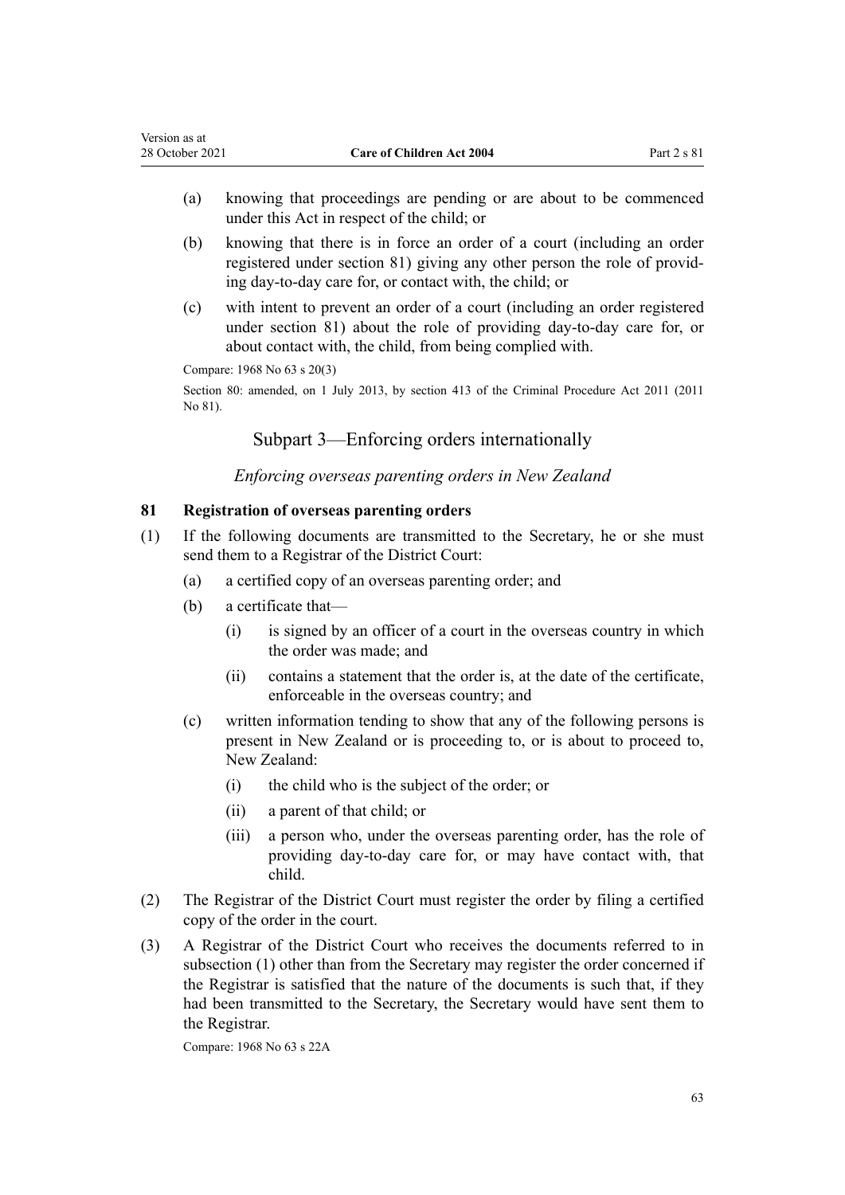(a) knowing that proceedings are pending or are about to be commenced under this Act in respect of the child; or

(b) knowing that there is in force an order of a court (including an order registered under section 81) giving any other person the role of providing day-to-day care for, or contact with, the child; or

(c) with intent to prevent an order of a court (including an order registered under section 81) about the role of providing day-to-day care for, or about contact with, the child, from being complied with.

Compare: 1968 No 63 s 20(3)

Section 80: amended, on 1 July 2013, by section 413 of the Criminal Procedure Act 2011 (2011 No 81).

## Subpart 3—Enforcing orders internationally

### *Enforcing overseas parenting orders in New Zealand*

### 81 Registration of overseas parenting orders

(1) If the following documents are transmitted to the Secretary, he or she must send them to a Registrar of the District Court:

(a) a certified copy of an overseas parenting order; and

(b) a certificate that—

(i) is signed by an officer of a court in the overseas country in which the order was made; and

(ii) contains a statement that the order is, at the date of the certificate, enforceable in the overseas country; and

(c) written information tending to show that any of the following persons is present in New Zealand or is proceeding to, or is about to proceed to, New Zealand:

(i) the child who is the subject of the order; or

(ii) a parent of that child; or

(iii) a person who, under the overseas parenting order, has the role of providing day-to-day care for, or may have contact with, that child.

(2) The Registrar of the District Court must register the order by filing a certified copy of the order in the court.

(3) A Registrar of the District Court who receives the documents referred to in subsection (1) other than from the Secretary may register the order concerned if the Registrar is satisfied that the nature of the documents is such that, if they had been transmitted to the Secretary, the Secretary would have sent them to the Registrar.

Compare: 1968 No 63 s 22A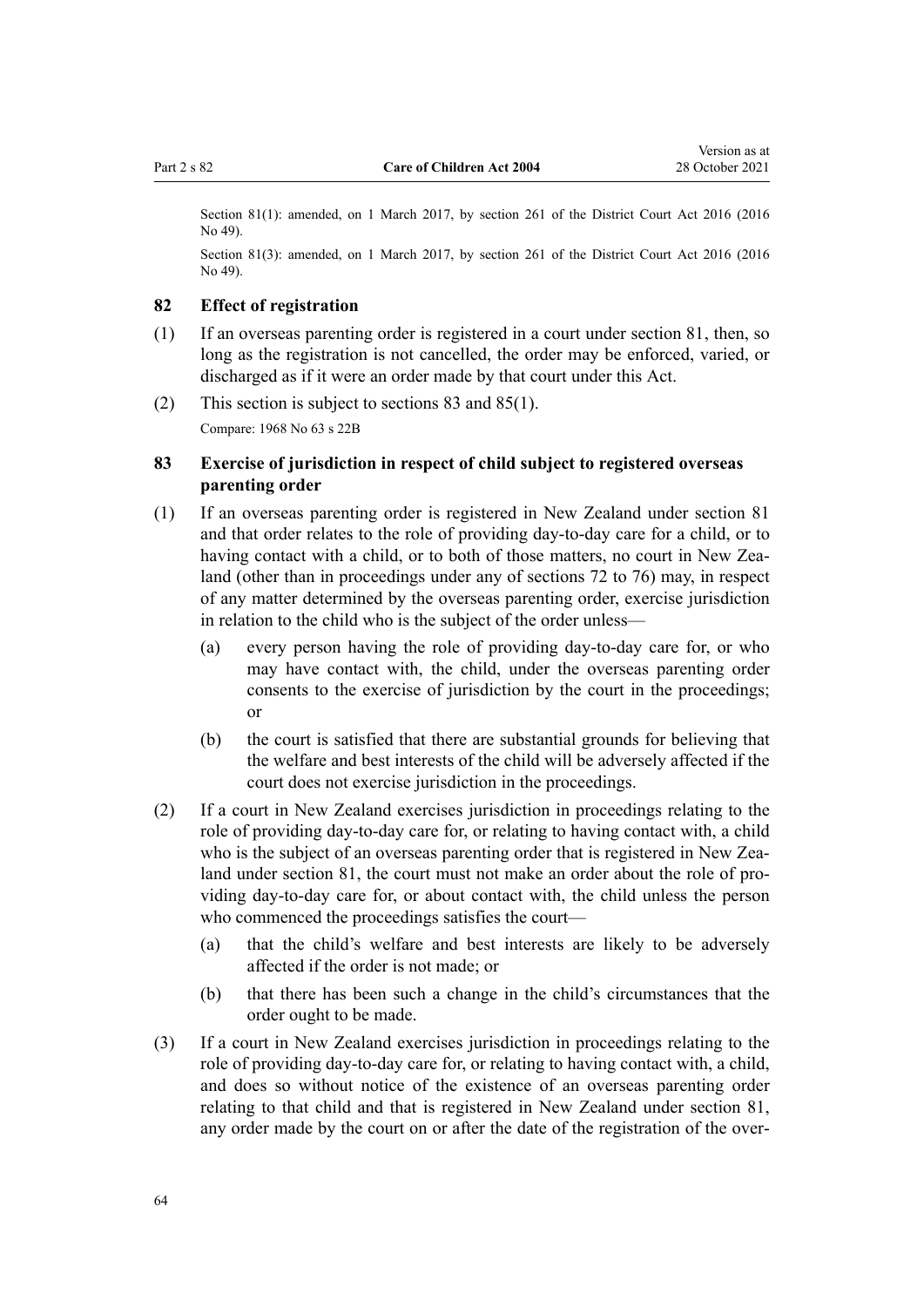Section 81(1): amended, on 1 March 2017, by section 261 of the District Court Act 2016 (2016 No 49).

Section 81(3): amended, on 1 March 2017, by section 261 of the District Court Act 2016 (2016 No 49).

### 82 Effect of registration

(1) If an overseas parenting order is registered in a court under section 81, then, so long as the registration is not cancelled, the order may be enforced, varied, or discharged as if it were an order made by that court under this Act.

(2) This section is subject to sections 83 and 85(1).

Compare: 1968 No 63 s 22B

### 83 Exercise of jurisdiction in respect of child subject to registered overseas parenting order

(1) If an overseas parenting order is registered in New Zealand under section 81 and that order relates to the role of providing day-to-day care for a child, or to having contact with a child, or to both of those matters, no court in New Zealand (other than in proceedings under any of sections 72 to 76) may, in respect of any matter determined by the overseas parenting order, exercise jurisdiction in relation to the child who is the subject of the order unless—

  (a) every person having the role of providing day-to-day care for, or who may have contact with, the child, under the overseas parenting order consents to the exercise of jurisdiction by the court in the proceedings; or

  (b) the court is satisfied that there are substantial grounds for believing that the welfare and best interests of the child will be adversely affected if the court does not exercise jurisdiction in the proceedings.

(2) If a court in New Zealand exercises jurisdiction in proceedings relating to the role of providing day-to-day care for, or relating to having contact with, a child who is the subject of an overseas parenting order that is registered in New Zealand under section 81, the court must not make an order about the role of providing day-to-day care for, or about contact with, the child unless the person who commenced the proceedings satisfies the court—

  (a) that the child's welfare and best interests are likely to be adversely affected if the order is not made; or

  (b) that there has been such a change in the child's circumstances that the order ought to be made.

(3) If a court in New Zealand exercises jurisdiction in proceedings relating to the role of providing day-to-day care for, or relating to having contact with, a child, and does so without notice of the existence of an overseas parenting order relating to that child and that is registered in New Zealand under section 81, any order made by the court on or after the date of the registration of the over-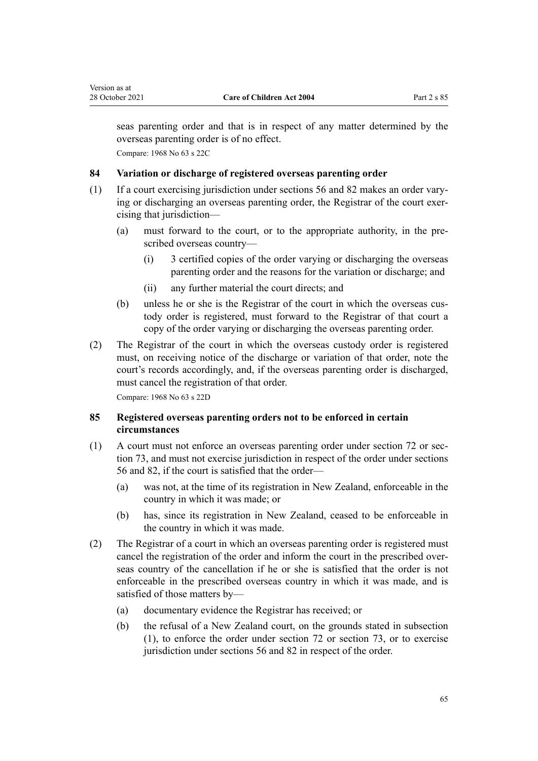seas parenting order and that is in respect of any matter determined by the overseas parenting order is of no effect.

Compare: 1968 No 63 s 22C

### 84 Variation or discharge of registered overseas parenting order

(1) If a court exercising jurisdiction under sections 56 and 82 makes an order varying or discharging an overseas parenting order, the Registrar of the court exercising that jurisdiction—

  (a) must forward to the court, or to the appropriate authority, in the prescribed overseas country—

    (i) 3 certified copies of the order varying or discharging the overseas parenting order and the reasons for the variation or discharge; and

    (ii) any further material the court directs; and

  (b) unless he or she is the Registrar of the court in which the overseas custody order is registered, must forward to the Registrar of that court a copy of the order varying or discharging the overseas parenting order.

(2) The Registrar of the court in which the overseas custody order is registered must, on receiving notice of the discharge or variation of that order, note the court's records accordingly, and, if the overseas parenting order is discharged, must cancel the registration of that order.

Compare: 1968 No 63 s 22D

### 85 Registered overseas parenting orders not to be enforced in certain circumstances

(1) A court must not enforce an overseas parenting order under section 72 or section 73, and must not exercise jurisdiction in respect of the order under sections 56 and 82, if the court is satisfied that the order—

  (a) was not, at the time of its registration in New Zealand, enforceable in the country in which it was made; or

  (b) has, since its registration in New Zealand, ceased to be enforceable in the country in which it was made.

(2) The Registrar of a court in which an overseas parenting order is registered must cancel the registration of the order and inform the court in the prescribed overseas country of the cancellation if he or she is satisfied that the order is not enforceable in the prescribed overseas country in which it was made, and is satisfied of those matters by—

  (a) documentary evidence the Registrar has received; or

  (b) the refusal of a New Zealand court, on the grounds stated in subsection (1), to enforce the order under section 72 or section 73, or to exercise jurisdiction under sections 56 and 82 in respect of the order.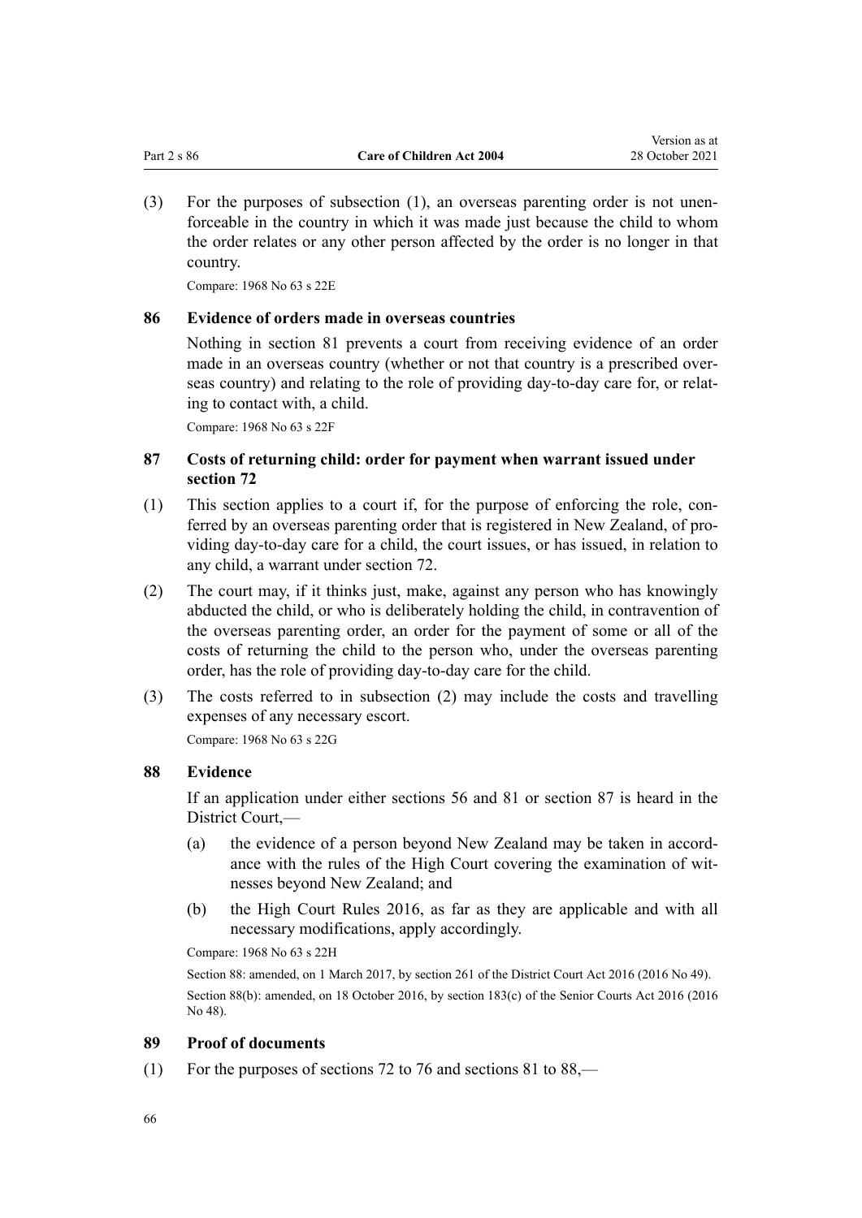(3) For the purposes of subsection (1), an overseas parenting order is not unenforceable in the country in which it was made just because the child to whom the order relates or any other person affected by the order is no longer in that country.

Compare: 1968 No 63 s 22E

### 86 Evidence of orders made in overseas countries

Nothing in section 81 prevents a court from receiving evidence of an order made in an overseas country (whether or not that country is a prescribed overseas country) and relating to the role of providing day-to-day care for, or relating to contact with, a child.

Compare: 1968 No 63 s 22F

### 87 Costs of returning child: order for payment when warrant issued under section 72

(1) This section applies to a court if, for the purpose of enforcing the role, conferred by an overseas parenting order that is registered in New Zealand, of providing day-to-day care for a child, the court issues, or has issued, in relation to any child, a warrant under section 72.

(2) The court may, if it thinks just, make, against any person who has knowingly abducted the child, or who is deliberately holding the child, in contravention of the overseas parenting order, an order for the payment of some or all of the costs of returning the child to the person who, under the overseas parenting order, has the role of providing day-to-day care for the child.

(3) The costs referred to in subsection (2) may include the costs and travelling expenses of any necessary escort.

Compare: 1968 No 63 s 22G

### 88 Evidence

If an application under either sections 56 and 81 or section 87 is heard in the District Court,—

(a) the evidence of a person beyond New Zealand may be taken in accordance with the rules of the High Court covering the examination of witnesses beyond New Zealand; and

(b) the High Court Rules 2016, as far as they are applicable and with all necessary modifications, apply accordingly.

Compare: 1968 No 63 s 22H

Section 88: amended, on 1 March 2017, by section 261 of the District Court Act 2016 (2016 No 49).

Section 88(b): amended, on 18 October 2016, by section 183(c) of the Senior Courts Act 2016 (2016 No 48).

### 89 Proof of documents

(1) For the purposes of sections 72 to 76 and sections 81 to 88,—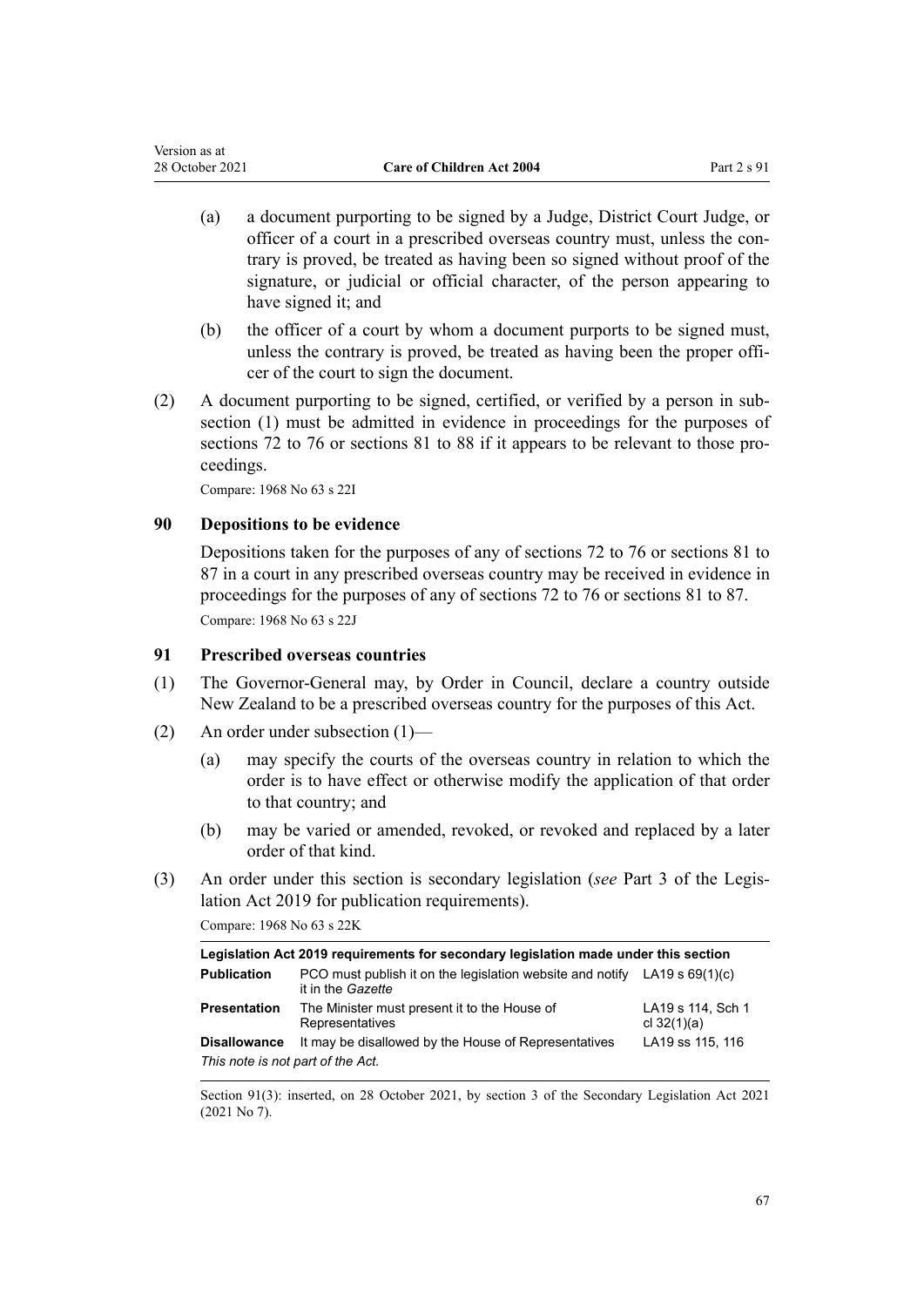(a) a document purporting to be signed by a Judge, District Court Judge, or officer of a court in a prescribed overseas country must, unless the contrary is proved, be treated as having been so signed without proof of the signature, or judicial or official character, of the person appearing to have signed it; and

(b) the officer of a court by whom a document purports to be signed must, unless the contrary is proved, be treated as having been the proper officer of the court to sign the document.

(2) A document purporting to be signed, certified, or verified by a person in subsection (1) must be admitted in evidence in proceedings for the purposes of sections 72 to 76 or sections 81 to 88 if it appears to be relevant to those proceedings.

Compare: 1968 No 63 s 22I

### 90 Depositions to be evidence

Depositions taken for the purposes of any of sections 72 to 76 or sections 81 to 87 in a court in any prescribed overseas country may be received in evidence in proceedings for the purposes of any of sections 72 to 76 or sections 81 to 87.

Compare: 1968 No 63 s 22J

### 91 Prescribed overseas countries

(1) The Governor-General may, by Order in Council, declare a country outside New Zealand to be a prescribed overseas country for the purposes of this Act.

(2) An order under subsection (1)—

(a) may specify the courts of the overseas country in relation to which the order is to have effect or otherwise modify the application of that order to that country; and

(b) may be varied or amended, revoked, or revoked and replaced by a later order of that kind.

(3) An order under this section is secondary legislation (*see* Part 3 of the Legislation Act 2019 for publication requirements).

Compare: 1968 No 63 s 22K

| Legislation Act 2019 requirements for secondary legislation made under this section | | |
|---|---|---|
| **Publication** | PCO must publish it on the legislation website and notify it in the *Gazette* | LA19 s 69(1)(c) |
| **Presentation** | The Minister must present it to the House of Representatives | LA19 s 114, Sch 1 cl 32(1)(a) |
| **Disallowance** | It may be disallowed by the House of Representatives | LA19 ss 115, 116 |
| *This note is not part of the Act.* | | |

Section 91(3): inserted, on 28 October 2021, by section 3 of the Secondary Legislation Act 2021 (2021 No 7).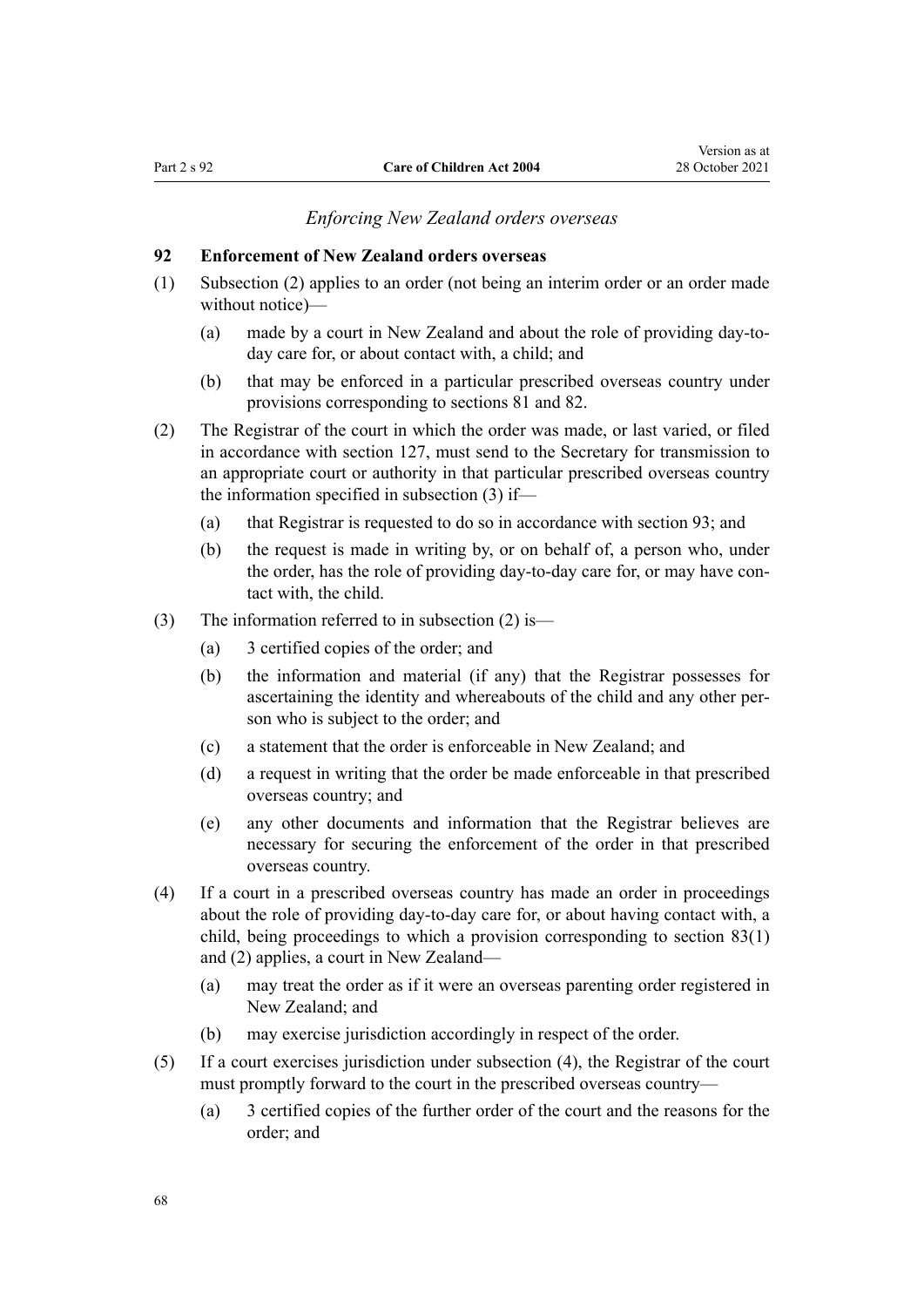*Enforcing New Zealand orders overseas*

**92 Enforcement of New Zealand orders overseas**

(1) Subsection (2) applies to an order (not being an interim order or an order made without notice)—

(a) made by a court in New Zealand and about the role of providing day-to-day care for, or about contact with, a child; and

(b) that may be enforced in a particular prescribed overseas country under provisions corresponding to sections 81 and 82.

(2) The Registrar of the court in which the order was made, or last varied, or filed in accordance with section 127, must send to the Secretary for transmission to an appropriate court or authority in that particular prescribed overseas country the information specified in subsection (3) if—

(a) that Registrar is requested to do so in accordance with section 93; and

(b) the request is made in writing by, or on behalf of, a person who, under the order, has the role of providing day-to-day care for, or may have contact with, the child.

(3) The information referred to in subsection (2) is—

(a) 3 certified copies of the order; and

(b) the information and material (if any) that the Registrar possesses for ascertaining the identity and whereabouts of the child and any other person who is subject to the order; and

(c) a statement that the order is enforceable in New Zealand; and

(d) a request in writing that the order be made enforceable in that prescribed overseas country; and

(e) any other documents and information that the Registrar believes are necessary for securing the enforcement of the order in that prescribed overseas country.

(4) If a court in a prescribed overseas country has made an order in proceedings about the role of providing day-to-day care for, or about having contact with, a child, being proceedings to which a provision corresponding to section 83(1) and (2) applies, a court in New Zealand—

(a) may treat the order as if it were an overseas parenting order registered in New Zealand; and

(b) may exercise jurisdiction accordingly in respect of the order.

(5) If a court exercises jurisdiction under subsection (4), the Registrar of the court must promptly forward to the court in the prescribed overseas country—

(a) 3 certified copies of the further order of the court and the reasons for the order; and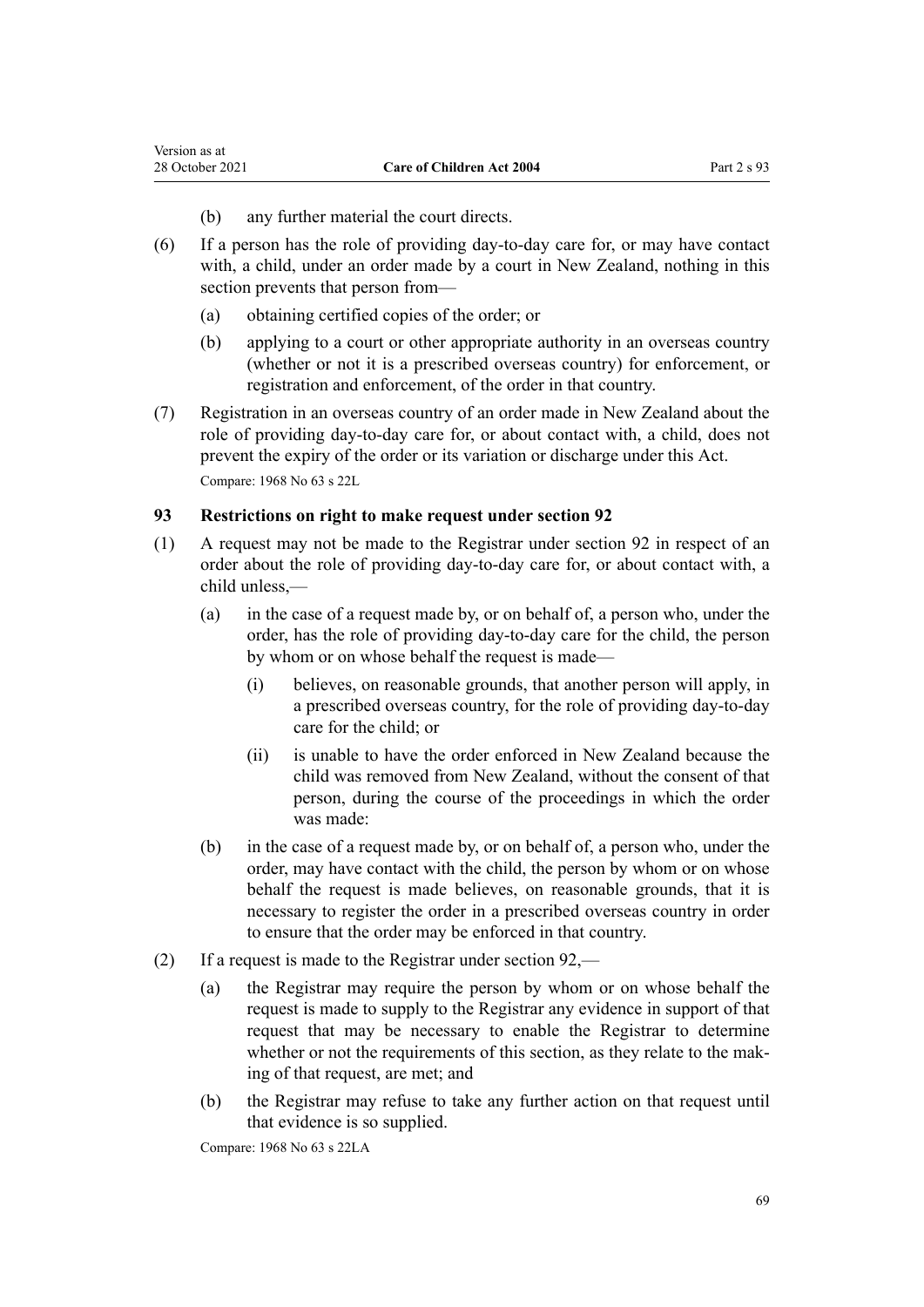(b) any further material the court directs.

(6) If a person has the role of providing day-to-day care for, or may have contact with, a child, under an order made by a court in New Zealand, nothing in this section prevents that person from—

(a) obtaining certified copies of the order; or

(b) applying to a court or other appropriate authority in an overseas country (whether or not it is a prescribed overseas country) for enforcement, or registration and enforcement, of the order in that country.

(7) Registration in an overseas country of an order made in New Zealand about the role of providing day-to-day care for, or about contact with, a child, does not prevent the expiry of the order or its variation or discharge under this Act.

Compare: 1968 No 63 s 22L

### 93 Restrictions on right to make request under section 92

(1) A request may not be made to the Registrar under section 92 in respect of an order about the role of providing day-to-day care for, or about contact with, a child unless,—

(a) in the case of a request made by, or on behalf of, a person who, under the order, has the role of providing day-to-day care for the child, the person by whom or on whose behalf the request is made—

(i) believes, on reasonable grounds, that another person will apply, in a prescribed overseas country, for the role of providing day-to-day care for the child; or

(ii) is unable to have the order enforced in New Zealand because the child was removed from New Zealand, without the consent of that person, during the course of the proceedings in which the order was made:

(b) in the case of a request made by, or on behalf of, a person who, under the order, may have contact with the child, the person by whom or on whose behalf the request is made believes, on reasonable grounds, that it is necessary to register the order in a prescribed overseas country in order to ensure that the order may be enforced in that country.

(2) If a request is made to the Registrar under section 92,—

(a) the Registrar may require the person by whom or on whose behalf the request is made to supply to the Registrar any evidence in support of that request that may be necessary to enable the Registrar to determine whether or not the requirements of this section, as they relate to the making of that request, are met; and

(b) the Registrar may refuse to take any further action on that request until that evidence is so supplied.

Compare: 1968 No 63 s 22LA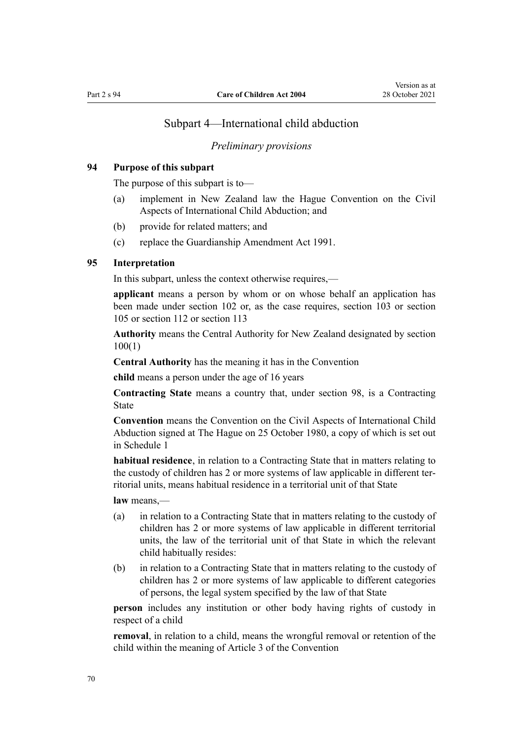## Subpart 4—International child abduction

*Preliminary provisions*

### 94 Purpose of this subpart

The purpose of this subpart is to—

(a) implement in New Zealand law the Hague Convention on the Civil Aspects of International Child Abduction; and

(b) provide for related matters; and

(c) replace the Guardianship Amendment Act 1991.

### 95 Interpretation

In this subpart, unless the context otherwise requires,—

**applicant** means a person by whom or on whose behalf an application has been made under section 102 or, as the case requires, section 103 or section 105 or section 112 or section 113

**Authority** means the Central Authority for New Zealand designated by section 100(1)

**Central Authority** has the meaning it has in the Convention

**child** means a person under the age of 16 years

**Contracting State** means a country that, under section 98, is a Contracting State

**Convention** means the Convention on the Civil Aspects of International Child Abduction signed at The Hague on 25 October 1980, a copy of which is set out in Schedule 1

**habitual residence**, in relation to a Contracting State that in matters relating to the custody of children has 2 or more systems of law applicable in different territorial units, means habitual residence in a territorial unit of that State

**law** means,—

(a) in relation to a Contracting State that in matters relating to the custody of children has 2 or more systems of law applicable in different territorial units, the law of the territorial unit of that State in which the relevant child habitually resides:

(b) in relation to a Contracting State that in matters relating to the custody of children has 2 or more systems of law applicable to different categories of persons, the legal system specified by the law of that State

**person** includes any institution or other body having rights of custody in respect of a child

**removal**, in relation to a child, means the wrongful removal or retention of the child within the meaning of Article 3 of the Convention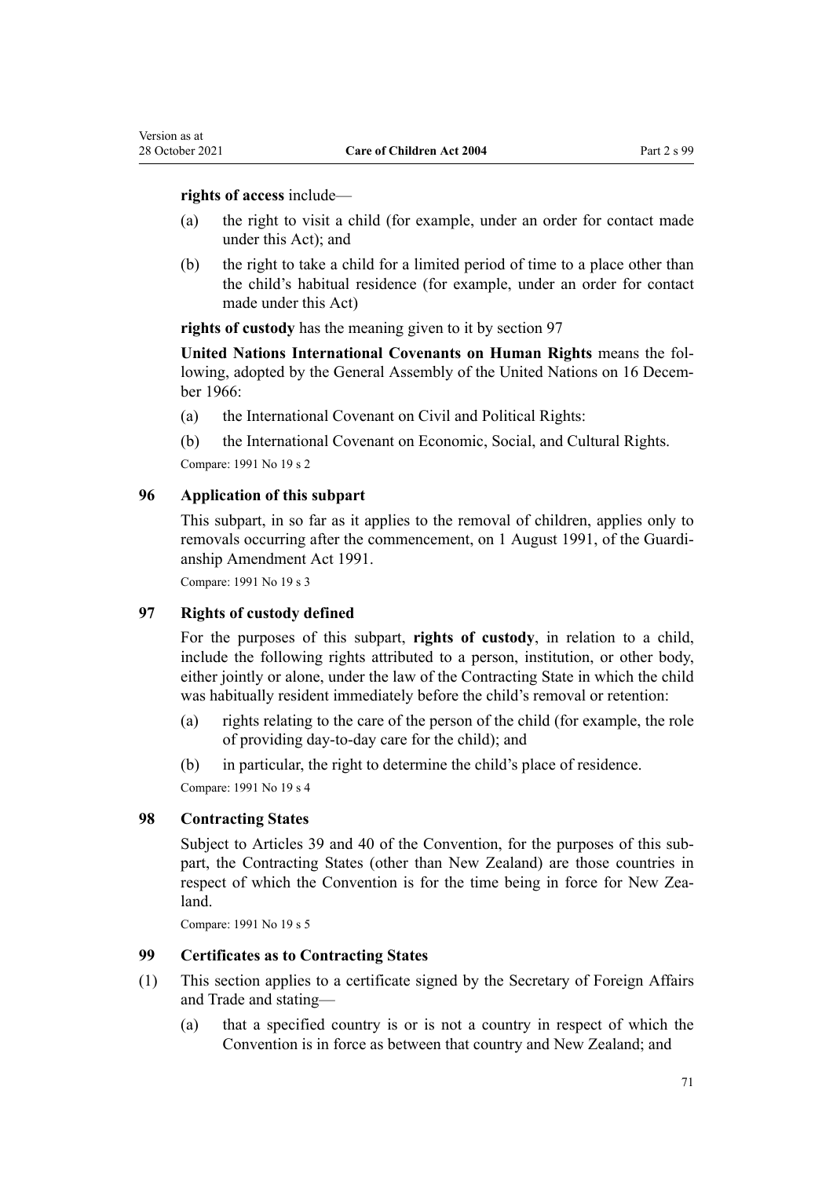**rights of access** include—

(a) the right to visit a child (for example, under an order for contact made under this Act); and

(b) the right to take a child for a limited period of time to a place other than the child's habitual residence (for example, under an order for contact made under this Act)

**rights of custody** has the meaning given to it by section 97

**United Nations International Covenants on Human Rights** means the following, adopted by the General Assembly of the United Nations on 16 December 1966:

(a) the International Covenant on Civil and Political Rights:

(b) the International Covenant on Economic, Social, and Cultural Rights.

Compare: 1991 No 19 s 2

### 96 Application of this subpart

This subpart, in so far as it applies to the removal of children, applies only to removals occurring after the commencement, on 1 August 1991, of the Guardianship Amendment Act 1991.

Compare: 1991 No 19 s 3

### 97 Rights of custody defined

For the purposes of this subpart, **rights of custody**, in relation to a child, include the following rights attributed to a person, institution, or other body, either jointly or alone, under the law of the Contracting State in which the child was habitually resident immediately before the child's removal or retention:

(a) rights relating to the care of the person of the child (for example, the role of providing day-to-day care for the child); and

(b) in particular, the right to determine the child's place of residence.

Compare: 1991 No 19 s 4

### 98 Contracting States

Subject to Articles 39 and 40 of the Convention, for the purposes of this subpart, the Contracting States (other than New Zealand) are those countries in respect of which the Convention is for the time being in force for New Zealand.

Compare: 1991 No 19 s 5

### 99 Certificates as to Contracting States

(1) This section applies to a certificate signed by the Secretary of Foreign Affairs and Trade and stating—

(a) that a specified country is or is not a country in respect of which the Convention is in force as between that country and New Zealand; and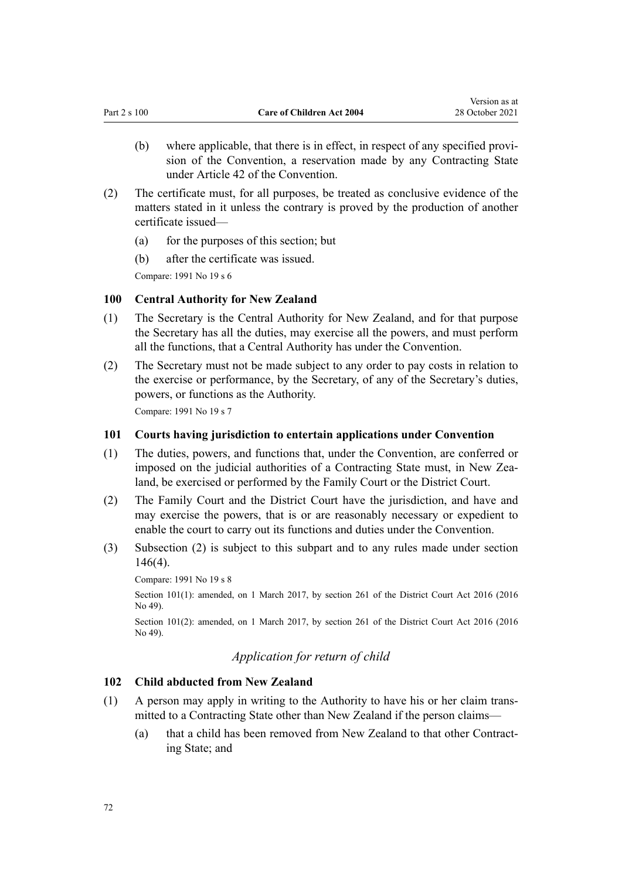(b) where applicable, that there is in effect, in respect of any specified provision of the Convention, a reservation made by any Contracting State under Article 42 of the Convention.

(2) The certificate must, for all purposes, be treated as conclusive evidence of the matters stated in it unless the contrary is proved by the production of another certificate issued—

(a) for the purposes of this section; but

(b) after the certificate was issued.

Compare: 1991 No 19 s 6

### 100 Central Authority for New Zealand

(1) The Secretary is the Central Authority for New Zealand, and for that purpose the Secretary has all the duties, may exercise all the powers, and must perform all the functions, that a Central Authority has under the Convention.

(2) The Secretary must not be made subject to any order to pay costs in relation to the exercise or performance, by the Secretary, of any of the Secretary's duties, powers, or functions as the Authority.

Compare: 1991 No 19 s 7

### 101 Courts having jurisdiction to entertain applications under Convention

(1) The duties, powers, and functions that, under the Convention, are conferred or imposed on the judicial authorities of a Contracting State must, in New Zealand, be exercised or performed by the Family Court or the District Court.

(2) The Family Court and the District Court have the jurisdiction, and have and may exercise the powers, that is or are reasonably necessary or expedient to enable the court to carry out its functions and duties under the Convention.

(3) Subsection (2) is subject to this subpart and to any rules made under section 146(4).

Compare: 1991 No 19 s 8

Section 101(1): amended, on 1 March 2017, by section 261 of the District Court Act 2016 (2016 No 49).

Section 101(2): amended, on 1 March 2017, by section 261 of the District Court Act 2016 (2016 No 49).

*Application for return of child*

### 102 Child abducted from New Zealand

(1) A person may apply in writing to the Authority to have his or her claim transmitted to a Contracting State other than New Zealand if the person claims—

(a) that a child has been removed from New Zealand to that other Contracting State; and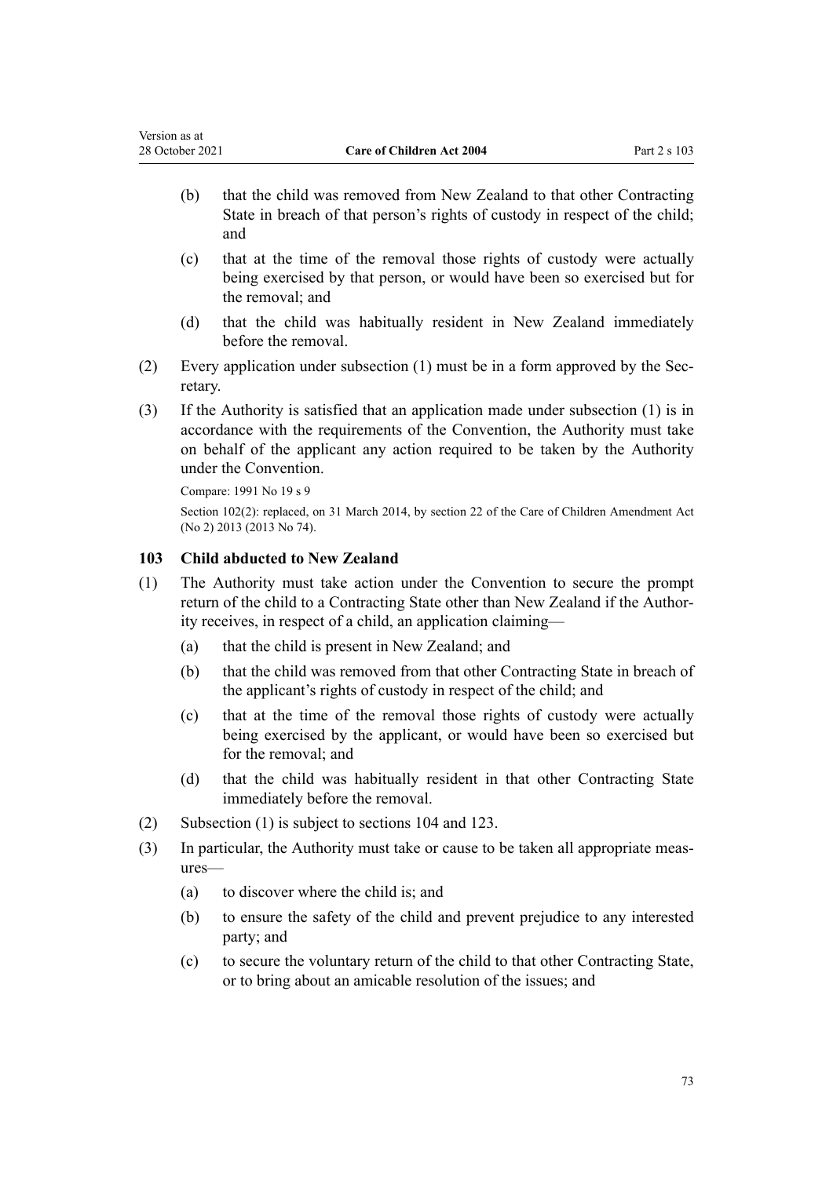(b) that the child was removed from New Zealand to that other Contracting State in breach of that person's rights of custody in respect of the child; and

(c) that at the time of the removal those rights of custody were actually being exercised by that person, or would have been so exercised but for the removal; and

(d) that the child was habitually resident in New Zealand immediately before the removal.

(2) Every application under subsection (1) must be in a form approved by the Secretary.

(3) If the Authority is satisfied that an application made under subsection (1) is in accordance with the requirements of the Convention, the Authority must take on behalf of the applicant any action required to be taken by the Authority under the Convention.

Compare: 1991 No 19 s 9

Section 102(2): replaced, on 31 March 2014, by section 22 of the Care of Children Amendment Act (No 2) 2013 (2013 No 74).

### 103 Child abducted to New Zealand

(1) The Authority must take action under the Convention to secure the prompt return of the child to a Contracting State other than New Zealand if the Authority receives, in respect of a child, an application claiming—

(a) that the child is present in New Zealand; and

(b) that the child was removed from that other Contracting State in breach of the applicant's rights of custody in respect of the child; and

(c) that at the time of the removal those rights of custody were actually being exercised by the applicant, or would have been so exercised but for the removal; and

(d) that the child was habitually resident in that other Contracting State immediately before the removal.

(2) Subsection (1) is subject to sections 104 and 123.

(3) In particular, the Authority must take or cause to be taken all appropriate measures—

(a) to discover where the child is; and

(b) to ensure the safety of the child and prevent prejudice to any interested party; and

(c) to secure the voluntary return of the child to that other Contracting State, or to bring about an amicable resolution of the issues; and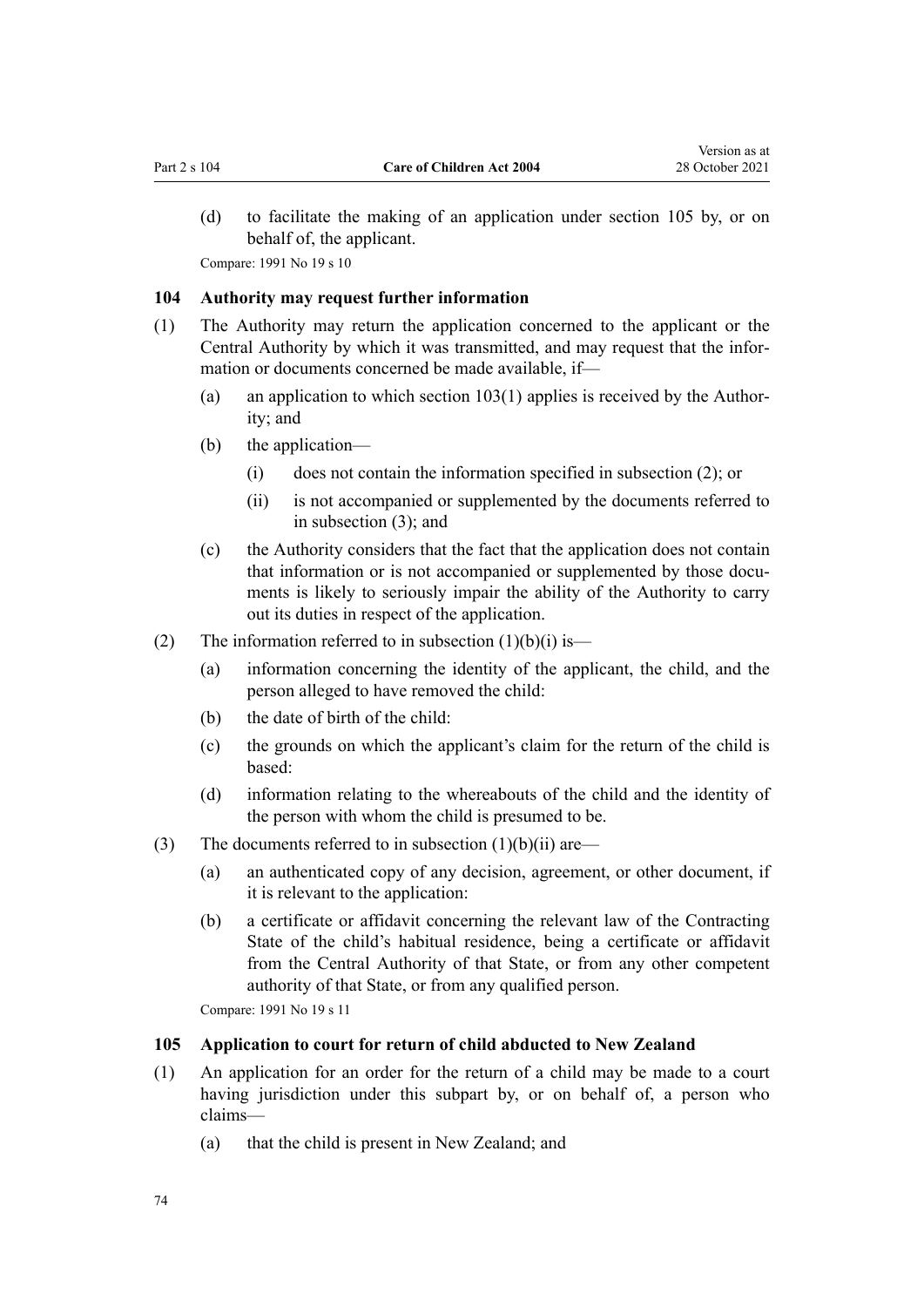(d) to facilitate the making of an application under section 105 by, or on behalf of, the applicant.

Compare: 1991 No 19 s 10

### 104 Authority may request further information

(1) The Authority may return the application concerned to the applicant or the Central Authority by which it was transmitted, and may request that the information or documents concerned be made available, if—

  (a) an application to which section 103(1) applies is received by the Authority; and

  (b) the application—

    (i) does not contain the information specified in subsection (2); or

    (ii) is not accompanied or supplemented by the documents referred to in subsection (3); and

  (c) the Authority considers that the fact that the application does not contain that information or is not accompanied or supplemented by those documents is likely to seriously impair the ability of the Authority to carry out its duties in respect of the application.

(2) The information referred to in subsection (1)(b)(i) is—

  (a) information concerning the identity of the applicant, the child, and the person alleged to have removed the child:

  (b) the date of birth of the child:

  (c) the grounds on which the applicant's claim for the return of the child is based:

  (d) information relating to the whereabouts of the child and the identity of the person with whom the child is presumed to be.

(3) The documents referred to in subsection (1)(b)(ii) are—

  (a) an authenticated copy of any decision, agreement, or other document, if it is relevant to the application:

  (b) a certificate or affidavit concerning the relevant law of the Contracting State of the child's habitual residence, being a certificate or affidavit from the Central Authority of that State, or from any other competent authority of that State, or from any qualified person.

Compare: 1991 No 19 s 11

### 105 Application to court for return of child abducted to New Zealand

(1) An application for an order for the return of a child may be made to a court having jurisdiction under this subpart by, or on behalf of, a person who claims—

  (a) that the child is present in New Zealand; and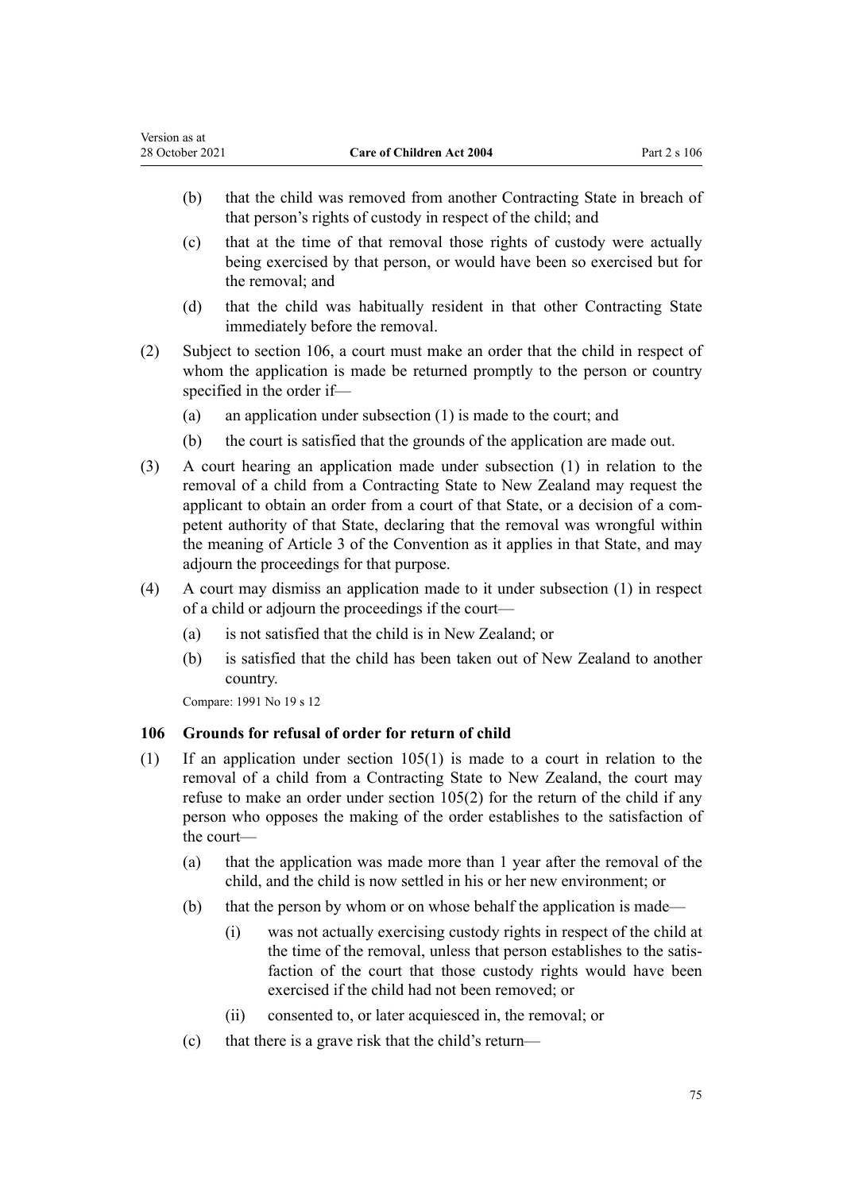(b) that the child was removed from another Contracting State in breach of that person's rights of custody in respect of the child; and

(c) that at the time of that removal those rights of custody were actually being exercised by that person, or would have been so exercised but for the removal; and

(d) that the child was habitually resident in that other Contracting State immediately before the removal.

(2) Subject to section 106, a court must make an order that the child in respect of whom the application is made be returned promptly to the person or country specified in the order if—

(a) an application under subsection (1) is made to the court; and

(b) the court is satisfied that the grounds of the application are made out.

(3) A court hearing an application made under subsection (1) in relation to the removal of a child from a Contracting State to New Zealand may request the applicant to obtain an order from a court of that State, or a decision of a competent authority of that State, declaring that the removal was wrongful within the meaning of Article 3 of the Convention as it applies in that State, and may adjourn the proceedings for that purpose.

(4) A court may dismiss an application made to it under subsection (1) in respect of a child or adjourn the proceedings if the court—

(a) is not satisfied that the child is in New Zealand; or

(b) is satisfied that the child has been taken out of New Zealand to another country.

Compare: 1991 No 19 s 12

### 106 Grounds for refusal of order for return of child

(1) If an application under section 105(1) is made to a court in relation to the removal of a child from a Contracting State to New Zealand, the court may refuse to make an order under section 105(2) for the return of the child if any person who opposes the making of the order establishes to the satisfaction of the court—

(a) that the application was made more than 1 year after the removal of the child, and the child is now settled in his or her new environment; or

(b) that the person by whom or on whose behalf the application is made—

(i) was not actually exercising custody rights in respect of the child at the time of the removal, unless that person establishes to the satisfaction of the court that those custody rights would have been exercised if the child had not been removed; or

(ii) consented to, or later acquiesced in, the removal; or

(c) that there is a grave risk that the child's return—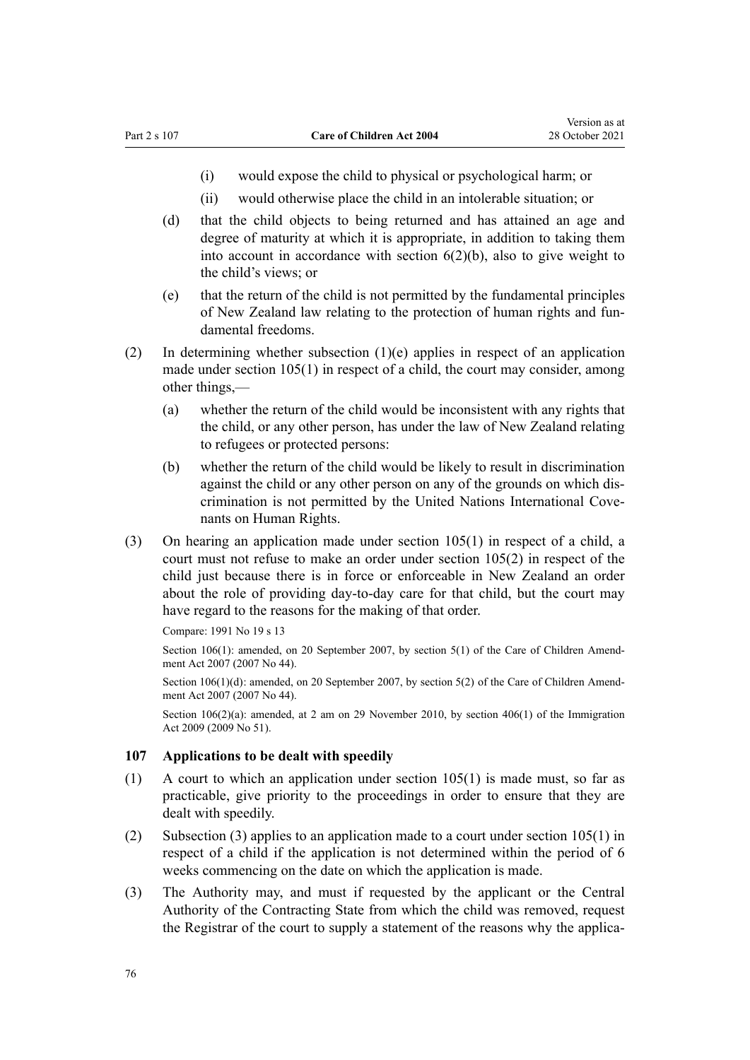(i) would expose the child to physical or psychological harm; or

(ii) would otherwise place the child in an intolerable situation; or

(d) that the child objects to being returned and has attained an age and degree of maturity at which it is appropriate, in addition to taking them into account in accordance with section 6(2)(b), also to give weight to the child's views; or

(e) that the return of the child is not permitted by the fundamental principles of New Zealand law relating to the protection of human rights and fundamental freedoms.

(2) In determining whether subsection (1)(e) applies in respect of an application made under section 105(1) in respect of a child, the court may consider, among other things,—

(a) whether the return of the child would be inconsistent with any rights that the child, or any other person, has under the law of New Zealand relating to refugees or protected persons:

(b) whether the return of the child would be likely to result in discrimination against the child or any other person on any of the grounds on which discrimination is not permitted by the United Nations International Covenants on Human Rights.

(3) On hearing an application made under section 105(1) in respect of a child, a court must not refuse to make an order under section 105(2) in respect of the child just because there is in force or enforceable in New Zealand an order about the role of providing day-to-day care for that child, but the court may have regard to the reasons for the making of that order.

Compare: 1991 No 19 s 13

Section 106(1): amended, on 20 September 2007, by section 5(1) of the Care of Children Amendment Act 2007 (2007 No 44).

Section 106(1)(d): amended, on 20 September 2007, by section 5(2) of the Care of Children Amendment Act 2007 (2007 No 44).

Section 106(2)(a): amended, at 2 am on 29 November 2010, by section 406(1) of the Immigration Act 2009 (2009 No 51).

### 107 Applications to be dealt with speedily

(1) A court to which an application under section 105(1) is made must, so far as practicable, give priority to the proceedings in order to ensure that they are dealt with speedily.

(2) Subsection (3) applies to an application made to a court under section 105(1) in respect of a child if the application is not determined within the period of 6 weeks commencing on the date on which the application is made.

(3) The Authority may, and must if requested by the applicant or the Central Authority of the Contracting State from which the child was removed, request the Registrar of the court to supply a statement of the reasons why the applica-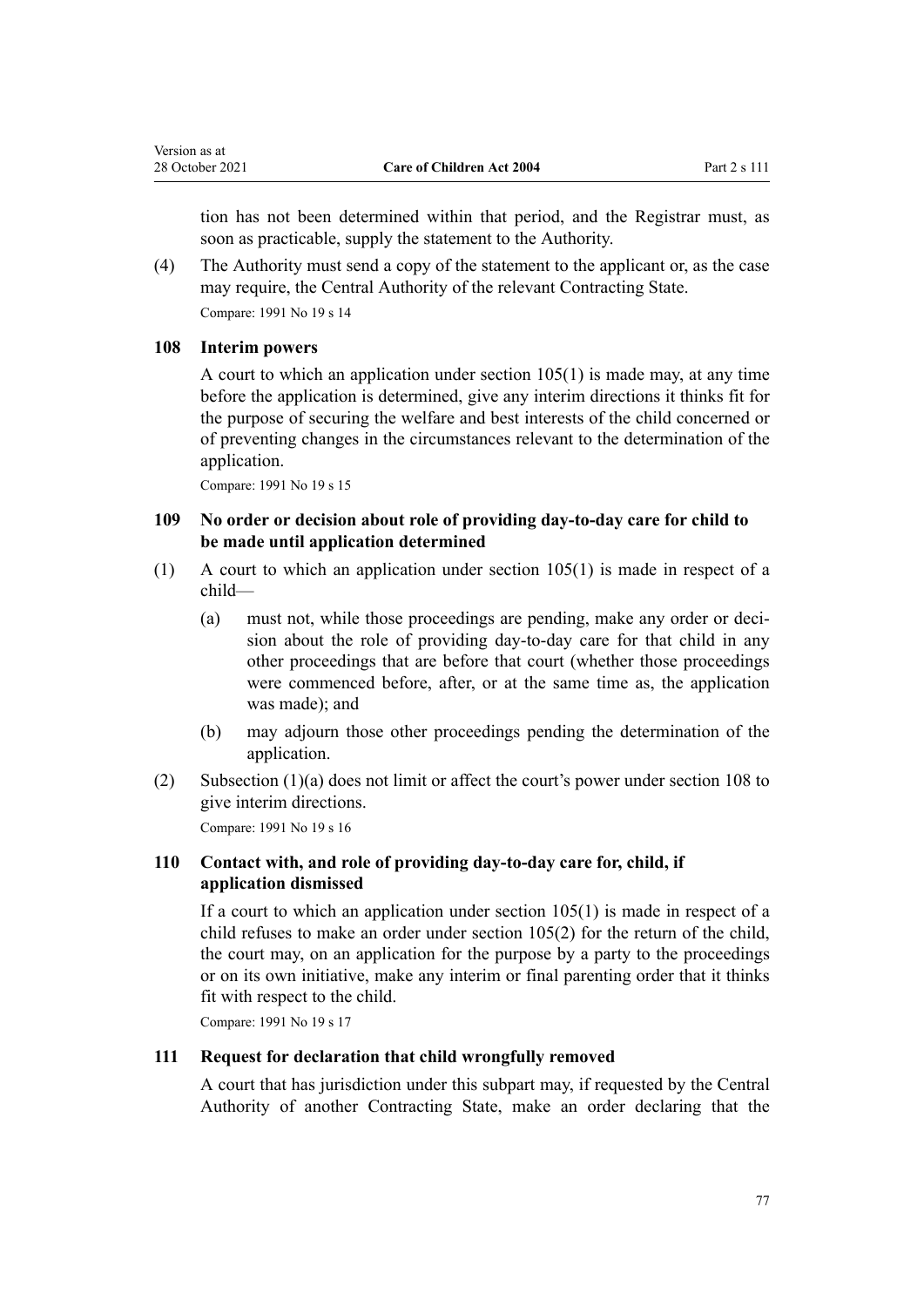tion has not been determined within that period, and the Registrar must, as soon as practicable, supply the statement to the Authority.

(4) The Authority must send a copy of the statement to the applicant or, as the case may require, the Central Authority of the relevant Contracting State.

Compare: 1991 No 19 s 14

### 108 Interim powers

A court to which an application under section 105(1) is made may, at any time before the application is determined, give any interim directions it thinks fit for the purpose of securing the welfare and best interests of the child concerned or of preventing changes in the circumstances relevant to the determination of the application.

Compare: 1991 No 19 s 15

### 109 No order or decision about role of providing day-to-day care for child to be made until application determined

(1) A court to which an application under section 105(1) is made in respect of a child—

   (a) must not, while those proceedings are pending, make any order or decision about the role of providing day-to-day care for that child in any other proceedings that are before that court (whether those proceedings were commenced before, after, or at the same time as, the application was made); and

   (b) may adjourn those other proceedings pending the determination of the application.

(2) Subsection (1)(a) does not limit or affect the court's power under section 108 to give interim directions.

Compare: 1991 No 19 s 16

### 110 Contact with, and role of providing day-to-day care for, child, if application dismissed

If a court to which an application under section 105(1) is made in respect of a child refuses to make an order under section 105(2) for the return of the child, the court may, on an application for the purpose by a party to the proceedings or on its own initiative, make any interim or final parenting order that it thinks fit with respect to the child.

Compare: 1991 No 19 s 17

### 111 Request for declaration that child wrongfully removed

A court that has jurisdiction under this subpart may, if requested by the Central Authority of another Contracting State, make an order declaring that the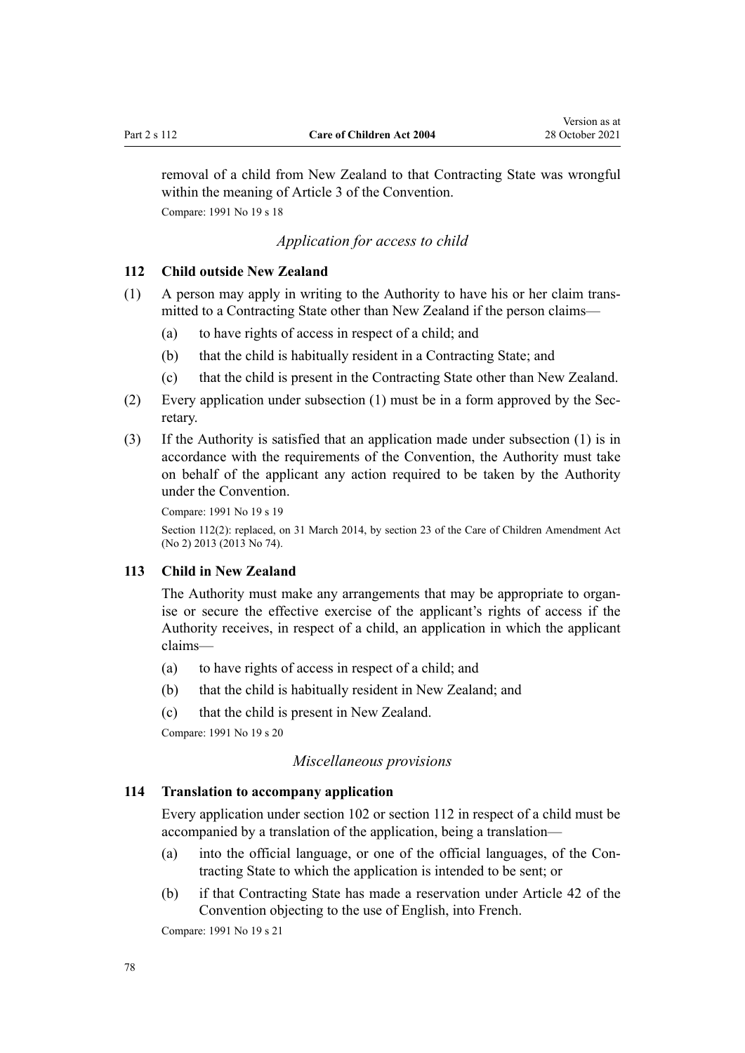removal of a child from New Zealand to that Contracting State was wrongful within the meaning of Article 3 of the Convention.

Compare: 1991 No 19 s 18

*Application for access to child*

### 112 Child outside New Zealand

(1) A person may apply in writing to the Authority to have his or her claim transmitted to a Contracting State other than New Zealand if the person claims—

(a) to have rights of access in respect of a child; and

(b) that the child is habitually resident in a Contracting State; and

(c) that the child is present in the Contracting State other than New Zealand.

(2) Every application under subsection (1) must be in a form approved by the Secretary.

(3) If the Authority is satisfied that an application made under subsection (1) is in accordance with the requirements of the Convention, the Authority must take on behalf of the applicant any action required to be taken by the Authority under the Convention.

Compare: 1991 No 19 s 19

Section 112(2): replaced, on 31 March 2014, by section 23 of the Care of Children Amendment Act (No 2) 2013 (2013 No 74).

### 113 Child in New Zealand

The Authority must make any arrangements that may be appropriate to organise or secure the effective exercise of the applicant's rights of access if the Authority receives, in respect of a child, an application in which the applicant claims—

(a) to have rights of access in respect of a child; and

(b) that the child is habitually resident in New Zealand; and

(c) that the child is present in New Zealand.

Compare: 1991 No 19 s 20

*Miscellaneous provisions*

### 114 Translation to accompany application

Every application under section 102 or section 112 in respect of a child must be accompanied by a translation of the application, being a translation—

(a) into the official language, or one of the official languages, of the Contracting State to which the application is intended to be sent; or

(b) if that Contracting State has made a reservation under Article 42 of the Convention objecting to the use of English, into French.

Compare: 1991 No 19 s 21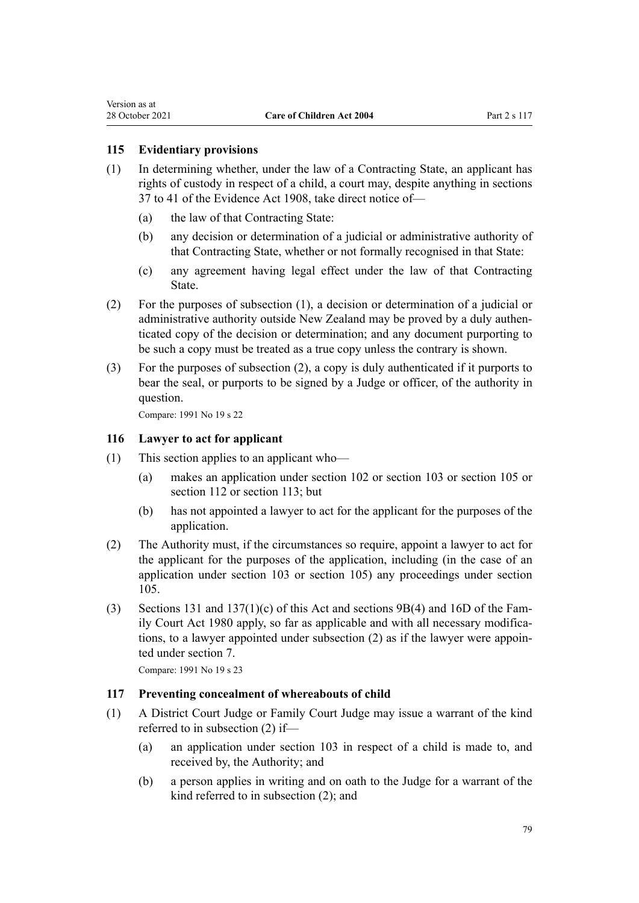### 115 Evidentiary provisions

(1) In determining whether, under the law of a Contracting State, an applicant has rights of custody in respect of a child, a court may, despite anything in sections 37 to 41 of the Evidence Act 1908, take direct notice of—

  (a) the law of that Contracting State:

  (b) any decision or determination of a judicial or administrative authority of that Contracting State, whether or not formally recognised in that State:

  (c) any agreement having legal effect under the law of that Contracting State.

(2) For the purposes of subsection (1), a decision or determination of a judicial or administrative authority outside New Zealand may be proved by a duly authenticated copy of the decision or determination; and any document purporting to be such a copy must be treated as a true copy unless the contrary is shown.

(3) For the purposes of subsection (2), a copy is duly authenticated if it purports to bear the seal, or purports to be signed by a Judge or officer, of the authority in question.

Compare: 1991 No 19 s 22

### 116 Lawyer to act for applicant

(1) This section applies to an applicant who—

  (a) makes an application under section 102 or section 103 or section 105 or section 112 or section 113; but

  (b) has not appointed a lawyer to act for the applicant for the purposes of the application.

(2) The Authority must, if the circumstances so require, appoint a lawyer to act for the applicant for the purposes of the application, including (in the case of an application under section 103 or section 105) any proceedings under section 105.

(3) Sections 131 and 137(1)(c) of this Act and sections 9B(4) and 16D of the Family Court Act 1980 apply, so far as applicable and with all necessary modifications, to a lawyer appointed under subsection (2) as if the lawyer were appointed under section 7.

Compare: 1991 No 19 s 23

### 117 Preventing concealment of whereabouts of child

(1) A District Court Judge or Family Court Judge may issue a warrant of the kind referred to in subsection (2) if—

  (a) an application under section 103 in respect of a child is made to, and received by, the Authority; and

  (b) a person applies in writing and on oath to the Judge for a warrant of the kind referred to in subsection (2); and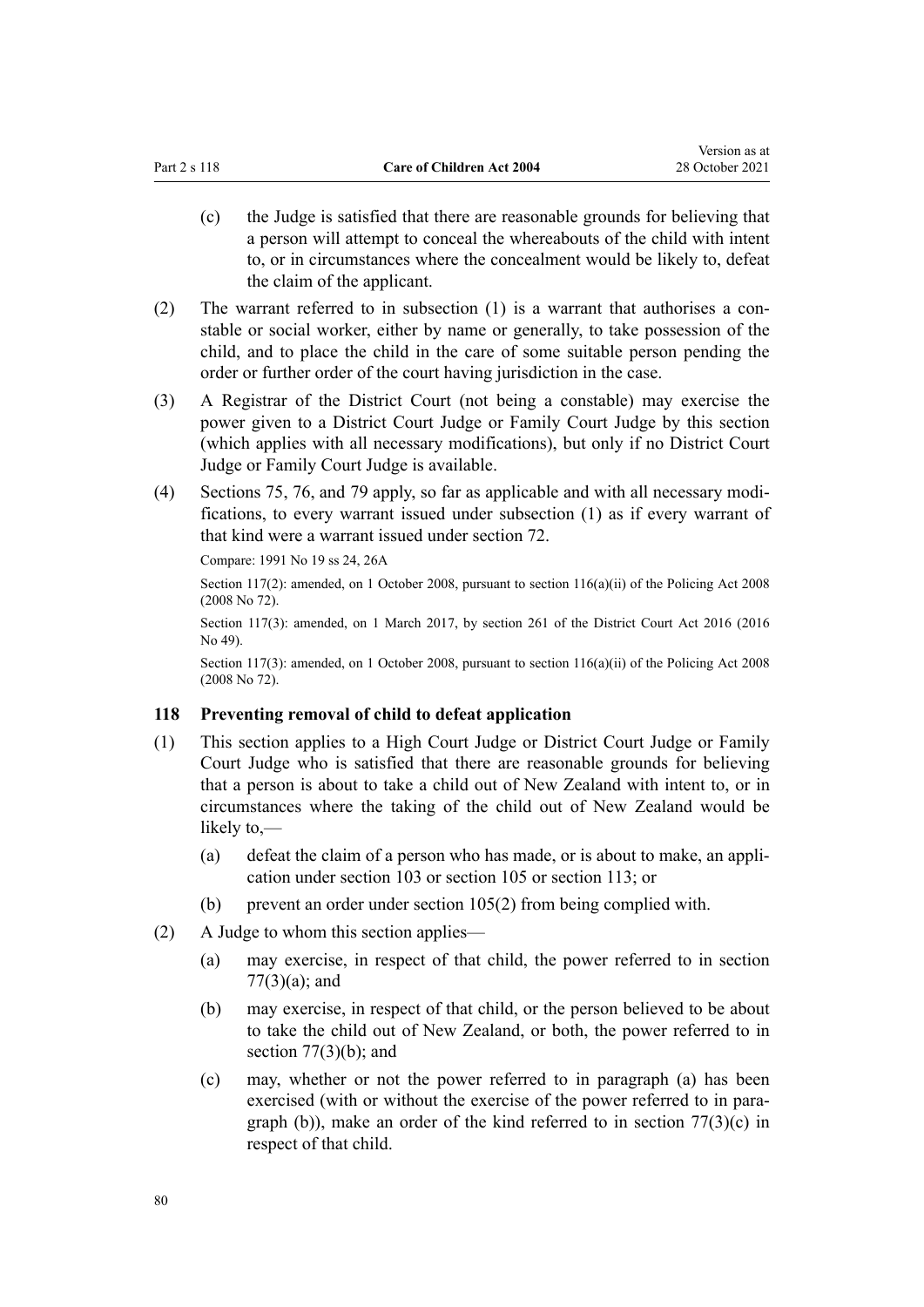(c) the Judge is satisfied that there are reasonable grounds for believing that a person will attempt to conceal the whereabouts of the child with intent to, or in circumstances where the concealment would be likely to, defeat the claim of the applicant.

(2) The warrant referred to in subsection (1) is a warrant that authorises a constable or social worker, either by name or generally, to take possession of the child, and to place the child in the care of some suitable person pending the order or further order of the court having jurisdiction in the case.

(3) A Registrar of the District Court (not being a constable) may exercise the power given to a District Court Judge or Family Court Judge by this section (which applies with all necessary modifications), but only if no District Court Judge or Family Court Judge is available.

(4) Sections 75, 76, and 79 apply, so far as applicable and with all necessary modifications, to every warrant issued under subsection (1) as if every warrant of that kind were a warrant issued under section 72.

Compare: 1991 No 19 ss 24, 26A

Section 117(2): amended, on 1 October 2008, pursuant to section 116(a)(ii) of the Policing Act 2008 (2008 No 72).

Section 117(3): amended, on 1 March 2017, by section 261 of the District Court Act 2016 (2016 No 49).

Section 117(3): amended, on 1 October 2008, pursuant to section 116(a)(ii) of the Policing Act 2008 (2008 No 72).

### 118 Preventing removal of child to defeat application

(1) This section applies to a High Court Judge or District Court Judge or Family Court Judge who is satisfied that there are reasonable grounds for believing that a person is about to take a child out of New Zealand with intent to, or in circumstances where the taking of the child out of New Zealand would be likely to,—

(a) defeat the claim of a person who has made, or is about to make, an application under section 103 or section 105 or section 113; or

(b) prevent an order under section 105(2) from being complied with.

(2) A Judge to whom this section applies—

(a) may exercise, in respect of that child, the power referred to in section 77(3)(a); and

(b) may exercise, in respect of that child, or the person believed to be about to take the child out of New Zealand, or both, the power referred to in section 77(3)(b); and

(c) may, whether or not the power referred to in paragraph (a) has been exercised (with or without the exercise of the power referred to in paragraph (b)), make an order of the kind referred to in section 77(3)(c) in respect of that child.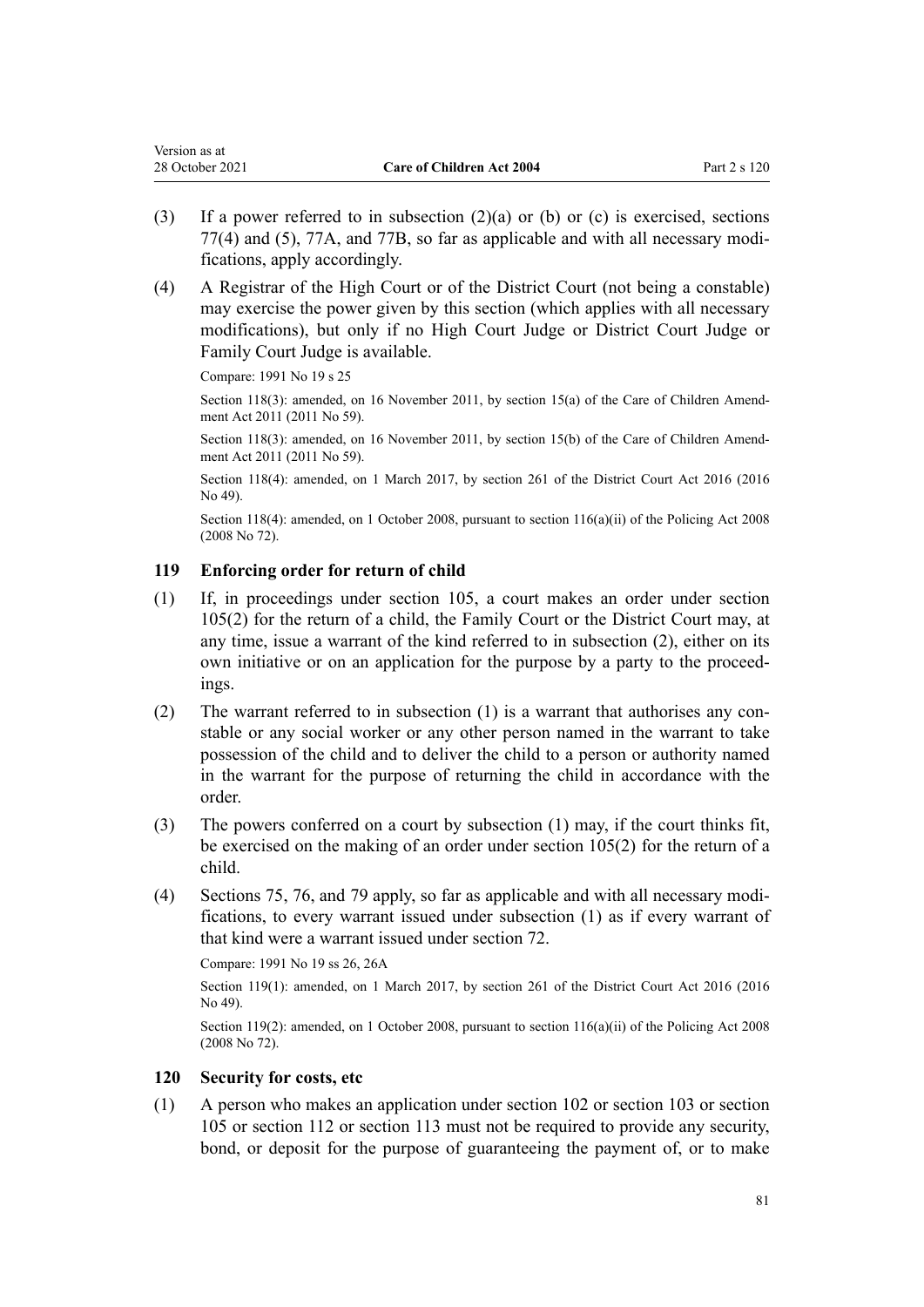(3) If a power referred to in subsection (2)(a) or (b) or (c) is exercised, sections 77(4) and (5), 77A, and 77B, so far as applicable and with all necessary modifications, apply accordingly.

(4) A Registrar of the High Court or of the District Court (not being a constable) may exercise the power given by this section (which applies with all necessary modifications), but only if no High Court Judge or District Court Judge or Family Court Judge is available.

Compare: 1991 No 19 s 25

Section 118(3): amended, on 16 November 2011, by section 15(a) of the Care of Children Amendment Act 2011 (2011 No 59).

Section 118(3): amended, on 16 November 2011, by section 15(b) of the Care of Children Amendment Act 2011 (2011 No 59).

Section 118(4): amended, on 1 March 2017, by section 261 of the District Court Act 2016 (2016 No 49).

Section 118(4): amended, on 1 October 2008, pursuant to section 116(a)(ii) of the Policing Act 2008 (2008 No 72).

### 119 Enforcing order for return of child

(1) If, in proceedings under section 105, a court makes an order under section 105(2) for the return of a child, the Family Court or the District Court may, at any time, issue a warrant of the kind referred to in subsection (2), either on its own initiative or on an application for the purpose by a party to the proceedings.

(2) The warrant referred to in subsection (1) is a warrant that authorises any constable or any social worker or any other person named in the warrant to take possession of the child and to deliver the child to a person or authority named in the warrant for the purpose of returning the child in accordance with the order.

(3) The powers conferred on a court by subsection (1) may, if the court thinks fit, be exercised on the making of an order under section 105(2) for the return of a child.

(4) Sections 75, 76, and 79 apply, so far as applicable and with all necessary modifications, to every warrant issued under subsection (1) as if every warrant of that kind were a warrant issued under section 72.

Compare: 1991 No 19 ss 26, 26A

Section 119(1): amended, on 1 March 2017, by section 261 of the District Court Act 2016 (2016 No 49).

Section 119(2): amended, on 1 October 2008, pursuant to section 116(a)(ii) of the Policing Act 2008 (2008 No 72).

### 120 Security for costs, etc

(1) A person who makes an application under section 102 or section 103 or section 105 or section 112 or section 113 must not be required to provide any security, bond, or deposit for the purpose of guaranteeing the payment of, or to make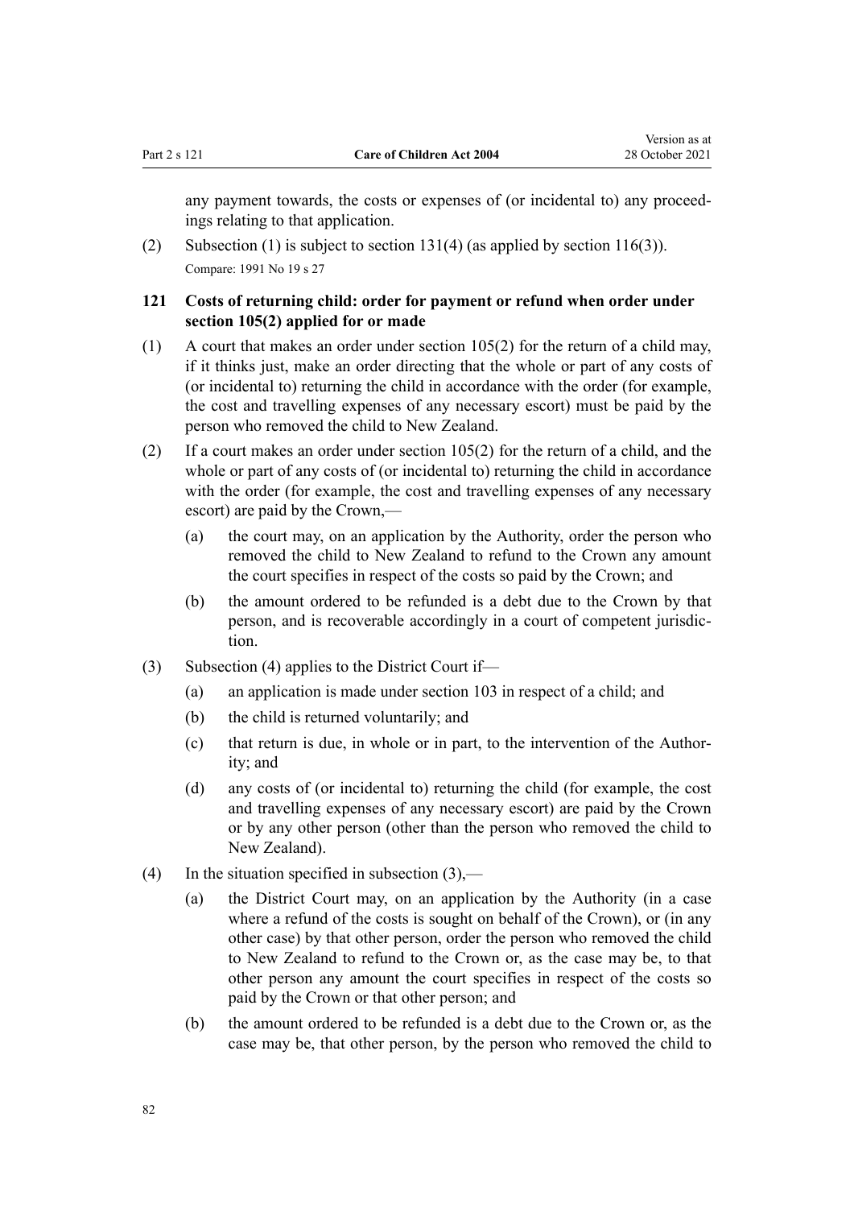any payment towards, the costs or expenses of (or incidental to) any proceedings relating to that application.

(2) Subsection (1) is subject to section 131(4) (as applied by section 116(3)).

Compare: 1991 No 19 s 27

### 121 Costs of returning child: order for payment or refund when order under section 105(2) applied for or made

(1) A court that makes an order under section 105(2) for the return of a child may, if it thinks just, make an order directing that the whole or part of any costs of (or incidental to) returning the child in accordance with the order (for example, the cost and travelling expenses of any necessary escort) must be paid by the person who removed the child to New Zealand.

(2) If a court makes an order under section 105(2) for the return of a child, and the whole or part of any costs of (or incidental to) returning the child in accordance with the order (for example, the cost and travelling expenses of any necessary escort) are paid by the Crown,—

- (a) the court may, on an application by the Authority, order the person who removed the child to New Zealand to refund to the Crown any amount the court specifies in respect of the costs so paid by the Crown; and
- (b) the amount ordered to be refunded is a debt due to the Crown by that person, and is recoverable accordingly in a court of competent jurisdiction.

(3) Subsection (4) applies to the District Court if—

- (a) an application is made under section 103 in respect of a child; and
- (b) the child is returned voluntarily; and
- (c) that return is due, in whole or in part, to the intervention of the Authority; and
- (d) any costs of (or incidental to) returning the child (for example, the cost and travelling expenses of any necessary escort) are paid by the Crown or by any other person (other than the person who removed the child to New Zealand).

(4) In the situation specified in subsection (3),—

- (a) the District Court may, on an application by the Authority (in a case where a refund of the costs is sought on behalf of the Crown), or (in any other case) by that other person, order the person who removed the child to New Zealand to refund to the Crown or, as the case may be, to that other person any amount the court specifies in respect of the costs so paid by the Crown or that other person; and
- (b) the amount ordered to be refunded is a debt due to the Crown or, as the case may be, that other person, by the person who removed the child to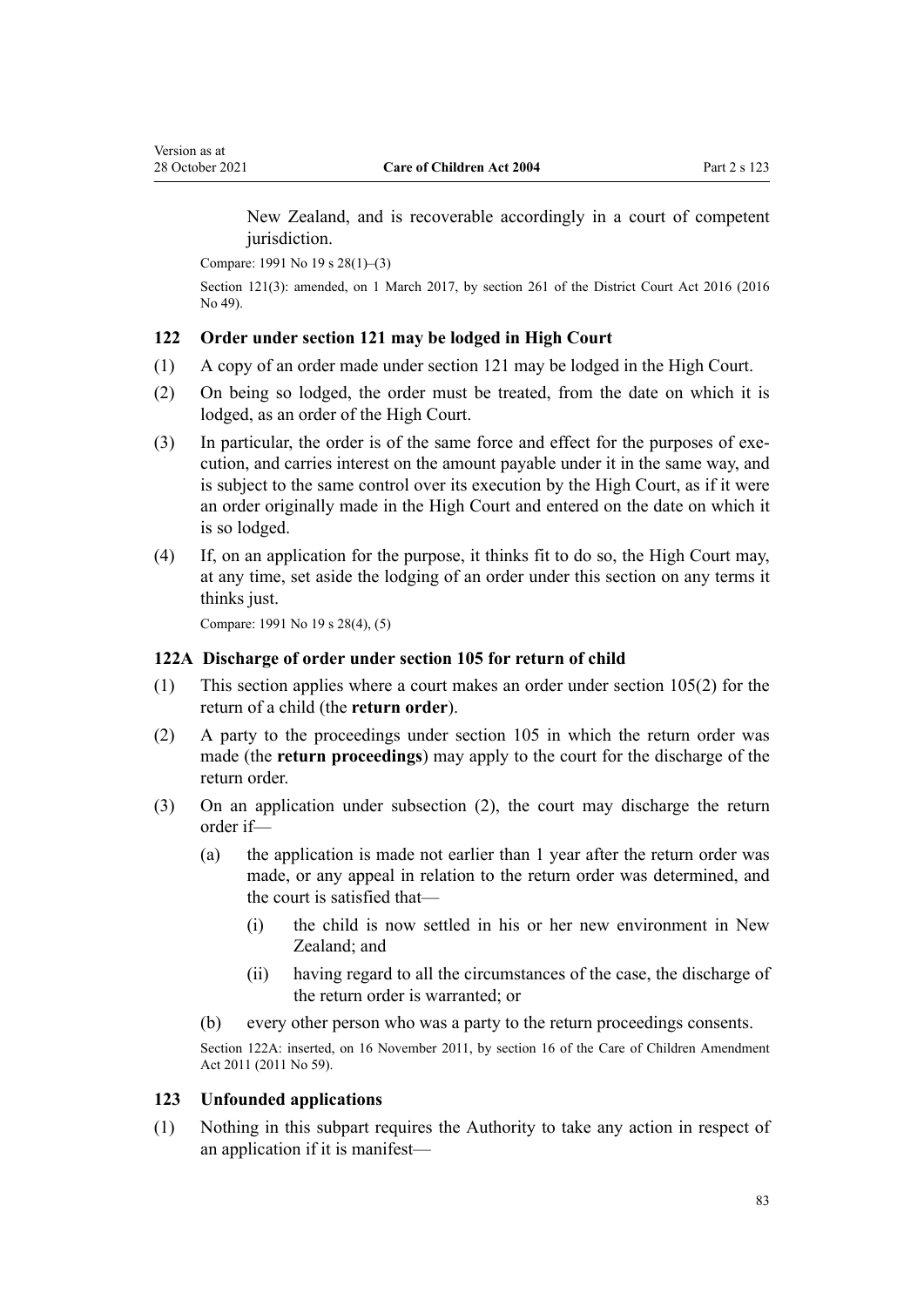New Zealand, and is recoverable accordingly in a court of competent jurisdiction.

Compare: 1991 No 19 s 28(1)–(3)

Section 121(3): amended, on 1 March 2017, by section 261 of the District Court Act 2016 (2016 No 49).

### 122 Order under section 121 may be lodged in High Court

(1) A copy of an order made under section 121 may be lodged in the High Court.

(2) On being so lodged, the order must be treated, from the date on which it is lodged, as an order of the High Court.

(3) In particular, the order is of the same force and effect for the purposes of execution, and carries interest on the amount payable under it in the same way, and is subject to the same control over its execution by the High Court, as if it were an order originally made in the High Court and entered on the date on which it is so lodged.

(4) If, on an application for the purpose, it thinks fit to do so, the High Court may, at any time, set aside the lodging of an order under this section on any terms it thinks just.

Compare: 1991 No 19 s 28(4), (5)

### 122A Discharge of order under section 105 for return of child

(1) This section applies where a court makes an order under section 105(2) for the return of a child (the **return order**).

(2) A party to the proceedings under section 105 in which the return order was made (the **return proceedings**) may apply to the court for the discharge of the return order.

(3) On an application under subsection (2), the court may discharge the return order if—

  (a) the application is made not earlier than 1 year after the return order was made, or any appeal in relation to the return order was determined, and the court is satisfied that—

    (i) the child is now settled in his or her new environment in New Zealand; and

    (ii) having regard to all the circumstances of the case, the discharge of the return order is warranted; or

  (b) every other person who was a party to the return proceedings consents.

Section 122A: inserted, on 16 November 2011, by section 16 of the Care of Children Amendment Act 2011 (2011 No 59).

### 123 Unfounded applications

(1) Nothing in this subpart requires the Authority to take any action in respect of an application if it is manifest—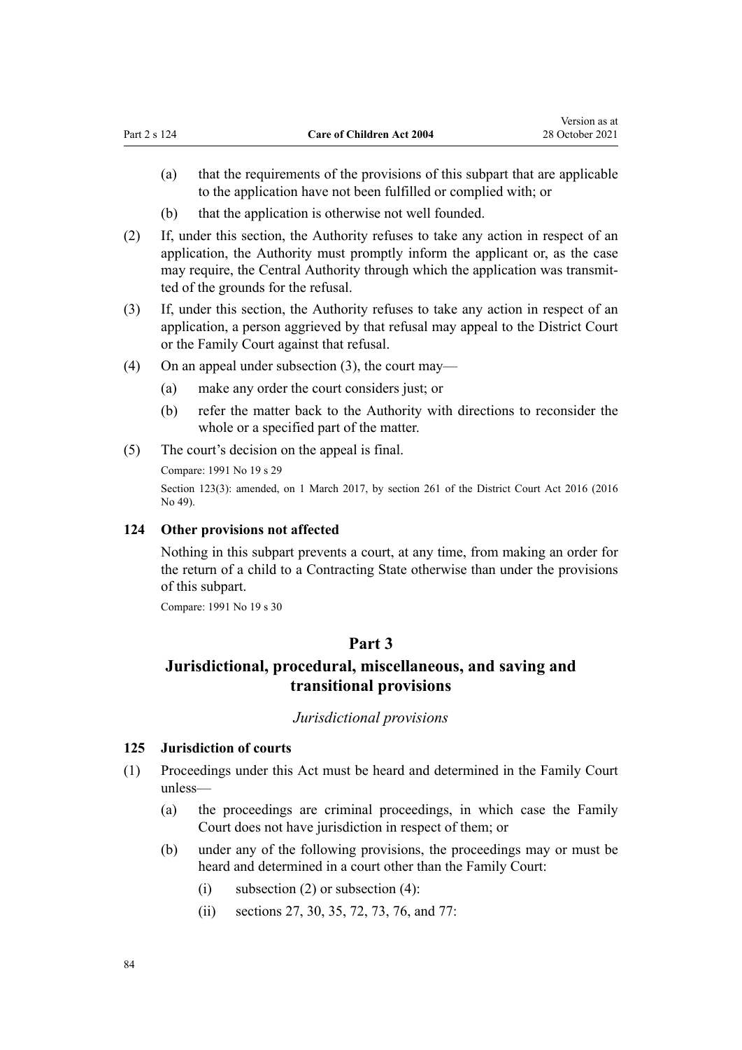(a) that the requirements of the provisions of this subpart that are applicable to the application have not been fulfilled or complied with; or

(b) that the application is otherwise not well founded.

(2) If, under this section, the Authority refuses to take any action in respect of an application, the Authority must promptly inform the applicant or, as the case may require, the Central Authority through which the application was transmitted of the grounds for the refusal.

(3) If, under this section, the Authority refuses to take any action in respect of an application, a person aggrieved by that refusal may appeal to the District Court or the Family Court against that refusal.

(4) On an appeal under subsection (3), the court may—

(a) make any order the court considers just; or

(b) refer the matter back to the Authority with directions to reconsider the whole or a specified part of the matter.

(5) The court's decision on the appeal is final.

Compare: 1991 No 19 s 29

Section 123(3): amended, on 1 March 2017, by section 261 of the District Court Act 2016 (2016 No 49).

### 124 Other provisions not affected

Nothing in this subpart prevents a court, at any time, from making an order for the return of a child to a Contracting State otherwise than under the provisions of this subpart.

Compare: 1991 No 19 s 30

## Part 3
## Jurisdictional, procedural, miscellaneous, and saving and transitional provisions

*Jurisdictional provisions*

### 125 Jurisdiction of courts

(1) Proceedings under this Act must be heard and determined in the Family Court unless—

(a) the proceedings are criminal proceedings, in which case the Family Court does not have jurisdiction in respect of them; or

(b) under any of the following provisions, the proceedings may or must be heard and determined in a court other than the Family Court:

(i) subsection (2) or subsection (4):

(ii) sections 27, 30, 35, 72, 73, 76, and 77: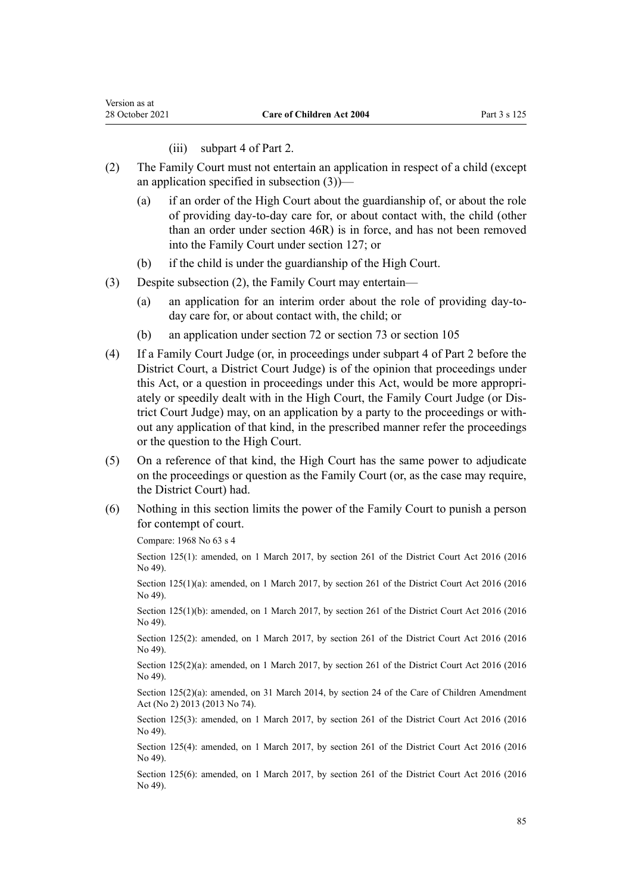(iii) subpart 4 of Part 2.

(2) The Family Court must not entertain an application in respect of a child (except an application specified in subsection (3))—

(a) if an order of the High Court about the guardianship of, or about the role of providing day-to-day care for, or about contact with, the child (other than an order under section 46R) is in force, and has not been removed into the Family Court under section 127; or

(b) if the child is under the guardianship of the High Court.

(3) Despite subsection (2), the Family Court may entertain—

(a) an application for an interim order about the role of providing day-to-day care for, or about contact with, the child; or

(b) an application under section 72 or section 73 or section 105

(4) If a Family Court Judge (or, in proceedings under subpart 4 of Part 2 before the District Court, a District Court Judge) is of the opinion that proceedings under this Act, or a question in proceedings under this Act, would be more appropriately or speedily dealt with in the High Court, the Family Court Judge (or District Court Judge) may, on an application by a party to the proceedings or without any application of that kind, in the prescribed manner refer the proceedings or the question to the High Court.

(5) On a reference of that kind, the High Court has the same power to adjudicate on the proceedings or question as the Family Court (or, as the case may require, the District Court) had.

(6) Nothing in this section limits the power of the Family Court to punish a person for contempt of court.

Compare: 1968 No 63 s 4

Section 125(1): amended, on 1 March 2017, by section 261 of the District Court Act 2016 (2016 No 49).

Section 125(1)(a): amended, on 1 March 2017, by section 261 of the District Court Act 2016 (2016 No 49).

Section 125(1)(b): amended, on 1 March 2017, by section 261 of the District Court Act 2016 (2016 No 49).

Section 125(2): amended, on 1 March 2017, by section 261 of the District Court Act 2016 (2016 No 49).

Section 125(2)(a): amended, on 1 March 2017, by section 261 of the District Court Act 2016 (2016 No 49).

Section 125(2)(a): amended, on 31 March 2014, by section 24 of the Care of Children Amendment Act (No 2) 2013 (2013 No 74).

Section 125(3): amended, on 1 March 2017, by section 261 of the District Court Act 2016 (2016 No 49).

Section 125(4): amended, on 1 March 2017, by section 261 of the District Court Act 2016 (2016 No 49).

Section 125(6): amended, on 1 March 2017, by section 261 of the District Court Act 2016 (2016 No 49).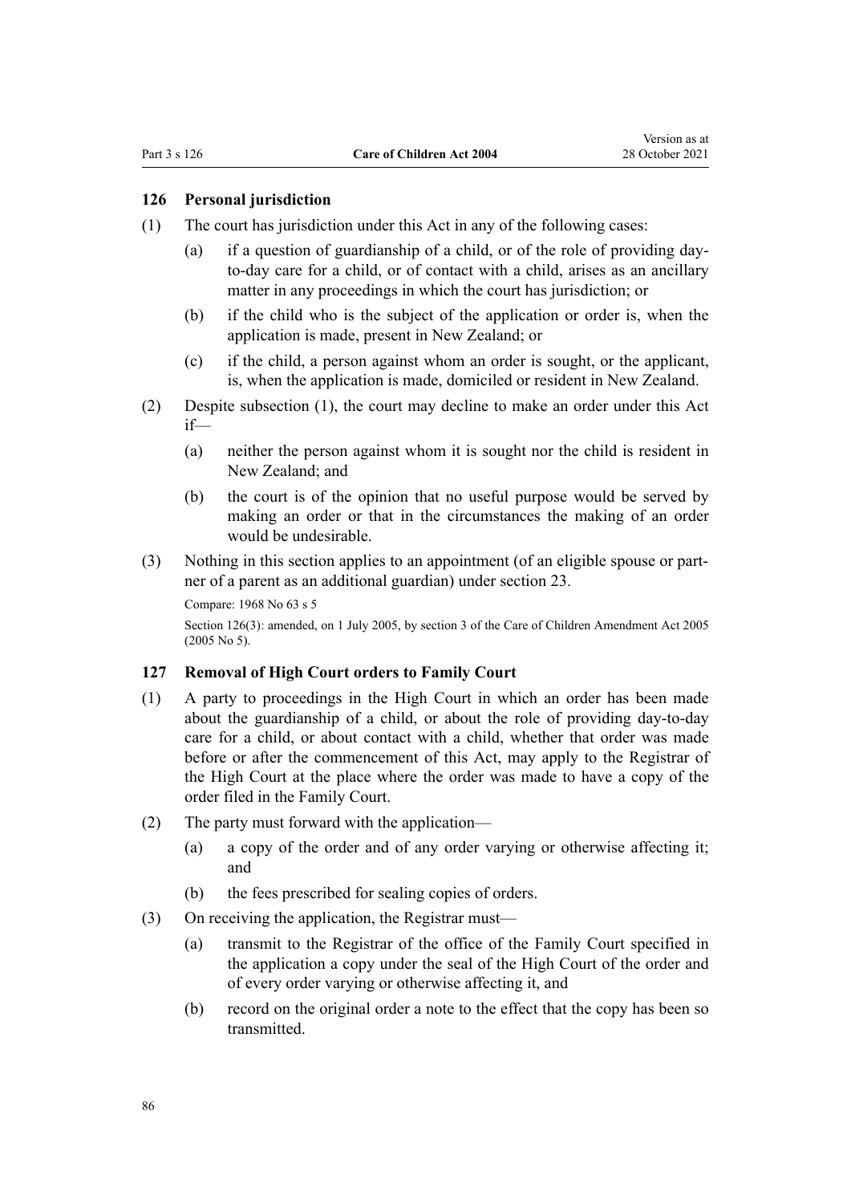### 126 Personal jurisdiction

(1) The court has jurisdiction under this Act in any of the following cases:

  (a) if a question of guardianship of a child, or of the role of providing day-to-day care for a child, or of contact with a child, arises as an ancillary matter in any proceedings in which the court has jurisdiction; or

  (b) if the child who is the subject of the application or order is, when the application is made, present in New Zealand; or

  (c) if the child, a person against whom an order is sought, or the applicant, is, when the application is made, domiciled or resident in New Zealand.

(2) Despite subsection (1), the court may decline to make an order under this Act if—

  (a) neither the person against whom it is sought nor the child is resident in New Zealand; and

  (b) the court is of the opinion that no useful purpose would be served by making an order or that in the circumstances the making of an order would be undesirable.

(3) Nothing in this section applies to an appointment (of an eligible spouse or partner of a parent as an additional guardian) under section 23.

Compare: 1968 No 63 s 5

Section 126(3): amended, on 1 July 2005, by section 3 of the Care of Children Amendment Act 2005 (2005 No 5).

### 127 Removal of High Court orders to Family Court

(1) A party to proceedings in the High Court in which an order has been made about the guardianship of a child, or about the role of providing day-to-day care for a child, or about contact with a child, whether that order was made before or after the commencement of this Act, may apply to the Registrar of the High Court at the place where the order was made to have a copy of the order filed in the Family Court.

(2) The party must forward with the application—

  (a) a copy of the order and of any order varying or otherwise affecting it; and

  (b) the fees prescribed for sealing copies of orders.

(3) On receiving the application, the Registrar must—

  (a) transmit to the Registrar of the office of the Family Court specified in the application a copy under the seal of the High Court of the order and of every order varying or otherwise affecting it, and

  (b) record on the original order a note to the effect that the copy has been so transmitted.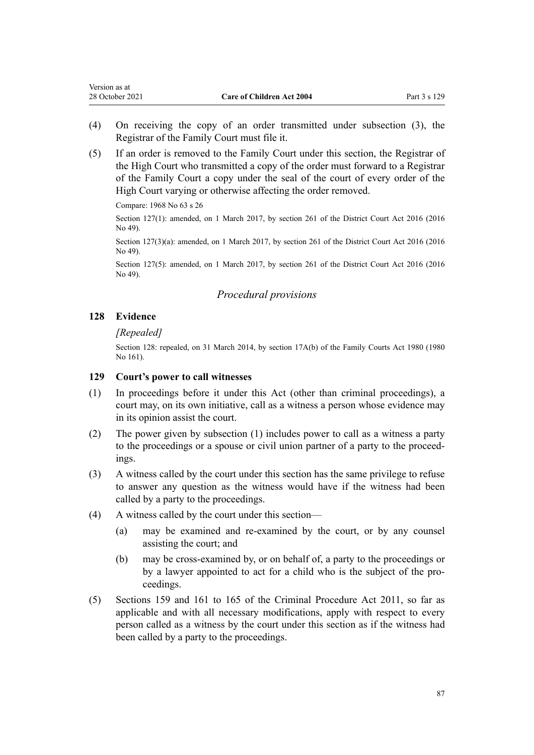(4) On receiving the copy of an order transmitted under subsection (3), the Registrar of the Family Court must file it.

(5) If an order is removed to the Family Court under this section, the Registrar of the High Court who transmitted a copy of the order must forward to a Registrar of the Family Court a copy under the seal of the court of every order of the High Court varying or otherwise affecting the order removed.

Compare: 1968 No 63 s 26

Section 127(1): amended, on 1 March 2017, by section 261 of the District Court Act 2016 (2016 No 49).

Section 127(3)(a): amended, on 1 March 2017, by section 261 of the District Court Act 2016 (2016 No 49).

Section 127(5): amended, on 1 March 2017, by section 261 of the District Court Act 2016 (2016 No 49).

## *Procedural provisions*

### 128 Evidence

*[Repealed]*

Section 128: repealed, on 31 March 2014, by section 17A(b) of the Family Courts Act 1980 (1980 No 161).

### 129 Court's power to call witnesses

(1) In proceedings before it under this Act (other than criminal proceedings), a court may, on its own initiative, call as a witness a person whose evidence may in its opinion assist the court.

(2) The power given by subsection (1) includes power to call as a witness a party to the proceedings or a spouse or civil union partner of a party to the proceedings.

(3) A witness called by the court under this section has the same privilege to refuse to answer any question as the witness would have if the witness had been called by a party to the proceedings.

(4) A witness called by the court under this section—

- (a) may be examined and re-examined by the court, or by any counsel assisting the court; and
- (b) may be cross-examined by, or on behalf of, a party to the proceedings or by a lawyer appointed to act for a child who is the subject of the proceedings.

(5) Sections 159 and 161 to 165 of the Criminal Procedure Act 2011, so far as applicable and with all necessary modifications, apply with respect to every person called as a witness by the court under this section as if the witness had been called by a party to the proceedings.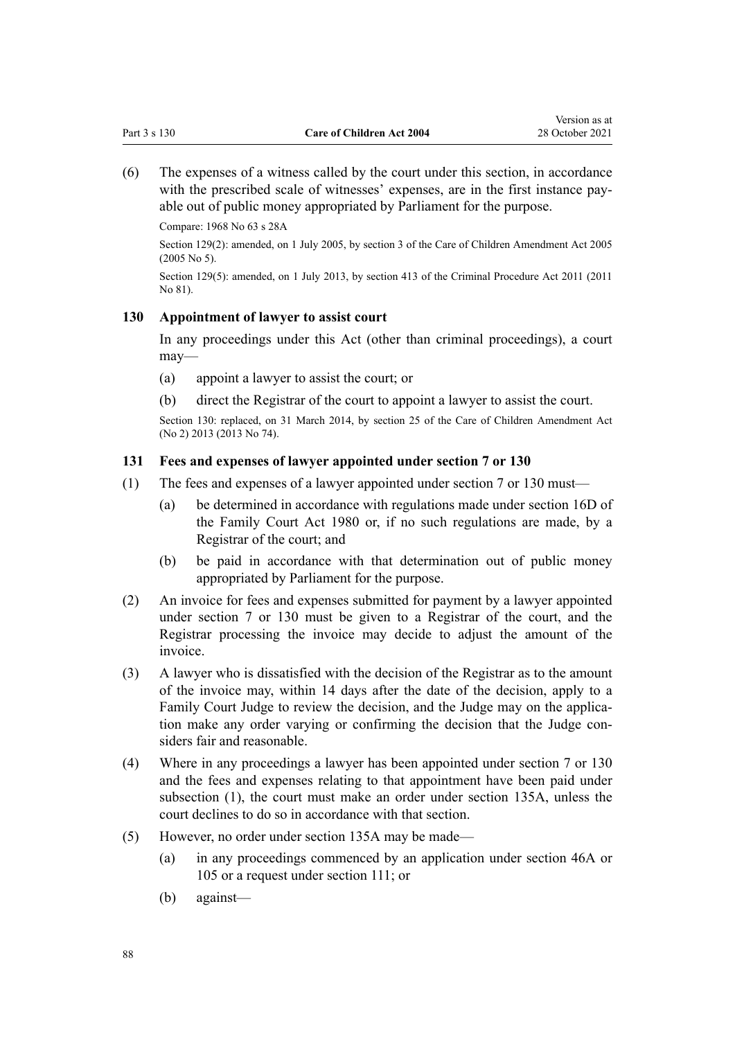(6) The expenses of a witness called by the court under this section, in accordance with the prescribed scale of witnesses' expenses, are in the first instance payable out of public money appropriated by Parliament for the purpose.

Compare: 1968 No 63 s 28A

Section 129(2): amended, on 1 July 2005, by section 3 of the Care of Children Amendment Act 2005 (2005 No 5).

Section 129(5): amended, on 1 July 2013, by section 413 of the Criminal Procedure Act 2011 (2011 No 81).

### 130 Appointment of lawyer to assist court

In any proceedings under this Act (other than criminal proceedings), a court may—

(a) appoint a lawyer to assist the court; or

(b) direct the Registrar of the court to appoint a lawyer to assist the court.

Section 130: replaced, on 31 March 2014, by section 25 of the Care of Children Amendment Act (No 2) 2013 (2013 No 74).

### 131 Fees and expenses of lawyer appointed under section 7 or 130

(1) The fees and expenses of a lawyer appointed under section 7 or 130 must—

(a) be determined in accordance with regulations made under section 16D of the Family Court Act 1980 or, if no such regulations are made, by a Registrar of the court; and

(b) be paid in accordance with that determination out of public money appropriated by Parliament for the purpose.

(2) An invoice for fees and expenses submitted for payment by a lawyer appointed under section 7 or 130 must be given to a Registrar of the court, and the Registrar processing the invoice may decide to adjust the amount of the invoice.

(3) A lawyer who is dissatisfied with the decision of the Registrar as to the amount of the invoice may, within 14 days after the date of the decision, apply to a Family Court Judge to review the decision, and the Judge may on the application make any order varying or confirming the decision that the Judge considers fair and reasonable.

(4) Where in any proceedings a lawyer has been appointed under section 7 or 130 and the fees and expenses relating to that appointment have been paid under subsection (1), the court must make an order under section 135A, unless the court declines to do so in accordance with that section.

(5) However, no order under section 135A may be made—

(a) in any proceedings commenced by an application under section 46A or 105 or a request under section 111; or

(b) against—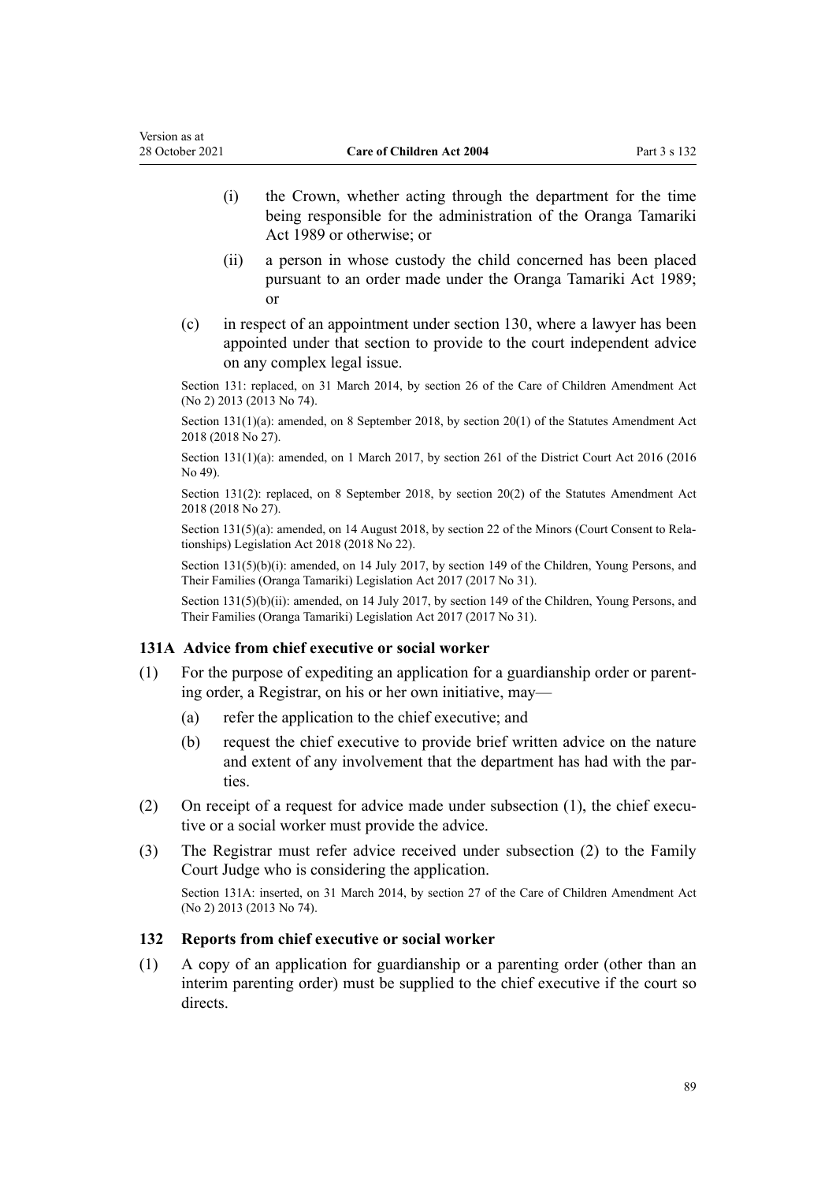(i) the Crown, whether acting through the department for the time being responsible for the administration of the Oranga Tamariki Act 1989 or otherwise; or

(ii) a person in whose custody the child concerned has been placed pursuant to an order made under the Oranga Tamariki Act 1989; or

(c) in respect of an appointment under section 130, where a lawyer has been appointed under that section to provide to the court independent advice on any complex legal issue.

Section 131: replaced, on 31 March 2014, by section 26 of the Care of Children Amendment Act (No 2) 2013 (2013 No 74).

Section 131(1)(a): amended, on 8 September 2018, by section 20(1) of the Statutes Amendment Act 2018 (2018 No 27).

Section 131(1)(a): amended, on 1 March 2017, by section 261 of the District Court Act 2016 (2016 No 49).

Section 131(2): replaced, on 8 September 2018, by section 20(2) of the Statutes Amendment Act 2018 (2018 No 27).

Section 131(5)(a): amended, on 14 August 2018, by section 22 of the Minors (Court Consent to Relationships) Legislation Act 2018 (2018 No 22).

Section 131(5)(b)(i): amended, on 14 July 2017, by section 149 of the Children, Young Persons, and Their Families (Oranga Tamariki) Legislation Act 2017 (2017 No 31).

Section 131(5)(b)(ii): amended, on 14 July 2017, by section 149 of the Children, Young Persons, and Their Families (Oranga Tamariki) Legislation Act 2017 (2017 No 31).

### 131A Advice from chief executive or social worker

(1) For the purpose of expediting an application for a guardianship order or parenting order, a Registrar, on his or her own initiative, may—

(a) refer the application to the chief executive; and

(b) request the chief executive to provide brief written advice on the nature and extent of any involvement that the department has had with the parties.

(2) On receipt of a request for advice made under subsection (1), the chief executive or a social worker must provide the advice.

(3) The Registrar must refer advice received under subsection (2) to the Family Court Judge who is considering the application.

Section 131A: inserted, on 31 March 2014, by section 27 of the Care of Children Amendment Act (No 2) 2013 (2013 No 74).

### 132 Reports from chief executive or social worker

(1) A copy of an application for guardianship or a parenting order (other than an interim parenting order) must be supplied to the chief executive if the court so directs.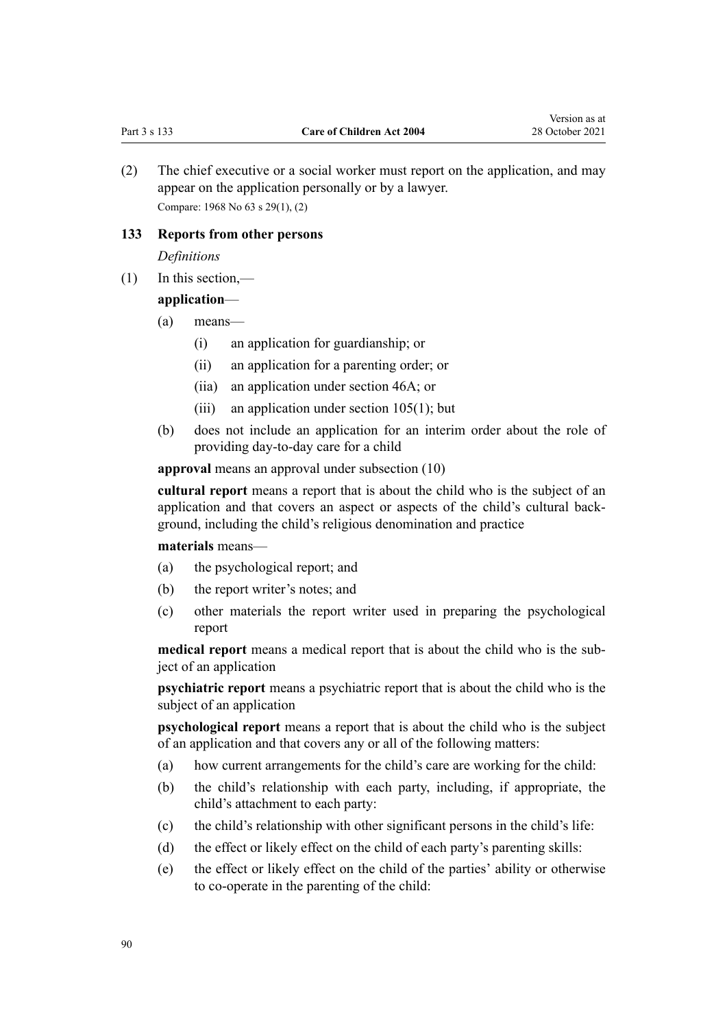(2) The chief executive or a social worker must report on the application, and may appear on the application personally or by a lawyer.

Compare: 1968 No 63 s 29(1), (2)

### 133 Reports from other persons

*Definitions*

(1) In this section,—

**application**—

(a) means—

(i) an application for guardianship; or

(ii) an application for a parenting order; or

(iia) an application under section 46A; or

(iii) an application under section 105(1); but

(b) does not include an application for an interim order about the role of providing day-to-day care for a child

**approval** means an approval under subsection (10)

**cultural report** means a report that is about the child who is the subject of an application and that covers an aspect or aspects of the child's cultural background, including the child's religious denomination and practice

**materials** means—

(a) the psychological report; and

(b) the report writer's notes; and

(c) other materials the report writer used in preparing the psychological report

**medical report** means a medical report that is about the child who is the subject of an application

**psychiatric report** means a psychiatric report that is about the child who is the subject of an application

**psychological report** means a report that is about the child who is the subject of an application and that covers any or all of the following matters:

(a) how current arrangements for the child's care are working for the child:

(b) the child's relationship with each party, including, if appropriate, the child's attachment to each party:

(c) the child's relationship with other significant persons in the child's life:

(d) the effect or likely effect on the child of each party's parenting skills:

(e) the effect or likely effect on the child of the parties' ability or otherwise to co-operate in the parenting of the child: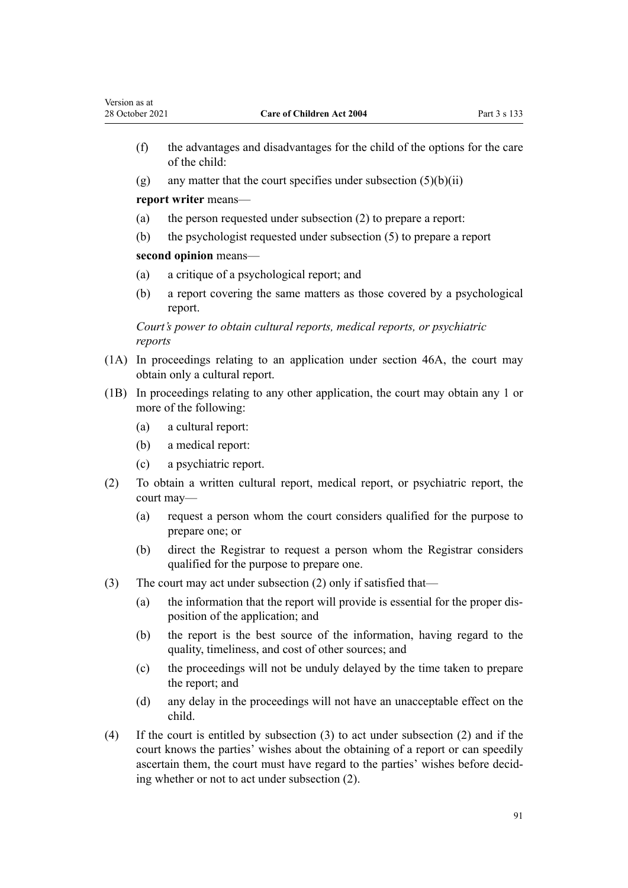(f) the advantages and disadvantages for the child of the options for the care of the child:

(g) any matter that the court specifies under subsection (5)(b)(ii)

**report writer** means—

(a) the person requested under subsection (2) to prepare a report:

(b) the psychologist requested under subsection (5) to prepare a report

**second opinion** means—

(a) a critique of a psychological report; and

(b) a report covering the same matters as those covered by a psychological report.

*Court's power to obtain cultural reports, medical reports, or psychiatric reports*

(1A) In proceedings relating to an application under section 46A, the court may obtain only a cultural report.

(1B) In proceedings relating to any other application, the court may obtain any 1 or more of the following:

(a) a cultural report:

(b) a medical report:

(c) a psychiatric report.

(2) To obtain a written cultural report, medical report, or psychiatric report, the court may—

(a) request a person whom the court considers qualified for the purpose to prepare one; or

(b) direct the Registrar to request a person whom the Registrar considers qualified for the purpose to prepare one.

(3) The court may act under subsection (2) only if satisfied that—

(a) the information that the report will provide is essential for the proper disposition of the application; and

(b) the report is the best source of the information, having regard to the quality, timeliness, and cost of other sources; and

(c) the proceedings will not be unduly delayed by the time taken to prepare the report; and

(d) any delay in the proceedings will not have an unacceptable effect on the child.

(4) If the court is entitled by subsection (3) to act under subsection (2) and if the court knows the parties' wishes about the obtaining of a report or can speedily ascertain them, the court must have regard to the parties' wishes before deciding whether or not to act under subsection (2).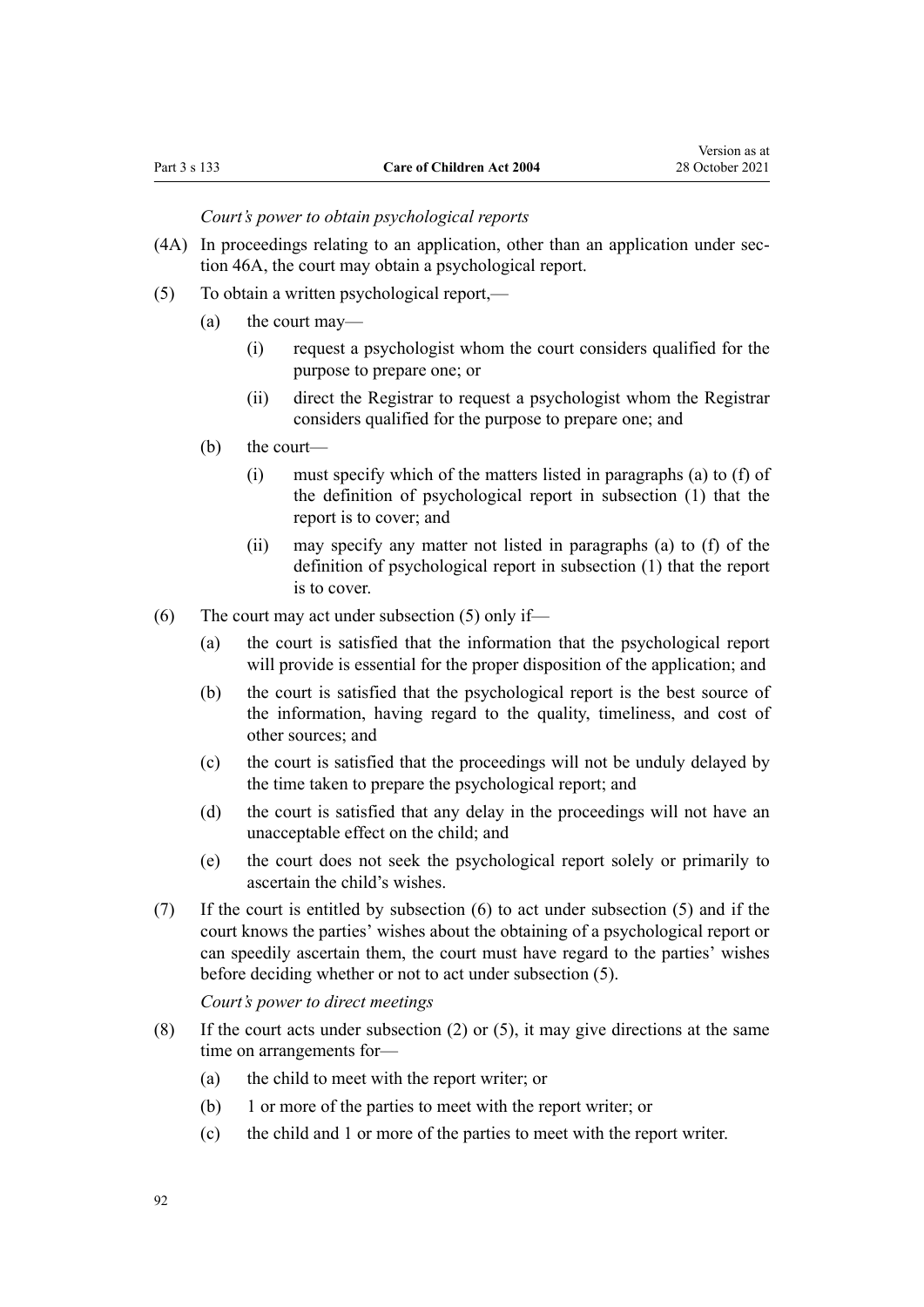*Court's power to obtain psychological reports*

(4A) In proceedings relating to an application, other than an application under section 46A, the court may obtain a psychological report.

(5) To obtain a written psychological report,—

(a) the court may—

(i) request a psychologist whom the court considers qualified for the purpose to prepare one; or

(ii) direct the Registrar to request a psychologist whom the Registrar considers qualified for the purpose to prepare one; and

(b) the court—

(i) must specify which of the matters listed in paragraphs (a) to (f) of the definition of psychological report in subsection (1) that the report is to cover; and

(ii) may specify any matter not listed in paragraphs (a) to (f) of the definition of psychological report in subsection (1) that the report is to cover.

(6) The court may act under subsection (5) only if—

(a) the court is satisfied that the information that the psychological report will provide is essential for the proper disposition of the application; and

(b) the court is satisfied that the psychological report is the best source of the information, having regard to the quality, timeliness, and cost of other sources; and

(c) the court is satisfied that the proceedings will not be unduly delayed by the time taken to prepare the psychological report; and

(d) the court is satisfied that any delay in the proceedings will not have an unacceptable effect on the child; and

(e) the court does not seek the psychological report solely or primarily to ascertain the child's wishes.

(7) If the court is entitled by subsection (6) to act under subsection (5) and if the court knows the parties' wishes about the obtaining of a psychological report or can speedily ascertain them, the court must have regard to the parties' wishes before deciding whether or not to act under subsection (5).

*Court's power to direct meetings*

(8) If the court acts under subsection (2) or (5), it may give directions at the same time on arrangements for—

(a) the child to meet with the report writer; or

(b) 1 or more of the parties to meet with the report writer; or

(c) the child and 1 or more of the parties to meet with the report writer.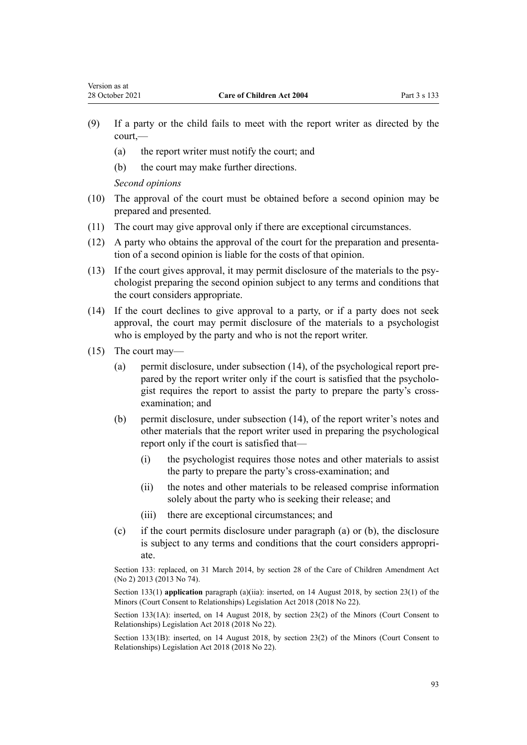(9) If a party or the child fails to meet with the report writer as directed by the court,—

  (a) the report writer must notify the court; and

  (b) the court may make further directions.

*Second opinions*

(10) The approval of the court must be obtained before a second opinion may be prepared and presented.

(11) The court may give approval only if there are exceptional circumstances.

(12) A party who obtains the approval of the court for the preparation and presentation of a second opinion is liable for the costs of that opinion.

(13) If the court gives approval, it may permit disclosure of the materials to the psychologist preparing the second opinion subject to any terms and conditions that the court considers appropriate.

(14) If the court declines to give approval to a party, or if a party does not seek approval, the court may permit disclosure of the materials to a psychologist who is employed by the party and who is not the report writer.

(15) The court may—

  (a) permit disclosure, under subsection (14), of the psychological report prepared by the report writer only if the court is satisfied that the psychologist requires the report to assist the party to prepare the party's cross-examination; and

  (b) permit disclosure, under subsection (14), of the report writer's notes and other materials that the report writer used in preparing the psychological report only if the court is satisfied that—

    (i) the psychologist requires those notes and other materials to assist the party to prepare the party's cross-examination; and

    (ii) the notes and other materials to be released comprise information solely about the party who is seeking their release; and

    (iii) there are exceptional circumstances; and

  (c) if the court permits disclosure under paragraph (a) or (b), the disclosure is subject to any terms and conditions that the court considers appropriate.

Section 133: replaced, on 31 March 2014, by section 28 of the Care of Children Amendment Act (No 2) 2013 (2013 No 74).

Section 133(1) **application** paragraph (a)(iia): inserted, on 14 August 2018, by section 23(1) of the Minors (Court Consent to Relationships) Legislation Act 2018 (2018 No 22).

Section 133(1A): inserted, on 14 August 2018, by section 23(2) of the Minors (Court Consent to Relationships) Legislation Act 2018 (2018 No 22).

Section 133(1B): inserted, on 14 August 2018, by section 23(2) of the Minors (Court Consent to Relationships) Legislation Act 2018 (2018 No 22).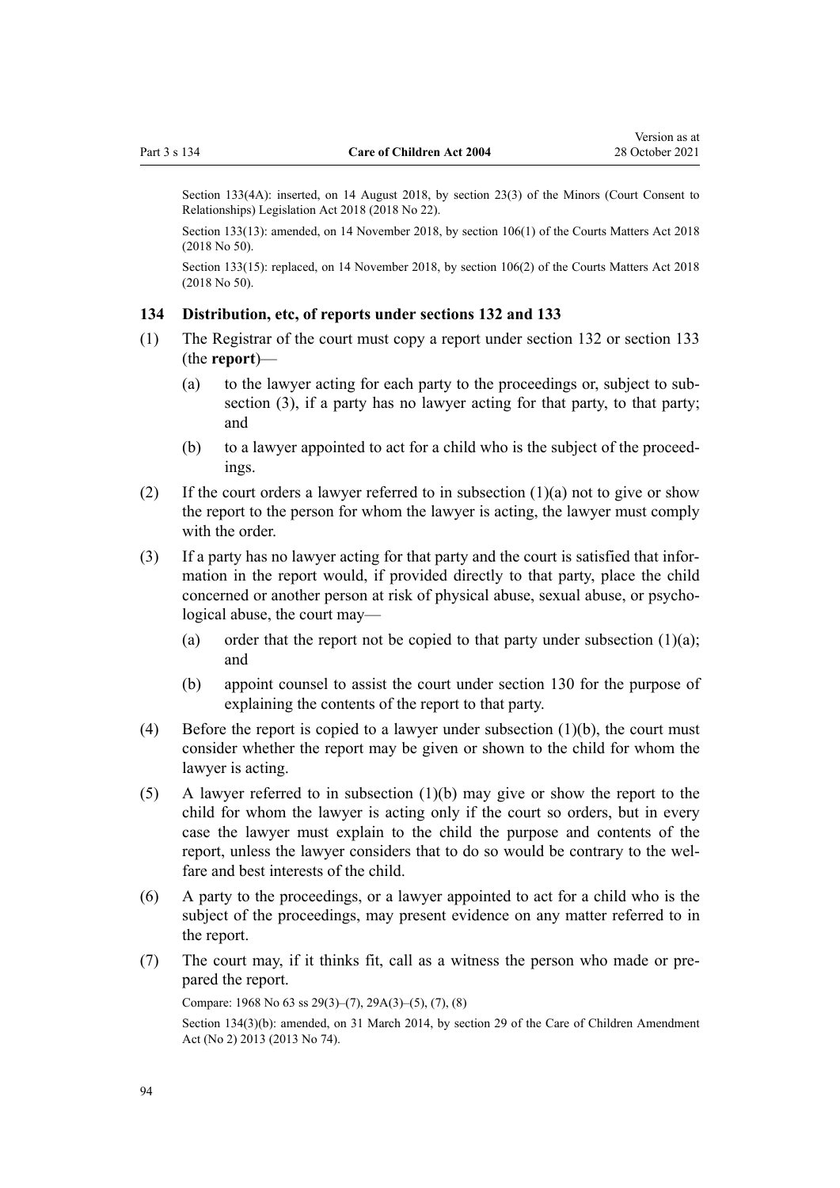Section 133(4A): inserted, on 14 August 2018, by section 23(3) of the Minors (Court Consent to Relationships) Legislation Act 2018 (2018 No 22).

Section 133(13): amended, on 14 November 2018, by section 106(1) of the Courts Matters Act 2018 (2018 No 50).

Section 133(15): replaced, on 14 November 2018, by section 106(2) of the Courts Matters Act 2018 (2018 No 50).

### 134 Distribution, etc, of reports under sections 132 and 133

(1) The Registrar of the court must copy a report under section 132 or section 133 (the **report**)—

  (a) to the lawyer acting for each party to the proceedings or, subject to subsection (3), if a party has no lawyer acting for that party, to that party; and

  (b) to a lawyer appointed to act for a child who is the subject of the proceedings.

(2) If the court orders a lawyer referred to in subsection (1)(a) not to give or show the report to the person for whom the lawyer is acting, the lawyer must comply with the order.

(3) If a party has no lawyer acting for that party and the court is satisfied that information in the report would, if provided directly to that party, place the child concerned or another person at risk of physical abuse, sexual abuse, or psychological abuse, the court may—

  (a) order that the report not be copied to that party under subsection (1)(a); and

  (b) appoint counsel to assist the court under section 130 for the purpose of explaining the contents of the report to that party.

(4) Before the report is copied to a lawyer under subsection (1)(b), the court must consider whether the report may be given or shown to the child for whom the lawyer is acting.

(5) A lawyer referred to in subsection (1)(b) may give or show the report to the child for whom the lawyer is acting only if the court so orders, but in every case the lawyer must explain to the child the purpose and contents of the report, unless the lawyer considers that to do so would be contrary to the welfare and best interests of the child.

(6) A party to the proceedings, or a lawyer appointed to act for a child who is the subject of the proceedings, may present evidence on any matter referred to in the report.

(7) The court may, if it thinks fit, call as a witness the person who made or prepared the report.

Compare: 1968 No 63 ss 29(3)–(7), 29A(3)–(5), (7), (8)

Section 134(3)(b): amended, on 31 March 2014, by section 29 of the Care of Children Amendment Act (No 2) 2013 (2013 No 74).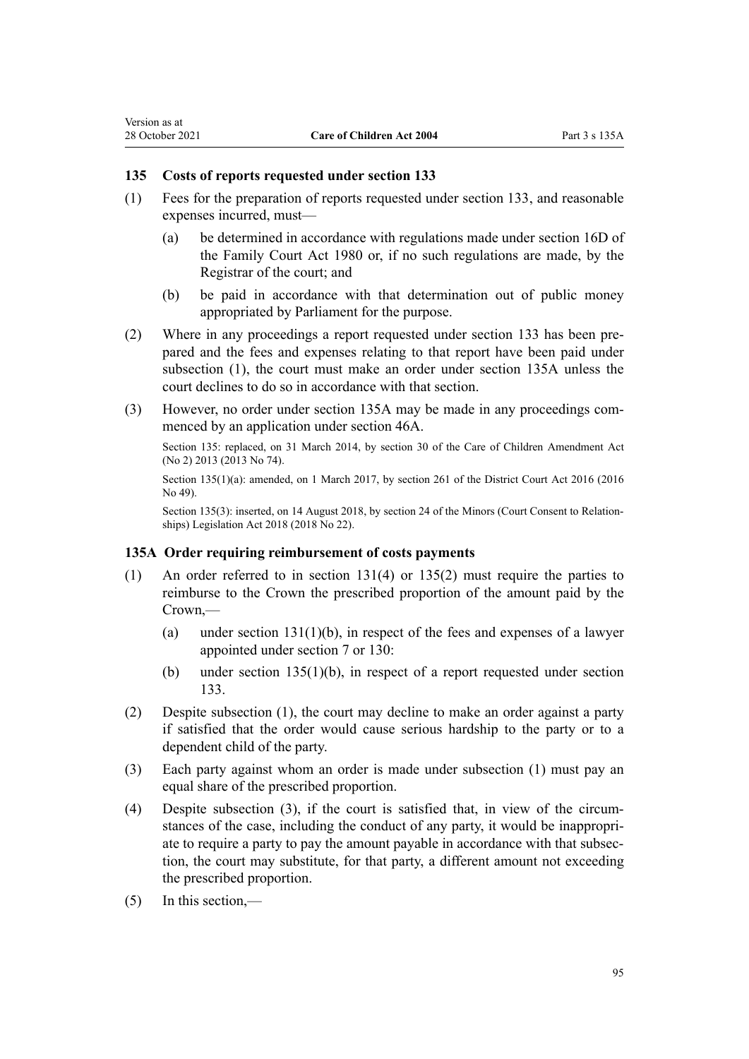### 135 Costs of reports requested under section 133

(1) Fees for the preparation of reports requested under section 133, and reasonable expenses incurred, must—

(a) be determined in accordance with regulations made under section 16D of the Family Court Act 1980 or, if no such regulations are made, by the Registrar of the court; and

(b) be paid in accordance with that determination out of public money appropriated by Parliament for the purpose.

(2) Where in any proceedings a report requested under section 133 has been prepared and the fees and expenses relating to that report have been paid under subsection (1), the court must make an order under section 135A unless the court declines to do so in accordance with that section.

(3) However, no order under section 135A may be made in any proceedings commenced by an application under section 46A.

Section 135: replaced, on 31 March 2014, by section 30 of the Care of Children Amendment Act (No 2) 2013 (2013 No 74).

Section 135(1)(a): amended, on 1 March 2017, by section 261 of the District Court Act 2016 (2016 No 49).

Section 135(3): inserted, on 14 August 2018, by section 24 of the Minors (Court Consent to Relationships) Legislation Act 2018 (2018 No 22).

### 135A Order requiring reimbursement of costs payments

(1) An order referred to in section 131(4) or 135(2) must require the parties to reimburse to the Crown the prescribed proportion of the amount paid by the Crown,—

(a) under section 131(1)(b), in respect of the fees and expenses of a lawyer appointed under section 7 or 130:

(b) under section 135(1)(b), in respect of a report requested under section 133.

(2) Despite subsection (1), the court may decline to make an order against a party if satisfied that the order would cause serious hardship to the party or to a dependent child of the party.

(3) Each party against whom an order is made under subsection (1) must pay an equal share of the prescribed proportion.

(4) Despite subsection (3), if the court is satisfied that, in view of the circumstances of the case, including the conduct of any party, it would be inappropriate to require a party to pay the amount payable in accordance with that subsection, the court may substitute, for that party, a different amount not exceeding the prescribed proportion.

(5) In this section,—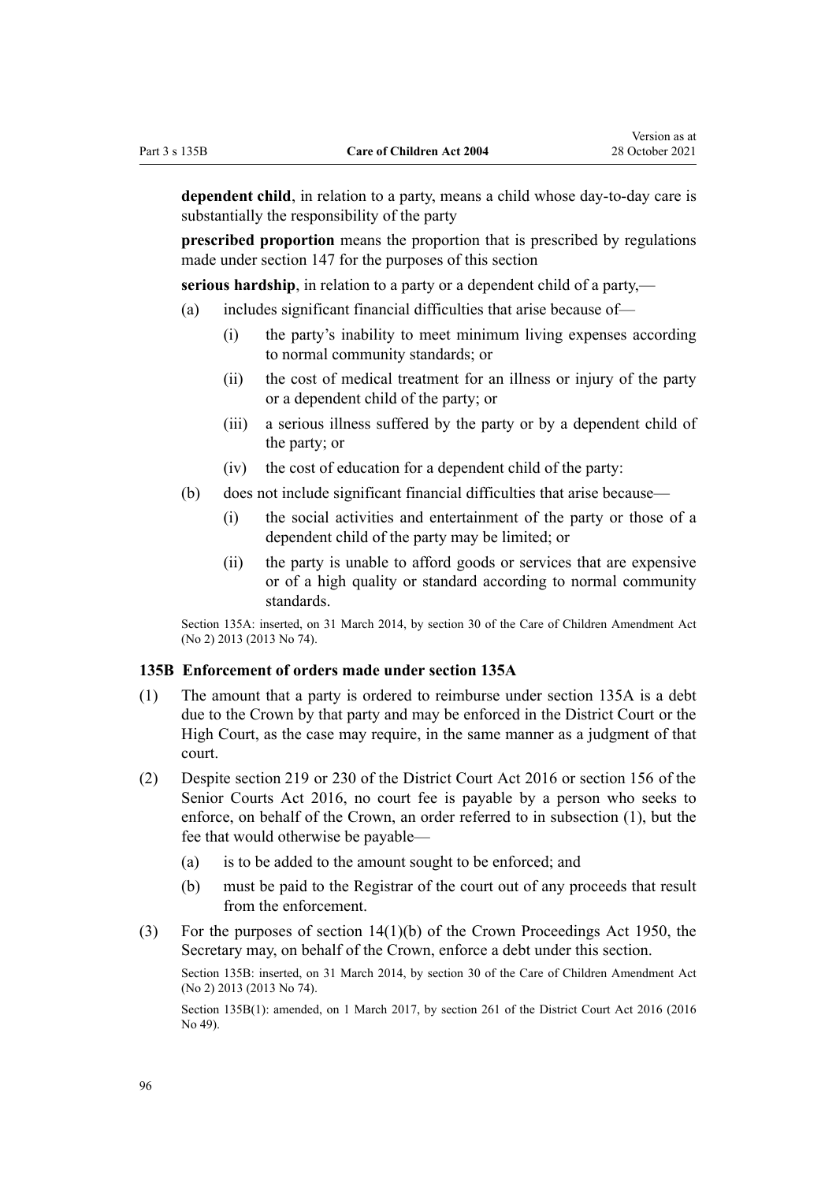**dependent child**, in relation to a party, means a child whose day-to-day care is substantially the responsibility of the party

**prescribed proportion** means the proportion that is prescribed by regulations made under section 147 for the purposes of this section

**serious hardship**, in relation to a party or a dependent child of a party,—

(a) includes significant financial difficulties that arise because of—

  (i) the party's inability to meet minimum living expenses according to normal community standards; or

  (ii) the cost of medical treatment for an illness or injury of the party or a dependent child of the party; or

  (iii) a serious illness suffered by the party or by a dependent child of the party; or

  (iv) the cost of education for a dependent child of the party:

(b) does not include significant financial difficulties that arise because—

  (i) the social activities and entertainment of the party or those of a dependent child of the party may be limited; or

  (ii) the party is unable to afford goods or services that are expensive or of a high quality or standard according to normal community standards.

Section 135A: inserted, on 31 March 2014, by section 30 of the Care of Children Amendment Act (No 2) 2013 (2013 No 74).

### 135B Enforcement of orders made under section 135A

(1) The amount that a party is ordered to reimburse under section 135A is a debt due to the Crown by that party and may be enforced in the District Court or the High Court, as the case may require, in the same manner as a judgment of that court.

(2) Despite section 219 or 230 of the District Court Act 2016 or section 156 of the Senior Courts Act 2016, no court fee is payable by a person who seeks to enforce, on behalf of the Crown, an order referred to in subsection (1), but the fee that would otherwise be payable—

  (a) is to be added to the amount sought to be enforced; and

  (b) must be paid to the Registrar of the court out of any proceeds that result from the enforcement.

(3) For the purposes of section 14(1)(b) of the Crown Proceedings Act 1950, the Secretary may, on behalf of the Crown, enforce a debt under this section.

Section 135B: inserted, on 31 March 2014, by section 30 of the Care of Children Amendment Act (No 2) 2013 (2013 No 74).

Section 135B(1): amended, on 1 March 2017, by section 261 of the District Court Act 2016 (2016 No 49).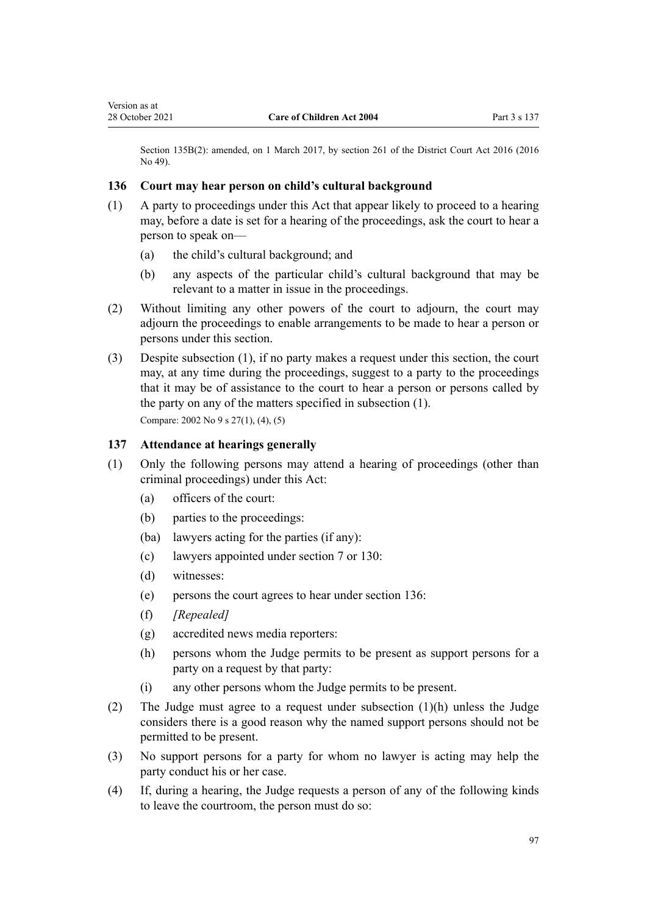Section 135B(2): amended, on 1 March 2017, by section 261 of the District Court Act 2016 (2016 No 49).

### 136 Court may hear person on child's cultural background

(1) A party to proceedings under this Act that appear likely to proceed to a hearing may, before a date is set for a hearing of the proceedings, ask the court to hear a person to speak on—

  (a) the child's cultural background; and

  (b) any aspects of the particular child's cultural background that may be relevant to a matter in issue in the proceedings.

(2) Without limiting any other powers of the court to adjourn, the court may adjourn the proceedings to enable arrangements to be made to hear a person or persons under this section.

(3) Despite subsection (1), if no party makes a request under this section, the court may, at any time during the proceedings, suggest to a party to the proceedings that it may be of assistance to the court to hear a person or persons called by the party on any of the matters specified in subsection (1).

Compare: 2002 No 9 s 27(1), (4), (5)

### 137 Attendance at hearings generally

(1) Only the following persons may attend a hearing of proceedings (other than criminal proceedings) under this Act:

  (a) officers of the court:

  (b) parties to the proceedings:

  (ba) lawyers acting for the parties (if any):

  (c) lawyers appointed under section 7 or 130:

  (d) witnesses:

  (e) persons the court agrees to hear under section 136:

  (f) *[Repealed]*

  (g) accredited news media reporters:

  (h) persons whom the Judge permits to be present as support persons for a party on a request by that party:

  (i) any other persons whom the Judge permits to be present.

(2) The Judge must agree to a request under subsection (1)(h) unless the Judge considers there is a good reason why the named support persons should not be permitted to be present.

(3) No support persons for a party for whom no lawyer is acting may help the party conduct his or her case.

(4) If, during a hearing, the Judge requests a person of any of the following kinds to leave the courtroom, the person must do so: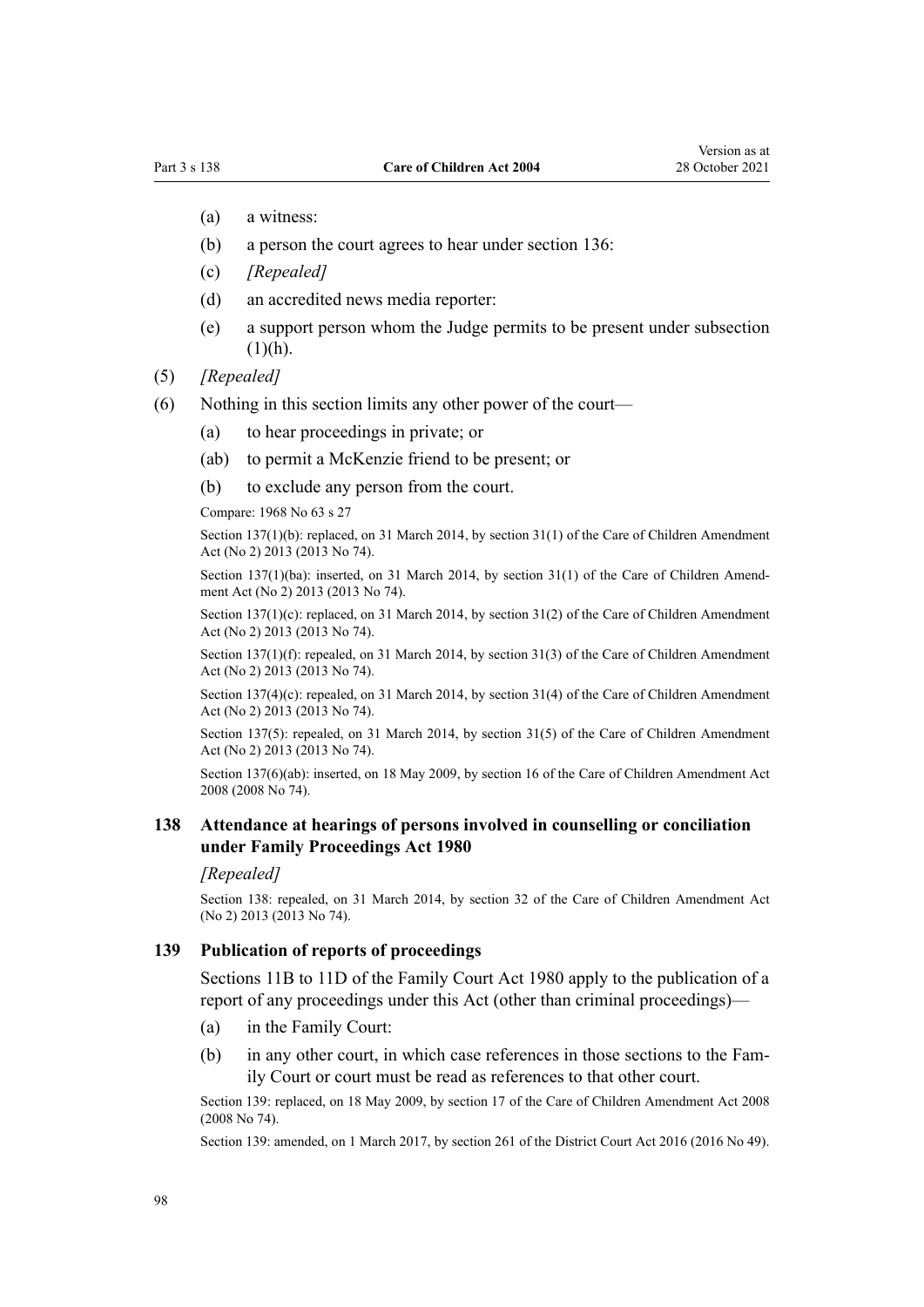(a) a witness:

(b) a person the court agrees to hear under section 136:

(c) *[Repealed]*

(d) an accredited news media reporter:

(e) a support person whom the Judge permits to be present under subsection (1)(h).

(5) *[Repealed]*

(6) Nothing in this section limits any other power of the court—

(a) to hear proceedings in private; or

(ab) to permit a McKenzie friend to be present; or

(b) to exclude any person from the court.

Compare: 1968 No 63 s 27

Section 137(1)(b): replaced, on 31 March 2014, by section 31(1) of the Care of Children Amendment Act (No 2) 2013 (2013 No 74).

Section 137(1)(ba): inserted, on 31 March 2014, by section 31(1) of the Care of Children Amendment Act (No 2) 2013 (2013 No 74).

Section 137(1)(c): replaced, on 31 March 2014, by section 31(2) of the Care of Children Amendment Act (No 2) 2013 (2013 No 74).

Section 137(1)(f): repealed, on 31 March 2014, by section 31(3) of the Care of Children Amendment Act (No 2) 2013 (2013 No 74).

Section 137(4)(c): repealed, on 31 March 2014, by section 31(4) of the Care of Children Amendment Act (No 2) 2013 (2013 No 74).

Section 137(5): repealed, on 31 March 2014, by section 31(5) of the Care of Children Amendment Act (No 2) 2013 (2013 No 74).

Section 137(6)(ab): inserted, on 18 May 2009, by section 16 of the Care of Children Amendment Act 2008 (2008 No 74).

### 138 Attendance at hearings of persons involved in counselling or conciliation under Family Proceedings Act 1980

*[Repealed]*

Section 138: repealed, on 31 March 2014, by section 32 of the Care of Children Amendment Act (No 2) 2013 (2013 No 74).

### 139 Publication of reports of proceedings

Sections 11B to 11D of the Family Court Act 1980 apply to the publication of a report of any proceedings under this Act (other than criminal proceedings)—

(a) in the Family Court:

(b) in any other court, in which case references in those sections to the Family Court or court must be read as references to that other court.

Section 139: replaced, on 18 May 2009, by section 17 of the Care of Children Amendment Act 2008 (2008 No 74).

Section 139: amended, on 1 March 2017, by section 261 of the District Court Act 2016 (2016 No 49).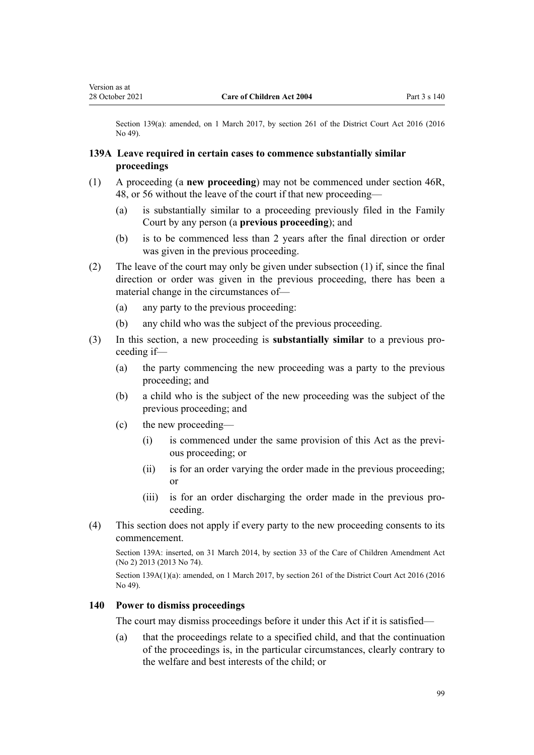Section 139(a): amended, on 1 March 2017, by section 261 of the District Court Act 2016 (2016 No 49).

### 139A Leave required in certain cases to commence substantially similar proceedings

(1) A proceeding (a **new proceeding**) may not be commenced under section 46R, 48, or 56 without the leave of the court if that new proceeding—

- (a) is substantially similar to a proceeding previously filed in the Family Court by any person (a **previous proceeding**); and
- (b) is to be commenced less than 2 years after the final direction or order was given in the previous proceeding.

(2) The leave of the court may only be given under subsection (1) if, since the final direction or order was given in the previous proceeding, there has been a material change in the circumstances of—

- (a) any party to the previous proceeding:
- (b) any child who was the subject of the previous proceeding.

(3) In this section, a new proceeding is **substantially similar** to a previous proceeding if—

- (a) the party commencing the new proceeding was a party to the previous proceeding; and
- (b) a child who is the subject of the new proceeding was the subject of the previous proceeding; and
- (c) the new proceeding—
  - (i) is commenced under the same provision of this Act as the previous proceeding; or
  - (ii) is for an order varying the order made in the previous proceeding; or
  - (iii) is for an order discharging the order made in the previous proceeding.

(4) This section does not apply if every party to the new proceeding consents to its commencement.

Section 139A: inserted, on 31 March 2014, by section 33 of the Care of Children Amendment Act (No 2) 2013 (2013 No 74).

Section 139A(1)(a): amended, on 1 March 2017, by section 261 of the District Court Act 2016 (2016 No 49).

### 140 Power to dismiss proceedings

The court may dismiss proceedings before it under this Act if it is satisfied—

- (a) that the proceedings relate to a specified child, and that the continuation of the proceedings is, in the particular circumstances, clearly contrary to the welfare and best interests of the child; or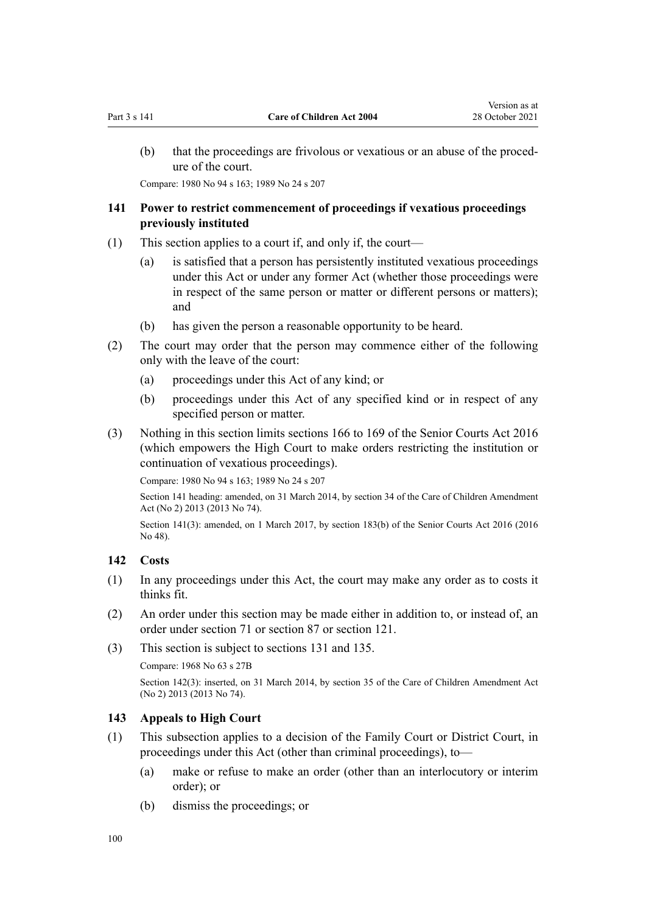(b) that the proceedings are frivolous or vexatious or an abuse of the procedure of the court.

Compare: 1980 No 94 s 163; 1989 No 24 s 207

### 141 Power to restrict commencement of proceedings if vexatious proceedings previously instituted

(1) This section applies to a court if, and only if, the court—

(a) is satisfied that a person has persistently instituted vexatious proceedings under this Act or under any former Act (whether those proceedings were in respect of the same person or matter or different persons or matters); and

(b) has given the person a reasonable opportunity to be heard.

(2) The court may order that the person may commence either of the following only with the leave of the court:

(a) proceedings under this Act of any kind; or

(b) proceedings under this Act of any specified kind or in respect of any specified person or matter.

(3) Nothing in this section limits sections 166 to 169 of the Senior Courts Act 2016 (which empowers the High Court to make orders restricting the institution or continuation of vexatious proceedings).

Compare: 1980 No 94 s 163; 1989 No 24 s 207

Section 141 heading: amended, on 31 March 2014, by section 34 of the Care of Children Amendment Act (No 2) 2013 (2013 No 74).

Section 141(3): amended, on 1 March 2017, by section 183(b) of the Senior Courts Act 2016 (2016 No 48).

### 142 Costs

(1) In any proceedings under this Act, the court may make any order as to costs it thinks fit.

(2) An order under this section may be made either in addition to, or instead of, an order under section 71 or section 87 or section 121.

(3) This section is subject to sections 131 and 135.

Compare: 1968 No 63 s 27B

Section 142(3): inserted, on 31 March 2014, by section 35 of the Care of Children Amendment Act (No 2) 2013 (2013 No 74).

### 143 Appeals to High Court

(1) This subsection applies to a decision of the Family Court or District Court, in proceedings under this Act (other than criminal proceedings), to—

(a) make or refuse to make an order (other than an interlocutory or interim order); or

(b) dismiss the proceedings; or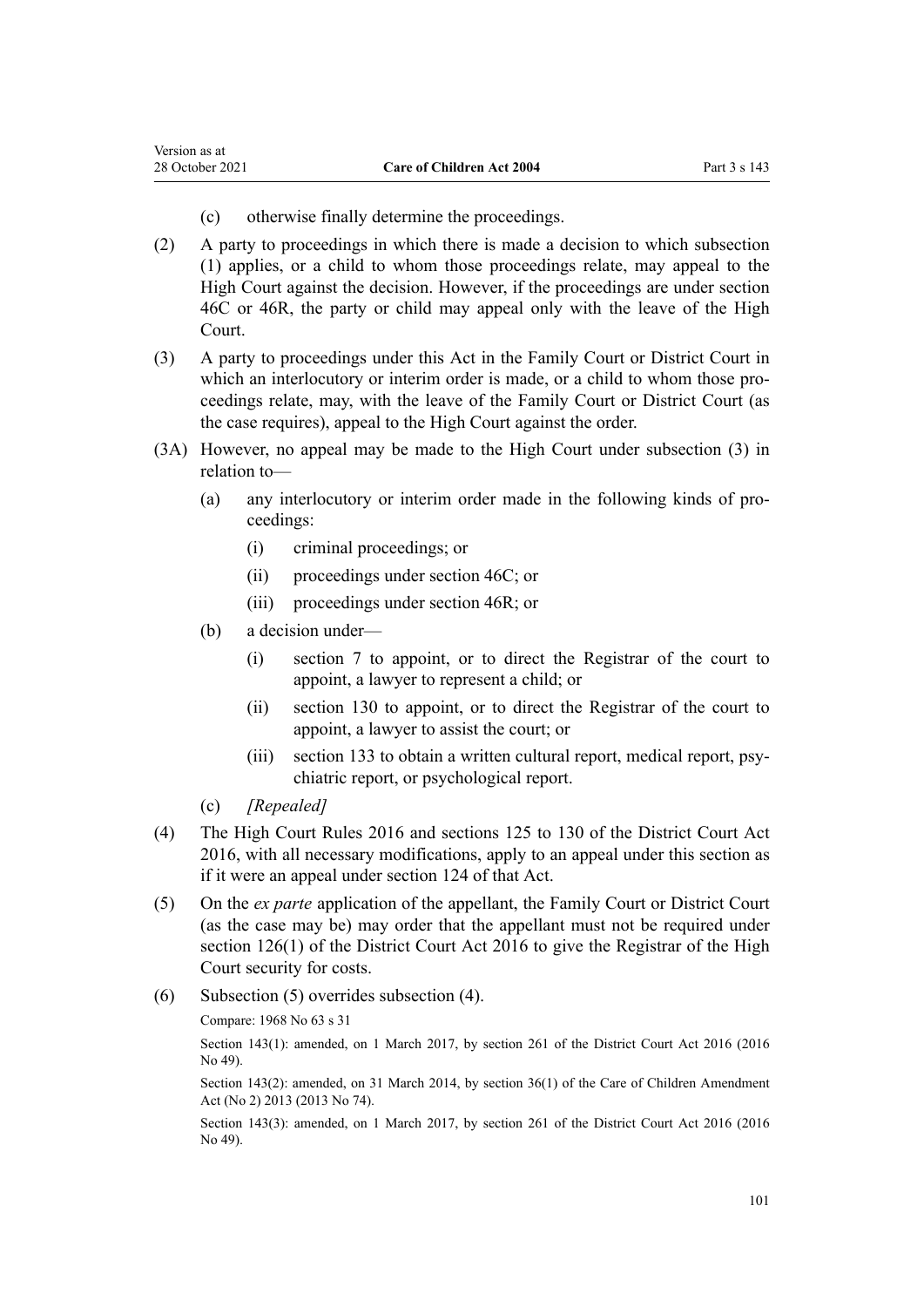(c) otherwise finally determine the proceedings.

(2) A party to proceedings in which there is made a decision to which subsection (1) applies, or a child to whom those proceedings relate, may appeal to the High Court against the decision. However, if the proceedings are under section 46C or 46R, the party or child may appeal only with the leave of the High Court.

(3) A party to proceedings under this Act in the Family Court or District Court in which an interlocutory or interim order is made, or a child to whom those proceedings relate, may, with the leave of the Family Court or District Court (as the case requires), appeal to the High Court against the order.

(3A) However, no appeal may be made to the High Court under subsection (3) in relation to—

- (a) any interlocutory or interim order made in the following kinds of proceedings:
  - (i) criminal proceedings; or
  - (ii) proceedings under section 46C; or
  - (iii) proceedings under section 46R; or
- (b) a decision under—
  - (i) section 7 to appoint, or to direct the Registrar of the court to appoint, a lawyer to represent a child; or
  - (ii) section 130 to appoint, or to direct the Registrar of the court to appoint, a lawyer to assist the court; or
  - (iii) section 133 to obtain a written cultural report, medical report, psychiatric report, or psychological report.
- (c) *[Repealed]*

(4) The High Court Rules 2016 and sections 125 to 130 of the District Court Act 2016, with all necessary modifications, apply to an appeal under this section as if it were an appeal under section 124 of that Act.

(5) On the *ex parte* application of the appellant, the Family Court or District Court (as the case may be) may order that the appellant must not be required under section 126(1) of the District Court Act 2016 to give the Registrar of the High Court security for costs.

(6) Subsection (5) overrides subsection (4).

Compare: 1968 No 63 s 31

Section 143(1): amended, on 1 March 2017, by section 261 of the District Court Act 2016 (2016 No 49).

Section 143(2): amended, on 31 March 2014, by section 36(1) of the Care of Children Amendment Act (No 2) 2013 (2013 No 74).

Section 143(3): amended, on 1 March 2017, by section 261 of the District Court Act 2016 (2016 No 49).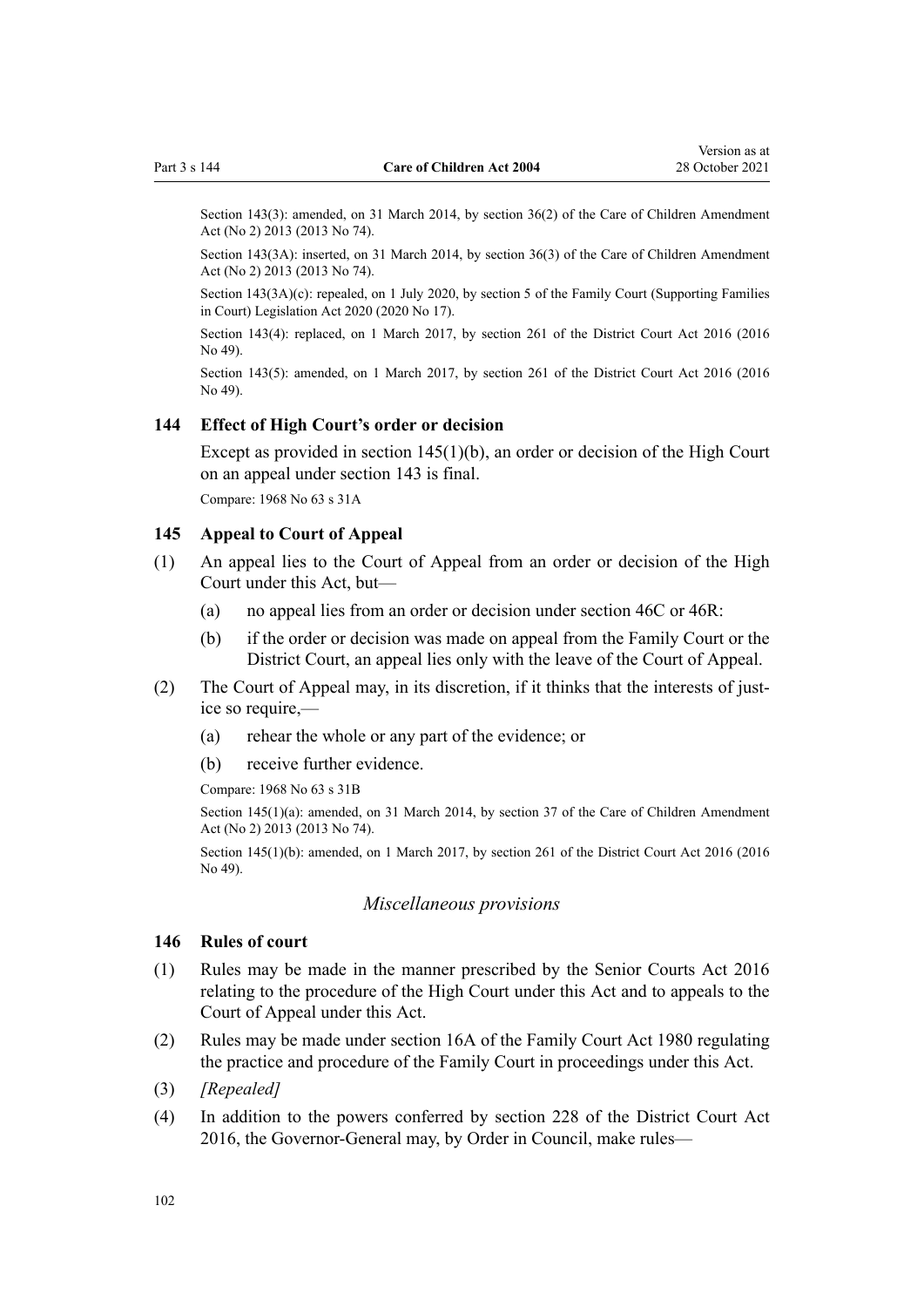Section 143(3): amended, on 31 March 2014, by section 36(2) of the Care of Children Amendment Act (No 2) 2013 (2013 No 74).

Section 143(3A): inserted, on 31 March 2014, by section 36(3) of the Care of Children Amendment Act (No 2) 2013 (2013 No 74).

Section 143(3A)(c): repealed, on 1 July 2020, by section 5 of the Family Court (Supporting Families in Court) Legislation Act 2020 (2020 No 17).

Section 143(4): replaced, on 1 March 2017, by section 261 of the District Court Act 2016 (2016 No 49).

Section 143(5): amended, on 1 March 2017, by section 261 of the District Court Act 2016 (2016 No 49).

### 144 Effect of High Court's order or decision

Except as provided in section 145(1)(b), an order or decision of the High Court on an appeal under section 143 is final.

Compare: 1968 No 63 s 31A

### 145 Appeal to Court of Appeal

(1) An appeal lies to the Court of Appeal from an order or decision of the High Court under this Act, but—

(a) no appeal lies from an order or decision under section 46C or 46R:

(b) if the order or decision was made on appeal from the Family Court or the District Court, an appeal lies only with the leave of the Court of Appeal.

(2) The Court of Appeal may, in its discretion, if it thinks that the interests of justice so require,—

(a) rehear the whole or any part of the evidence; or

(b) receive further evidence.

Compare: 1968 No 63 s 31B

Section 145(1)(a): amended, on 31 March 2014, by section 37 of the Care of Children Amendment Act (No 2) 2013 (2013 No 74).

Section 145(1)(b): amended, on 1 March 2017, by section 261 of the District Court Act 2016 (2016 No 49).

*Miscellaneous provisions*

### 146 Rules of court

(1) Rules may be made in the manner prescribed by the Senior Courts Act 2016 relating to the procedure of the High Court under this Act and to appeals to the Court of Appeal under this Act.

(2) Rules may be made under section 16A of the Family Court Act 1980 regulating the practice and procedure of the Family Court in proceedings under this Act.

(3) *[Repealed]*

(4) In addition to the powers conferred by section 228 of the District Court Act 2016, the Governor-General may, by Order in Council, make rules—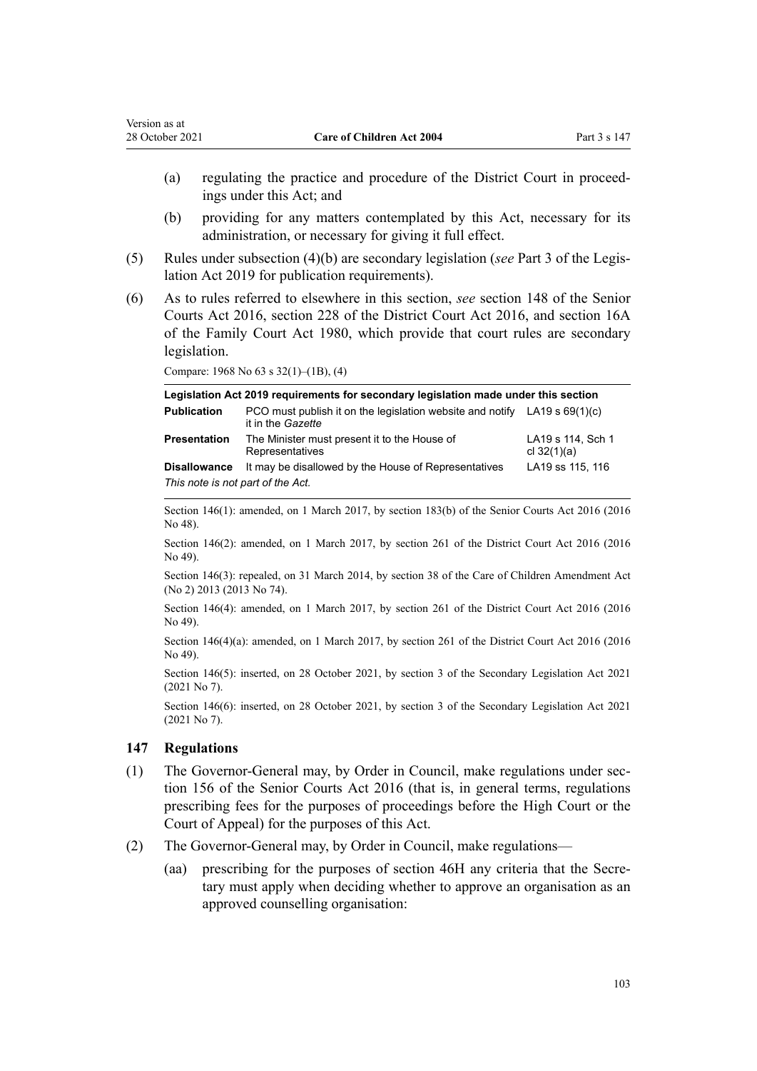(a) regulating the practice and procedure of the District Court in proceedings under this Act; and

(b) providing for any matters contemplated by this Act, necessary for its administration, or necessary for giving it full effect.

(5) Rules under subsection (4)(b) are secondary legislation (*see* Part 3 of the Legislation Act 2019 for publication requirements).

(6) As to rules referred to elsewhere in this section, *see* section 148 of the Senior Courts Act 2016, section 228 of the District Court Act 2016, and section 16A of the Family Court Act 1980, which provide that court rules are secondary legislation.

Compare: 1968 No 63 s 32(1)–(1B), (4)

| Legislation Act 2019 requirements for secondary legislation made under this section | | |
|---|---|---|
| **Publication** | PCO must publish it on the legislation website and notify it in the *Gazette* | LA19 s 69(1)(c) |
| **Presentation** | The Minister must present it to the House of Representatives | LA19 s 114, Sch 1 cl 32(1)(a) |
| **Disallowance** | It may be disallowed by the House of Representatives | LA19 ss 115, 116 |
| *This note is not part of the Act.* | | |

Section 146(1): amended, on 1 March 2017, by section 183(b) of the Senior Courts Act 2016 (2016 No 48).

Section 146(2): amended, on 1 March 2017, by section 261 of the District Court Act 2016 (2016 No 49).

Section 146(3): repealed, on 31 March 2014, by section 38 of the Care of Children Amendment Act (No 2) 2013 (2013 No 74).

Section 146(4): amended, on 1 March 2017, by section 261 of the District Court Act 2016 (2016 No 49).

Section 146(4)(a): amended, on 1 March 2017, by section 261 of the District Court Act 2016 (2016 No 49).

Section 146(5): inserted, on 28 October 2021, by section 3 of the Secondary Legislation Act 2021 (2021 No 7).

Section 146(6): inserted, on 28 October 2021, by section 3 of the Secondary Legislation Act 2021 (2021 No 7).

### 147 Regulations

(1) The Governor-General may, by Order in Council, make regulations under section 156 of the Senior Courts Act 2016 (that is, in general terms, regulations prescribing fees for the purposes of proceedings before the High Court or the Court of Appeal) for the purposes of this Act.

(2) The Governor-General may, by Order in Council, make regulations—

(aa) prescribing for the purposes of section 46H any criteria that the Secretary must apply when deciding whether to approve an organisation as an approved counselling organisation: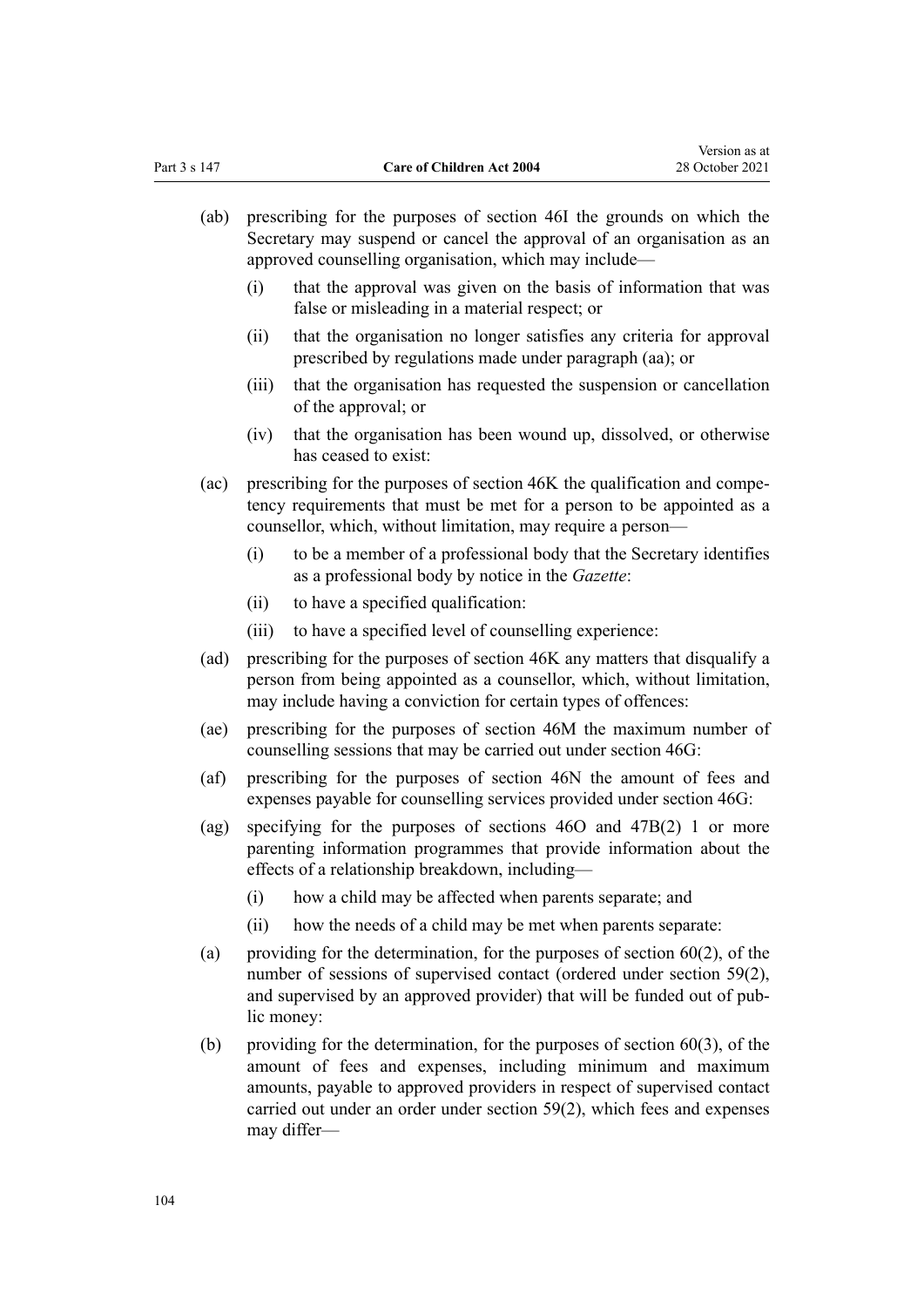(ab) prescribing for the purposes of section 46I the grounds on which the Secretary may suspend or cancel the approval of an organisation as an approved counselling organisation, which may include—

  (i) that the approval was given on the basis of information that was false or misleading in a material respect; or

  (ii) that the organisation no longer satisfies any criteria for approval prescribed by regulations made under paragraph (aa); or

  (iii) that the organisation has requested the suspension or cancellation of the approval; or

  (iv) that the organisation has been wound up, dissolved, or otherwise has ceased to exist:

(ac) prescribing for the purposes of section 46K the qualification and competency requirements that must be met for a person to be appointed as a counsellor, which, without limitation, may require a person—

  (i) to be a member of a professional body that the Secretary identifies as a professional body by notice in the *Gazette*:

  (ii) to have a specified qualification:

  (iii) to have a specified level of counselling experience:

(ad) prescribing for the purposes of section 46K any matters that disqualify a person from being appointed as a counsellor, which, without limitation, may include having a conviction for certain types of offences:

(ae) prescribing for the purposes of section 46M the maximum number of counselling sessions that may be carried out under section 46G:

(af) prescribing for the purposes of section 46N the amount of fees and expenses payable for counselling services provided under section 46G:

(ag) specifying for the purposes of sections 46O and 47B(2) 1 or more parenting information programmes that provide information about the effects of a relationship breakdown, including—

  (i) how a child may be affected when parents separate; and

  (ii) how the needs of a child may be met when parents separate:

(a) providing for the determination, for the purposes of section 60(2), of the number of sessions of supervised contact (ordered under section 59(2), and supervised by an approved provider) that will be funded out of public money:

(b) providing for the determination, for the purposes of section 60(3), of the amount of fees and expenses, including minimum and maximum amounts, payable to approved providers in respect of supervised contact carried out under an order under section 59(2), which fees and expenses may differ—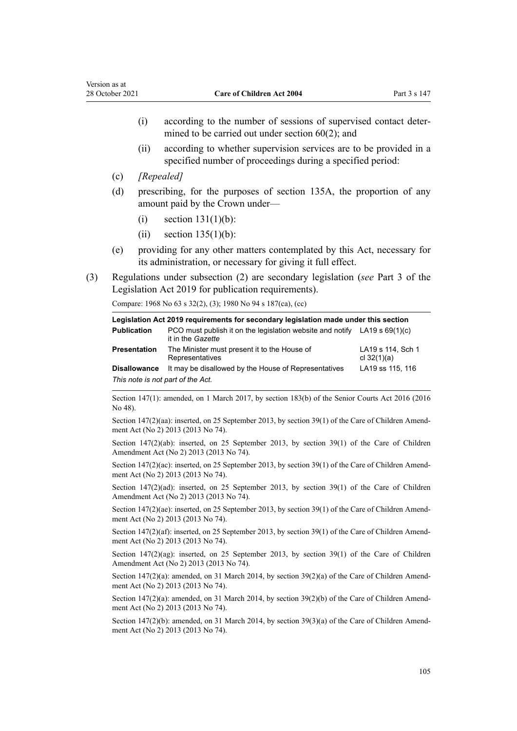(i) according to the number of sessions of supervised contact determined to be carried out under section 60(2); and

(ii) according to whether supervision services are to be provided in a specified number of proceedings during a specified period:

(c) *[Repealed]*

(d) prescribing, for the purposes of section 135A, the proportion of any amount paid by the Crown under—

(i) section 131(1)(b):

(ii) section 135(1)(b):

(e) providing for any other matters contemplated by this Act, necessary for its administration, or necessary for giving it full effect.

(3) Regulations under subsection (2) are secondary legislation (*see* Part 3 of the Legislation Act 2019 for publication requirements).

Compare: 1968 No 63 s 32(2), (3); 1980 No 94 s 187(ca), (cc)

| Legislation Act 2019 requirements for secondary legislation made under this section | | |
|---|---|---|
| **Publication** | PCO must publish it on the legislation website and notify it in the *Gazette* | LA19 s 69(1)(c) |
| **Presentation** | The Minister must present it to the House of Representatives | LA19 s 114, Sch 1 cl 32(1)(a) |
| **Disallowance** | It may be disallowed by the House of Representatives | LA19 ss 115, 116 |
| *This note is not part of the Act.* | | |

Section 147(1): amended, on 1 March 2017, by section 183(b) of the Senior Courts Act 2016 (2016 No 48).

Section 147(2)(aa): inserted, on 25 September 2013, by section 39(1) of the Care of Children Amendment Act (No 2) 2013 (2013 No 74).

Section 147(2)(ab): inserted, on 25 September 2013, by section 39(1) of the Care of Children Amendment Act (No 2) 2013 (2013 No 74).

Section 147(2)(ac): inserted, on 25 September 2013, by section 39(1) of the Care of Children Amendment Act (No 2) 2013 (2013 No 74).

Section 147(2)(ad): inserted, on 25 September 2013, by section 39(1) of the Care of Children Amendment Act (No 2) 2013 (2013 No 74).

Section 147(2)(ae): inserted, on 25 September 2013, by section 39(1) of the Care of Children Amendment Act (No 2) 2013 (2013 No 74).

Section 147(2)(af): inserted, on 25 September 2013, by section 39(1) of the Care of Children Amendment Act (No 2) 2013 (2013 No 74).

Section 147(2)(ag): inserted, on 25 September 2013, by section 39(1) of the Care of Children Amendment Act (No 2) 2013 (2013 No 74).

Section 147(2)(a): amended, on 31 March 2014, by section 39(2)(a) of the Care of Children Amendment Act (No 2) 2013 (2013 No 74).

Section 147(2)(a): amended, on 31 March 2014, by section 39(2)(b) of the Care of Children Amendment Act (No 2) 2013 (2013 No 74).

Section 147(2)(b): amended, on 31 March 2014, by section 39(3)(a) of the Care of Children Amendment Act (No 2) 2013 (2013 No 74).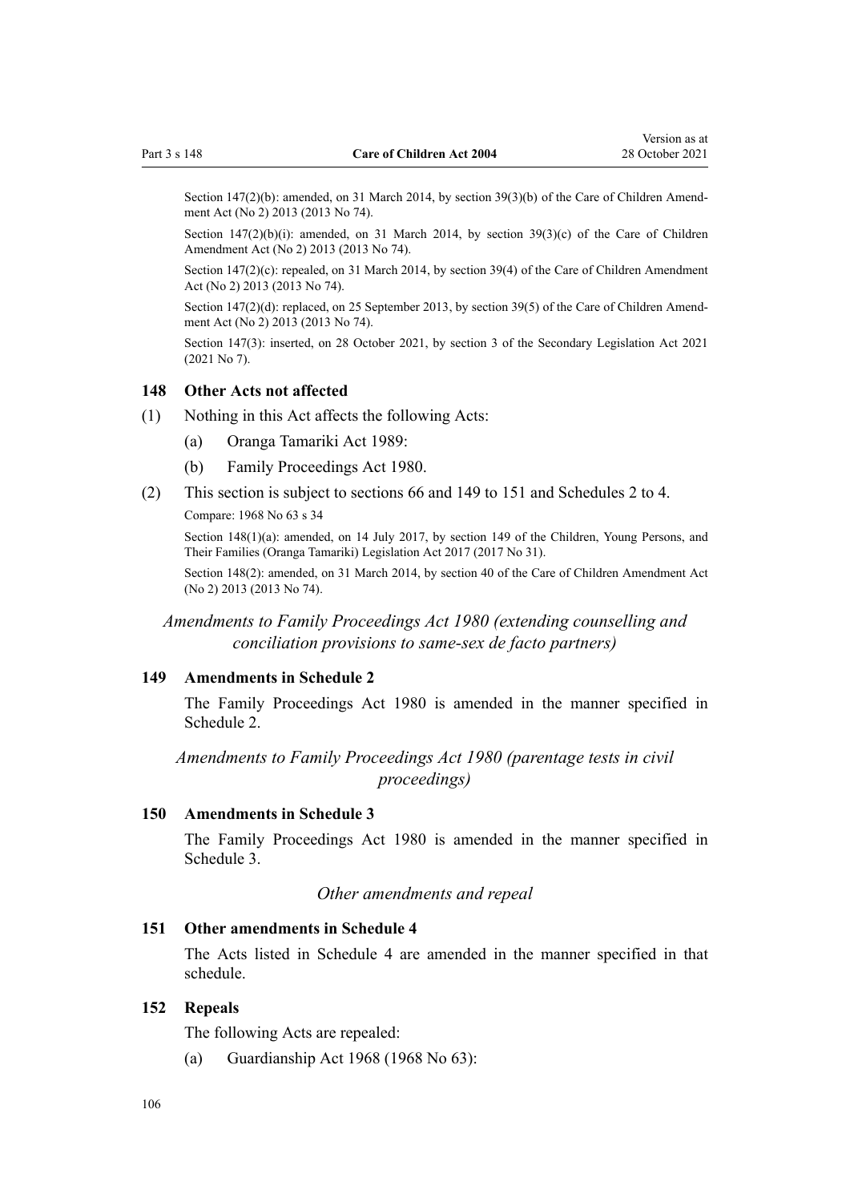Section 147(2)(b): amended, on 31 March 2014, by section 39(3)(b) of the Care of Children Amendment Act (No 2) 2013 (2013 No 74).

Section 147(2)(b)(i): amended, on 31 March 2014, by section 39(3)(c) of the Care of Children Amendment Act (No 2) 2013 (2013 No 74).

Section 147(2)(c): repealed, on 31 March 2014, by section 39(4) of the Care of Children Amendment Act (No 2) 2013 (2013 No 74).

Section 147(2)(d): replaced, on 25 September 2013, by section 39(5) of the Care of Children Amendment Act (No 2) 2013 (2013 No 74).

Section 147(3): inserted, on 28 October 2021, by section 3 of the Secondary Legislation Act 2021 (2021 No 7).

### 148 Other Acts not affected

(1) Nothing in this Act affects the following Acts:

  (a) Oranga Tamariki Act 1989:

  (b) Family Proceedings Act 1980.

(2) This section is subject to sections 66 and 149 to 151 and Schedules 2 to 4.

Compare: 1968 No 63 s 34

Section 148(1)(a): amended, on 14 July 2017, by section 149 of the Children, Young Persons, and Their Families (Oranga Tamariki) Legislation Act 2017 (2017 No 31).

Section 148(2): amended, on 31 March 2014, by section 40 of the Care of Children Amendment Act (No 2) 2013 (2013 No 74).

*Amendments to Family Proceedings Act 1980 (extending counselling and conciliation provisions to same-sex de facto partners)*

### 149 Amendments in Schedule 2

The Family Proceedings Act 1980 is amended in the manner specified in Schedule 2.

*Amendments to Family Proceedings Act 1980 (parentage tests in civil proceedings)*

### 150 Amendments in Schedule 3

The Family Proceedings Act 1980 is amended in the manner specified in Schedule 3.

*Other amendments and repeal*

### 151 Other amendments in Schedule 4

The Acts listed in Schedule 4 are amended in the manner specified in that schedule.

### 152 Repeals

The following Acts are repealed:

  (a) Guardianship Act 1968 (1968 No 63):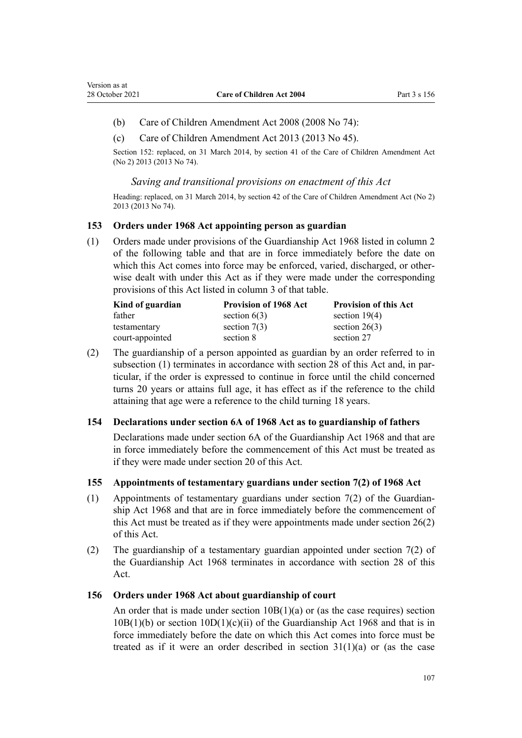(b) Care of Children Amendment Act 2008 (2008 No 74):

(c) Care of Children Amendment Act 2013 (2013 No 45).

Section 152: replaced, on 31 March 2014, by section 41 of the Care of Children Amendment Act (No 2) 2013 (2013 No 74).

### *Saving and transitional provisions on enactment of this Act*

Heading: replaced, on 31 March 2014, by section 42 of the Care of Children Amendment Act (No 2) 2013 (2013 No 74).

### 153 Orders under 1968 Act appointing person as guardian

(1) Orders made under provisions of the Guardianship Act 1968 listed in column 2 of the following table and that are in force immediately before the date on which this Act comes into force may be enforced, varied, discharged, or otherwise dealt with under this Act as if they were made under the corresponding provisions of this Act listed in column 3 of that table.

| Kind of guardian | Provision of 1968 Act | Provision of this Act |
|---|---|---|
| father | section 6(3) | section 19(4) |
| testamentary | section 7(3) | section 26(3) |
| court-appointed | section 8 | section 27 |

(2) The guardianship of a person appointed as guardian by an order referred to in subsection (1) terminates in accordance with section 28 of this Act and, in particular, if the order is expressed to continue in force until the child concerned turns 20 years or attains full age, it has effect as if the reference to the child attaining that age were a reference to the child turning 18 years.

### 154 Declarations under section 6A of 1968 Act as to guardianship of fathers

Declarations made under section 6A of the Guardianship Act 1968 and that are in force immediately before the commencement of this Act must be treated as if they were made under section 20 of this Act.

### 155 Appointments of testamentary guardians under section 7(2) of 1968 Act

(1) Appointments of testamentary guardians under section 7(2) of the Guardianship Act 1968 and that are in force immediately before the commencement of this Act must be treated as if they were appointments made under section 26(2) of this Act.

(2) The guardianship of a testamentary guardian appointed under section 7(2) of the Guardianship Act 1968 terminates in accordance with section 28 of this Act.

### 156 Orders under 1968 Act about guardianship of court

An order that is made under section 10B(1)(a) or (as the case requires) section 10B(1)(b) or section 10D(1)(c)(ii) of the Guardianship Act 1968 and that is in force immediately before the date on which this Act comes into force must be treated as if it were an order described in section 31(1)(a) or (as the case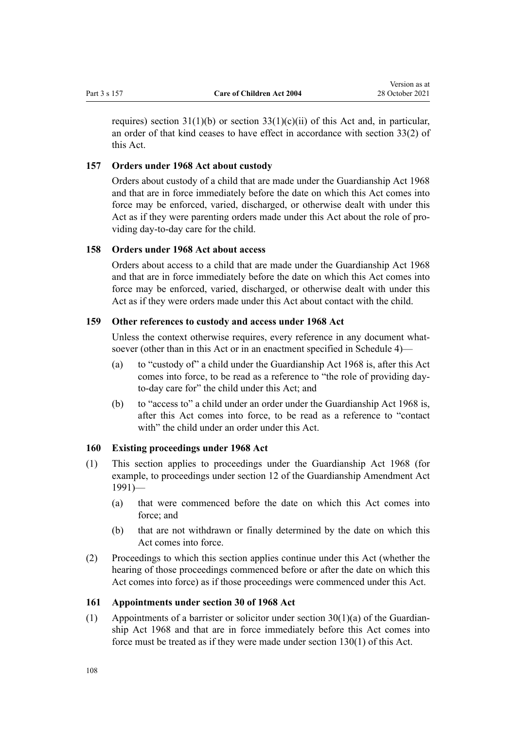requires) section 31(1)(b) or section 33(1)(c)(ii) of this Act and, in particular, an order of that kind ceases to have effect in accordance with section 33(2) of this Act.

### 157 Orders under 1968 Act about custody

Orders about custody of a child that are made under the Guardianship Act 1968 and that are in force immediately before the date on which this Act comes into force may be enforced, varied, discharged, or otherwise dealt with under this Act as if they were parenting orders made under this Act about the role of providing day-to-day care for the child.

### 158 Orders under 1968 Act about access

Orders about access to a child that are made under the Guardianship Act 1968 and that are in force immediately before the date on which this Act comes into force may be enforced, varied, discharged, or otherwise dealt with under this Act as if they were orders made under this Act about contact with the child.

### 159 Other references to custody and access under 1968 Act

Unless the context otherwise requires, every reference in any document whatsoever (other than in this Act or in an enactment specified in Schedule 4)—

(a) to "custody of" a child under the Guardianship Act 1968 is, after this Act comes into force, to be read as a reference to "the role of providing day-to-day care for" the child under this Act; and

(b) to "access to" a child under an order under the Guardianship Act 1968 is, after this Act comes into force, to be read as a reference to "contact with" the child under an order under this Act.

### 160 Existing proceedings under 1968 Act

(1) This section applies to proceedings under the Guardianship Act 1968 (for example, to proceedings under section 12 of the Guardianship Amendment Act 1991)—

(a) that were commenced before the date on which this Act comes into force; and

(b) that are not withdrawn or finally determined by the date on which this Act comes into force.

(2) Proceedings to which this section applies continue under this Act (whether the hearing of those proceedings commenced before or after the date on which this Act comes into force) as if those proceedings were commenced under this Act.

### 161 Appointments under section 30 of 1968 Act

(1) Appointments of a barrister or solicitor under section 30(1)(a) of the Guardianship Act 1968 and that are in force immediately before this Act comes into force must be treated as if they were made under section 130(1) of this Act.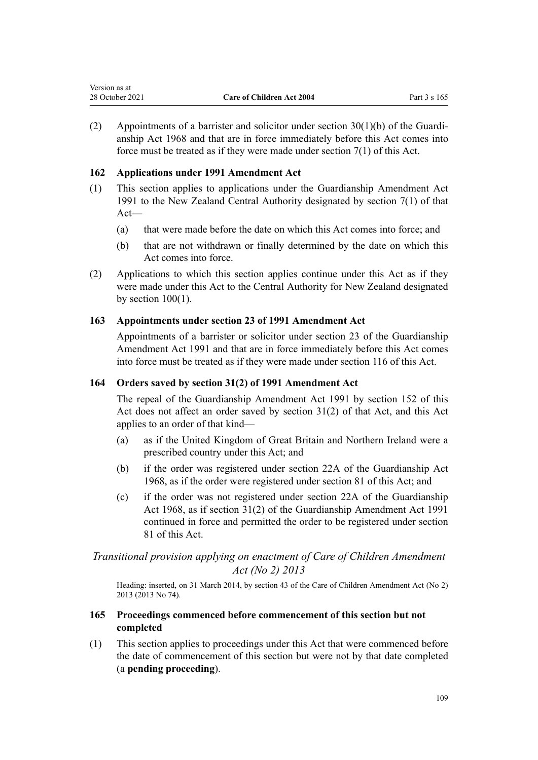(2) Appointments of a barrister and solicitor under section 30(1)(b) of the Guardianship Act 1968 and that are in force immediately before this Act comes into force must be treated as if they were made under section 7(1) of this Act.

### 162 Applications under 1991 Amendment Act

(1) This section applies to applications under the Guardianship Amendment Act 1991 to the New Zealand Central Authority designated by section 7(1) of that Act—

   (a) that were made before the date on which this Act comes into force; and

   (b) that are not withdrawn or finally determined by the date on which this Act comes into force.

(2) Applications to which this section applies continue under this Act as if they were made under this Act to the Central Authority for New Zealand designated by section 100(1).

### 163 Appointments under section 23 of 1991 Amendment Act

Appointments of a barrister or solicitor under section 23 of the Guardianship Amendment Act 1991 and that are in force immediately before this Act comes into force must be treated as if they were made under section 116 of this Act.

### 164 Orders saved by section 31(2) of 1991 Amendment Act

The repeal of the Guardianship Amendment Act 1991 by section 152 of this Act does not affect an order saved by section 31(2) of that Act, and this Act applies to an order of that kind—

   (a) as if the United Kingdom of Great Britain and Northern Ireland were a prescribed country under this Act; and

   (b) if the order was registered under section 22A of the Guardianship Act 1968, as if the order were registered under section 81 of this Act; and

   (c) if the order was not registered under section 22A of the Guardianship Act 1968, as if section 31(2) of the Guardianship Amendment Act 1991 continued in force and permitted the order to be registered under section 81 of this Act.

## *Transitional provision applying on enactment of Care of Children Amendment Act (No 2) 2013*

Heading: inserted, on 31 March 2014, by section 43 of the Care of Children Amendment Act (No 2) 2013 (2013 No 74).

### 165 Proceedings commenced before commencement of this section but not completed

(1) This section applies to proceedings under this Act that were commenced before the date of commencement of this section but were not by that date completed (a **pending proceeding**).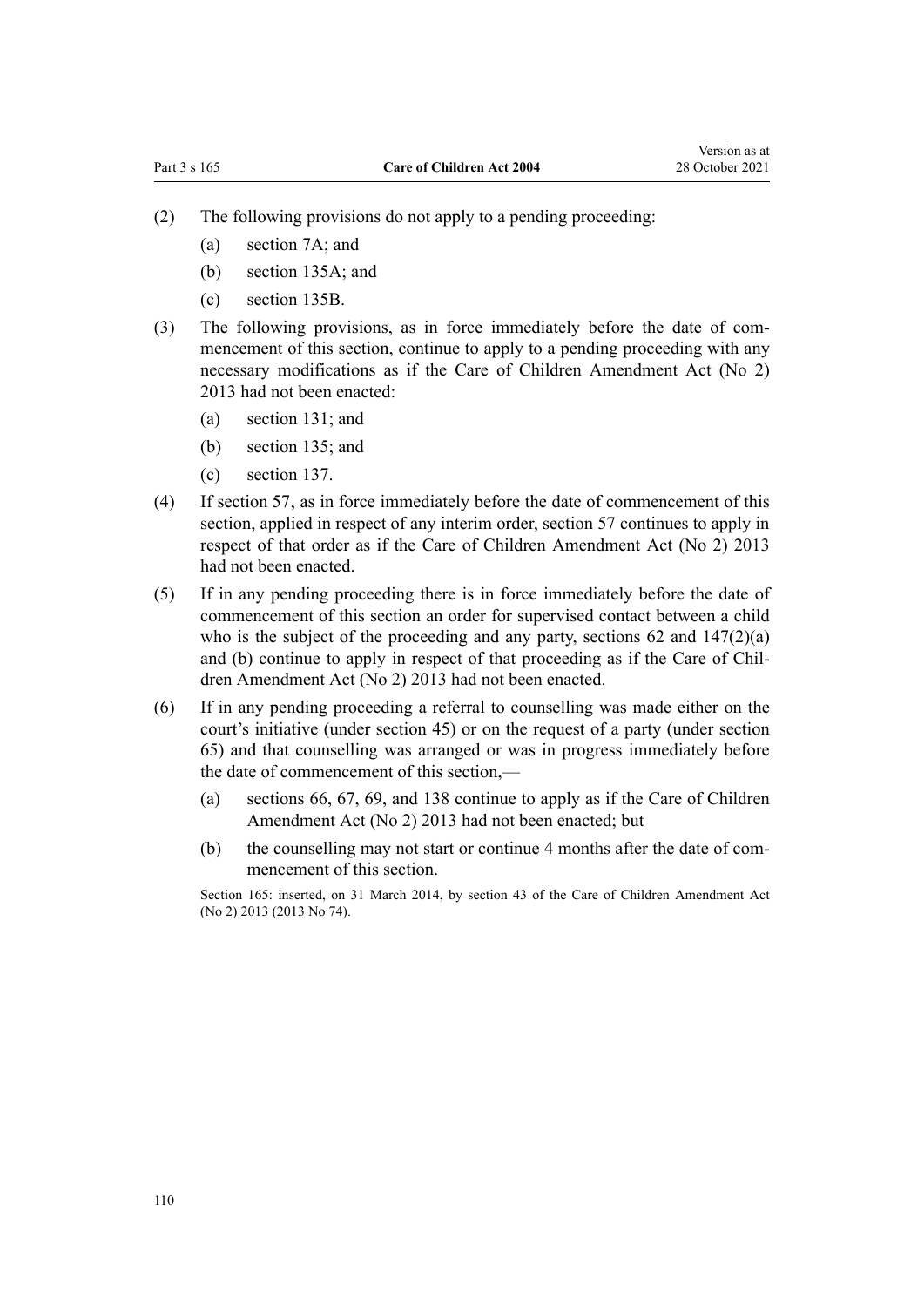(2) The following provisions do not apply to a pending proceeding:

(a) section 7A; and

(b) section 135A; and

(c) section 135B.

(3) The following provisions, as in force immediately before the date of commencement of this section, continue to apply to a pending proceeding with any necessary modifications as if the Care of Children Amendment Act (No 2) 2013 had not been enacted:

(a) section 131; and

(b) section 135; and

(c) section 137.

(4) If section 57, as in force immediately before the date of commencement of this section, applied in respect of any interim order, section 57 continues to apply in respect of that order as if the Care of Children Amendment Act (No 2) 2013 had not been enacted.

(5) If in any pending proceeding there is in force immediately before the date of commencement of this section an order for supervised contact between a child who is the subject of the proceeding and any party, sections 62 and 147(2)(a) and (b) continue to apply in respect of that proceeding as if the Care of Children Amendment Act (No 2) 2013 had not been enacted.

(6) If in any pending proceeding a referral to counselling was made either on the court's initiative (under section 45) or on the request of a party (under section 65) and that counselling was arranged or was in progress immediately before the date of commencement of this section,—

(a) sections 66, 67, 69, and 138 continue to apply as if the Care of Children Amendment Act (No 2) 2013 had not been enacted; but

(b) the counselling may not start or continue 4 months after the date of commencement of this section.

Section 165: inserted, on 31 March 2014, by section 43 of the Care of Children Amendment Act (No 2) 2013 (2013 No 74).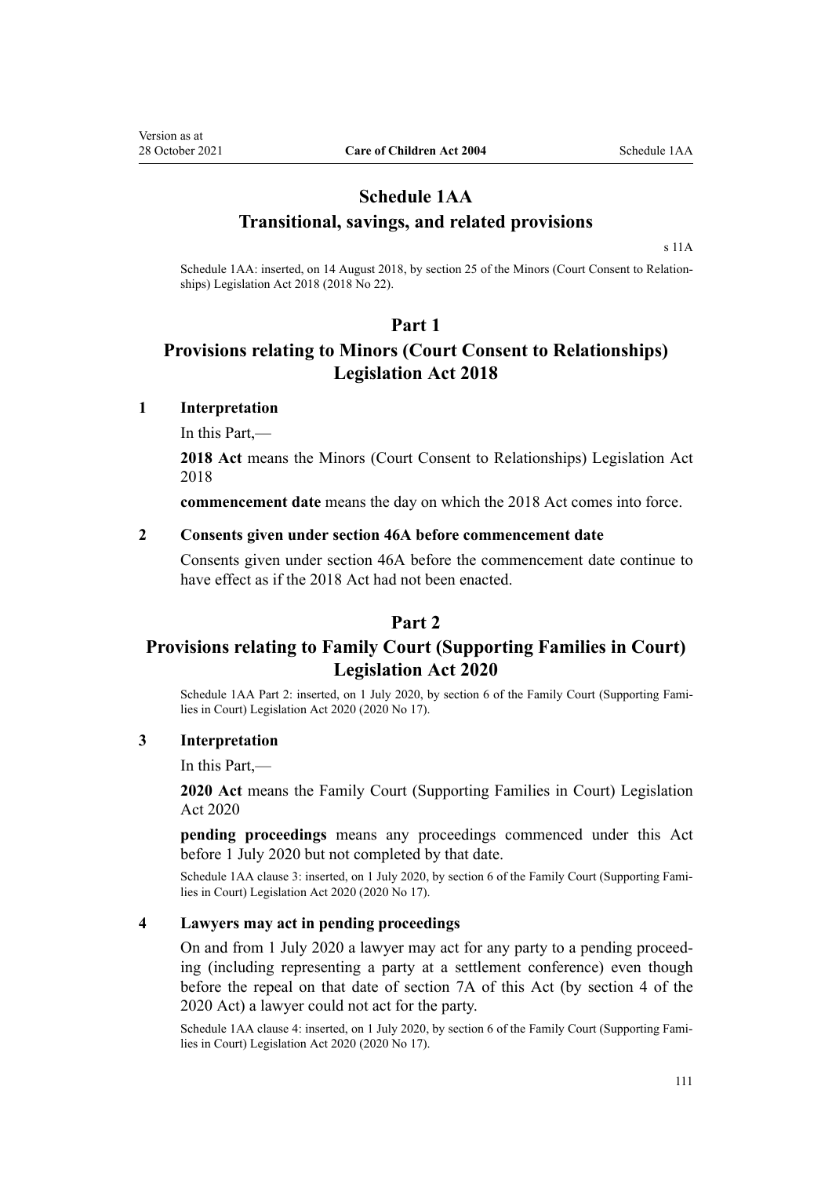# Schedule 1AA
# Transitional, savings, and related provisions

s 11A

Schedule 1AA: inserted, on 14 August 2018, by section 25 of the Minors (Court Consent to Relationships) Legislation Act 2018 (2018 No 22).

## Part 1
## Provisions relating to Minors (Court Consent to Relationships) Legislation Act 2018

### 1 Interpretation

In this Part,—

**2018 Act** means the Minors (Court Consent to Relationships) Legislation Act 2018

**commencement date** means the day on which the 2018 Act comes into force.

### 2 Consents given under section 46A before commencement date

Consents given under section 46A before the commencement date continue to have effect as if the 2018 Act had not been enacted.

## Part 2
## Provisions relating to Family Court (Supporting Families in Court) Legislation Act 2020

Schedule 1AA Part 2: inserted, on 1 July 2020, by section 6 of the Family Court (Supporting Families in Court) Legislation Act 2020 (2020 No 17).

### 3 Interpretation

In this Part,—

**2020 Act** means the Family Court (Supporting Families in Court) Legislation Act 2020

**pending proceedings** means any proceedings commenced under this Act before 1 July 2020 but not completed by that date.

Schedule 1AA clause 3: inserted, on 1 July 2020, by section 6 of the Family Court (Supporting Families in Court) Legislation Act 2020 (2020 No 17).

### 4 Lawyers may act in pending proceedings

On and from 1 July 2020 a lawyer may act for any party to a pending proceeding (including representing a party at a settlement conference) even though before the repeal on that date of section 7A of this Act (by section 4 of the 2020 Act) a lawyer could not act for the party.

Schedule 1AA clause 4: inserted, on 1 July 2020, by section 6 of the Family Court (Supporting Families in Court) Legislation Act 2020 (2020 No 17).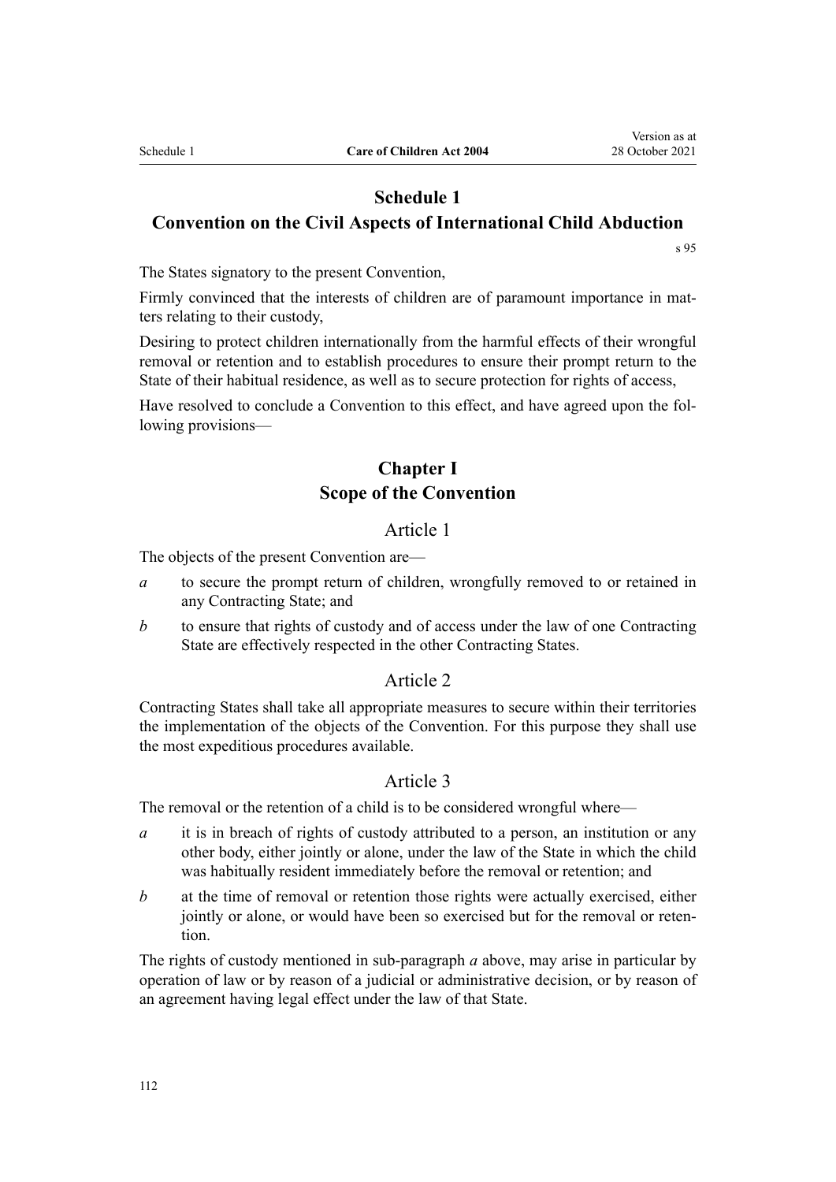# Schedule 1
# Convention on the Civil Aspects of International Child Abduction

s 95

The States signatory to the present Convention,

Firmly convinced that the interests of children are of paramount importance in matters relating to their custody,

Desiring to protect children internationally from the harmful effects of their wrongful removal or retention and to establish procedures to ensure their prompt return to the State of their habitual residence, as well as to secure protection for rights of access,

Have resolved to conclude a Convention to this effect, and have agreed upon the following provisions—

## Chapter I
## Scope of the Convention

### Article 1

The objects of the present Convention are—

*a* to secure the prompt return of children, wrongfully removed to or retained in any Contracting State; and

*b* to ensure that rights of custody and of access under the law of one Contracting State are effectively respected in the other Contracting States.

### Article 2

Contracting States shall take all appropriate measures to secure within their territories the implementation of the objects of the Convention. For this purpose they shall use the most expeditious procedures available.

### Article 3

The removal or the retention of a child is to be considered wrongful where—

*a* it is in breach of rights of custody attributed to a person, an institution or any other body, either jointly or alone, under the law of the State in which the child was habitually resident immediately before the removal or retention; and

*b* at the time of removal or retention those rights were actually exercised, either jointly or alone, or would have been so exercised but for the removal or retention.

The rights of custody mentioned in sub-paragraph *a* above, may arise in particular by operation of law or by reason of a judicial or administrative decision, or by reason of an agreement having legal effect under the law of that State.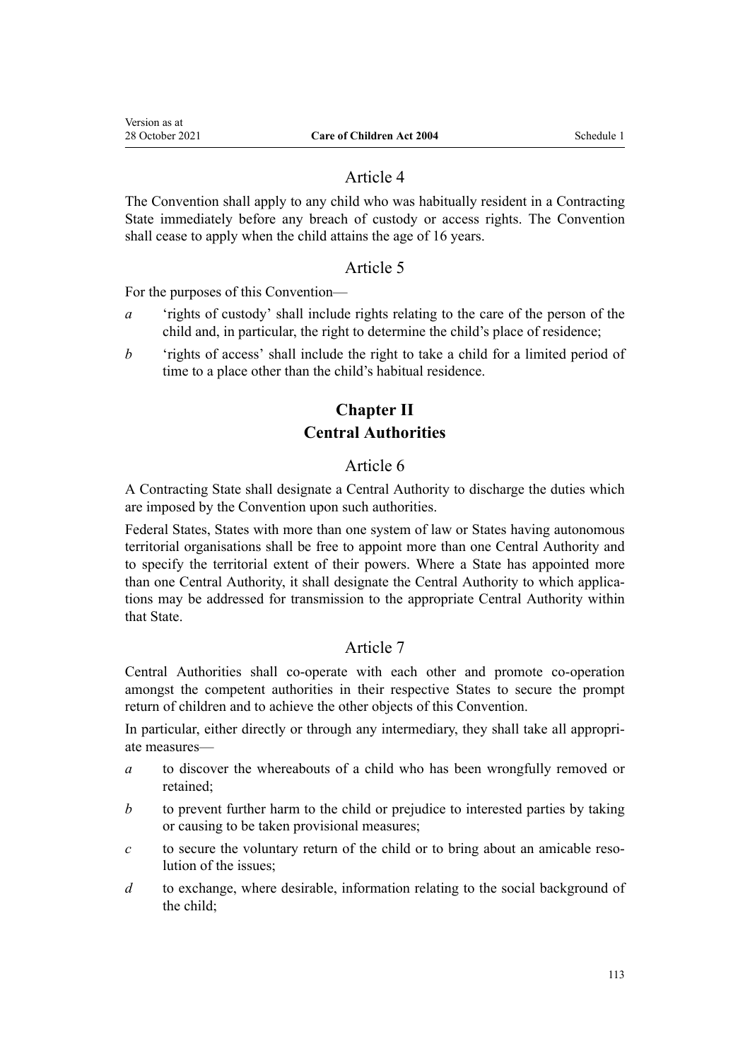## Article 4

The Convention shall apply to any child who was habitually resident in a Contracting State immediately before any breach of custody or access rights. The Convention shall cease to apply when the child attains the age of 16 years.

## Article 5

For the purposes of this Convention—

*a* 'rights of custody' shall include rights relating to the care of the person of the child and, in particular, the right to determine the child's place of residence;

*b* 'rights of access' shall include the right to take a child for a limited period of time to a place other than the child's habitual residence.

# Chapter II
# Central Authorities

## Article 6

A Contracting State shall designate a Central Authority to discharge the duties which are imposed by the Convention upon such authorities.

Federal States, States with more than one system of law or States having autonomous territorial organisations shall be free to appoint more than one Central Authority and to specify the territorial extent of their powers. Where a State has appointed more than one Central Authority, it shall designate the Central Authority to which applications may be addressed for transmission to the appropriate Central Authority within that State.

## Article 7

Central Authorities shall co-operate with each other and promote co-operation amongst the competent authorities in their respective States to secure the prompt return of children and to achieve the other objects of this Convention.

In particular, either directly or through any intermediary, they shall take all appropriate measures—

*a* to discover the whereabouts of a child who has been wrongfully removed or retained;

*b* to prevent further harm to the child or prejudice to interested parties by taking or causing to be taken provisional measures;

*c* to secure the voluntary return of the child or to bring about an amicable resolution of the issues;

*d* to exchange, where desirable, information relating to the social background of the child;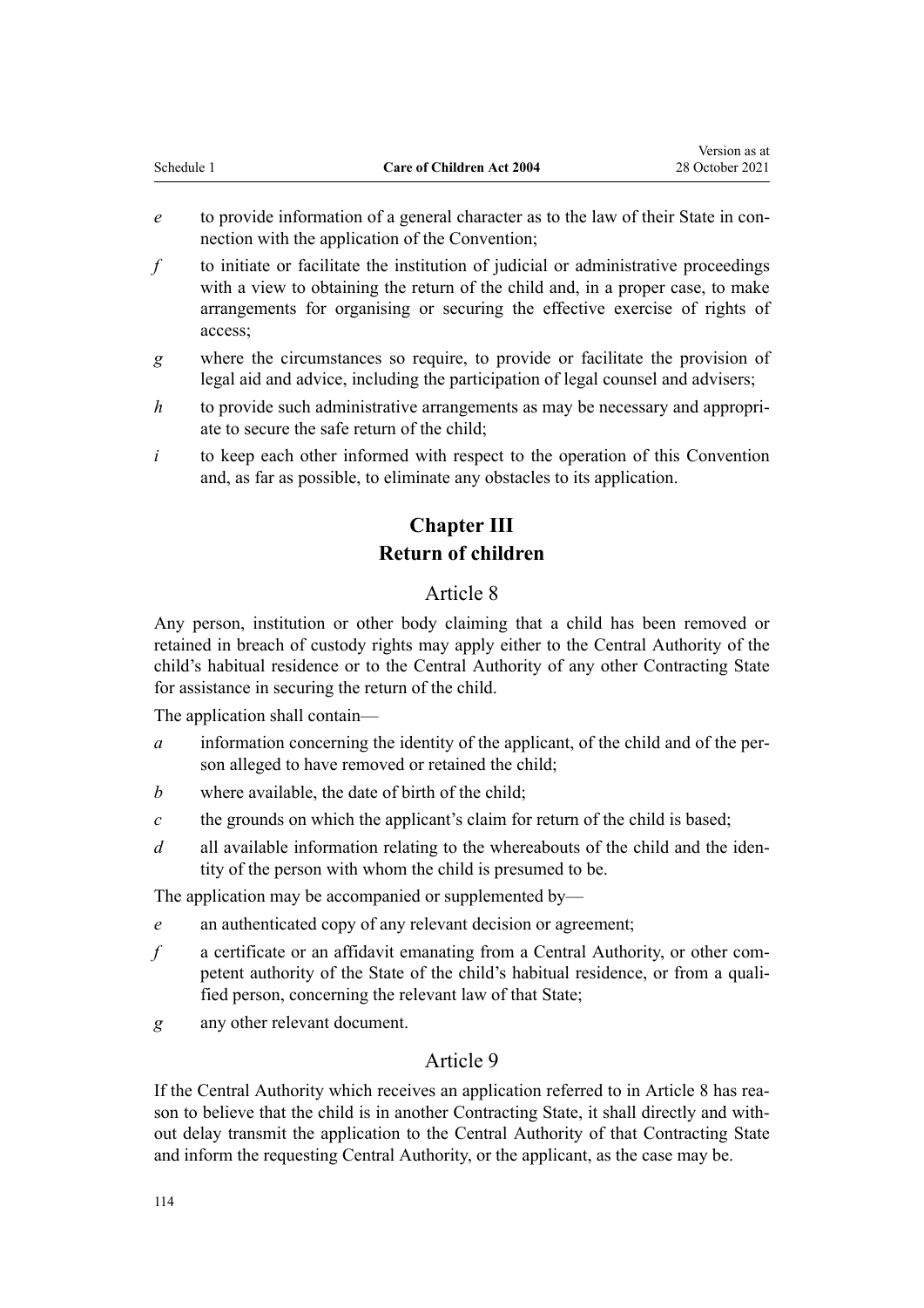- *e* to provide information of a general character as to the law of their State in connection with the application of the Convention;
- *f* to initiate or facilitate the institution of judicial or administrative proceedings with a view to obtaining the return of the child and, in a proper case, to make arrangements for organising or securing the effective exercise of rights of access;
- *g* where the circumstances so require, to provide or facilitate the provision of legal aid and advice, including the participation of legal counsel and advisers;
- *h* to provide such administrative arrangements as may be necessary and appropriate to secure the safe return of the child;
- *i* to keep each other informed with respect to the operation of this Convention and, as far as possible, to eliminate any obstacles to its application.

## Chapter III
## Return of children

### Article 8

Any person, institution or other body claiming that a child has been removed or retained in breach of custody rights may apply either to the Central Authority of the child's habitual residence or to the Central Authority of any other Contracting State for assistance in securing the return of the child.

The application shall contain—

- *a* information concerning the identity of the applicant, of the child and of the person alleged to have removed or retained the child;
- *b* where available, the date of birth of the child;
- *c* the grounds on which the applicant's claim for return of the child is based;
- *d* all available information relating to the whereabouts of the child and the identity of the person with whom the child is presumed to be.

The application may be accompanied or supplemented by—

- *e* an authenticated copy of any relevant decision or agreement;
- *f* a certificate or an affidavit emanating from a Central Authority, or other competent authority of the State of the child's habitual residence, or from a qualified person, concerning the relevant law of that State;
- *g* any other relevant document.

### Article 9

If the Central Authority which receives an application referred to in Article 8 has reason to believe that the child is in another Contracting State, it shall directly and without delay transmit the application to the Central Authority of that Contracting State and inform the requesting Central Authority, or the applicant, as the case may be.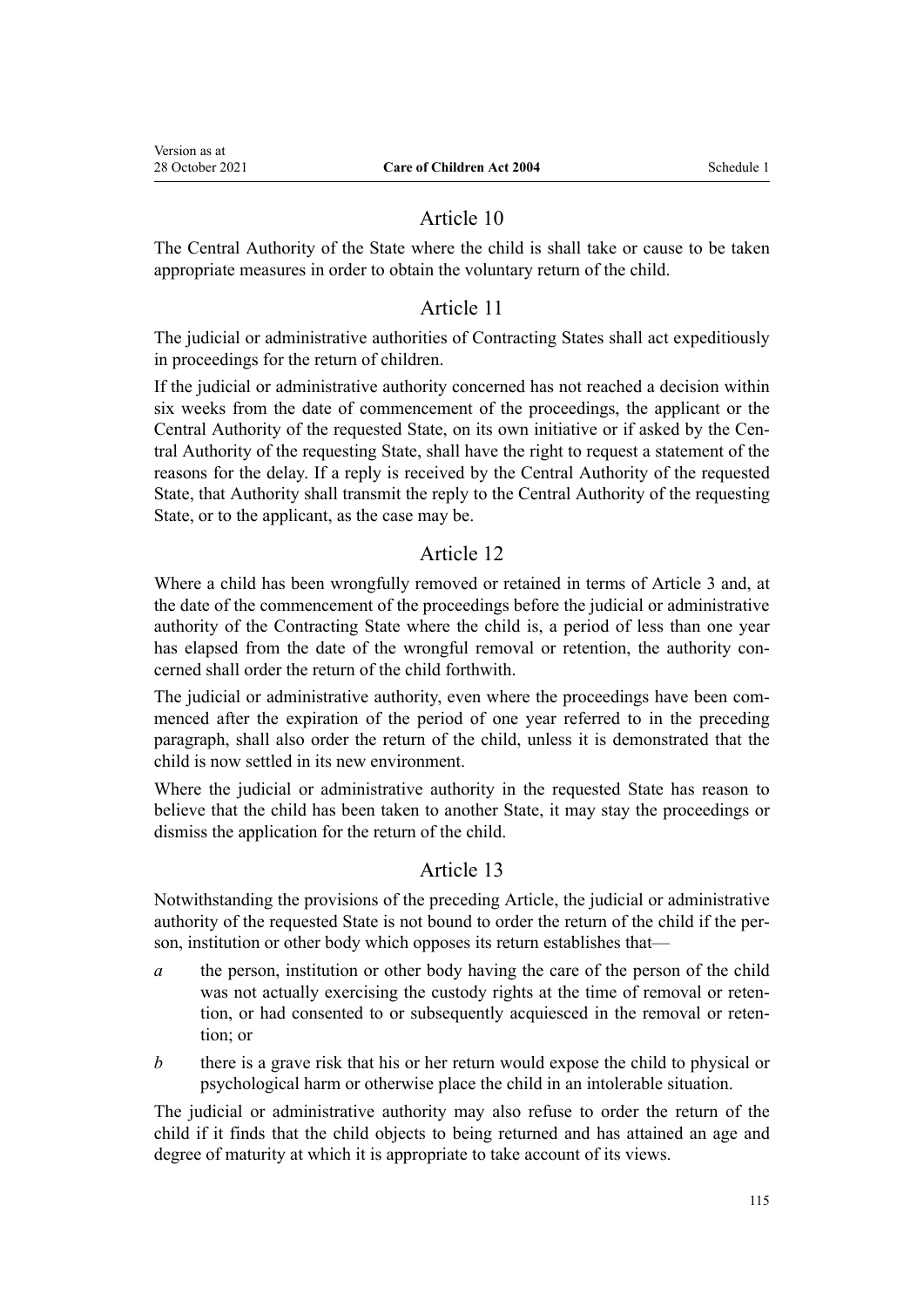## Article 10

The Central Authority of the State where the child is shall take or cause to be taken appropriate measures in order to obtain the voluntary return of the child.

## Article 11

The judicial or administrative authorities of Contracting States shall act expeditiously in proceedings for the return of children.

If the judicial or administrative authority concerned has not reached a decision within six weeks from the date of commencement of the proceedings, the applicant or the Central Authority of the requested State, on its own initiative or if asked by the Central Authority of the requesting State, shall have the right to request a statement of the reasons for the delay. If a reply is received by the Central Authority of the requested State, that Authority shall transmit the reply to the Central Authority of the requesting State, or to the applicant, as the case may be.

## Article 12

Where a child has been wrongfully removed or retained in terms of Article 3 and, at the date of the commencement of the proceedings before the judicial or administrative authority of the Contracting State where the child is, a period of less than one year has elapsed from the date of the wrongful removal or retention, the authority concerned shall order the return of the child forthwith.

The judicial or administrative authority, even where the proceedings have been commenced after the expiration of the period of one year referred to in the preceding paragraph, shall also order the return of the child, unless it is demonstrated that the child is now settled in its new environment.

Where the judicial or administrative authority in the requested State has reason to believe that the child has been taken to another State, it may stay the proceedings or dismiss the application for the return of the child.

## Article 13

Notwithstanding the provisions of the preceding Article, the judicial or administrative authority of the requested State is not bound to order the return of the child if the person, institution or other body which opposes its return establishes that—

*a* the person, institution or other body having the care of the person of the child was not actually exercising the custody rights at the time of removal or retention, or had consented to or subsequently acquiesced in the removal or retention; or

*b* there is a grave risk that his or her return would expose the child to physical or psychological harm or otherwise place the child in an intolerable situation.

The judicial or administrative authority may also refuse to order the return of the child if it finds that the child objects to being returned and has attained an age and degree of maturity at which it is appropriate to take account of its views.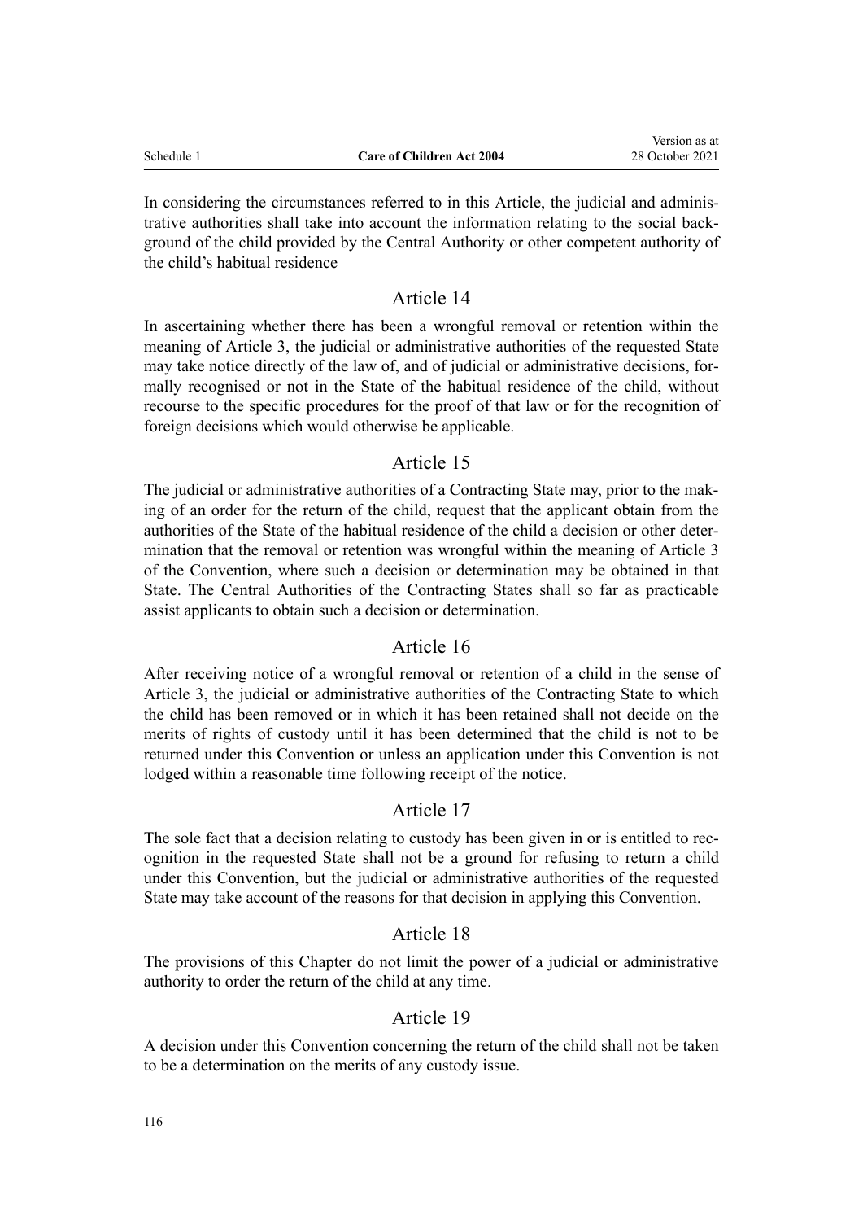In considering the circumstances referred to in this Article, the judicial and administrative authorities shall take into account the information relating to the social background of the child provided by the Central Authority or other competent authority of the child's habitual residence

## Article 14

In ascertaining whether there has been a wrongful removal or retention within the meaning of Article 3, the judicial or administrative authorities of the requested State may take notice directly of the law of, and of judicial or administrative decisions, formally recognised or not in the State of the habitual residence of the child, without recourse to the specific procedures for the proof of that law or for the recognition of foreign decisions which would otherwise be applicable.

## Article 15

The judicial or administrative authorities of a Contracting State may, prior to the making of an order for the return of the child, request that the applicant obtain from the authorities of the State of the habitual residence of the child a decision or other determination that the removal or retention was wrongful within the meaning of Article 3 of the Convention, where such a decision or determination may be obtained in that State. The Central Authorities of the Contracting States shall so far as practicable assist applicants to obtain such a decision or determination.

## Article 16

After receiving notice of a wrongful removal or retention of a child in the sense of Article 3, the judicial or administrative authorities of the Contracting State to which the child has been removed or in which it has been retained shall not decide on the merits of rights of custody until it has been determined that the child is not to be returned under this Convention or unless an application under this Convention is not lodged within a reasonable time following receipt of the notice.

## Article 17

The sole fact that a decision relating to custody has been given in or is entitled to recognition in the requested State shall not be a ground for refusing to return a child under this Convention, but the judicial or administrative authorities of the requested State may take account of the reasons for that decision in applying this Convention.

## Article 18

The provisions of this Chapter do not limit the power of a judicial or administrative authority to order the return of the child at any time.

## Article 19

A decision under this Convention concerning the return of the child shall not be taken to be a determination on the merits of any custody issue.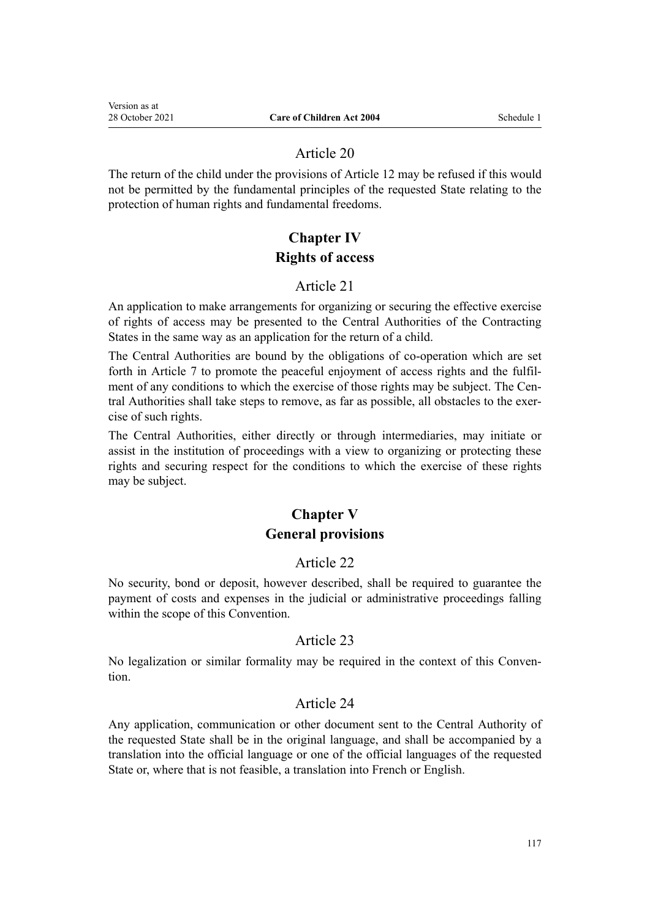### Article 20

The return of the child under the provisions of Article 12 may be refused if this would not be permitted by the fundamental principles of the requested State relating to the protection of human rights and fundamental freedoms.

## Chapter IV
## Rights of access

### Article 21

An application to make arrangements for organizing or securing the effective exercise of rights of access may be presented to the Central Authorities of the Contracting States in the same way as an application for the return of a child.

The Central Authorities are bound by the obligations of co-operation which are set forth in Article 7 to promote the peaceful enjoyment of access rights and the fulfilment of any conditions to which the exercise of those rights may be subject. The Central Authorities shall take steps to remove, as far as possible, all obstacles to the exercise of such rights.

The Central Authorities, either directly or through intermediaries, may initiate or assist in the institution of proceedings with a view to organizing or protecting these rights and securing respect for the conditions to which the exercise of these rights may be subject.

## Chapter V
## General provisions

### Article 22

No security, bond or deposit, however described, shall be required to guarantee the payment of costs and expenses in the judicial or administrative proceedings falling within the scope of this Convention.

### Article 23

No legalization or similar formality may be required in the context of this Convention.

### Article 24

Any application, communication or other document sent to the Central Authority of the requested State shall be in the original language, and shall be accompanied by a translation into the official language or one of the official languages of the requested State or, where that is not feasible, a translation into French or English.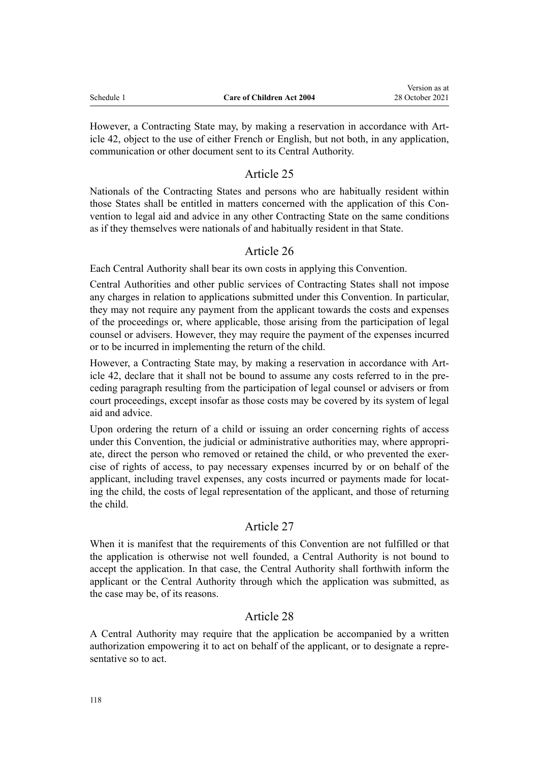However, a Contracting State may, by making a reservation in accordance with Article 42, object to the use of either French or English, but not both, in any application, communication or other document sent to its Central Authority.

## Article 25

Nationals of the Contracting States and persons who are habitually resident within those States shall be entitled in matters concerned with the application of this Convention to legal aid and advice in any other Contracting State on the same conditions as if they themselves were nationals of and habitually resident in that State.

## Article 26

Each Central Authority shall bear its own costs in applying this Convention.

Central Authorities and other public services of Contracting States shall not impose any charges in relation to applications submitted under this Convention. In particular, they may not require any payment from the applicant towards the costs and expenses of the proceedings or, where applicable, those arising from the participation of legal counsel or advisers. However, they may require the payment of the expenses incurred or to be incurred in implementing the return of the child.

However, a Contracting State may, by making a reservation in accordance with Article 42, declare that it shall not be bound to assume any costs referred to in the preceding paragraph resulting from the participation of legal counsel or advisers or from court proceedings, except insofar as those costs may be covered by its system of legal aid and advice.

Upon ordering the return of a child or issuing an order concerning rights of access under this Convention, the judicial or administrative authorities may, where appropriate, direct the person who removed or retained the child, or who prevented the exercise of rights of access, to pay necessary expenses incurred by or on behalf of the applicant, including travel expenses, any costs incurred or payments made for locating the child, the costs of legal representation of the applicant, and those of returning the child.

## Article 27

When it is manifest that the requirements of this Convention are not fulfilled or that the application is otherwise not well founded, a Central Authority is not bound to accept the application. In that case, the Central Authority shall forthwith inform the applicant or the Central Authority through which the application was submitted, as the case may be, of its reasons.

## Article 28

A Central Authority may require that the application be accompanied by a written authorization empowering it to act on behalf of the applicant, or to designate a representative so to act.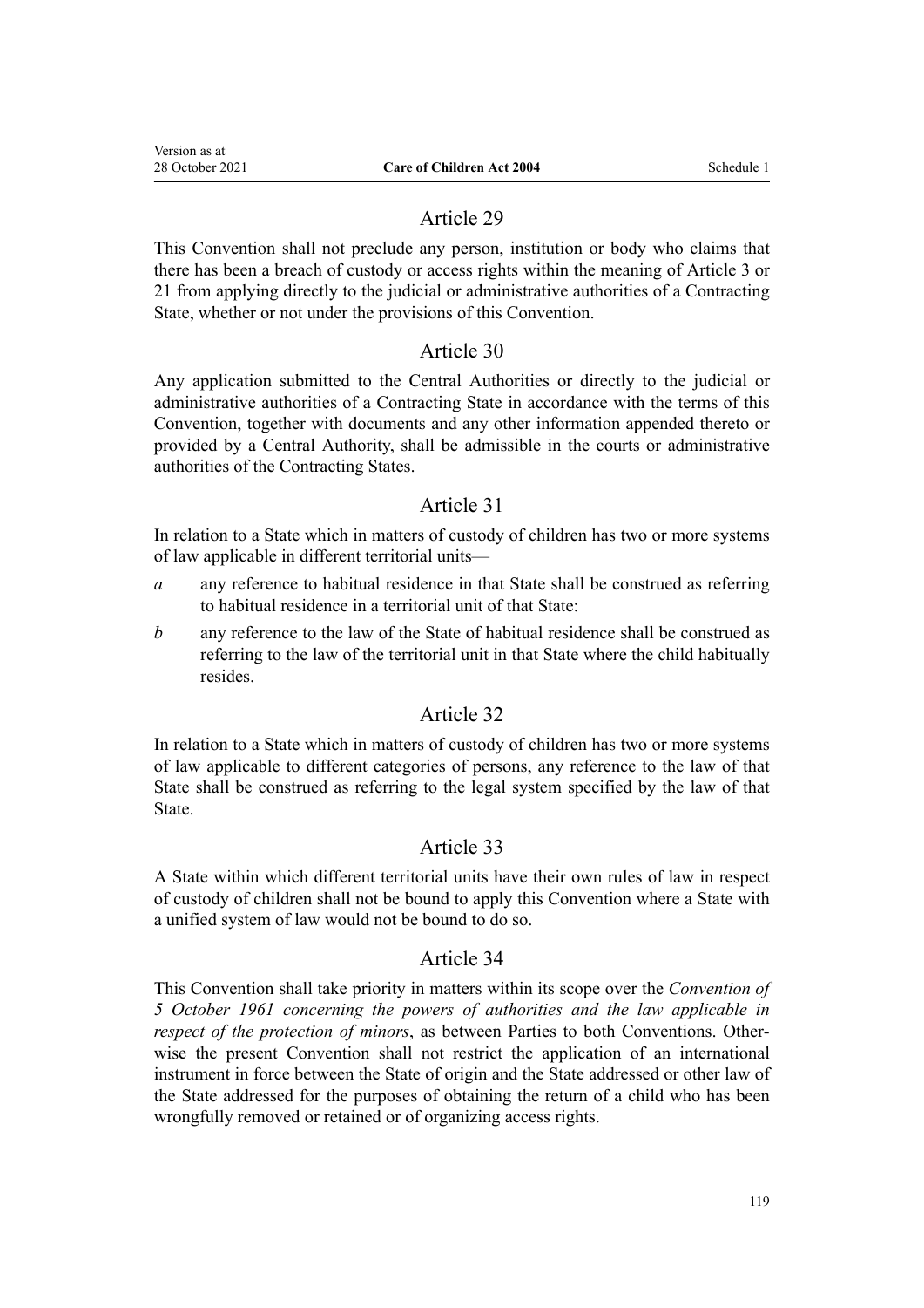## Article 29

This Convention shall not preclude any person, institution or body who claims that there has been a breach of custody or access rights within the meaning of Article 3 or 21 from applying directly to the judicial or administrative authorities of a Contracting State, whether or not under the provisions of this Convention.

## Article 30

Any application submitted to the Central Authorities or directly to the judicial or administrative authorities of a Contracting State in accordance with the terms of this Convention, together with documents and any other information appended thereto or provided by a Central Authority, shall be admissible in the courts or administrative authorities of the Contracting States.

## Article 31

In relation to a State which in matters of custody of children has two or more systems of law applicable in different territorial units—

*a* any reference to habitual residence in that State shall be construed as referring to habitual residence in a territorial unit of that State:

*b* any reference to the law of the State of habitual residence shall be construed as referring to the law of the territorial unit in that State where the child habitually resides.

## Article 32

In relation to a State which in matters of custody of children has two or more systems of law applicable to different categories of persons, any reference to the law of that State shall be construed as referring to the legal system specified by the law of that State.

## Article 33

A State within which different territorial units have their own rules of law in respect of custody of children shall not be bound to apply this Convention where a State with a unified system of law would not be bound to do so.

## Article 34

This Convention shall take priority in matters within its scope over the *Convention of 5 October 1961 concerning the powers of authorities and the law applicable in respect of the protection of minors*, as between Parties to both Conventions. Otherwise the present Convention shall not restrict the application of an international instrument in force between the State of origin and the State addressed or other law of the State addressed for the purposes of obtaining the return of a child who has been wrongfully removed or retained or of organizing access rights.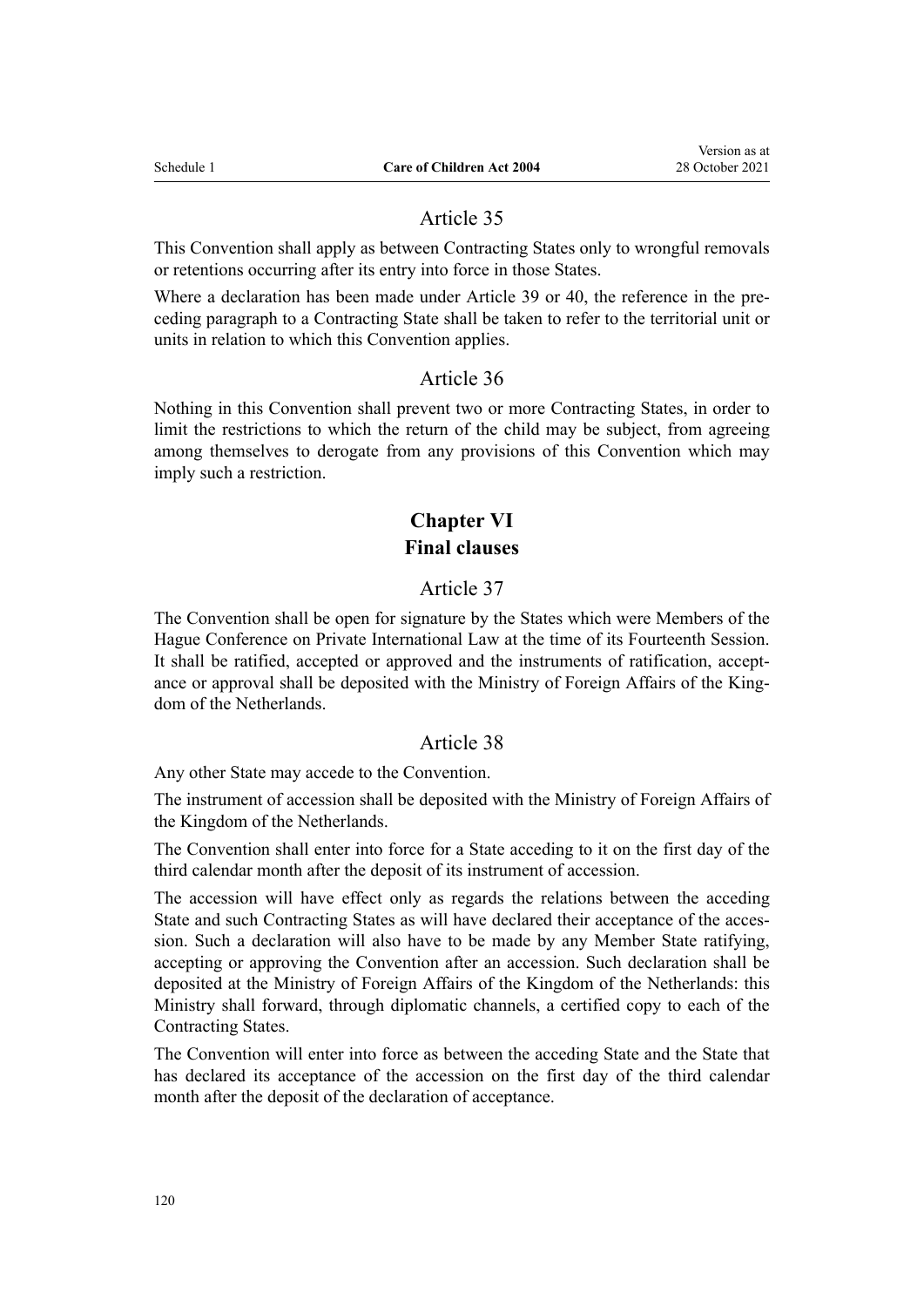## Article 35

This Convention shall apply as between Contracting States only to wrongful removals or retentions occurring after its entry into force in those States.

Where a declaration has been made under Article 39 or 40, the reference in the preceding paragraph to a Contracting State shall be taken to refer to the territorial unit or units in relation to which this Convention applies.

## Article 36

Nothing in this Convention shall prevent two or more Contracting States, in order to limit the restrictions to which the return of the child may be subject, from agreeing among themselves to derogate from any provisions of this Convention which may imply such a restriction.

# Chapter VI
# Final clauses

## Article 37

The Convention shall be open for signature by the States which were Members of the Hague Conference on Private International Law at the time of its Fourteenth Session. It shall be ratified, accepted or approved and the instruments of ratification, acceptance or approval shall be deposited with the Ministry of Foreign Affairs of the Kingdom of the Netherlands.

## Article 38

Any other State may accede to the Convention.

The instrument of accession shall be deposited with the Ministry of Foreign Affairs of the Kingdom of the Netherlands.

The Convention shall enter into force for a State acceding to it on the first day of the third calendar month after the deposit of its instrument of accession.

The accession will have effect only as regards the relations between the acceding State and such Contracting States as will have declared their acceptance of the accession. Such a declaration will also have to be made by any Member State ratifying, accepting or approving the Convention after an accession. Such declaration shall be deposited at the Ministry of Foreign Affairs of the Kingdom of the Netherlands: this Ministry shall forward, through diplomatic channels, a certified copy to each of the Contracting States.

The Convention will enter into force as between the acceding State and the State that has declared its acceptance of the accession on the first day of the third calendar month after the deposit of the declaration of acceptance.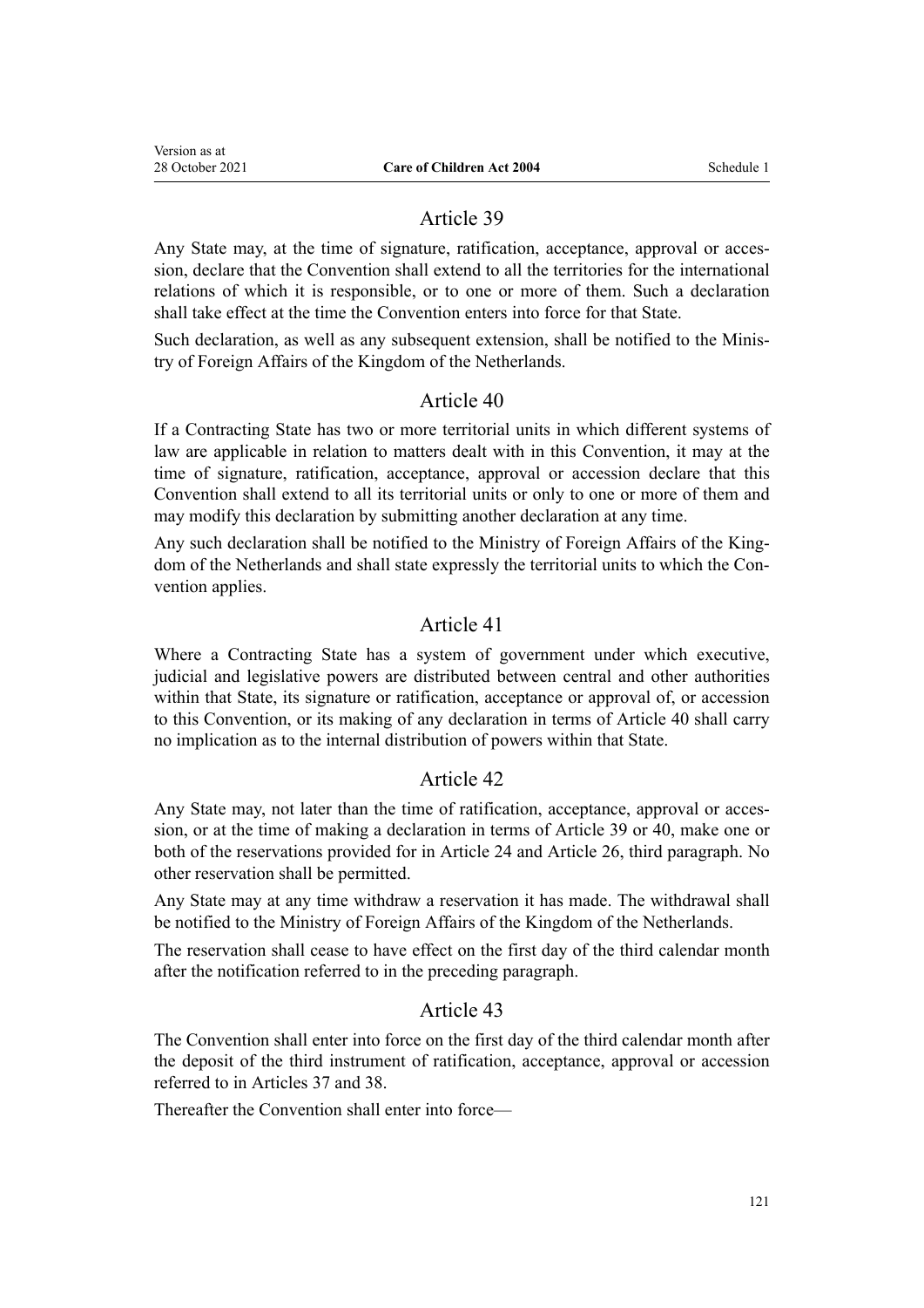## Article 39

Any State may, at the time of signature, ratification, acceptance, approval or accession, declare that the Convention shall extend to all the territories for the international relations of which it is responsible, or to one or more of them. Such a declaration shall take effect at the time the Convention enters into force for that State.

Such declaration, as well as any subsequent extension, shall be notified to the Ministry of Foreign Affairs of the Kingdom of the Netherlands.

## Article 40

If a Contracting State has two or more territorial units in which different systems of law are applicable in relation to matters dealt with in this Convention, it may at the time of signature, ratification, acceptance, approval or accession declare that this Convention shall extend to all its territorial units or only to one or more of them and may modify this declaration by submitting another declaration at any time.

Any such declaration shall be notified to the Ministry of Foreign Affairs of the Kingdom of the Netherlands and shall state expressly the territorial units to which the Convention applies.

## Article 41

Where a Contracting State has a system of government under which executive, judicial and legislative powers are distributed between central and other authorities within that State, its signature or ratification, acceptance or approval of, or accession to this Convention, or its making of any declaration in terms of Article 40 shall carry no implication as to the internal distribution of powers within that State.

## Article 42

Any State may, not later than the time of ratification, acceptance, approval or accession, or at the time of making a declaration in terms of Article 39 or 40, make one or both of the reservations provided for in Article 24 and Article 26, third paragraph. No other reservation shall be permitted.

Any State may at any time withdraw a reservation it has made. The withdrawal shall be notified to the Ministry of Foreign Affairs of the Kingdom of the Netherlands.

The reservation shall cease to have effect on the first day of the third calendar month after the notification referred to in the preceding paragraph.

## Article 43

The Convention shall enter into force on the first day of the third calendar month after the deposit of the third instrument of ratification, acceptance, approval or accession referred to in Articles 37 and 38.

Thereafter the Convention shall enter into force—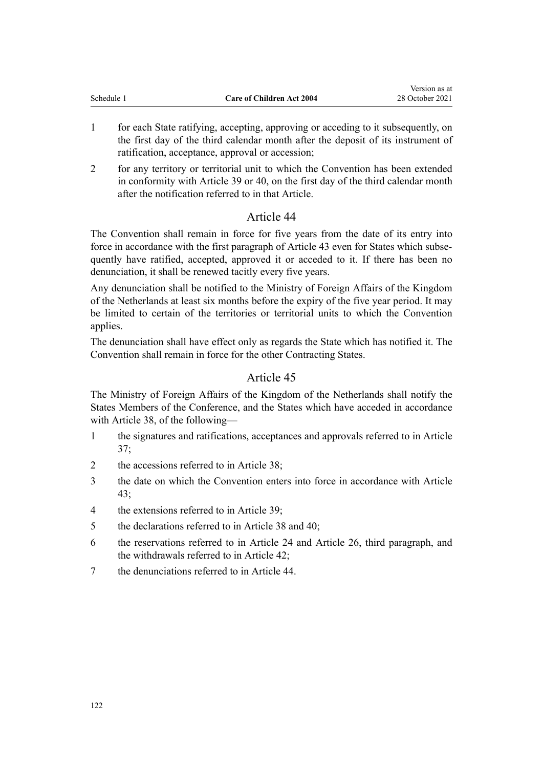1 for each State ratifying, accepting, approving or acceding to it subsequently, on the first day of the third calendar month after the deposit of its instrument of ratification, acceptance, approval or accession;

2 for any territory or territorial unit to which the Convention has been extended in conformity with Article 39 or 40, on the first day of the third calendar month after the notification referred to in that Article.

## Article 44

The Convention shall remain in force for five years from the date of its entry into force in accordance with the first paragraph of Article 43 even for States which subsequently have ratified, accepted, approved it or acceded to it. If there has been no denunciation, it shall be renewed tacitly every five years.

Any denunciation shall be notified to the Ministry of Foreign Affairs of the Kingdom of the Netherlands at least six months before the expiry of the five year period. It may be limited to certain of the territories or territorial units to which the Convention applies.

The denunciation shall have effect only as regards the State which has notified it. The Convention shall remain in force for the other Contracting States.

## Article 45

The Ministry of Foreign Affairs of the Kingdom of the Netherlands shall notify the States Members of the Conference, and the States which have acceded in accordance with Article 38, of the following—

1 the signatures and ratifications, acceptances and approvals referred to in Article 37;

2 the accessions referred to in Article 38;

3 the date on which the Convention enters into force in accordance with Article 43;

4 the extensions referred to in Article 39;

5 the declarations referred to in Article 38 and 40;

6 the reservations referred to in Article 24 and Article 26, third paragraph, and the withdrawals referred to in Article 42;

7 the denunciations referred to in Article 44.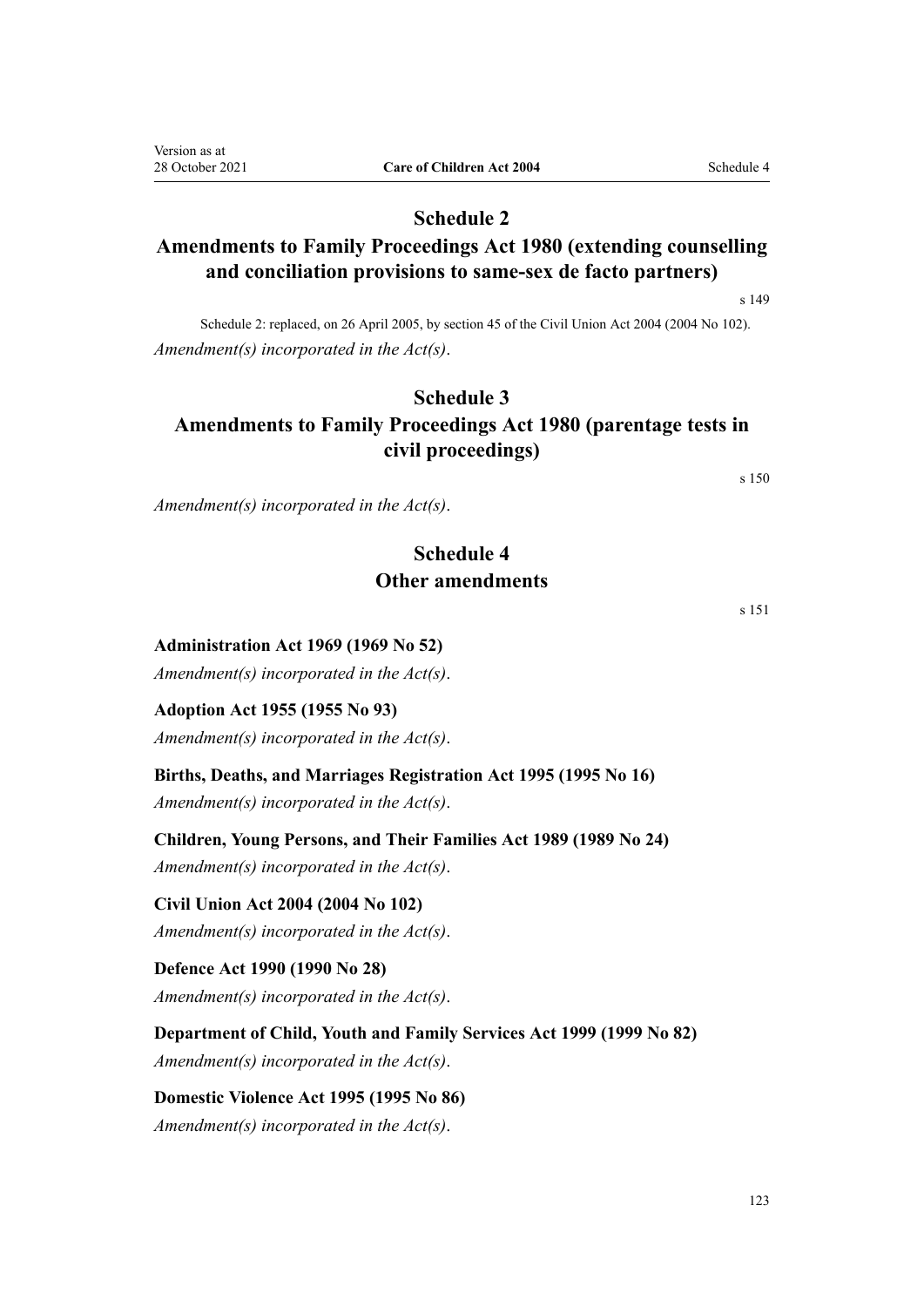## Schedule 2
## Amendments to Family Proceedings Act 1980 (extending counselling and conciliation provisions to same-sex de facto partners)

s 149

Schedule 2: replaced, on 26 April 2005, by section 45 of the Civil Union Act 2004 (2004 No 102).

*Amendment(s) incorporated in the Act(s).*

## Schedule 3
## Amendments to Family Proceedings Act 1980 (parentage tests in civil proceedings)

s 150

*Amendment(s) incorporated in the Act(s).*

## Schedule 4
## Other amendments

s 151

**Administration Act 1969 (1969 No 52)**

*Amendment(s) incorporated in the Act(s).*

**Adoption Act 1955 (1955 No 93)**

*Amendment(s) incorporated in the Act(s).*

**Births, Deaths, and Marriages Registration Act 1995 (1995 No 16)**

*Amendment(s) incorporated in the Act(s).*

**Children, Young Persons, and Their Families Act 1989 (1989 No 24)**

*Amendment(s) incorporated in the Act(s).*

**Civil Union Act 2004 (2004 No 102)**

*Amendment(s) incorporated in the Act(s).*

**Defence Act 1990 (1990 No 28)**

*Amendment(s) incorporated in the Act(s).*

**Department of Child, Youth and Family Services Act 1999 (1999 No 82)**

*Amendment(s) incorporated in the Act(s).*

**Domestic Violence Act 1995 (1995 No 86)**

*Amendment(s) incorporated in the Act(s).*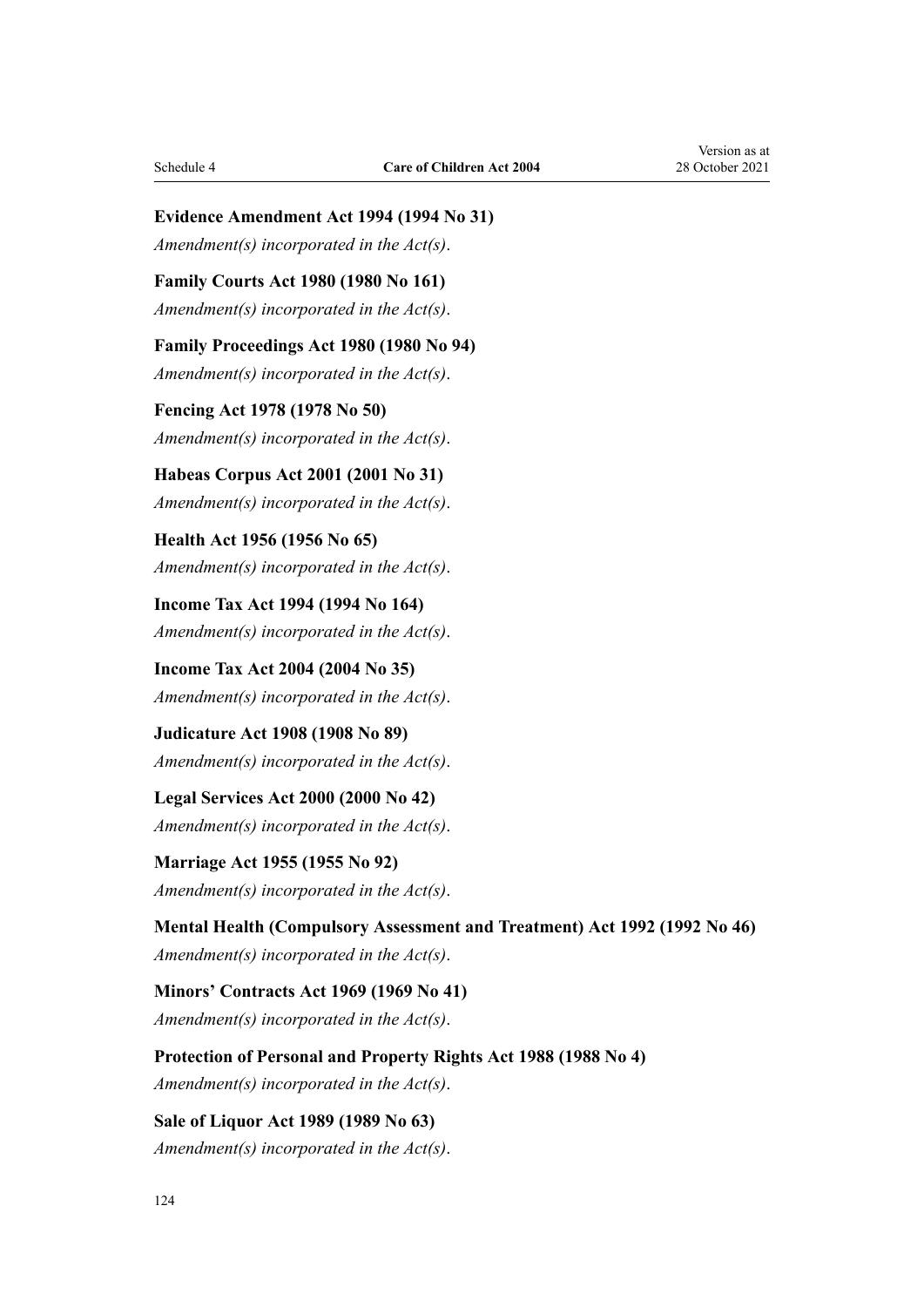**Evidence Amendment Act 1994 (1994 No 31)**

*Amendment(s) incorporated in the Act(s).*

**Family Courts Act 1980 (1980 No 161)**

*Amendment(s) incorporated in the Act(s).*

**Family Proceedings Act 1980 (1980 No 94)**

*Amendment(s) incorporated in the Act(s).*

**Fencing Act 1978 (1978 No 50)**

*Amendment(s) incorporated in the Act(s).*

**Habeas Corpus Act 2001 (2001 No 31)**

*Amendment(s) incorporated in the Act(s).*

**Health Act 1956 (1956 No 65)**

*Amendment(s) incorporated in the Act(s).*

**Income Tax Act 1994 (1994 No 164)**

*Amendment(s) incorporated in the Act(s).*

**Income Tax Act 2004 (2004 No 35)**

*Amendment(s) incorporated in the Act(s).*

**Judicature Act 1908 (1908 No 89)**

*Amendment(s) incorporated in the Act(s).*

**Legal Services Act 2000 (2000 No 42)**

*Amendment(s) incorporated in the Act(s).*

**Marriage Act 1955 (1955 No 92)**

*Amendment(s) incorporated in the Act(s).*

**Mental Health (Compulsory Assessment and Treatment) Act 1992 (1992 No 46)**

*Amendment(s) incorporated in the Act(s).*

**Minors' Contracts Act 1969 (1969 No 41)**

*Amendment(s) incorporated in the Act(s).*

**Protection of Personal and Property Rights Act 1988 (1988 No 4)**

*Amendment(s) incorporated in the Act(s).*

**Sale of Liquor Act 1989 (1989 No 63)**

*Amendment(s) incorporated in the Act(s).*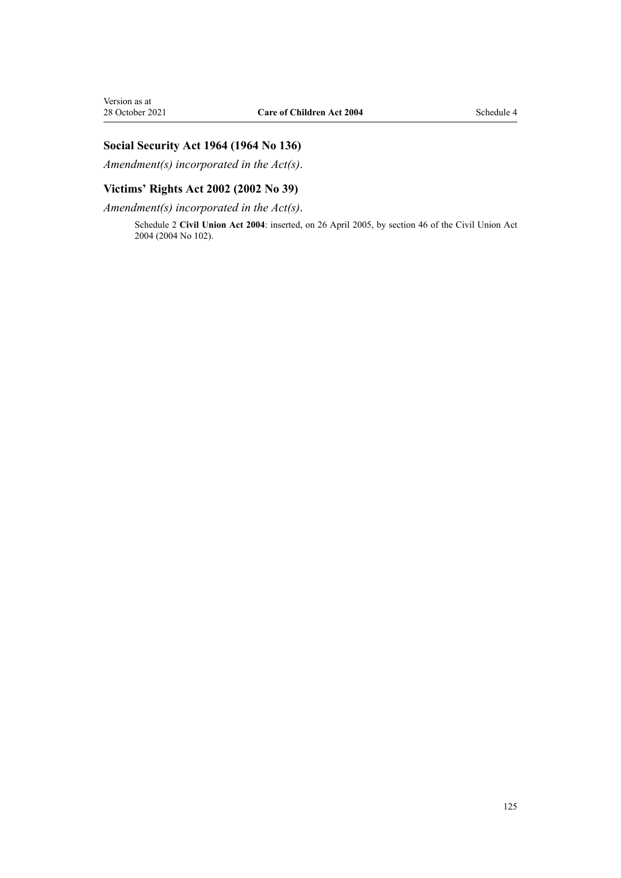### Social Security Act 1964 (1964 No 136)

*Amendment(s) incorporated in the Act(s).*

### Victims' Rights Act 2002 (2002 No 39)

*Amendment(s) incorporated in the Act(s).*

Schedule 2 **Civil Union Act 2004**: inserted, on 26 April 2005, by section 46 of the Civil Union Act 2004 (2004 No 102).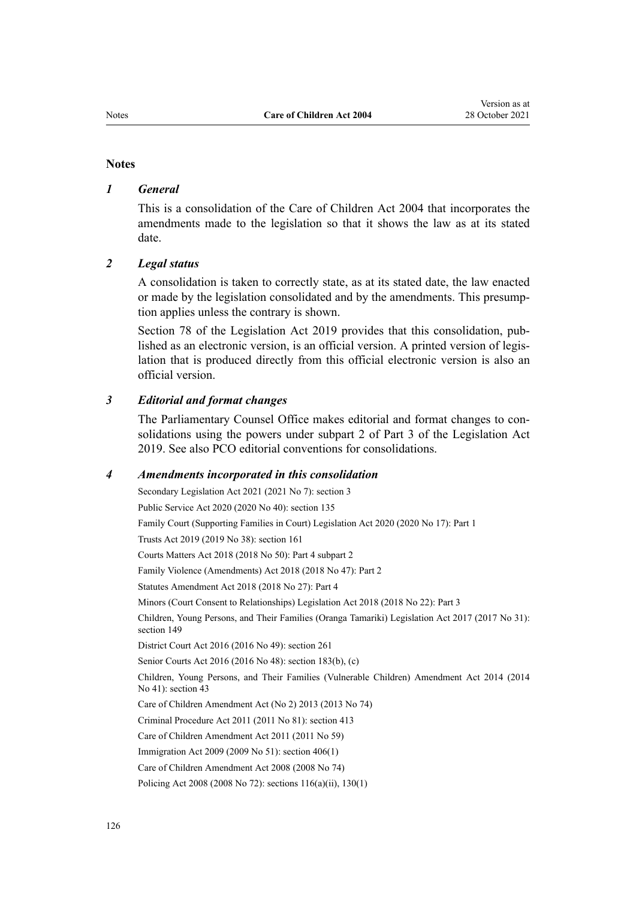## Notes

### *1 General*

This is a consolidation of the Care of Children Act 2004 that incorporates the amendments made to the legislation so that it shows the law as at its stated date.

### *2 Legal status*

A consolidation is taken to correctly state, as at its stated date, the law enacted or made by the legislation consolidated and by the amendments. This presumption applies unless the contrary is shown.

Section 78 of the Legislation Act 2019 provides that this consolidation, published as an electronic version, is an official version. A printed version of legislation that is produced directly from this official electronic version is also an official version.

### *3 Editorial and format changes*

The Parliamentary Counsel Office makes editorial and format changes to consolidations using the powers under subpart 2 of Part 3 of the Legislation Act 2019. See also PCO editorial conventions for consolidations.

### *4 Amendments incorporated in this consolidation*

Secondary Legislation Act 2021 (2021 No 7): section 3

Public Service Act 2020 (2020 No 40): section 135

Family Court (Supporting Families in Court) Legislation Act 2020 (2020 No 17): Part 1

Trusts Act 2019 (2019 No 38): section 161

Courts Matters Act 2018 (2018 No 50): Part 4 subpart 2

Family Violence (Amendments) Act 2018 (2018 No 47): Part 2

Statutes Amendment Act 2018 (2018 No 27): Part 4

Minors (Court Consent to Relationships) Legislation Act 2018 (2018 No 22): Part 3

Children, Young Persons, and Their Families (Oranga Tamariki) Legislation Act 2017 (2017 No 31): section 149

District Court Act 2016 (2016 No 49): section 261

Senior Courts Act 2016 (2016 No 48): section 183(b), (c)

Children, Young Persons, and Their Families (Vulnerable Children) Amendment Act 2014 (2014 No 41): section 43

Care of Children Amendment Act (No 2) 2013 (2013 No 74)

Criminal Procedure Act 2011 (2011 No 81): section 413

Care of Children Amendment Act 2011 (2011 No 59)

Immigration Act 2009 (2009 No 51): section 406(1)

Care of Children Amendment Act 2008 (2008 No 74)

Policing Act 2008 (2008 No 72): sections 116(a)(ii), 130(1)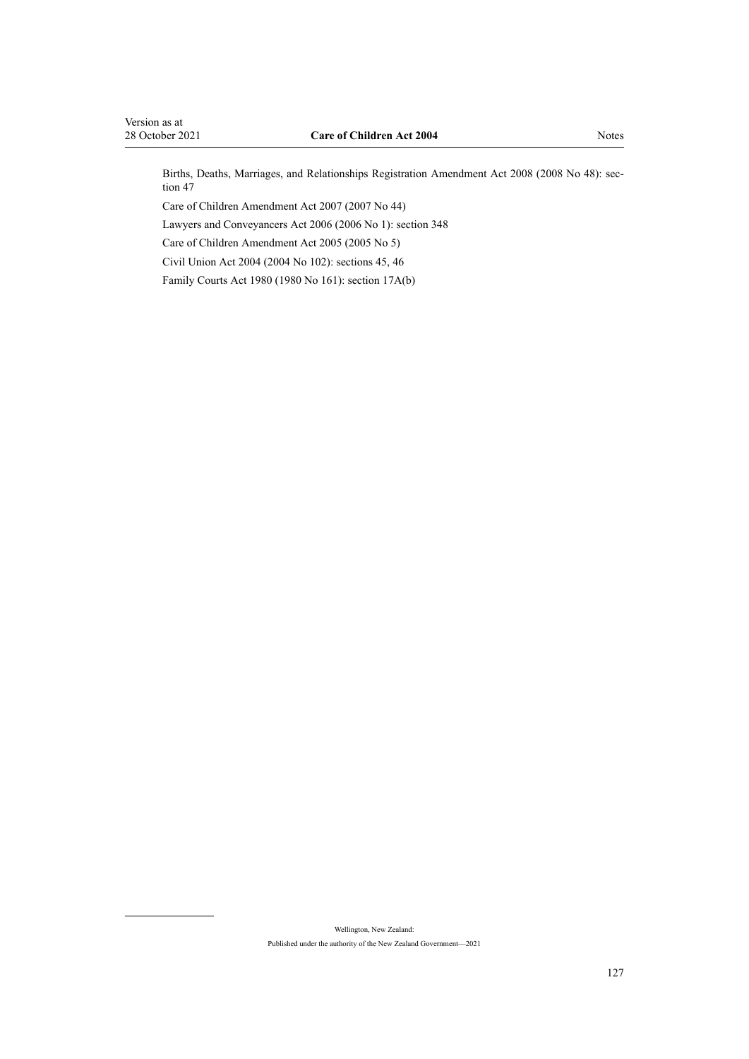Births, Deaths, Marriages, and Relationships Registration Amendment Act 2008 (2008 No 48): section 47

Care of Children Amendment Act 2007 (2007 No 44)

Lawyers and Conveyancers Act 2006 (2006 No 1): section 348

Care of Children Amendment Act 2005 (2005 No 5)

Civil Union Act 2004 (2004 No 102): sections 45, 46

Family Courts Act 1980 (1980 No 161): section 17A(b)

Wellington, New Zealand:

Published under the authority of the New Zealand Government—2021